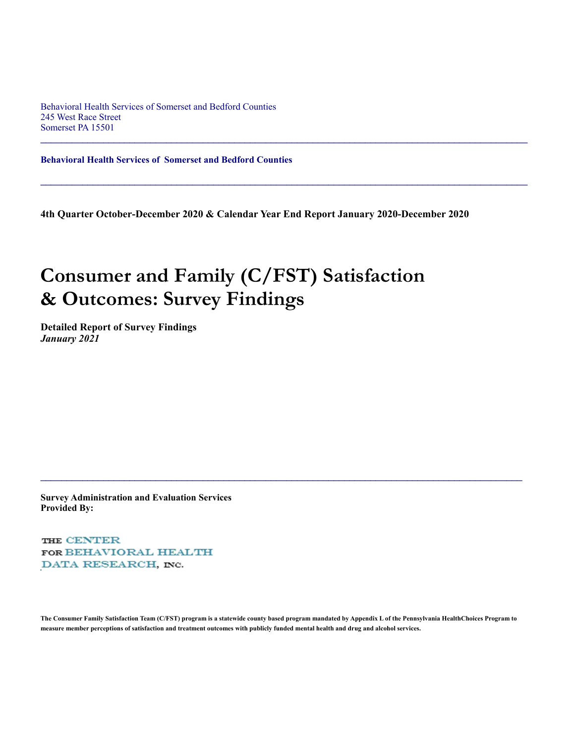Behavioral Health Services of Somerset and Bedford Counties
245 West Race Street
Somerset PA 15501

---

**Behavioral Health Services of Somerset and Bedford Counties**

---

**4th Quarter October-December 2020 & Calendar Year End Report January 2020-December 2020**

# Consumer and Family (C/FST) Satisfaction & Outcomes: Survey Findings

**Detailed Report of Survey Findings**
***January 2021***

---

**Survey Administration and Evaluation Services Provided By:**

THE CENTER
FOR BEHAVIORAL HEALTH
DATA RESEARCH, INC.

**The Consumer Family Satisfaction Team (C/FST) program is a statewide county based program mandated by Appendix L of the Pennsylvania HealthChoices Program to measure member perceptions of satisfaction and treatment outcomes with publicly funded mental health and drug and alcohol services.**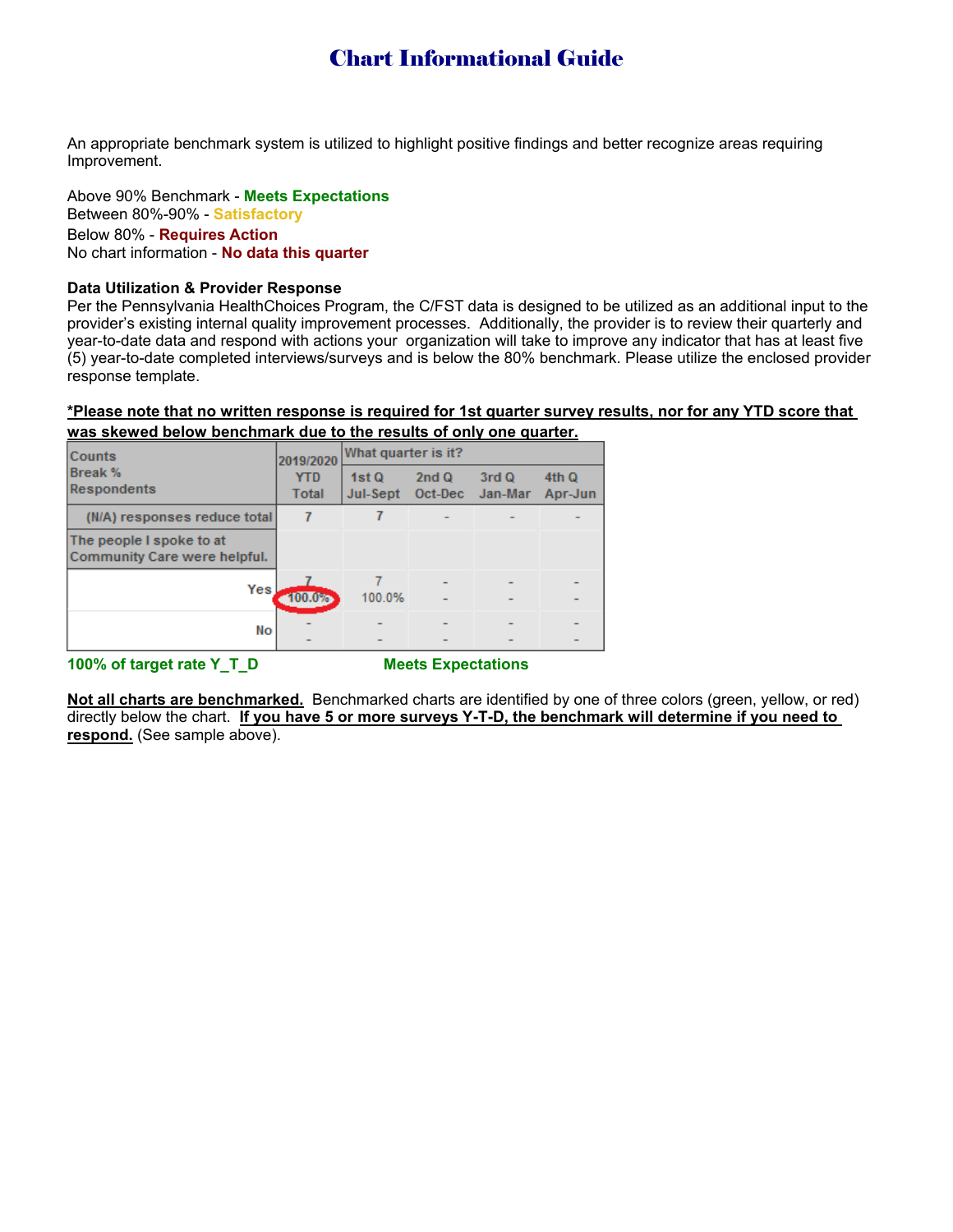# Chart Informational Guide

An appropriate benchmark system is utilized to highlight positive findings and better recognize areas requiring Improvement.

Above 90% Benchmark - **Meets Expectations**
Between 80%-90% - **Satisfactory**
Below 80% - **Requires Action**
No chart information - **No data this quarter**

**Data Utilization & Provider Response**
Per the Pennsylvania HealthChoices Program, the C/FST data is designed to be utilized as an additional input to the provider's existing internal quality improvement processes. Additionally, the provider is to review their quarterly and year-to-date data and respond with actions your organization will take to improve any indicator that has at least five (5) year-to-date completed interviews/surveys and is below the 80% benchmark. Please utilize the enclosed provider response template.

**\*Please note that no written response is required for 1st quarter survey results, nor for any YTD score that was skewed below benchmark due to the results of only one quarter.**

| Counts<br>Break %<br>Respondents | 2019/2020 YTD Total | What quarter is it? 1st Q Jul-Sept | 2nd Q Oct-Dec | 3rd Q Jan-Mar | 4th Q Apr-Jun |
|---|---|---|---|---|---|
| (N/A) responses reduce total | 7 | 7 | - | - | - |
| The people I spoke to at Community Care were helpful. | | | | | |
| Yes | 7<br>100.0% | 7<br>100.0% | -<br>- | -<br>- | -<br>- |
| No | -<br>- | -<br>- | -<br>- | -<br>- | -<br>- |

**100% of target rate Y_T_D** **Meets Expectations**

**Not all charts are benchmarked.** Benchmarked charts are identified by one of three colors (green, yellow, or red) directly below the chart. **If you have 5 or more surveys Y-T-D, the benchmark will determine if you need to respond.** (See sample above).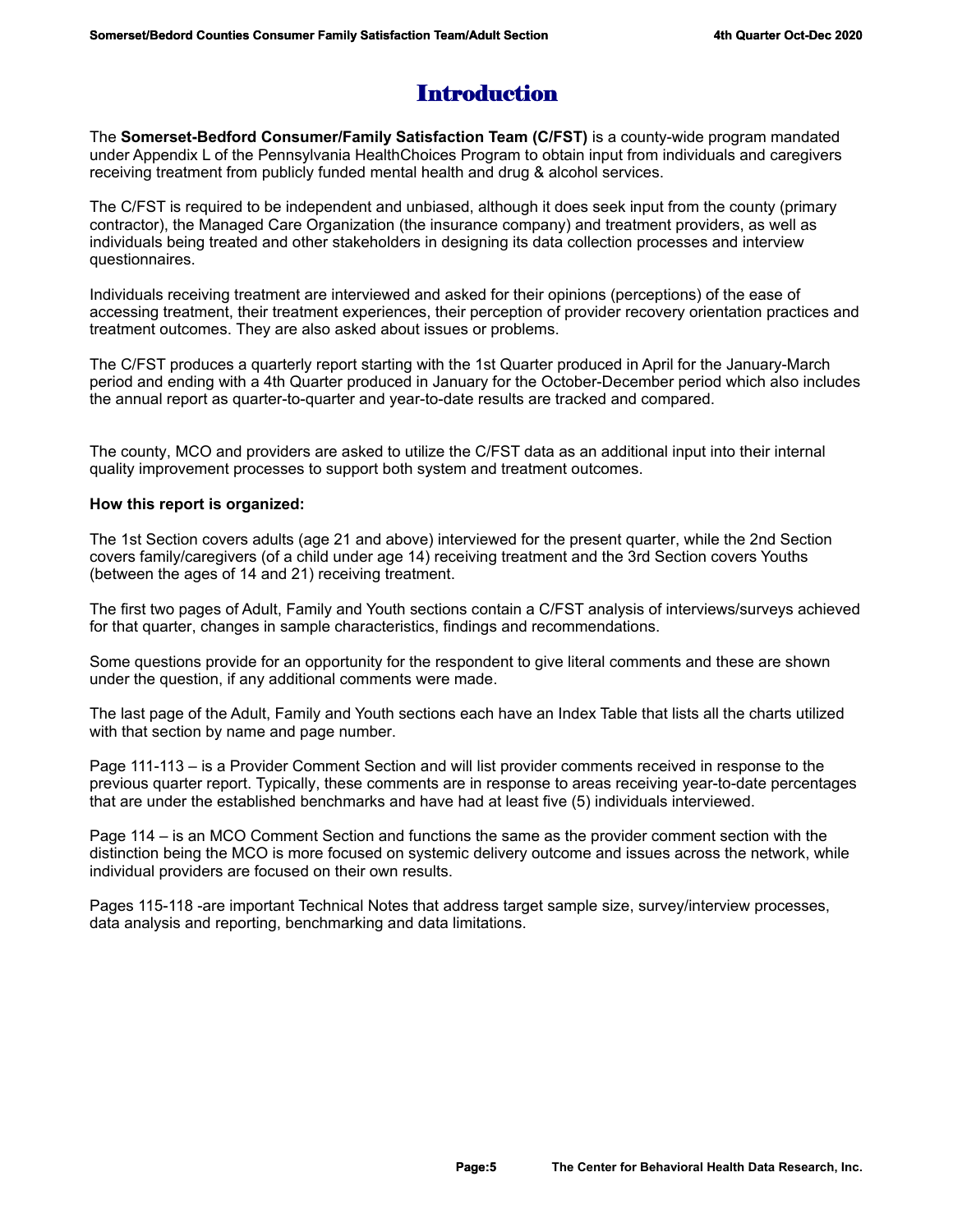# Introduction

The **Somerset-Bedford Consumer/Family Satisfaction Team (C/FST)** is a county-wide program mandated under Appendix L of the Pennsylvania HealthChoices Program to obtain input from individuals and caregivers receiving treatment from publicly funded mental health and drug & alcohol services.

The C/FST is required to be independent and unbiased, although it does seek input from the county (primary contractor), the Managed Care Organization (the insurance company) and treatment providers, as well as individuals being treated and other stakeholders in designing its data collection processes and interview questionnaires.

Individuals receiving treatment are interviewed and asked for their opinions (perceptions) of the ease of accessing treatment, their treatment experiences, their perception of provider recovery orientation practices and treatment outcomes. They are also asked about issues or problems.

The C/FST produces a quarterly report starting with the 1st Quarter produced in April for the January-March period and ending with a 4th Quarter produced in January for the October-December period which also includes the annual report as quarter-to-quarter and year-to-date results are tracked and compared.

The county, MCO and providers are asked to utilize the C/FST data as an additional input into their internal quality improvement processes to support both system and treatment outcomes.

**How this report is organized:**

The 1st Section covers adults (age 21 and above) interviewed for the present quarter, while the 2nd Section covers family/caregivers (of a child under age 14) receiving treatment and the 3rd Section covers Youths (between the ages of 14 and 21) receiving treatment.

The first two pages of Adult, Family and Youth sections contain a C/FST analysis of interviews/surveys achieved for that quarter, changes in sample characteristics, findings and recommendations.

Some questions provide for an opportunity for the respondent to give literal comments and these are shown under the question, if any additional comments were made.

The last page of the Adult, Family and Youth sections each have an Index Table that lists all the charts utilized with that section by name and page number.

Page 111-113 – is a Provider Comment Section and will list provider comments received in response to the previous quarter report. Typically, these comments are in response to areas receiving year-to-date percentages that are under the established benchmarks and have had at least five (5) individuals interviewed.

Page 114 – is an MCO Comment Section and functions the same as the provider comment section with the distinction being the MCO is more focused on systemic delivery outcome and issues across the network, while individual providers are focused on their own results.

Pages 115-118 -are important Technical Notes that address target sample size, survey/interview processes, data analysis and reporting, benchmarking and data limitations.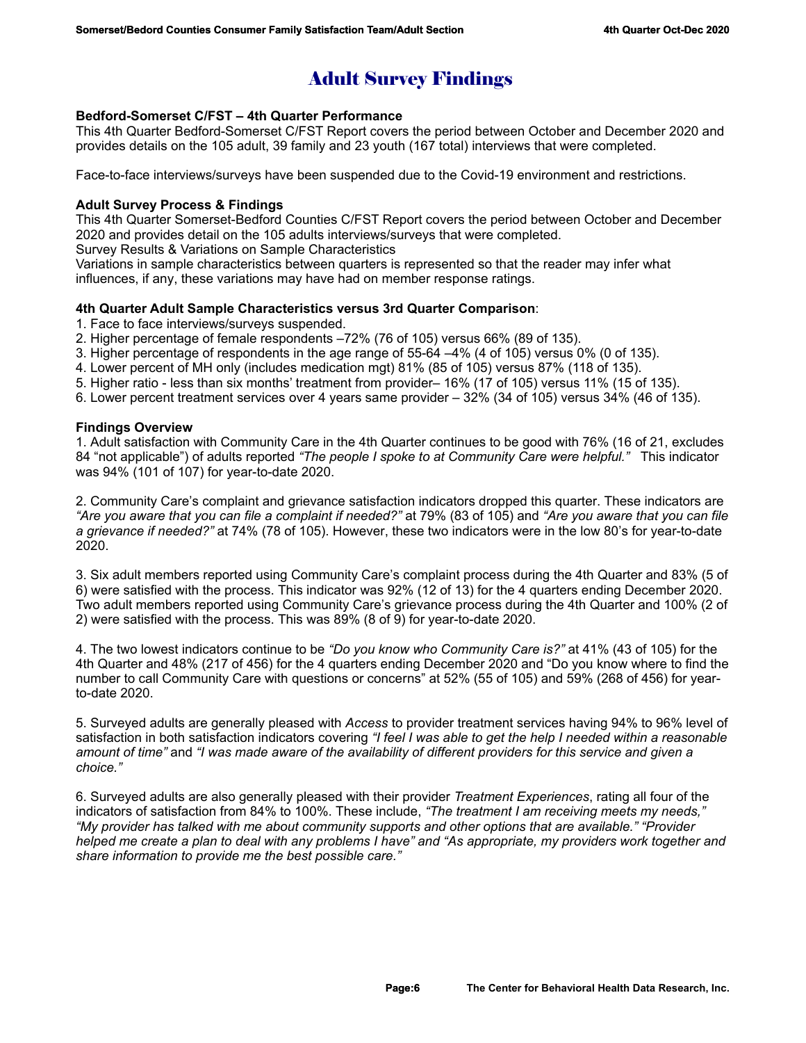# Adult Survey Findings

**Bedford-Somerset C/FST – 4th Quarter Performance**

This 4th Quarter Bedford-Somerset C/FST Report covers the period between October and December 2020 and provides details on the 105 adult, 39 family and 23 youth (167 total) interviews that were completed.

Face-to-face interviews/surveys have been suspended due to the Covid-19 environment and restrictions.

**Adult Survey Process & Findings**

This 4th Quarter Somerset-Bedford Counties C/FST Report covers the period between October and December 2020 and provides detail on the 105 adults interviews/surveys that were completed.

Survey Results & Variations on Sample Characteristics

Variations in sample characteristics between quarters is represented so that the reader may infer what influences, if any, these variations may have had on member response ratings.

**4th Quarter Adult Sample Characteristics versus 3rd Quarter Comparison**:

1. Face to face interviews/surveys suspended.
2. Higher percentage of female respondents –72% (76 of 105) versus 66% (89 of 135).
3. Higher percentage of respondents in the age range of 55-64 –4% (4 of 105) versus 0% (0 of 135).
4. Lower percent of MH only (includes medication mgt) 81% (85 of 105) versus 87% (118 of 135).
5. Higher ratio - less than six months' treatment from provider– 16% (17 of 105) versus 11% (15 of 135).
6. Lower percent treatment services over 4 years same provider – 32% (34 of 105) versus 34% (46 of 135).

**Findings Overview**

1. Adult satisfaction with Community Care in the 4th Quarter continues to be good with 76% (16 of 21, excludes 84 "not applicable") of adults reported *"The people I spoke to at Community Care were helpful."* This indicator was 94% (101 of 107) for year-to-date 2020.

2. Community Care's complaint and grievance satisfaction indicators dropped this quarter. These indicators are *"Are you aware that you can file a complaint if needed?"* at 79% (83 of 105) and *"Are you aware that you can file a grievance if needed?"* at 74% (78 of 105). However, these two indicators were in the low 80's for year-to-date 2020.

3. Six adult members reported using Community Care's complaint process during the 4th Quarter and 83% (5 of 6) were satisfied with the process. This indicator was 92% (12 of 13) for the 4 quarters ending December 2020. Two adult members reported using Community Care's grievance process during the 4th Quarter and 100% (2 of 2) were satisfied with the process. This was 89% (8 of 9) for year-to-date 2020.

4. The two lowest indicators continue to be *"Do you know who Community Care is?"* at 41% (43 of 105) for the 4th Quarter and 48% (217 of 456) for the 4 quarters ending December 2020 and "Do you know where to find the number to call Community Care with questions or concerns" at 52% (55 of 105) and 59% (268 of 456) for year-to-date 2020.

5. Surveyed adults are generally pleased with *Access* to provider treatment services having 94% to 96% level of satisfaction in both satisfaction indicators covering *"I feel I was able to get the help I needed within a reasonable amount of time"* and *"I was made aware of the availability of different providers for this service and given a choice."*

6. Surveyed adults are also generally pleased with their provider *Treatment Experiences*, rating all four of the indicators of satisfaction from 84% to 100%. These include, *"The treatment I am receiving meets my needs," "My provider has talked with me about community supports and other options that are available." "Provider helped me create a plan to deal with any problems I have" and "As appropriate, my providers work together and share information to provide me the best possible care."*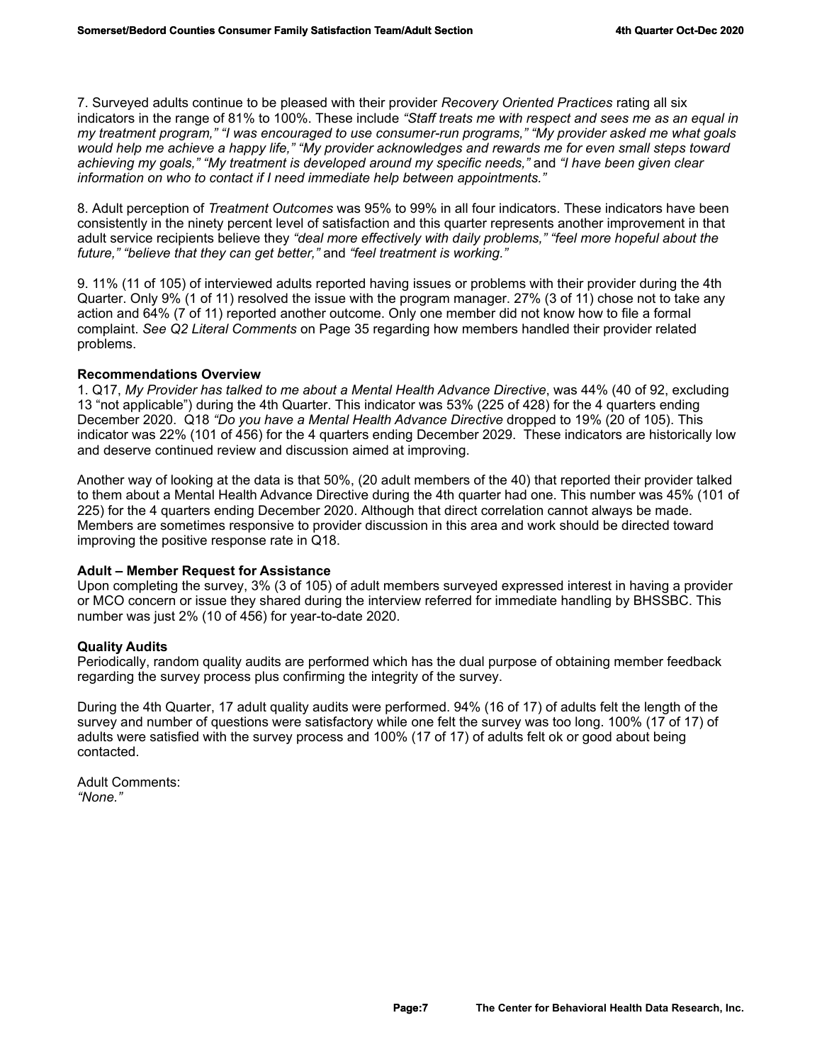7. Surveyed adults continue to be pleased with their provider *Recovery Oriented Practices* rating all six indicators in the range of 81% to 100%. These include *"Staff treats me with respect and sees me as an equal in my treatment program," "I was encouraged to use consumer-run programs," "My provider asked me what goals would help me achieve a happy life," "My provider acknowledges and rewards me for even small steps toward achieving my goals," "My treatment is developed around my specific needs,"* and *"I have been given clear information on who to contact if I need immediate help between appointments."*

8. Adult perception of *Treatment Outcomes* was 95% to 99% in all four indicators. These indicators have been consistently in the ninety percent level of satisfaction and this quarter represents another improvement in that adult service recipients believe they *"deal more effectively with daily problems," "feel more hopeful about the future," "believe that they can get better,"* and *"feel treatment is working."*

9. 11% (11 of 105) of interviewed adults reported having issues or problems with their provider during the 4th Quarter. Only 9% (1 of 11) resolved the issue with the program manager. 27% (3 of 11) chose not to take any action and 64% (7 of 11) reported another outcome. Only one member did not know how to file a formal complaint. *See Q2 Literal Comments* on Page 35 regarding how members handled their provider related problems.

**Recommendations Overview**

1. Q17, *My Provider has talked to me about a Mental Health Advance Directive*, was 44% (40 of 92, excluding 13 "not applicable") during the 4th Quarter. This indicator was 53% (225 of 428) for the 4 quarters ending December 2020. Q18 *"Do you have a Mental Health Advance Directive* dropped to 19% (20 of 105). This indicator was 22% (101 of 456) for the 4 quarters ending December 2029. These indicators are historically low and deserve continued review and discussion aimed at improving.

Another way of looking at the data is that 50%, (20 adult members of the 40) that reported their provider talked to them about a Mental Health Advance Directive during the 4th quarter had one. This number was 45% (101 of 225) for the 4 quarters ending December 2020. Although that direct correlation cannot always be made. Members are sometimes responsive to provider discussion in this area and work should be directed toward improving the positive response rate in Q18.

**Adult – Member Request for Assistance**

Upon completing the survey, 3% (3 of 105) of adult members surveyed expressed interest in having a provider or MCO concern or issue they shared during the interview referred for immediate handling by BHSSBC. This number was just 2% (10 of 456) for year-to-date 2020.

**Quality Audits**

Periodically, random quality audits are performed which has the dual purpose of obtaining member feedback regarding the survey process plus confirming the integrity of the survey.

During the 4th Quarter, 17 adult quality audits were performed. 94% (16 of 17) of adults felt the length of the survey and number of questions were satisfactory while one felt the survey was too long. 100% (17 of 17) of adults were satisfied with the survey process and 100% (17 of 17) of adults felt ok or good about being contacted.

Adult Comments:
*"None."*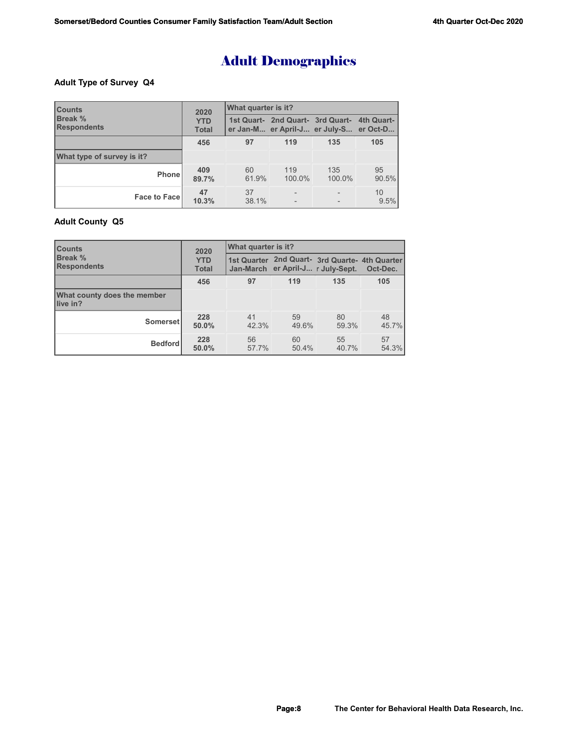# Adult Demographics

### Adult Type of Survey Q4

| Counts<br>Break %<br>Respondents | 2020 YTD Total | What quarter is it? | | | |
|---|---|---|---|---|---|
| | | 1st Quart-er Jan-M... | 2nd Quart-er April-J... | 3rd Quart-er July-S... | 4th Quart-er Oct-D... |
| | 456 | 97 | 119 | 135 | 105 |
| **What type of survey is it?** | | | | | |
| Phone | **409**<br>**89.7%** | 60<br>61.9% | 119<br>100.0% | 135<br>100.0% | 95<br>90.5% |
| Face to Face | **47**<br>**10.3%** | 37<br>38.1% | -<br>- | -<br>- | 10<br>9.5% |

### Adult County Q5

| Counts<br>Break %<br>Respondents | 2020 YTD Total | What quarter is it? | | | |
|---|---|---|---|---|---|
| | | 1st Quarter Jan-March | 2nd Quart-er April-J... | 3rd Quarte-r July-Sept. | 4th Quarter Oct-Dec. |
| | 456 | 97 | 119 | 135 | 105 |
| **What county does the member live in?** | | | | | |
| Somerset | **228**<br>**50.0%** | 41<br>42.3% | 59<br>49.6% | 80<br>59.3% | 48<br>45.7% |
| Bedford | **228**<br>**50.0%** | 56<br>57.7% | 60<br>50.4% | 55<br>40.7% | 57<br>54.3% |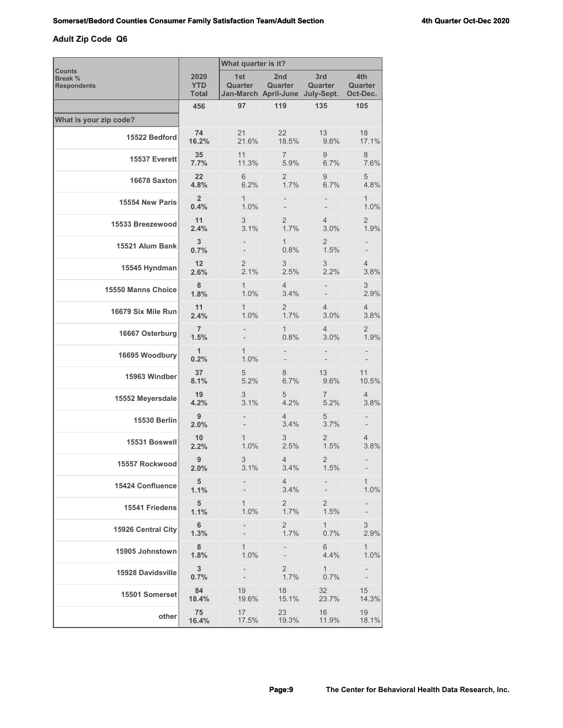## Adult Zip Code Q6

| Counts<br>Break %<br>Respondents | 2020 YTD Total | What quarter is it? 1st Quarter Jan-March | 2nd Quarter April-June | 3rd Quarter July-Sept. | 4th Quarter Oct-Dec. |
|---|---|---|---|---|---|
| | 456 | 97 | 119 | 135 | 105 |
| **What is your zip code?** | | | | | |
| 15522 Bedford | **74**<br>**16.2%** | 21<br>21.6% | 22<br>18.5% | 13<br>9.6% | 18<br>17.1% |
| 15537 Everett | **35**<br>**7.7%** | 11<br>11.3% | 7<br>5.9% | 9<br>6.7% | 8<br>7.6% |
| 16678 Saxton | **22**<br>**4.8%** | 6<br>6.2% | 2<br>1.7% | 9<br>6.7% | 5<br>4.8% |
| 15554 New Paris | **2**<br>**0.4%** | 1<br>1.0% | -<br>- | -<br>- | 1<br>1.0% |
| 15533 Breezewood | **11**<br>**2.4%** | 3<br>3.1% | 2<br>1.7% | 4<br>3.0% | 2<br>1.9% |
| 15521 Alum Bank | **3**<br>**0.7%** | -<br>- | 1<br>0.8% | 2<br>1.5% | -<br>- |
| 15545 Hyndman | **12**<br>**2.6%** | 2<br>2.1% | 3<br>2.5% | 3<br>2.2% | 4<br>3.8% |
| 15550 Manns Choice | **8**<br>**1.8%** | 1<br>1.0% | 4<br>3.4% | -<br>- | 3<br>2.9% |
| 16679 Six Mile Run | **11**<br>**2.4%** | 1<br>1.0% | 2<br>1.7% | 4<br>3.0% | 4<br>3.8% |
| 16667 Osterburg | **7**<br>**1.5%** | -<br>- | 1<br>0.8% | 4<br>3.0% | 2<br>1.9% |
| 16695 Woodbury | **1**<br>**0.2%** | 1<br>1.0% | -<br>- | -<br>- | -<br>- |
| 15963 Windber | **37**<br>**8.1%** | 5<br>5.2% | 8<br>6.7% | 13<br>9.6% | 11<br>10.5% |
| 15552 Meyersdale | **19**<br>**4.2%** | 3<br>3.1% | 5<br>4.2% | 7<br>5.2% | 4<br>3.8% |
| 15530 Berlin | **9**<br>**2.0%** | -<br>- | 4<br>3.4% | 5<br>3.7% | -<br>- |
| 15531 Boswell | **10**<br>**2.2%** | 1<br>1.0% | 3<br>2.5% | 2<br>1.5% | 4<br>3.8% |
| 15557 Rockwood | **9**<br>**2.0%** | 3<br>3.1% | 4<br>3.4% | 2<br>1.5% | -<br>- |
| 15424 Confluence | **5**<br>**1.1%** | -<br>- | 4<br>3.4% | -<br>- | 1<br>1.0% |
| 15541 Friedens | **5**<br>**1.1%** | 1<br>1.0% | 2<br>1.7% | 2<br>1.5% | -<br>- |
| 15926 Central City | **6**<br>**1.3%** | -<br>- | 2<br>1.7% | 1<br>0.7% | 3<br>2.9% |
| 15905 Johnstown | **8**<br>**1.8%** | 1<br>1.0% | -<br>- | 6<br>4.4% | 1<br>1.0% |
| 15928 Davidsville | **3**<br>**0.7%** | -<br>- | 2<br>1.7% | 1<br>0.7% | -<br>- |
| 15501 Somerset | **84**<br>**18.4%** | 19<br>19.6% | 18<br>15.1% | 32<br>23.7% | 15<br>14.3% |
| other | **75**<br>**16.4%** | 17<br>17.5% | 23<br>19.3% | 16<br>11.9% | 19<br>18.1% |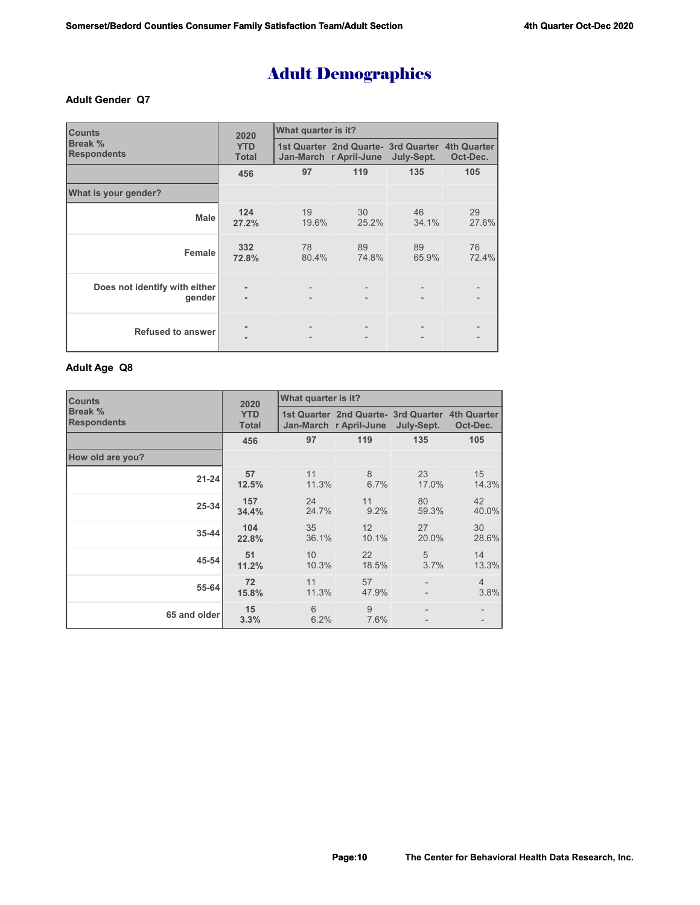# Adult Demographics

### Adult Gender Q7

| Counts<br>Break %<br>Respondents | 2020 YTD Total | What quarter is it? | | | |
|---|---|---|---|---|---|
| | | 1st Quarter Jan-March | 2nd Quarter April-June | 3rd Quarter July-Sept. | 4th Quarter Oct-Dec. |
| | **456** | **97** | **119** | **135** | **105** |
| **What is your gender?** | | | | | |
| **Male** | **124**<br>**27.2%** | 19<br>19.6% | 30<br>25.2% | 46<br>34.1% | 29<br>27.6% |
| **Female** | **332**<br>**72.8%** | 78<br>80.4% | 89<br>74.8% | 89<br>65.9% | 76<br>72.4% |
| **Does not identify with either gender** | -<br>- | -<br>- | -<br>- | -<br>- | -<br>- |
| **Refused to answer** | -<br>- | -<br>- | -<br>- | -<br>- | -<br>- |

### Adult Age Q8

| Counts<br>Break %<br>Respondents | 2020 YTD Total | What quarter is it? | | | |
|---|---|---|---|---|---|
| | | 1st Quarter Jan-March | 2nd Quarter April-June | 3rd Quarter July-Sept. | 4th Quarter Oct-Dec. |
| | **456** | **97** | **119** | **135** | **105** |
| **How old are you?** | | | | | |
| **21-24** | **57**<br>**12.5%** | 11<br>11.3% | 8<br>6.7% | 23<br>17.0% | 15<br>14.3% |
| **25-34** | **157**<br>**34.4%** | 24<br>24.7% | 11<br>9.2% | 80<br>59.3% | 42<br>40.0% |
| **35-44** | **104**<br>**22.8%** | 35<br>36.1% | 12<br>10.1% | 27<br>20.0% | 30<br>28.6% |
| **45-54** | **51**<br>**11.2%** | 10<br>10.3% | 22<br>18.5% | 5<br>3.7% | 14<br>13.3% |
| **55-64** | **72**<br>**15.8%** | 11<br>11.3% | 57<br>47.9% | -<br>- | 4<br>3.8% |
| **65 and older** | **15**<br>**3.3%** | 6<br>6.2% | 9<br>7.6% | -<br>- | -<br>- |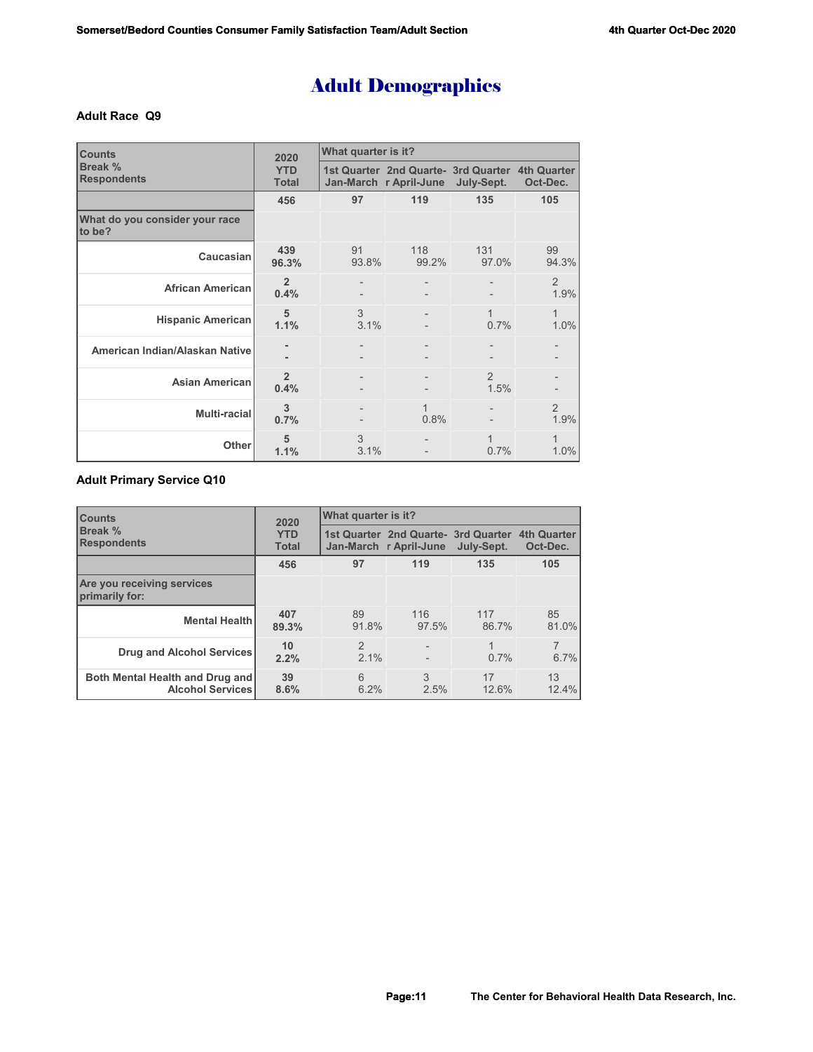# Adult Demographics

### Adult Race Q9

| Counts<br>Break %<br>Respondents | 2020 YTD Total | What quarter is it? | | | |
|---|---|---|---|---|---|
| | | 1st Quarter Jan-March | 2nd Quarter April-June | 3rd Quarter July-Sept. | 4th Quarter Oct-Dec. |
| | 456 | 97 | 119 | 135 | 105 |
| **What do you consider your race to be?** | | | | | |
| Caucasian | 439<br>96.3% | 91<br>93.8% | 118<br>99.2% | 131<br>97.0% | 99<br>94.3% |
| African American | 2<br>0.4% | -<br>- | -<br>- | -<br>- | 2<br>1.9% |
| Hispanic American | 5<br>1.1% | 3<br>3.1% | -<br>- | 1<br>0.7% | 1<br>1.0% |
| American Indian/Alaskan Native | -<br>- | -<br>- | -<br>- | -<br>- | -<br>- |
| Asian American | 2<br>0.4% | -<br>- | -<br>- | 2<br>1.5% | -<br>- |
| Multi-racial | 3<br>0.7% | -<br>- | 1<br>0.8% | -<br>- | 2<br>1.9% |
| Other | 5<br>1.1% | 3<br>3.1% | -<br>- | 1<br>0.7% | 1<br>1.0% |

### Adult Primary Service Q10

| Counts<br>Break %<br>Respondents | 2020 YTD Total | What quarter is it? | | | |
|---|---|---|---|---|---|
| | | 1st Quarter Jan-March | 2nd Quarter April-June | 3rd Quarter July-Sept. | 4th Quarter Oct-Dec. |
| | 456 | 97 | 119 | 135 | 105 |
| **Are you receiving services primarily for:** | | | | | |
| Mental Health | 407<br>89.3% | 89<br>91.8% | 116<br>97.5% | 117<br>86.7% | 85<br>81.0% |
| Drug and Alcohol Services | 10<br>2.2% | 2<br>2.1% | -<br>- | 1<br>0.7% | 7<br>6.7% |
| Both Mental Health and Drug and Alcohol Services | 39<br>8.6% | 6<br>6.2% | 3<br>2.5% | 17<br>12.6% | 13<br>12.4% |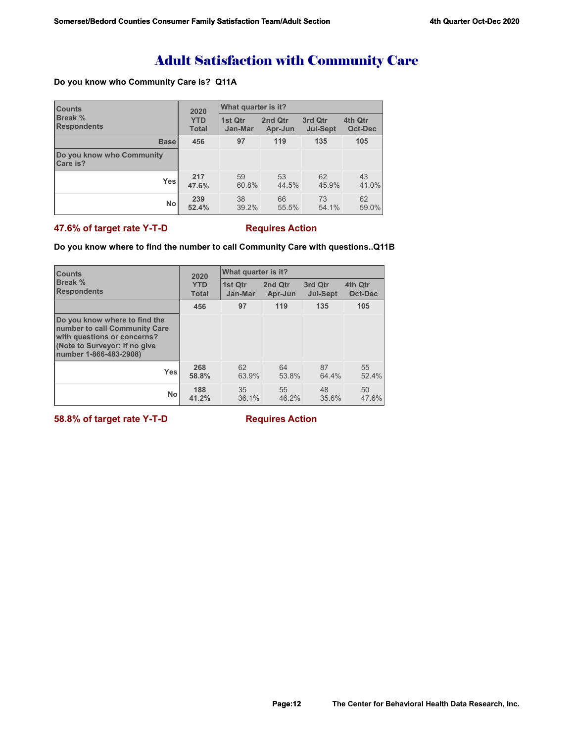# Adult Satisfaction with Community Care

**Do you know who Community Care is? Q11A**

| Counts<br>Break %<br>Respondents | 2020 YTD Total | What quarter is it? | | | |
|---|---|---|---|---|---|
| | | 1st Qtr Jan-Mar | 2nd Qtr Apr-Jun | 3rd Qtr Jul-Sept | 4th Qtr Oct-Dec |
| **Base** | **456** | **97** | **119** | **135** | **105** |
| **Do you know who Community Care is?** | | | | | |
| **Yes** | **217**<br>**47.6%** | 59<br>60.8% | 53<br>44.5% | 62<br>45.9% | 43<br>41.0% |
| **No** | **239**<br>**52.4%** | 38<br>39.2% | 66<br>55.5% | 73<br>54.1% | 62<br>59.0% |

**47.6% of target rate Y-T-D** **Requires Action**

**Do you know where to find the number to call Community Care with questions..Q11B**

| Counts<br>Break %<br>Respondents | 2020 YTD Total | What quarter is it? | | | |
|---|---|---|---|---|---|
| | | 1st Qtr Jan-Mar | 2nd Qtr Apr-Jun | 3rd Qtr Jul-Sept | 4th Qtr Oct-Dec |
| | **456** | **97** | **119** | **135** | **105** |
| **Do you know where to find the number to call Community Care with questions or concerns? (Note to Surveyor: If no give number 1-866-483-2908)** | | | | | |
| **Yes** | **268**<br>**58.8%** | 62<br>63.9% | 64<br>53.8% | 87<br>64.4% | 55<br>52.4% |
| **No** | **188**<br>**41.2%** | 35<br>36.1% | 55<br>46.2% | 48<br>35.6% | 50<br>47.6% |

**58.8% of target rate Y-T-D** **Requires Action**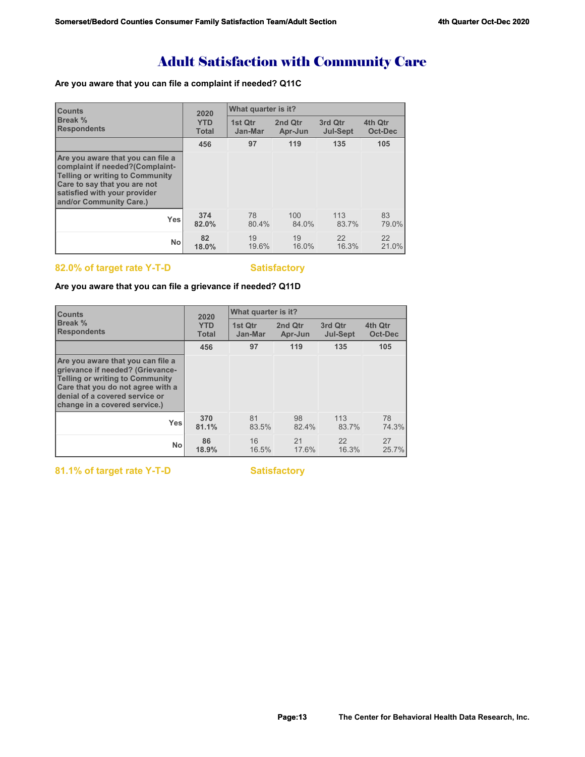# Adult Satisfaction with Community Care

**Are you aware that you can file a complaint if needed? Q11C**

| Counts<br>Break %<br>Respondents | 2020 YTD Total | What quarter is it? | | | |
|---|---|---|---|---|---|
| | | 1st Qtr Jan-Mar | 2nd Qtr Apr-Jun | 3rd Qtr Jul-Sept | 4th Qtr Oct-Dec |
| | 456 | 97 | 119 | 135 | 105 |
| Are you aware that you can file a complaint if needed?(Complaint-Telling or writing to Community Care to say that you are not satisfied with your provider and/or Community Care.) | | | | | |
| Yes | 374<br>82.0% | 78<br>80.4% | 100<br>84.0% | 113<br>83.7% | 83<br>79.0% |
| No | 82<br>18.0% | 19<br>19.6% | 19<br>16.0% | 22<br>16.3% | 22<br>21.0% |

**82.0% of target rate Y-T-D** **Satisfactory**

**Are you aware that you can file a grievance if needed? Q11D**

| Counts<br>Break %<br>Respondents | 2020 YTD Total | What quarter is it? | | | |
|---|---|---|---|---|---|
| | | 1st Qtr Jan-Mar | 2nd Qtr Apr-Jun | 3rd Qtr Jul-Sept | 4th Qtr Oct-Dec |
| | 456 | 97 | 119 | 135 | 105 |
| Are you aware that you can file a grievance if needed? (Grievance-Telling or writing to Community Care that you do not agree with a denial of a covered service or change in a covered service.) | | | | | |
| Yes | 370<br>81.1% | 81<br>83.5% | 98<br>82.4% | 113<br>83.7% | 78<br>74.3% |
| No | 86<br>18.9% | 16<br>16.5% | 21<br>17.6% | 22<br>16.3% | 27<br>25.7% |

**81.1% of target rate Y-T-D** **Satisfactory**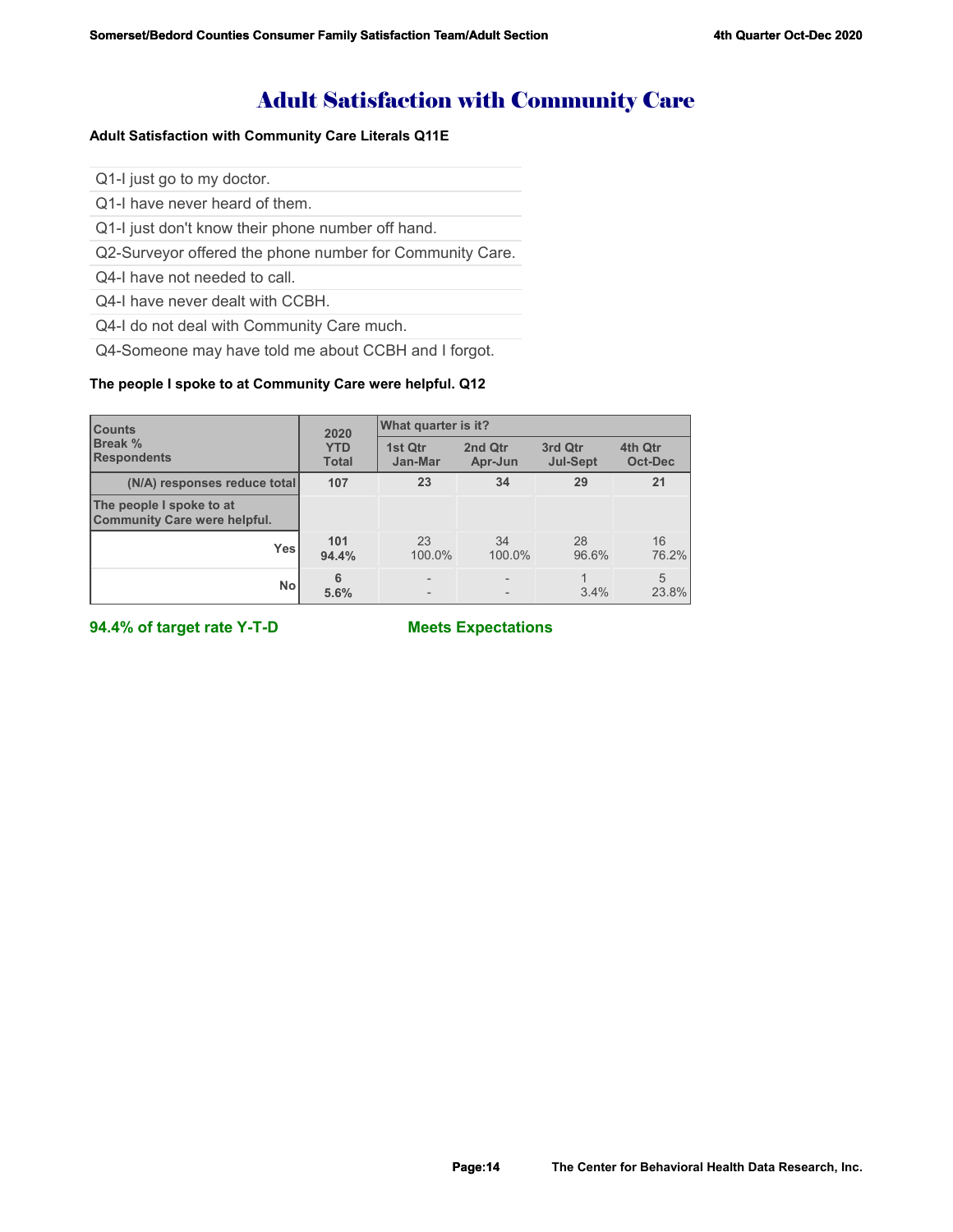# Adult Satisfaction with Community Care

**Adult Satisfaction with Community Care Literals Q11E**

- Q1-I just go to my doctor.
- Q1-I have never heard of them.
- Q1-I just don't know their phone number off hand.
- Q2-Surveyor offered the phone number for Community Care.
- Q4-I have not needed to call.
- Q4-I have never dealt with CCBH.
- Q4-I do not deal with Community Care much.
- Q4-Someone may have told me about CCBH and I forgot.

**The people I spoke to at Community Care were helpful. Q12**

| Counts<br>Break %<br>Respondents | 2020<br>YTD<br>Total | What quarter is it? | | | |
|---|---|---|---|---|---|
| | | 1st Qtr<br>Jan-Mar | 2nd Qtr<br>Apr-Jun | 3rd Qtr<br>Jul-Sept | 4th Qtr<br>Oct-Dec |
| (N/A) responses reduce total | 107 | 23 | 34 | 29 | 21 |
| The people I spoke to at Community Care were helpful. | | | | | |
| Yes | 101<br>94.4% | 23<br>100.0% | 34<br>100.0% | 28<br>96.6% | 16<br>76.2% |
| No | 6<br>5.6% | -<br>- | -<br>- | 1<br>3.4% | 5<br>23.8% |

**94.4% of target rate Y-T-D** **Meets Expectations**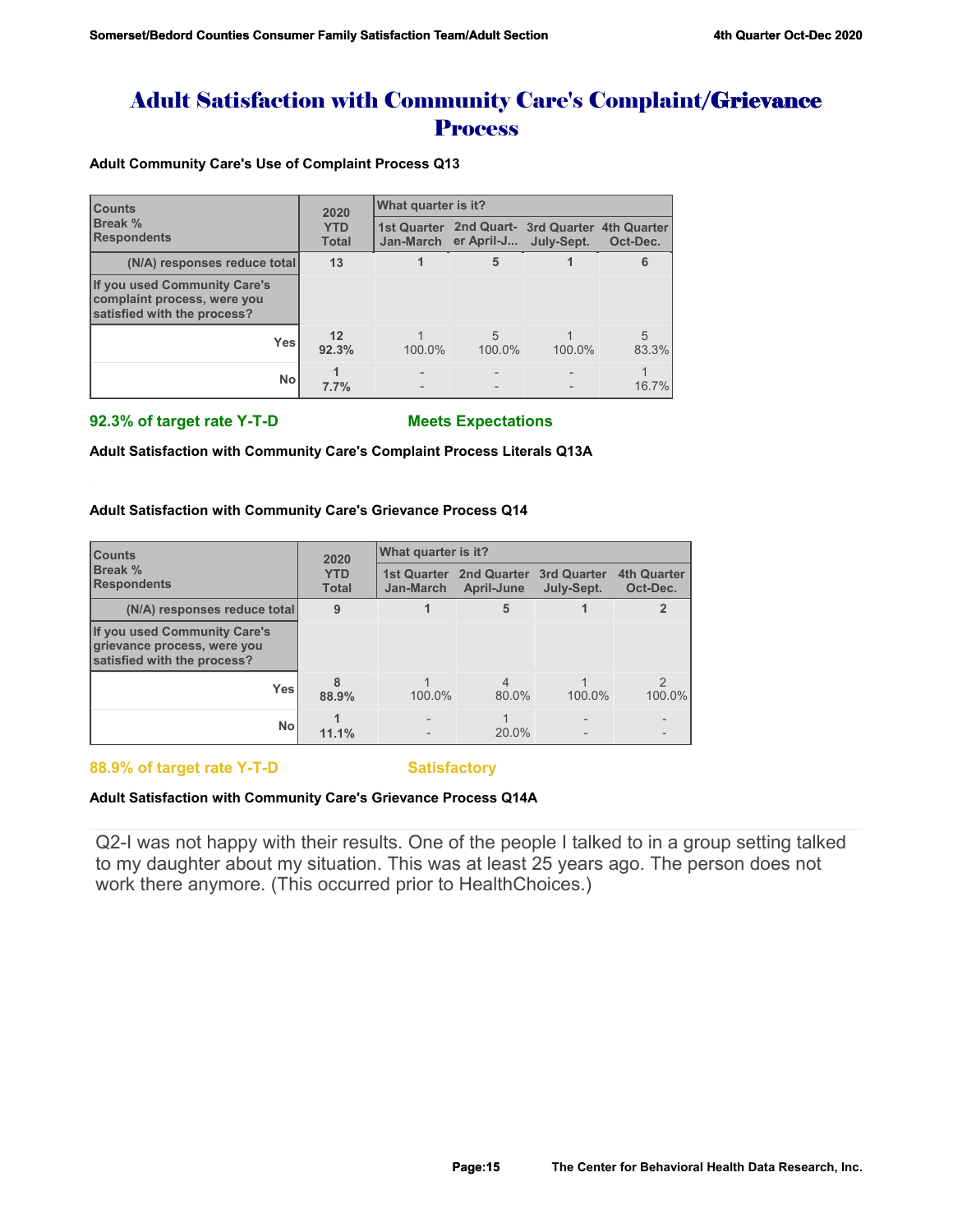# Adult Satisfaction with Community Care's Complaint/Grievance Process

**Adult Community Care's Use of Complaint Process Q13**

| Counts<br>Break %<br>Respondents | 2020 YTD Total | What quarter is it? | | | |
|---|---|---|---|---|---|
| | | 1st Quarter Jan-March | 2nd Quart-er April-J... | 3rd Quarter July-Sept. | 4th Quarter Oct-Dec. |
| (N/A) responses reduce total | 13 | 1 | 5 | 1 | 6 |
| If you used Community Care's complaint process, were you satisfied with the process? | | | | | |
| Yes | 12<br>92.3% | 1<br>100.0% | 5<br>100.0% | 1<br>100.0% | 5<br>83.3% |
| No | 1<br>7.7% | -<br>- | -<br>- | -<br>- | 1<br>16.7% |

**92.3% of target rate Y-T-D** **Meets Expectations**

**Adult Satisfaction with Community Care's Complaint Process Literals Q13A**

**Adult Satisfaction with Community Care's Grievance Process Q14**

| Counts<br>Break %<br>Respondents | 2020 YTD Total | What quarter is it? | | | |
|---|---|---|---|---|---|
| | | 1st Quarter Jan-March | 2nd Quarter April-June | 3rd Quarter July-Sept. | 4th Quarter Oct-Dec. |
| (N/A) responses reduce total | 9 | 1 | 5 | 1 | 2 |
| If you used Community Care's grievance process, were you satisfied with the process? | | | | | |
| Yes | 8<br>88.9% | 1<br>100.0% | 4<br>80.0% | 1<br>100.0% | 2<br>100.0% |
| No | 1<br>11.1% | -<br>- | 1<br>20.0% | -<br>- | -<br>- |

**88.9% of target rate Y-T-D** **Satisfactory**

**Adult Satisfaction with Community Care's Grievance Process Q14A**

Q2-I was not happy with their results. One of the people I talked to in a group setting talked to my daughter about my situation. This was at least 25 years ago. The person does not work there anymore. (This occurred prior to HealthChoices.)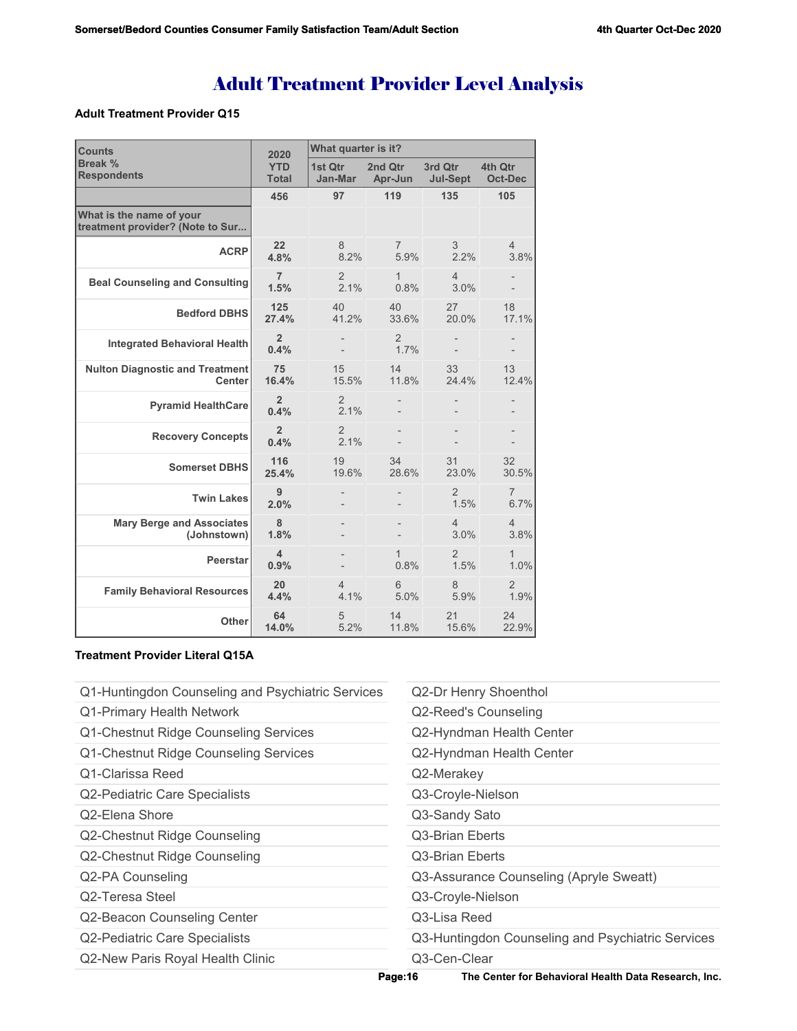# Adult Treatment Provider Level Analysis

**Adult Treatment Provider Q15**

| Counts<br>Break %<br>Respondents | 2020 YTD Total | What quarter is it? 1st Qtr Jan-Mar | 2nd Qtr Apr-Jun | 3rd Qtr Jul-Sept | 4th Qtr Oct-Dec |
|---|---|---|---|---|---|
| | 456 | 97 | 119 | 135 | 105 |
| What is the name of your treatment provider? (Note to Sur... | | | | | |
| ACRP | 22<br>4.8% | 8<br>8.2% | 7<br>5.9% | 3<br>2.2% | 4<br>3.8% |
| Beal Counseling and Consulting | 7<br>1.5% | 2<br>2.1% | 1<br>0.8% | 4<br>3.0% | -<br>- |
| Bedford DBHS | 125<br>27.4% | 40<br>41.2% | 40<br>33.6% | 27<br>20.0% | 18<br>17.1% |
| Integrated Behavioral Health | 2<br>0.4% | -<br>- | 2<br>1.7% | -<br>- | -<br>- |
| Nulton Diagnostic and Treatment Center | 75<br>16.4% | 15<br>15.5% | 14<br>11.8% | 33<br>24.4% | 13<br>12.4% |
| Pyramid HealthCare | 2<br>0.4% | 2<br>2.1% | -<br>- | -<br>- | -<br>- |
| Recovery Concepts | 2<br>0.4% | 2<br>2.1% | -<br>- | -<br>- | -<br>- |
| Somerset DBHS | 116<br>25.4% | 19<br>19.6% | 34<br>28.6% | 31<br>23.0% | 32<br>30.5% |
| Twin Lakes | 9<br>2.0% | -<br>- | -<br>- | 2<br>1.5% | 7<br>6.7% |
| Mary Berge and Associates (Johnstown) | 8<br>1.8% | -<br>- | -<br>- | 4<br>3.0% | 4<br>3.8% |
| Peerstar | 4<br>0.9% | -<br>- | 1<br>0.8% | 2<br>1.5% | 1<br>1.0% |
| Family Behavioral Resources | 20<br>4.4% | 4<br>4.1% | 6<br>5.0% | 8<br>5.9% | 2<br>1.9% |
| Other | 64<br>14.0% | 5<br>5.2% | 14<br>11.8% | 21<br>15.6% | 24<br>22.9% |

**Treatment Provider Literal Q15A**

- Q1-Huntingdon Counseling and Psychiatric Services
- Q1-Primary Health Network
- Q1-Chestnut Ridge Counseling Services
- Q1-Chestnut Ridge Counseling Services
- Q1-Clarissa Reed
- Q2-Pediatric Care Specialists
- Q2-Elena Shore
- Q2-Chestnut Ridge Counseling
- Q2-Chestnut Ridge Counseling
- Q2-PA Counseling
- Q2-Teresa Steel
- Q2-Beacon Counseling Center
- Q2-Pediatric Care Specialists
- Q2-New Paris Royal Health Clinic
- Q2-Dr Henry Shoenthol
- Q2-Reed's Counseling
- Q2-Hyndman Health Center
- Q2-Hyndman Health Center
- Q2-Merakey
- Q3-Croyle-Nielson
- Q3-Sandy Sato
- Q3-Brian Eberts
- Q3-Brian Eberts
- Q3-Assurance Counseling (Apryle Sweatt)
- Q3-Croyle-Nielson
- Q3-Lisa Reed
- Q3-Huntingdon Counseling and Psychiatric Services
- Q3-Cen-Clear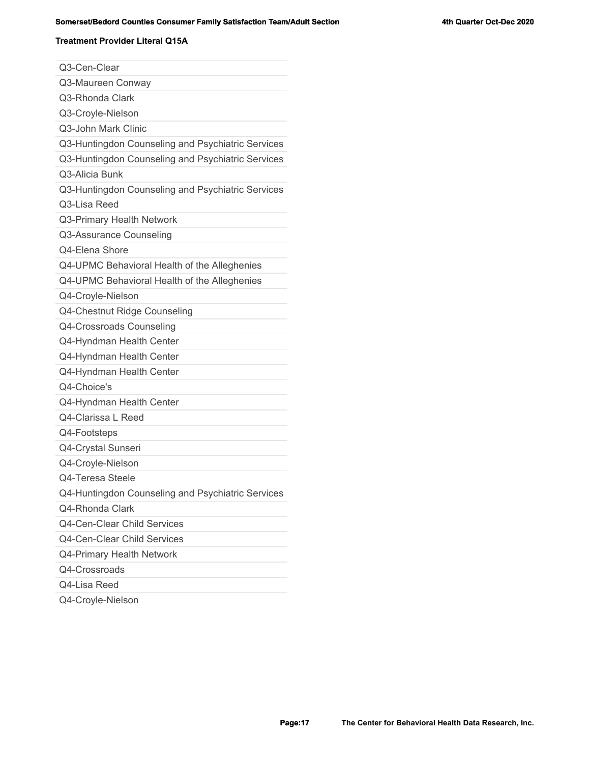**Treatment Provider Literal Q15A**

| |
|---|
| Q3-Cen-Clear |
| Q3-Maureen Conway |
| Q3-Rhonda Clark |
| Q3-Croyle-Nielson |
| Q3-John Mark Clinic |
| Q3-Huntingdon Counseling and Psychiatric Services |
| Q3-Huntingdon Counseling and Psychiatric Services |
| Q3-Alicia Bunk |
| Q3-Huntingdon Counseling and Psychiatric Services |
| Q3-Lisa Reed |
| Q3-Primary Health Network |
| Q3-Assurance Counseling |
| Q4-Elena Shore |
| Q4-UPMC Behavioral Health of the Alleghenies |
| Q4-UPMC Behavioral Health of the Alleghenies |
| Q4-Croyle-Nielson |
| Q4-Chestnut Ridge Counseling |
| Q4-Crossroads Counseling |
| Q4-Hyndman Health Center |
| Q4-Hyndman Health Center |
| Q4-Hyndman Health Center |
| Q4-Choice's |
| Q4-Hyndman Health Center |
| Q4-Clarissa L Reed |
| Q4-Footsteps |
| Q4-Crystal Sunseri |
| Q4-Croyle-Nielson |
| Q4-Teresa Steele |
| Q4-Huntingdon Counseling and Psychiatric Services |
| Q4-Rhonda Clark |
| Q4-Cen-Clear Child Services |
| Q4-Cen-Clear Child Services |
| Q4-Primary Health Network |
| Q4-Crossroads |
| Q4-Lisa Reed |
| Q4-Croyle-Nielson |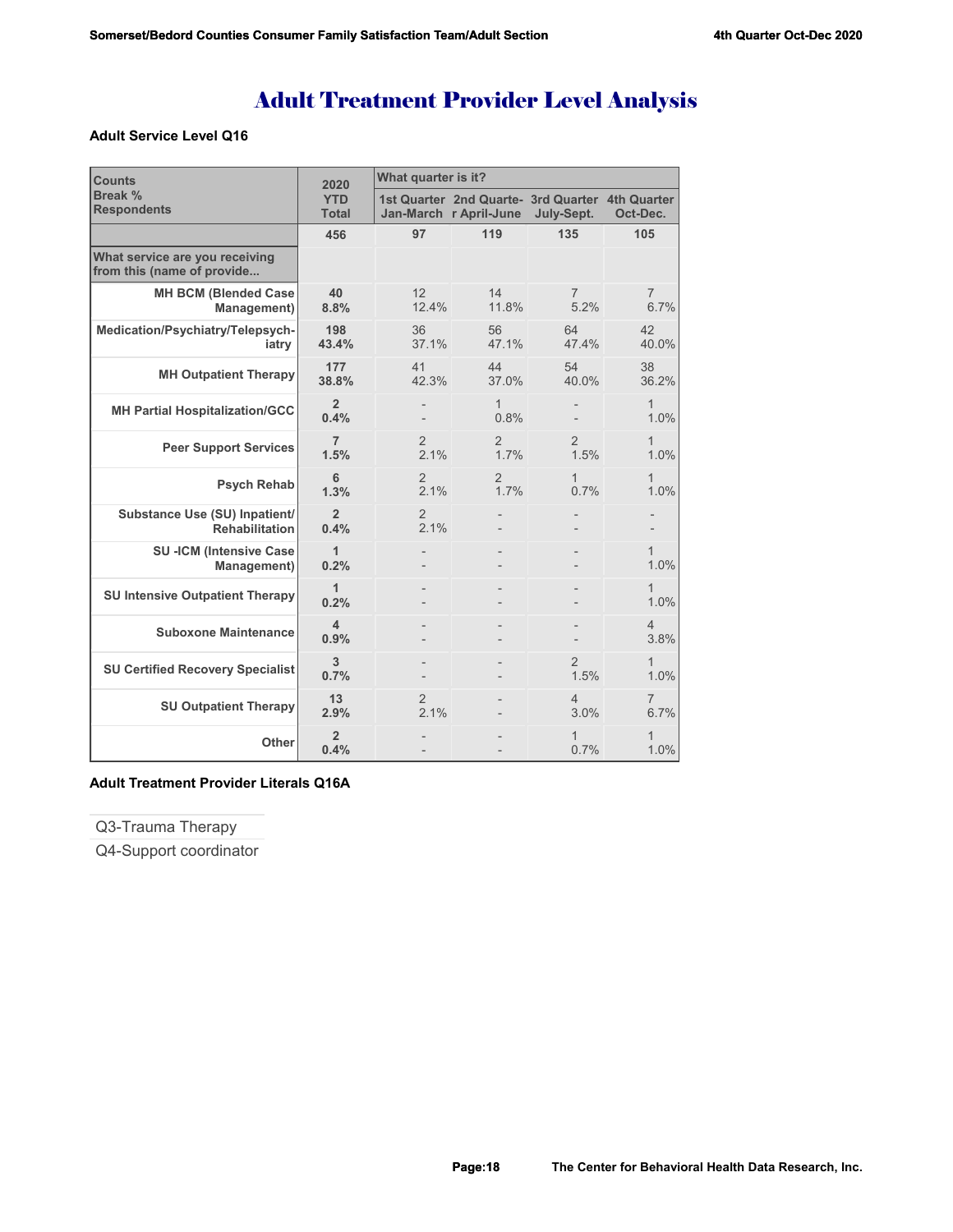# Adult Treatment Provider Level Analysis

**Adult Service Level Q16**

| Counts<br>Break %<br>Respondents | 2020 YTD Total | What quarter is it? | | | |
|---|---|---|---|---|---|
| | | 1st Quarter Jan-March | 2nd Quarter April-June | 3rd Quarter July-Sept. | 4th Quarter Oct-Dec. |
| | 456 | 97 | 119 | 135 | 105 |
| **What service are you receiving from this (name of provide...** | | | | | |
| MH BCM (Blended Case Management) | 40<br>8.8% | 12<br>12.4% | 14<br>11.8% | 7<br>5.2% | 7<br>6.7% |
| Medication/Psychiatry/Telepsychiatry | 198<br>43.4% | 36<br>37.1% | 56<br>47.1% | 64<br>47.4% | 42<br>40.0% |
| MH Outpatient Therapy | 177<br>38.8% | 41<br>42.3% | 44<br>37.0% | 54<br>40.0% | 38<br>36.2% |
| MH Partial Hospitalization/GCC | 2<br>0.4% | -<br>- | 1<br>0.8% | -<br>- | 1<br>1.0% |
| Peer Support Services | 7<br>1.5% | 2<br>2.1% | 2<br>1.7% | 2<br>1.5% | 1<br>1.0% |
| Psych Rehab | 6<br>1.3% | 2<br>2.1% | 2<br>1.7% | 1<br>0.7% | 1<br>1.0% |
| Substance Use (SU) Inpatient/ Rehabilitation | 2<br>0.4% | 2<br>2.1% | -<br>- | -<br>- | -<br>- |
| SU -ICM (Intensive Case Management) | 1<br>0.2% | -<br>- | -<br>- | -<br>- | 1<br>1.0% |
| SU Intensive Outpatient Therapy | 1<br>0.2% | -<br>- | -<br>- | -<br>- | 1<br>1.0% |
| Suboxone Maintenance | 4<br>0.9% | -<br>- | -<br>- | -<br>- | 4<br>3.8% |
| SU Certified Recovery Specialist | 3<br>0.7% | -<br>- | -<br>- | 2<br>1.5% | 1<br>1.0% |
| SU Outpatient Therapy | 13<br>2.9% | 2<br>2.1% | -<br>- | 4<br>3.0% | 7<br>6.7% |
| Other | 2<br>0.4% | -<br>- | -<br>- | 1<br>0.7% | 1<br>1.0% |

**Adult Treatment Provider Literals Q16A**

Q3-Trauma Therapy

Q4-Support coordinator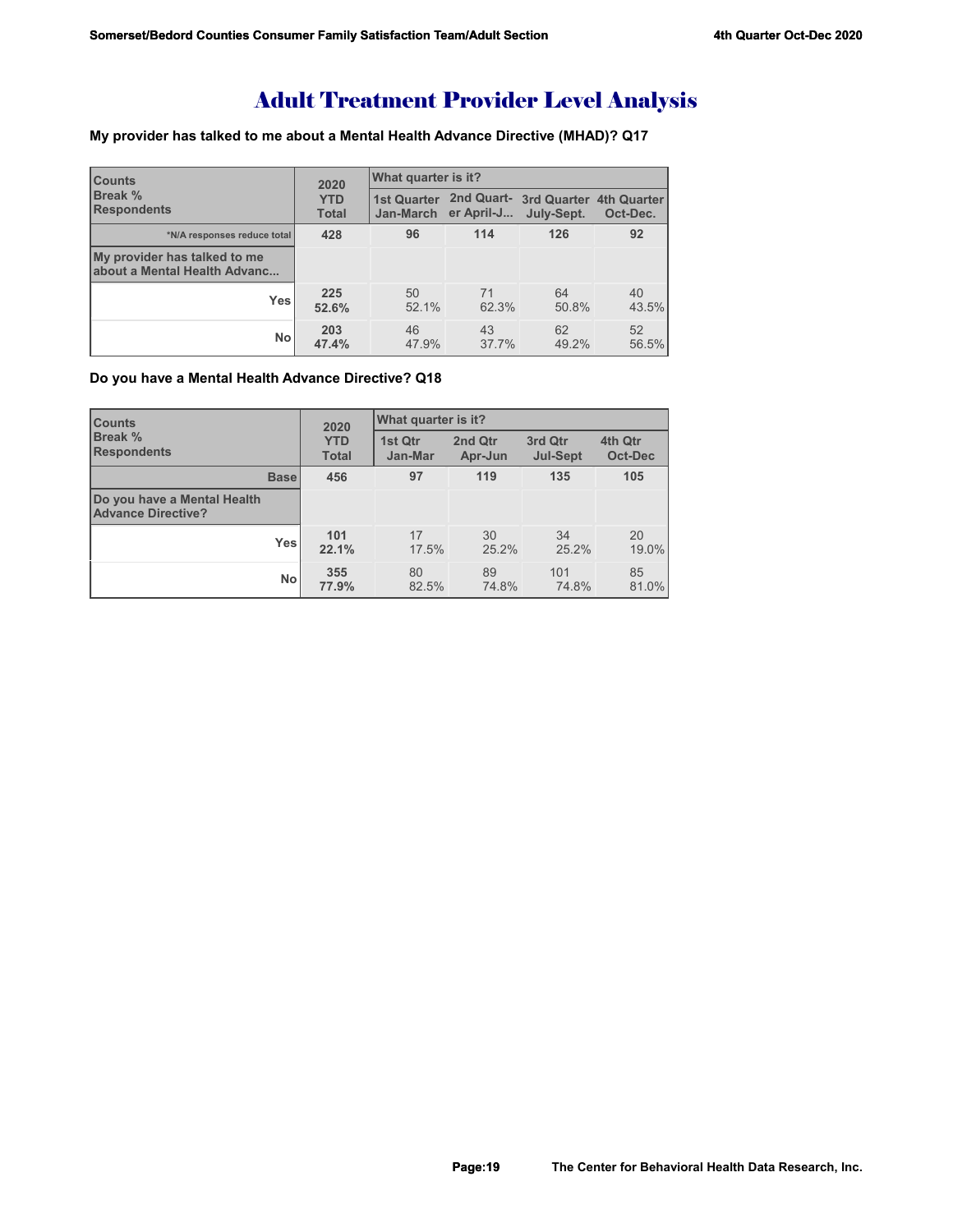# Adult Treatment Provider Level Analysis

**My provider has talked to me about a Mental Health Advance Directive (MHAD)? Q17**

| Counts<br>Break %<br>Respondents | 2020<br>YTD<br>Total | What quarter is it? | | | |
|---|---|---|---|---|---|
| | | 1st Quarter Jan-March | 2nd Quarter April-J... | 3rd Quarter July-Sept. | 4th Quarter Oct-Dec. |
| *N/A responses reduce total | 428 | 96 | 114 | 126 | 92 |
| My provider has talked to me about a Mental Health Advanc... | | | | | |
| Yes | 225<br>52.6% | 50<br>52.1% | 71<br>62.3% | 64<br>50.8% | 40<br>43.5% |
| No | 203<br>47.4% | 46<br>47.9% | 43<br>37.7% | 62<br>49.2% | 52<br>56.5% |

**Do you have a Mental Health Advance Directive? Q18**

| Counts<br>Break %<br>Respondents | 2020<br>YTD<br>Total | What quarter is it? | | | |
|---|---|---|---|---|---|
| | | 1st Qtr Jan-Mar | 2nd Qtr Apr-Jun | 3rd Qtr Jul-Sept | 4th Qtr Oct-Dec |
| Base | 456 | 97 | 119 | 135 | 105 |
| Do you have a Mental Health Advance Directive? | | | | | |
| Yes | 101<br>22.1% | 17<br>17.5% | 30<br>25.2% | 34<br>25.2% | 20<br>19.0% |
| No | 355<br>77.9% | 80<br>82.5% | 89<br>74.8% | 101<br>74.8% | 85<br>81.0% |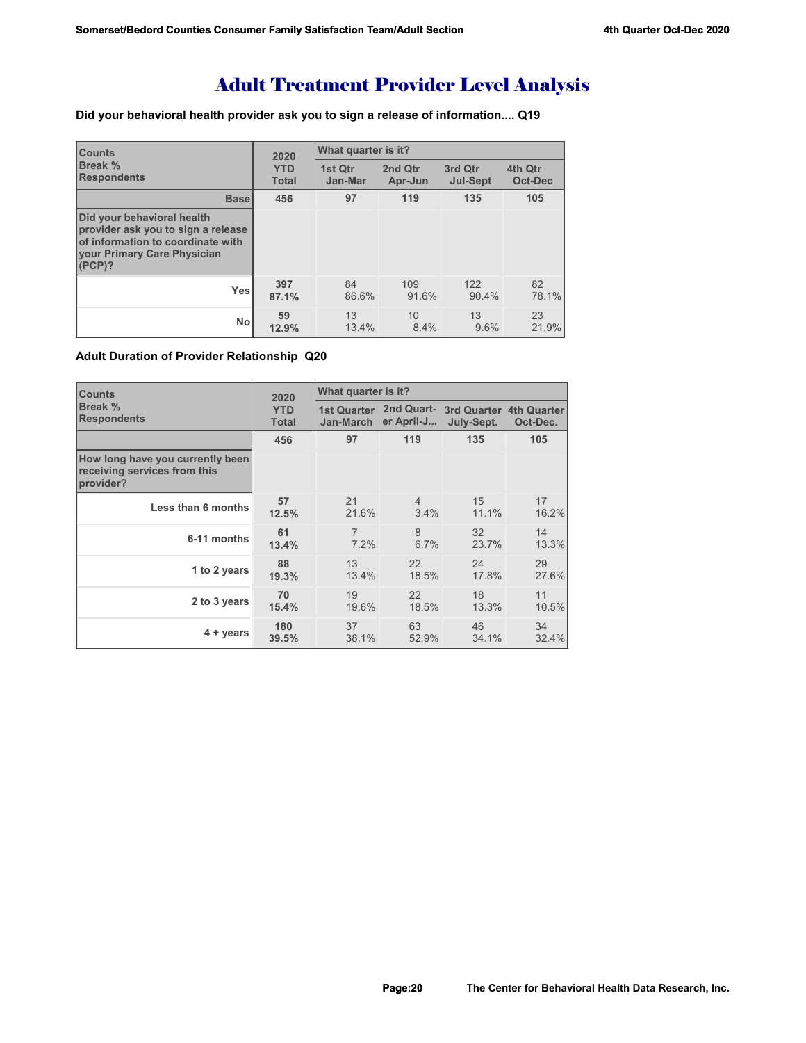# Adult Treatment Provider Level Analysis

**Did your behavioral health provider ask you to sign a release of information.... Q19**

| Counts<br>Break %<br>Respondents | 2020 YTD Total | What quarter is it? | | | |
|---|---|---|---|---|---|
| | | 1st Qtr Jan-Mar | 2nd Qtr Apr-Jun | 3rd Qtr Jul-Sept | 4th Qtr Oct-Dec |
| **Base** | **456** | **97** | **119** | **135** | **105** |
| **Did your behavioral health provider ask you to sign a release of information to coordinate with your Primary Care Physician (PCP)?** | | | | | |
| Yes | **397**<br>**87.1%** | 84<br>86.6% | 109<br>91.6% | 122<br>90.4% | 82<br>78.1% |
| No | **59**<br>**12.9%** | 13<br>13.4% | 10<br>8.4% | 13<br>9.6% | 23<br>21.9% |

**Adult Duration of Provider Relationship Q20**

| Counts<br>Break %<br>Respondents | 2020 YTD Total | What quarter is it? | | | |
|---|---|---|---|---|---|
| | | 1st Quarter Jan-March | 2nd Quart-er April-J... | 3rd Quarter July-Sept. | 4th Quarter Oct-Dec. |
| | **456** | **97** | **119** | **135** | **105** |
| **How long have you currently been receiving services from this provider?** | | | | | |
| Less than 6 months | **57**<br>**12.5%** | 21<br>21.6% | 4<br>3.4% | 15<br>11.1% | 17<br>16.2% |
| 6-11 months | **61**<br>**13.4%** | 7<br>7.2% | 8<br>6.7% | 32<br>23.7% | 14<br>13.3% |
| 1 to 2 years | **88**<br>**19.3%** | 13<br>13.4% | 22<br>18.5% | 24<br>17.8% | 29<br>27.6% |
| 2 to 3 years | **70**<br>**15.4%** | 19<br>19.6% | 22<br>18.5% | 18<br>13.3% | 11<br>10.5% |
| 4 + years | **180**<br>**39.5%** | 37<br>38.1% | 63<br>52.9% | 46<br>34.1% | 34<br>32.4% |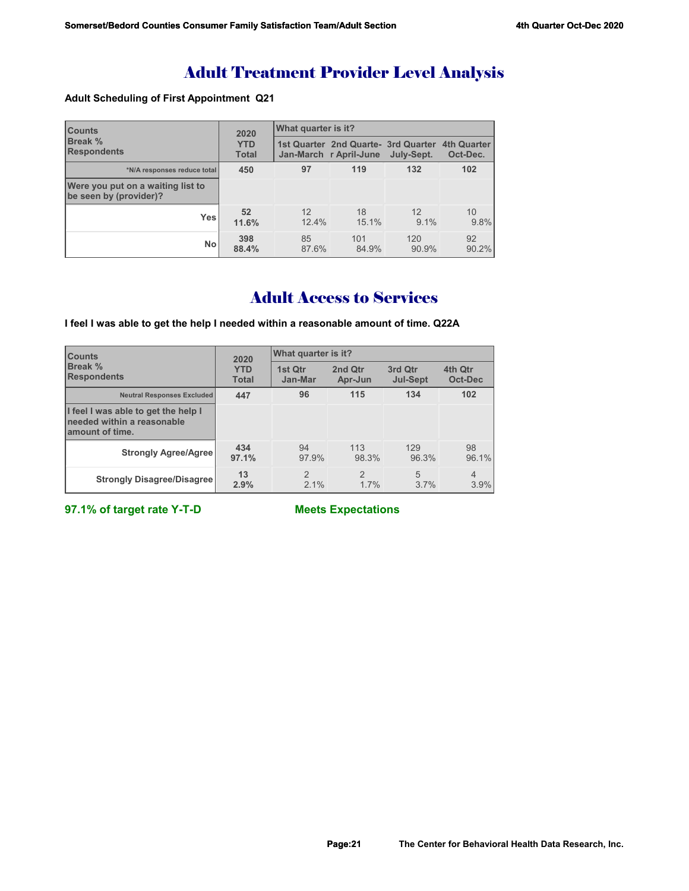# Adult Treatment Provider Level Analysis

**Adult Scheduling of First Appointment Q21**

| Counts<br>Break %<br>Respondents | 2020 YTD Total | What quarter is it? | | | |
|---|---|---|---|---|---|
| | | 1st Quarter Jan-March | 2nd Quarter April-June | 3rd Quarter July-Sept. | 4th Quarter Oct-Dec. |
| *N/A responses reduce total | 450 | 97 | 119 | 132 | 102 |
| **Were you put on a waiting list to be seen by (provider)?** | | | | | |
| Yes | 52<br>11.6% | 12<br>12.4% | 18<br>15.1% | 12<br>9.1% | 10<br>9.8% |
| No | 398<br>88.4% | 85<br>87.6% | 101<br>84.9% | 120<br>90.9% | 92<br>90.2% |

# Adult Access to Services

**I feel I was able to get the help I needed within a reasonable amount of time. Q22A**

| Counts<br>Break %<br>Respondents | 2020 YTD Total | What quarter is it? | | | |
|---|---|---|---|---|---|
| | | 1st Qtr Jan-Mar | 2nd Qtr Apr-Jun | 3rd Qtr Jul-Sept | 4th Qtr Oct-Dec |
| Neutral Responses Excluded | 447 | 96 | 115 | 134 | 102 |
| **I feel I was able to get the help I needed within a reasonable amount of time.** | | | | | |
| Strongly Agree/Agree | 434<br>97.1% | 94<br>97.9% | 113<br>98.3% | 129<br>96.3% | 98<br>96.1% |
| Strongly Disagree/Disagree | 13<br>2.9% | 2<br>2.1% | 2<br>1.7% | 5<br>3.7% | 4<br>3.9% |

**97.1% of target rate Y-T-D** **Meets Expectations**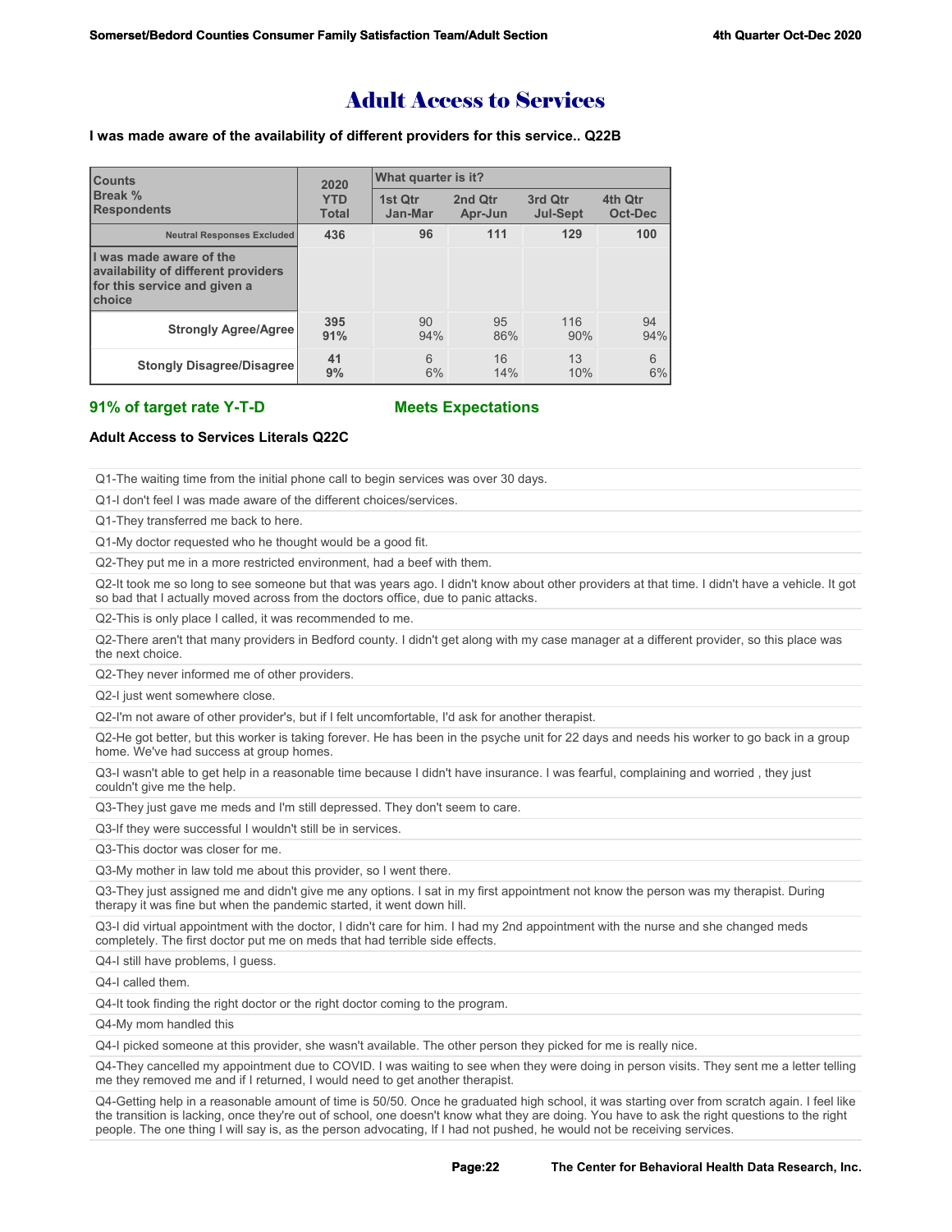# Adult Access to Services

**I was made aware of the availability of different providers for this service.. Q22B**

| Counts<br>Break %<br>Respondents | 2020 YTD Total | What quarter is it? 1st Qtr Jan-Mar | 2nd Qtr Apr-Jun | 3rd Qtr Jul-Sept | 4th Qtr Oct-Dec |
|---|---|---|---|---|---|
| Neutral Responses Excluded | 436 | 96 | 111 | 129 | 100 |
| **I was made aware of the availability of different providers for this service and given a choice** | | | | | |
| Strongly Agree/Agree | 395<br>91% | 90<br>94% | 95<br>86% | 116<br>90% | 94<br>94% |
| Stongly Disagree/Disagree | 41<br>9% | 6<br>6% | 16<br>14% | 13<br>10% | 6<br>6% |

**91% of target rate Y-T-D** **Meets Expectations**

**Adult Access to Services Literals Q22C**

Q1-The waiting time from the initial phone call to begin services was over 30 days.

Q1-I don't feel I was made aware of the different choices/services.

Q1-They transferred me back to here.

Q1-My doctor requested who he thought would be a good fit.

Q2-They put me in a more restricted environment, had a beef with them.

Q2-It took me so long to see someone but that was years ago. I didn't know about other providers at that time. I didn't have a vehicle. It got so bad that I actually moved across from the doctors office, due to panic attacks.

Q2-This is only place I called, it was recommended to me.

Q2-There aren't that many providers in Bedford county. I didn't get along with my case manager at a different provider, so this place was the next choice.

Q2-They never informed me of other providers.

Q2-I just went somewhere close.

Q2-I'm not aware of other provider's, but if I felt uncomfortable, I'd ask for another therapist.

Q2-He got better, but this worker is taking forever. He has been in the psyche unit for 22 days and needs his worker to go back in a group home. We've had success at group homes.

Q3-I wasn't able to get help in a reasonable time because I didn't have insurance. I was fearful, complaining and worried , they just couldn't give me the help.

Q3-They just gave me meds and I'm still depressed. They don't seem to care.

Q3-If they were successful I wouldn't still be in services.

Q3-This doctor was closer for me.

Q3-My mother in law told me about this provider, so I went there.

Q3-They just assigned me and didn't give me any options. I sat in my first appointment not know the person was my therapist. During therapy it was fine but when the pandemic started, it went down hill.

Q3-I did virtual appointment with the doctor, I didn't care for him. I had my 2nd appointment with the nurse and she changed meds completely. The first doctor put me on meds that had terrible side effects.

Q4-I still have problems, I guess.

Q4-I called them.

Q4-It took finding the right doctor or the right doctor coming to the program.

Q4-My mom handled this

Q4-I picked someone at this provider, she wasn't available. The other person they picked for me is really nice.

Q4-They cancelled my appointment due to COVID. I was waiting to see when they were doing in person visits. They sent me a letter telling me they removed me and if I returned, I would need to get another therapist.

Q4-Getting help in a reasonable amount of time is 50/50. Once he graduated high school, it was starting over from scratch again. I feel like the transition is lacking, once they're out of school, one doesn't know what they are doing. You have to ask the right questions to the right people. The one thing I will say is, as the person advocating, If I had not pushed, he would not be receiving services.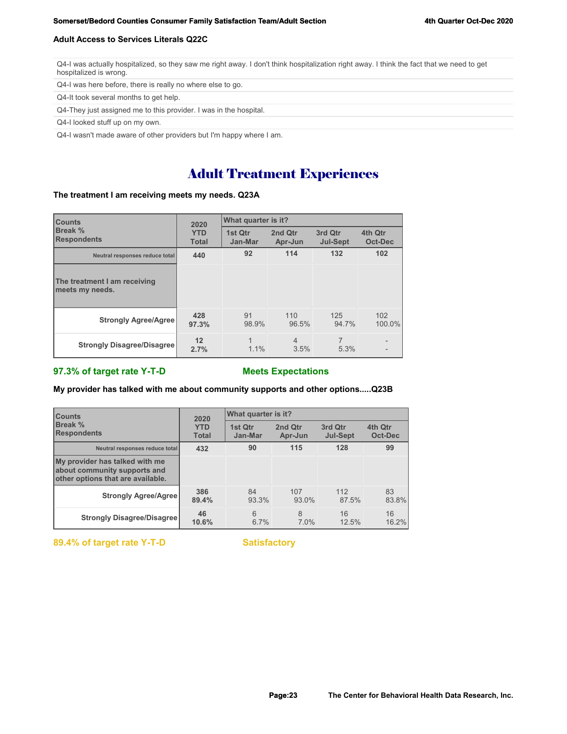**Adult Access to Services Literals Q22C**

| |
|---|
| Q4-I was actually hospitalized, so they saw me right away. I don't think hospitalization right away. I think the fact that we need to get hospitalized is wrong. |
| Q4-I was here before, there is really no where else to go. |
| Q4-It took several months to get help. |
| Q4-They just assigned me to this provider. I was in the hospital. |
| Q4-I looked stuff up on my own. |
| Q4-I wasn't made aware of other providers but I'm happy where I am. |

# Adult Treatment Experiences

**The treatment I am receiving meets my needs. Q23A**

| Counts<br>Break %<br>Respondents | 2020 YTD Total | What quarter is it? | | | |
|---|---|---|---|---|---|
| | | 1st Qtr Jan-Mar | 2nd Qtr Apr-Jun | 3rd Qtr Jul-Sept | 4th Qtr Oct-Dec |
| Neutral responses reduce total | 440 | 92 | 114 | 132 | 102 |
| **The treatment I am receiving meets my needs.** | | | | | |
| Strongly Agree/Agree | 428<br>97.3% | 91<br>98.9% | 110<br>96.5% | 125<br>94.7% | 102<br>100.0% |
| Strongly Disagree/Disagree | 12<br>2.7% | 1<br>1.1% | 4<br>3.5% | 7<br>5.3% | -<br>- |

**97.3% of target rate Y-T-D** **Meets Expectations**

**My provider has talked with me about community supports and other options.....Q23B**

| Counts<br>Break %<br>Respondents | 2020 YTD Total | What quarter is it? | | | |
|---|---|---|---|---|---|
| | | 1st Qtr Jan-Mar | 2nd Qtr Apr-Jun | 3rd Qtr Jul-Sept | 4th Qtr Oct-Dec |
| Neutral responses reduce total | 432 | 90 | 115 | 128 | 99 |
| **My provider has talked with me about community supports and other options that are available.** | | | | | |
| Strongly Agree/Agree | 386<br>89.4% | 84<br>93.3% | 107<br>93.0% | 112<br>87.5% | 83<br>83.8% |
| Strongly Disagree/Disagree | 46<br>10.6% | 6<br>6.7% | 8<br>7.0% | 16<br>12.5% | 16<br>16.2% |

**89.4% of target rate Y-T-D** **Satisfactory**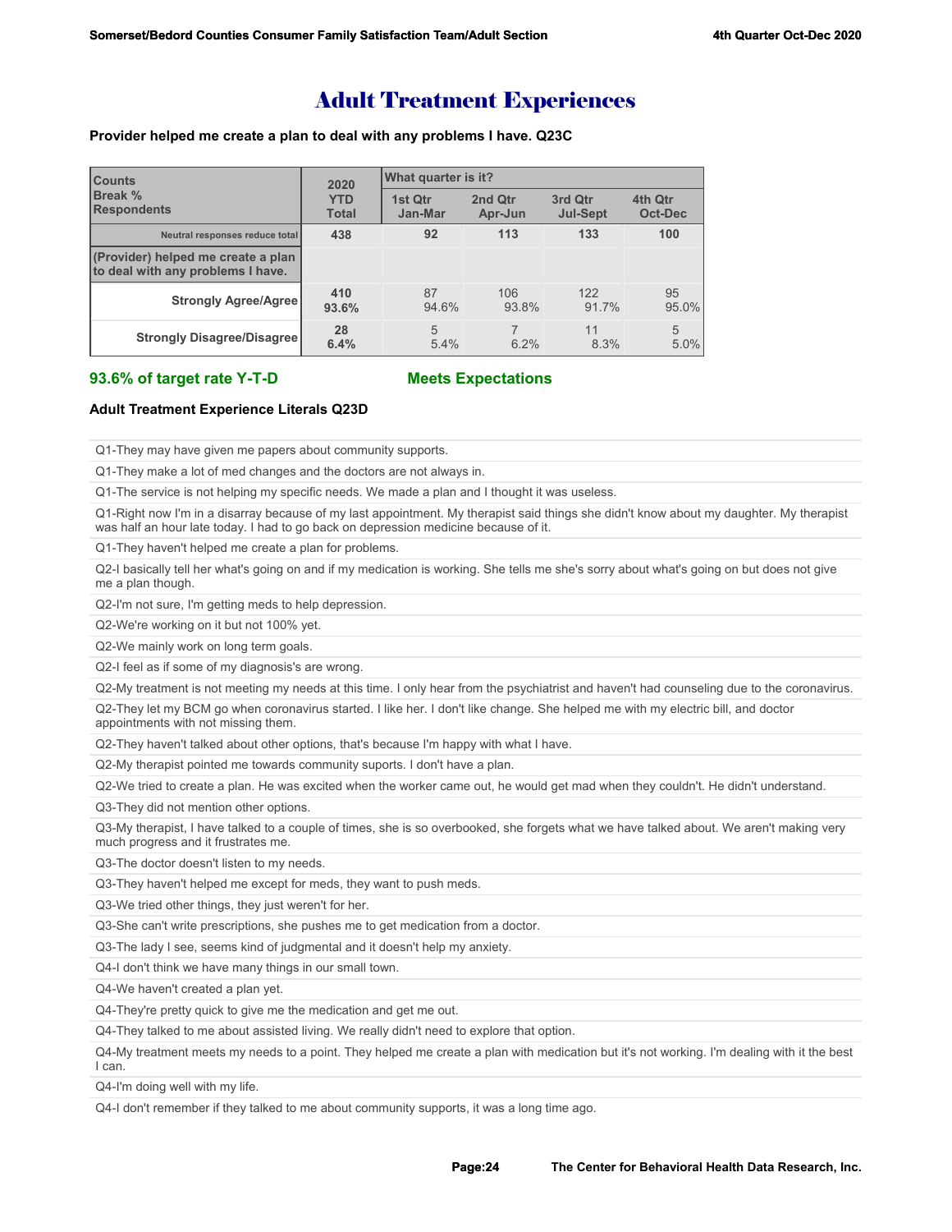# Adult Treatment Experiences

**Provider helped me create a plan to deal with any problems I have. Q23C**

| Counts<br>Break %<br>Respondents | 2020 YTD Total | What quarter is it? | | | |
|---|---|---|---|---|---|
| | | 1st Qtr Jan-Mar | 2nd Qtr Apr-Jun | 3rd Qtr Jul-Sept | 4th Qtr Oct-Dec |
| Neutral responses reduce total | 438 | 92 | 113 | 133 | 100 |
| (Provider) helped me create a plan to deal with any problems I have. | | | | | |
| Strongly Agree/Agree | 410<br>93.6% | 87<br>94.6% | 106<br>93.8% | 122<br>91.7% | 95<br>95.0% |
| Strongly Disagree/Disagree | 28<br>6.4% | 5<br>5.4% | 7<br>6.2% | 11<br>8.3% | 5<br>5.0% |

**93.6% of target rate Y-T-D** **Meets Expectations**

**Adult Treatment Experience Literals Q23D**

Q1-They may have given me papers about community supports.

Q1-They make a lot of med changes and the doctors are not always in.

Q1-The service is not helping my specific needs. We made a plan and I thought it was useless.

Q1-Right now I'm in a disarray because of my last appointment. My therapist said things she didn't know about my daughter. My therapist was half an hour late today. I had to go back on depression medicine because of it.

Q1-They haven't helped me create a plan for problems.

Q2-I basically tell her what's going on and if my medication is working. She tells me she's sorry about what's going on but does not give me a plan though.

Q2-I'm not sure, I'm getting meds to help depression.

Q2-We're working on it but not 100% yet.

Q2-We mainly work on long term goals.

Q2-I feel as if some of my diagnosis's are wrong.

Q2-My treatment is not meeting my needs at this time. I only hear from the psychiatrist and haven't had counseling due to the coronavirus.

Q2-They let my BCM go when coronavirus started. I like her. I don't like change. She helped me with my electric bill, and doctor appointments with not missing them.

Q2-They haven't talked about other options, that's because I'm happy with what I have.

Q2-My therapist pointed me towards community suports. I don't have a plan.

Q2-We tried to create a plan. He was excited when the worker came out, he would get mad when they couldn't. He didn't understand.

Q3-They did not mention other options.

Q3-My therapist, I have talked to a couple of times, she is so overbooked, she forgets what we have talked about. We aren't making very much progress and it frustrates me.

Q3-The doctor doesn't listen to my needs.

Q3-They haven't helped me except for meds, they want to push meds.

Q3-We tried other things, they just weren't for her.

Q3-She can't write prescriptions, she pushes me to get medication from a doctor.

Q3-The lady I see, seems kind of judgmental and it doesn't help my anxiety.

Q4-I don't think we have many things in our small town.

Q4-We haven't created a plan yet.

Q4-They're pretty quick to give me the medication and get me out.

Q4-They talked to me about assisted living. We really didn't need to explore that option.

Q4-My treatment meets my needs to a point. They helped me create a plan with medication but it's not working. I'm dealing with it the best I can.

Q4-I'm doing well with my life.

Q4-I don't remember if they talked to me about community supports, it was a long time ago.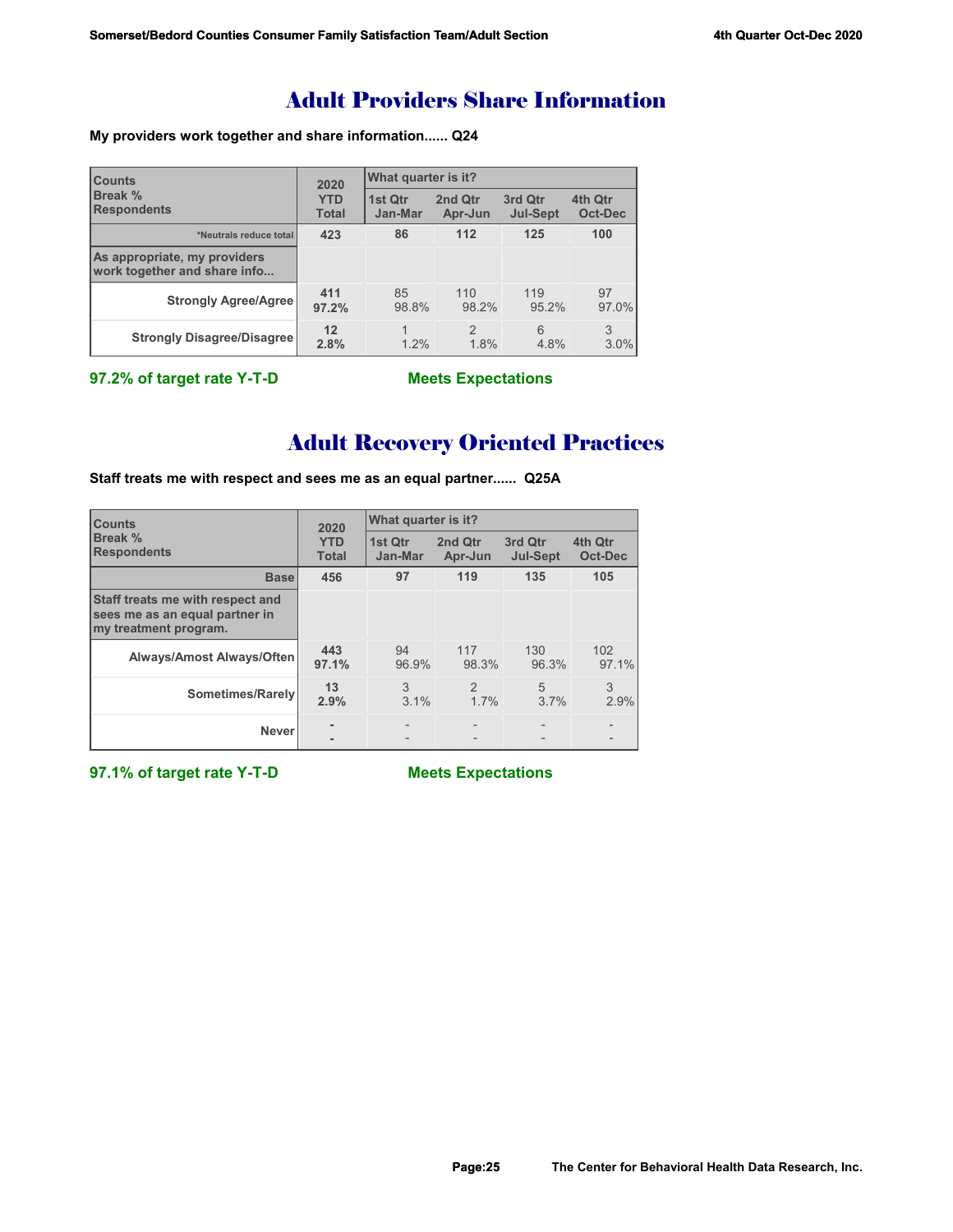# Adult Providers Share Information

**My providers work together and share information...... Q24**

| Counts<br>Break %<br>Respondents | 2020 YTD Total | What quarter is it?<br>1st Qtr Jan-Mar | 2nd Qtr Apr-Jun | 3rd Qtr Jul-Sept | 4th Qtr Oct-Dec |
|---|---|---|---|---|---|
| *Neutrals reduce total | 423 | 86 | 112 | 125 | 100 |
| As appropriate, my providers work together and share info... | | | | | |
| Strongly Agree/Agree | 411<br>97.2% | 85<br>98.8% | 110<br>98.2% | 119<br>95.2% | 97<br>97.0% |
| Strongly Disagree/Disagree | 12<br>2.8% | 1<br>1.2% | 2<br>1.8% | 6<br>4.8% | 3<br>3.0% |

**97.2% of target rate Y-T-D** **Meets Expectations**

# Adult Recovery Oriented Practices

**Staff treats me with respect and sees me as an equal partner...... Q25A**

| Counts<br>Break %<br>Respondents | 2020 YTD Total | What quarter is it?<br>1st Qtr Jan-Mar | 2nd Qtr Apr-Jun | 3rd Qtr Jul-Sept | 4th Qtr Oct-Dec |
|---|---|---|---|---|---|
| Base | 456 | 97 | 119 | 135 | 105 |
| Staff treats me with respect and sees me as an equal partner in my treatment program. | | | | | |
| Always/Amost Always/Often | 443<br>97.1% | 94<br>96.9% | 117<br>98.3% | 130<br>96.3% | 102<br>97.1% |
| Sometimes/Rarely | 13<br>2.9% | 3<br>3.1% | 2<br>1.7% | 5<br>3.7% | 3<br>2.9% |
| Never | -<br>- | -<br>- | -<br>- | -<br>- | -<br>- |

**97.1% of target rate Y-T-D** **Meets Expectations**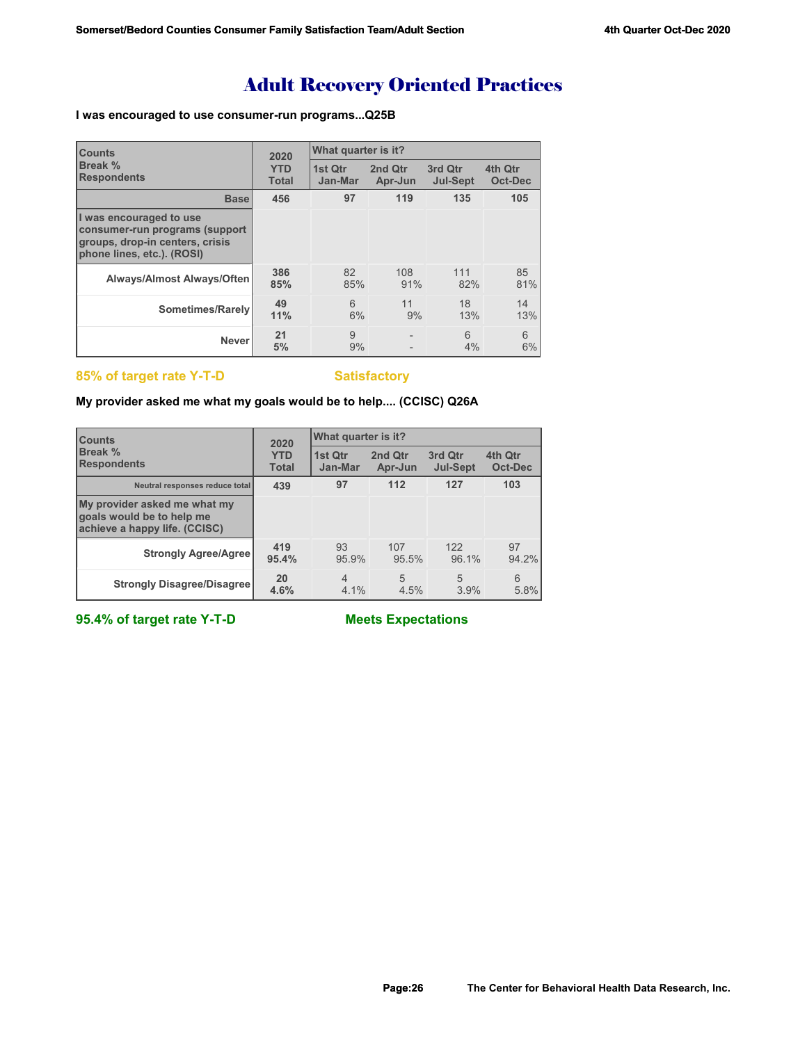# Adult Recovery Oriented Practices

**I was encouraged to use consumer-run programs...Q25B**

| Counts Break % Respondents | 2020 YTD Total | What quarter is it? | | | |
|---|---|---|---|---|---|
| | | 1st Qtr Jan-Mar | 2nd Qtr Apr-Jun | 3rd Qtr Jul-Sept | 4th Qtr Oct-Dec |
| Base | 456 | 97 | 119 | 135 | 105 |
| I was encouraged to use consumer-run programs (support groups, drop-in centers, crisis phone lines, etc.). (ROSI) | | | | | |
| Always/Almost Always/Often | 386 85% | 82 85% | 108 91% | 111 82% | 85 81% |
| Sometimes/Rarely | 49 11% | 6 6% | 11 9% | 18 13% | 14 13% |
| Never | 21 5% | 9 9% | - - | 6 4% | 6 6% |

**85% of target rate Y-T-D** **Satisfactory**

**My provider asked me what my goals would be to help.... (CCISC) Q26A**

| Counts Break % Respondents | 2020 YTD Total | What quarter is it? | | | |
|---|---|---|---|---|---|
| | | 1st Qtr Jan-Mar | 2nd Qtr Apr-Jun | 3rd Qtr Jul-Sept | 4th Qtr Oct-Dec |
| Neutral responses reduce total | 439 | 97 | 112 | 127 | 103 |
| My provider asked me what my goals would be to help me achieve a happy life. (CCISC) | | | | | |
| Strongly Agree/Agree | 419 95.4% | 93 95.9% | 107 95.5% | 122 96.1% | 97 94.2% |
| Strongly Disagree/Disagree | 20 4.6% | 4 4.1% | 5 4.5% | 5 3.9% | 6 5.8% |

**95.4% of target rate Y-T-D** **Meets Expectations**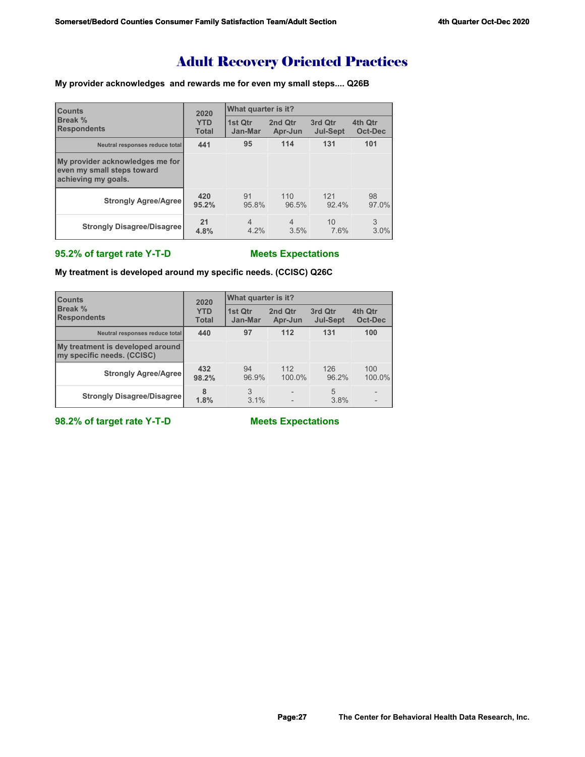# Adult Recovery Oriented Practices

**My provider acknowledges and rewards me for even my small steps.... Q26B**

| Counts<br>Break %<br>Respondents | 2020 YTD Total | What quarter is it?<br>1st Qtr Jan-Mar | 2nd Qtr Apr-Jun | 3rd Qtr Jul-Sept | 4th Qtr Oct-Dec |
|---|---|---|---|---|---|
| Neutral responses reduce total | 441 | 95 | 114 | 131 | 101 |
| My provider acknowledges me for even my small steps toward achieving my goals. | | | | | |
| Strongly Agree/Agree | 420<br>95.2% | 91<br>95.8% | 110<br>96.5% | 121<br>92.4% | 98<br>97.0% |
| Strongly Disagree/Disagree | 21<br>4.8% | 4<br>4.2% | 4<br>3.5% | 10<br>7.6% | 3<br>3.0% |

**95.2% of target rate Y-T-D** **Meets Expectations**

**My treatment is developed around my specific needs. (CCISC) Q26C**

| Counts<br>Break %<br>Respondents | 2020 YTD Total | What quarter is it?<br>1st Qtr Jan-Mar | 2nd Qtr Apr-Jun | 3rd Qtr Jul-Sept | 4th Qtr Oct-Dec |
|---|---|---|---|---|---|
| Neutral responses reduce total | 440 | 97 | 112 | 131 | 100 |
| My treatment is developed around my specific needs. (CCISC) | | | | | |
| Strongly Agree/Agree | 432<br>98.2% | 94<br>96.9% | 112<br>100.0% | 126<br>96.2% | 100<br>100.0% |
| Strongly Disagree/Disagree | 8<br>1.8% | 3<br>3.1% | -<br>- | 5<br>3.8% | -<br>- |

**98.2% of target rate Y-T-D** **Meets Expectations**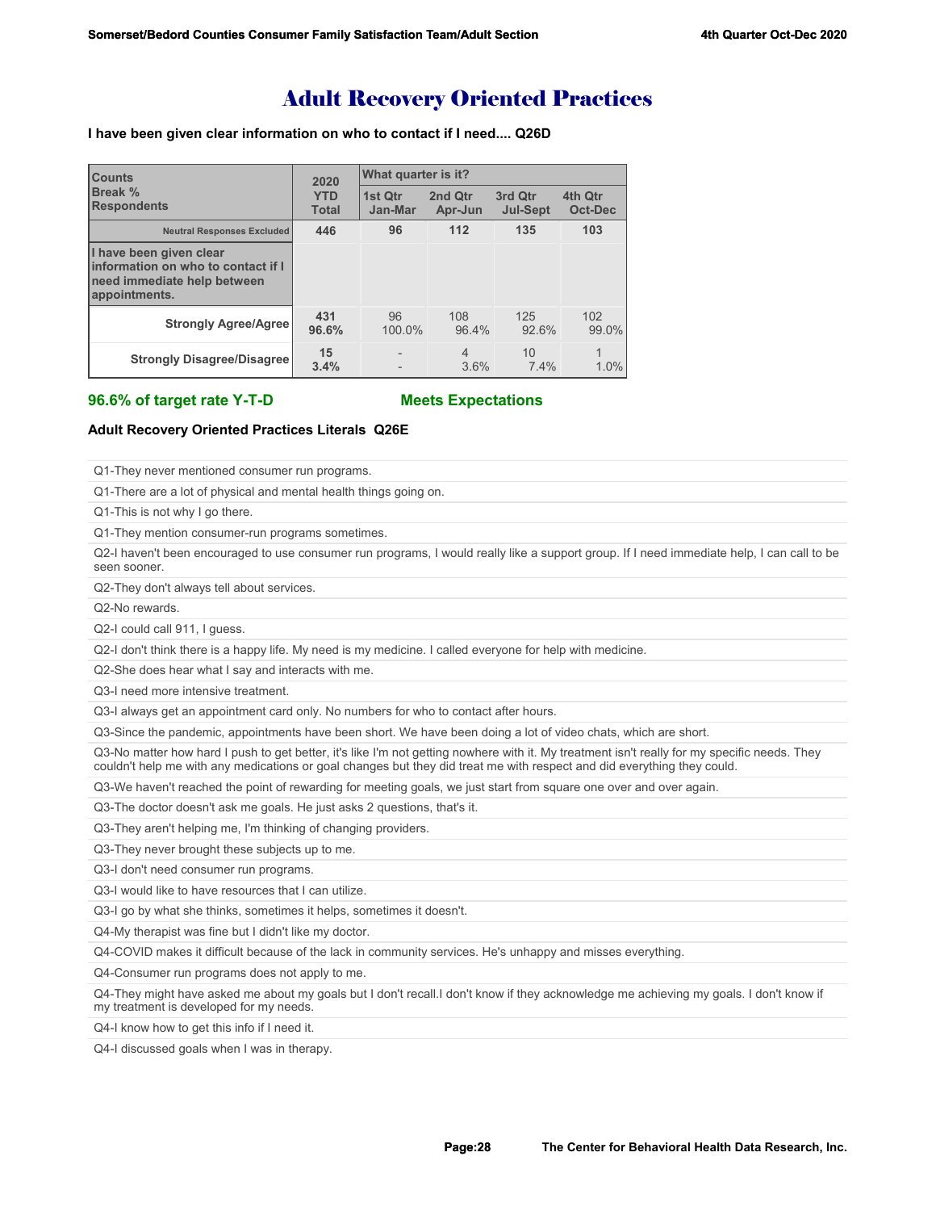# Adult Recovery Oriented Practices

**I have been given clear information on who to contact if I need.... Q26D**

| Counts<br>Break %<br>Respondents | 2020 YTD Total | What quarter is it? | | | |
|---|---|---|---|---|---|
| | | 1st Qtr Jan-Mar | 2nd Qtr Apr-Jun | 3rd Qtr Jul-Sept | 4th Qtr Oct-Dec |
| Neutral Responses Excluded | 446 | 96 | 112 | 135 | 103 |
| **I have been given clear information on who to contact if I need immediate help between appointments.** | | | | | |
| Strongly Agree/Agree | **431**<br>**96.6%** | 96<br>100.0% | 108<br>96.4% | 125<br>92.6% | 102<br>99.0% |
| Strongly Disagree/Disagree | **15**<br>**3.4%** | -<br>- | 4<br>3.6% | 10<br>7.4% | 1<br>1.0% |

**96.6% of target rate Y-T-D** **Meets Expectations**

**Adult Recovery Oriented Practices Literals Q26E**

- Q1-They never mentioned consumer run programs.
- Q1-There are a lot of physical and mental health things going on.
- Q1-This is not why I go there.
- Q1-They mention consumer-run programs sometimes.
- Q2-I haven't been encouraged to use consumer run programs, I would really like a support group. If I need immediate help, I can call to be seen sooner.
- Q2-They don't always tell about services.
- Q2-No rewards.
- Q2-I could call 911, I guess.
- Q2-I don't think there is a happy life. My need is my medicine. I called everyone for help with medicine.
- Q2-She does hear what I say and interacts with me.
- Q3-I need more intensive treatment.
- Q3-I always get an appointment card only. No numbers for who to contact after hours.
- Q3-Since the pandemic, appointments have been short. We have been doing a lot of video chats, which are short.
- Q3-No matter how hard I push to get better, it's like I'm not getting nowhere with it. My treatment isn't really for my specific needs. They couldn't help me with any medications or goal changes but they did treat me with respect and did everything they could.
- Q3-We haven't reached the point of rewarding for meeting goals, we just start from square one over and over again.
- Q3-The doctor doesn't ask me goals. He just asks 2 questions, that's it.
- Q3-They aren't helping me, I'm thinking of changing providers.
- Q3-They never brought these subjects up to me.
- Q3-I don't need consumer run programs.
- Q3-I would like to have resources that I can utilize.
- Q3-I go by what she thinks, sometimes it helps, sometimes it doesn't.
- Q4-My therapist was fine but I didn't like my doctor.
- Q4-COVID makes it difficult because of the lack in community services. He's unhappy and misses everything.
- Q4-Consumer run programs does not apply to me.
- Q4-They might have asked me about my goals but I don't recall.I don't know if they acknowledge me achieving my goals. I don't know if my treatment is developed for my needs.
- Q4-I know how to get this info if I need it.
- Q4-I discussed goals when I was in therapy.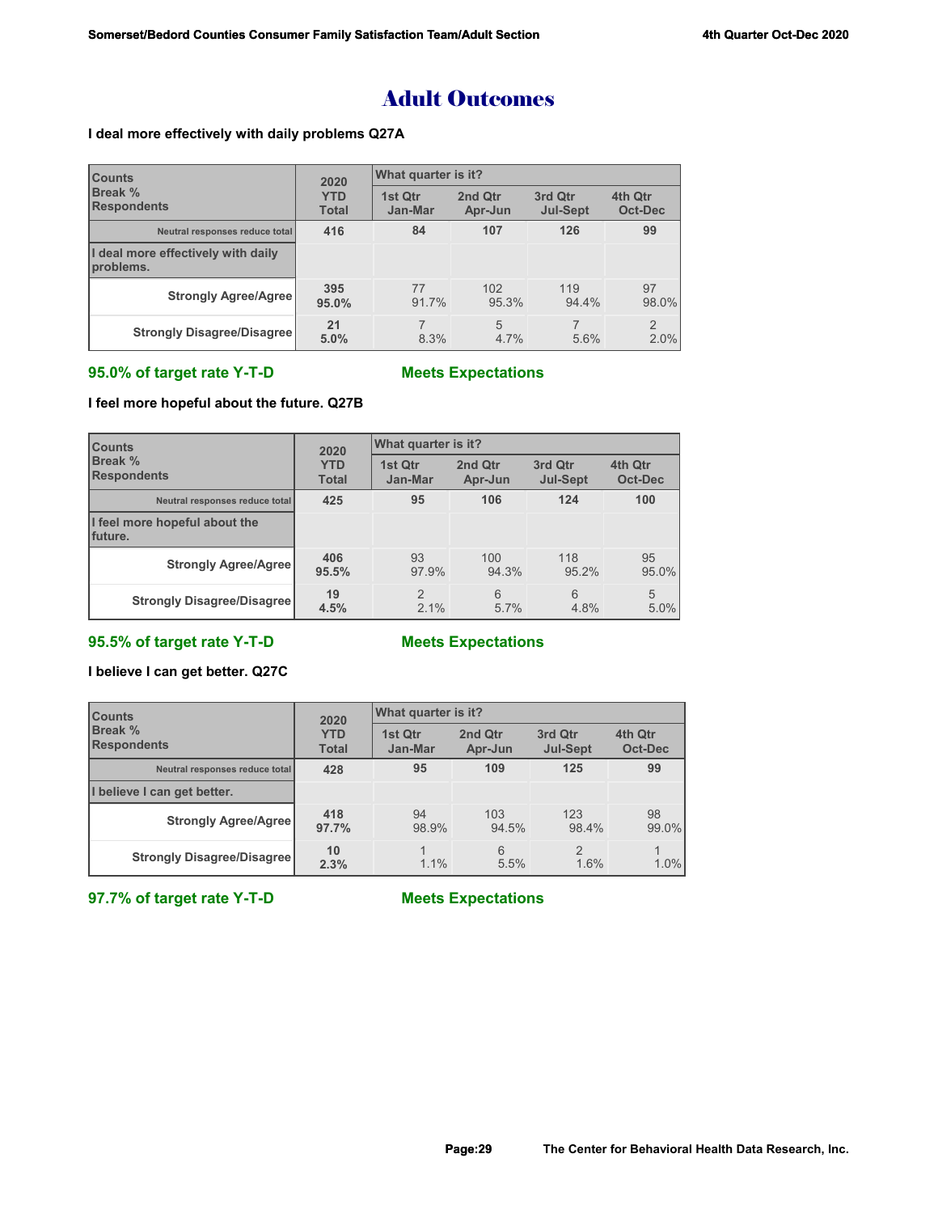# Adult Outcomes

**I deal more effectively with daily problems Q27A**

| Counts<br>Break %<br>Respondents | 2020 YTD Total | What quarter is it? | | | |
|---|---|---|---|---|---|
| | | 1st Qtr Jan-Mar | 2nd Qtr Apr-Jun | 3rd Qtr Jul-Sept | 4th Qtr Oct-Dec |
| Neutral responses reduce total | 416 | 84 | 107 | 126 | 99 |
| I deal more effectively with daily problems. | | | | | |
| Strongly Agree/Agree | 395<br>95.0% | 77<br>91.7% | 102<br>95.3% | 119<br>94.4% | 97<br>98.0% |
| Strongly Disagree/Disagree | 21<br>5.0% | 7<br>8.3% | 5<br>4.7% | 7<br>5.6% | 2<br>2.0% |

**95.0% of target rate Y-T-D** **Meets Expectations**

**I feel more hopeful about the future. Q27B**

| Counts<br>Break %<br>Respondents | 2020 YTD Total | What quarter is it? | | | |
|---|---|---|---|---|---|
| | | 1st Qtr Jan-Mar | 2nd Qtr Apr-Jun | 3rd Qtr Jul-Sept | 4th Qtr Oct-Dec |
| Neutral responses reduce total | 425 | 95 | 106 | 124 | 100 |
| I feel more hopeful about the future. | | | | | |
| Strongly Agree/Agree | 406<br>95.5% | 93<br>97.9% | 100<br>94.3% | 118<br>95.2% | 95<br>95.0% |
| Strongly Disagree/Disagree | 19<br>4.5% | 2<br>2.1% | 6<br>5.7% | 6<br>4.8% | 5<br>5.0% |

**95.5% of target rate Y-T-D** **Meets Expectations**

**I believe I can get better. Q27C**

| Counts<br>Break %<br>Respondents | 2020 YTD Total | What quarter is it? | | | |
|---|---|---|---|---|---|
| | | 1st Qtr Jan-Mar | 2nd Qtr Apr-Jun | 3rd Qtr Jul-Sept | 4th Qtr Oct-Dec |
| Neutral responses reduce total | 428 | 95 | 109 | 125 | 99 |
| I believe I can get better. | | | | | |
| Strongly Agree/Agree | 418<br>97.7% | 94<br>98.9% | 103<br>94.5% | 123<br>98.4% | 98<br>99.0% |
| Strongly Disagree/Disagree | 10<br>2.3% | 1<br>1.1% | 6<br>5.5% | 2<br>1.6% | 1<br>1.0% |

**97.7% of target rate Y-T-D** **Meets Expectations**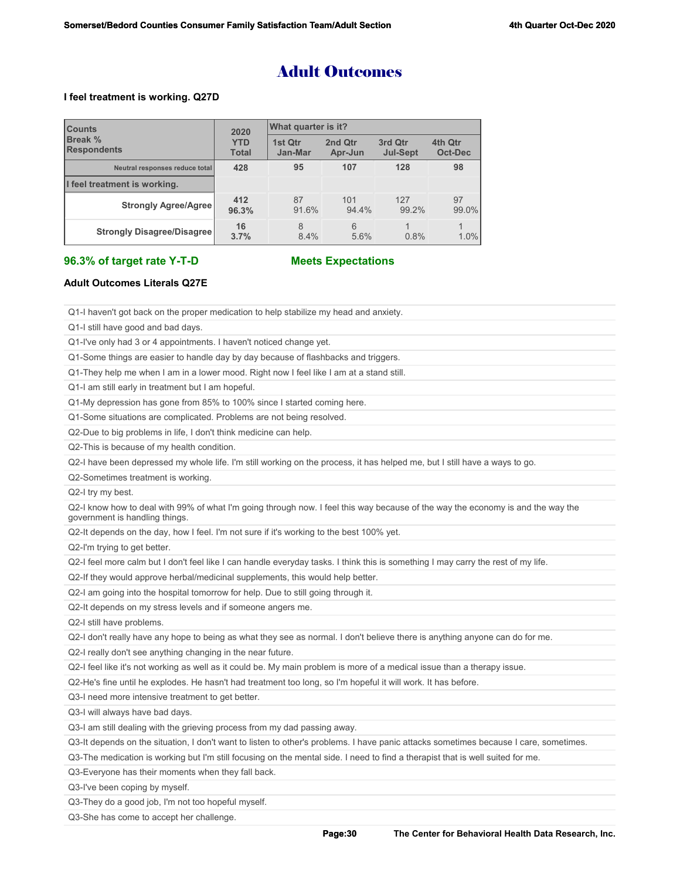# Adult Outcomes

**I feel treatment is working. Q27D**

| Counts<br>Break %<br>Respondents | 2020 YTD Total | What quarter is it? | | | |
|---|---|---|---|---|---|
| | | 1st Qtr Jan-Mar | 2nd Qtr Apr-Jun | 3rd Qtr Jul-Sept | 4th Qtr Oct-Dec |
| Neutral responses reduce total | 428 | 95 | 107 | 128 | 98 |
| **I feel treatment is working.** | | | | | |
| **Strongly Agree/Agree** | **412**<br>**96.3%** | 87<br>91.6% | 101<br>94.4% | 127<br>99.2% | 97<br>99.0% |
| **Strongly Disagree/Disagree** | **16**<br>**3.7%** | 8<br>8.4% | 6<br>5.6% | 1<br>0.8% | 1<br>1.0% |

**96.3% of target rate Y-T-D** **Meets Expectations**

**Adult Outcomes Literals Q27E**

Q1-I haven't got back on the proper medication to help stabilize my head and anxiety.

Q1-I still have good and bad days.

Q1-I've only had 3 or 4 appointments. I haven't noticed change yet.

Q1-Some things are easier to handle day by day because of flashbacks and triggers.

Q1-They help me when I am in a lower mood. Right now I feel like I am at a stand still.

Q1-I am still early in treatment but I am hopeful.

Q1-My depression has gone from 85% to 100% since I started coming here.

Q1-Some situations are complicated. Problems are not being resolved.

Q2-Due to big problems in life, I don't think medicine can help.

Q2-This is because of my health condition.

Q2-I have been depressed my whole life. I'm still working on the process, it has helped me, but I still have a ways to go.

Q2-Sometimes treatment is working.

Q2-I try my best.

Q2-I know how to deal with 99% of what I'm going through now. I feel this way because of the way the economy is and the way the government is handling things.

Q2-It depends on the day, how I feel. I'm not sure if it's working to the best 100% yet.

Q2-I'm trying to get better.

Q2-I feel more calm but I don't feel like I can handle everyday tasks. I think this is something I may carry the rest of my life.

Q2-If they would approve herbal/medicinal supplements, this would help better.

Q2-I am going into the hospital tomorrow for help. Due to still going through it.

Q2-It depends on my stress levels and if someone angers me.

Q2-I still have problems.

Q2-I don't really have any hope to being as what they see as normal. I don't believe there is anything anyone can do for me.

Q2-I really don't see anything changing in the near future.

Q2-I feel like it's not working as well as it could be. My main problem is more of a medical issue than a therapy issue.

Q2-He's fine until he explodes. He hasn't had treatment too long, so I'm hopeful it will work. It has before.

Q3-I need more intensive treatment to get better.

Q3-I will always have bad days.

Q3-I am still dealing with the grieving process from my dad passing away.

Q3-It depends on the situation, I don't want to listen to other's problems. I have panic attacks sometimes because I care, sometimes.

Q3-The medication is working but I'm still focusing on the mental side. I need to find a therapist that is well suited for me.

Q3-Everyone has their moments when they fall back.

Q3-I've been coping by myself.

Q3-They do a good job, I'm not too hopeful myself.

Q3-She has come to accept her challenge.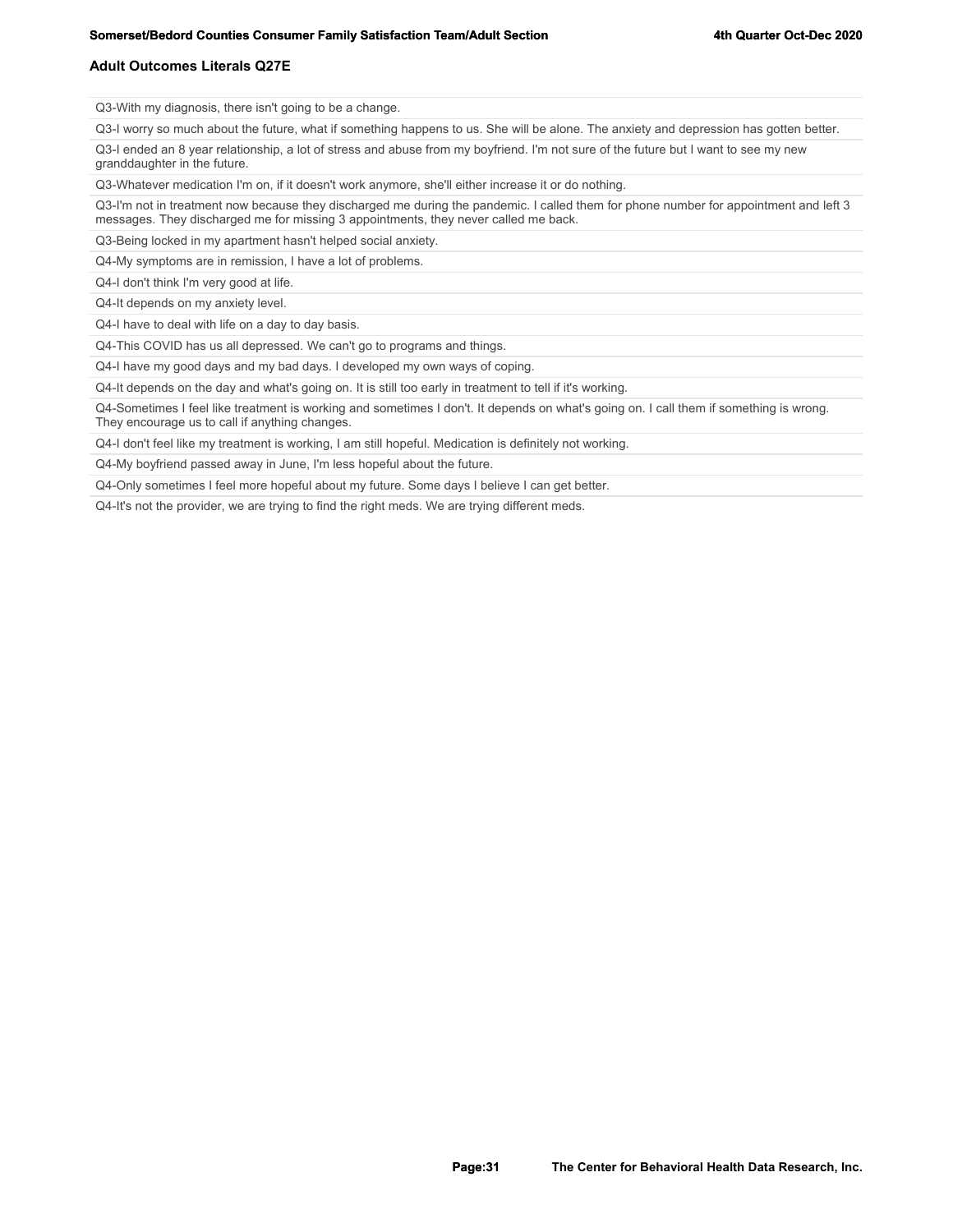## Adult Outcomes Literals Q27E

Q3-With my diagnosis, there isn't going to be a change.

Q3-I worry so much about the future, what if something happens to us. She will be alone. The anxiety and depression has gotten better.

Q3-I ended an 8 year relationship, a lot of stress and abuse from my boyfriend. I'm not sure of the future but I want to see my new granddaughter in the future.

Q3-Whatever medication I'm on, if it doesn't work anymore, she'll either increase it or do nothing.

Q3-I'm not in treatment now because they discharged me during the pandemic. I called them for phone number for appointment and left 3 messages. They discharged me for missing 3 appointments, they never called me back.

Q3-Being locked in my apartment hasn't helped social anxiety.

Q4-My symptoms are in remission, I have a lot of problems.

Q4-I don't think I'm very good at life.

Q4-It depends on my anxiety level.

Q4-I have to deal with life on a day to day basis.

Q4-This COVID has us all depressed. We can't go to programs and things.

Q4-I have my good days and my bad days. I developed my own ways of coping.

Q4-It depends on the day and what's going on. It is still too early in treatment to tell if it's working.

Q4-Sometimes I feel like treatment is working and sometimes I don't. It depends on what's going on. I call them if something is wrong. They encourage us to call if anything changes.

Q4-I don't feel like my treatment is working, I am still hopeful. Medication is definitely not working.

Q4-My boyfriend passed away in June, I'm less hopeful about the future.

Q4-Only sometimes I feel more hopeful about my future. Some days I believe I can get better.

Q4-It's not the provider, we are trying to find the right meds. We are trying different meds.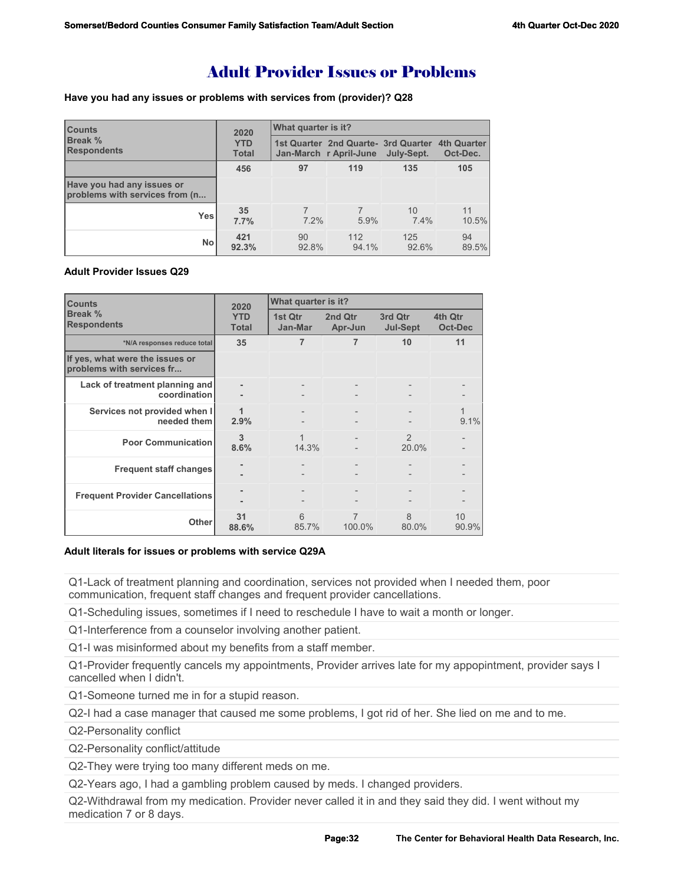# Adult Provider Issues or Problems

**Have you had any issues or problems with services from (provider)? Q28**

| Counts<br>Break %<br>Respondents | 2020 YTD Total | What quarter is it?<br>1st Quarter Jan-March | 2nd Quarter April-June | 3rd Quarter July-Sept. | 4th Quarter Oct-Dec. |
|---|---|---|---|---|---|
| | 456 | 97 | 119 | 135 | 105 |
| Have you had any issues or problems with services from (n... | | | | | |
| Yes | 35<br>7.7% | 7<br>7.2% | 7<br>5.9% | 10<br>7.4% | 11<br>10.5% |
| No | 421<br>92.3% | 90<br>92.8% | 112<br>94.1% | 125<br>92.6% | 94<br>89.5% |

**Adult Provider Issues Q29**

| Counts<br>Break %<br>Respondents | 2020 YTD Total | What quarter is it?<br>1st Qtr Jan-Mar | 2nd Qtr Apr-Jun | 3rd Qtr Jul-Sept | 4th Qtr Oct-Dec |
|---|---|---|---|---|---|
| *N/A responses reduce total | 35 | 7 | 7 | 10 | 11 |
| If yes, what were the issues or problems with services fr... | | | | | |
| Lack of treatment planning and coordination | -<br>- | -<br>- | -<br>- | -<br>- | -<br>- |
| Services not provided when I needed them | 1<br>2.9% | -<br>- | -<br>- | -<br>- | 1<br>9.1% |
| Poor Communication | 3<br>8.6% | 1<br>14.3% | -<br>- | 2<br>20.0% | -<br>- |
| Frequent staff changes | -<br>- | -<br>- | -<br>- | -<br>- | -<br>- |
| Frequent Provider Cancellations | -<br>- | -<br>- | -<br>- | -<br>- | -<br>- |
| Other | 31<br>88.6% | 6<br>85.7% | 7<br>100.0% | 8<br>80.0% | 10<br>90.9% |

**Adult literals for issues or problems with service Q29A**

Q1-Lack of treatment planning and coordination, services not provided when I needed them, poor communication, frequent staff changes and frequent provider cancellations.

Q1-Scheduling issues, sometimes if I need to reschedule I have to wait a month or longer.

Q1-Interference from a counselor involving another patient.

Q1-I was misinformed about my benefits from a staff member.

Q1-Provider frequently cancels my appointments, Provider arrives late for my appopintment, provider says I cancelled when I didn't.

Q1-Someone turned me in for a stupid reason.

Q2-I had a case manager that caused me some problems, I got rid of her. She lied on me and to me.

Q2-Personality conflict

Q2-Personality conflict/attitude

Q2-They were trying too many different meds on me.

Q2-Years ago, I had a gambling problem caused by meds. I changed providers.

Q2-Withdrawal from my medication. Provider never called it in and they said they did. I went without my medication 7 or 8 days.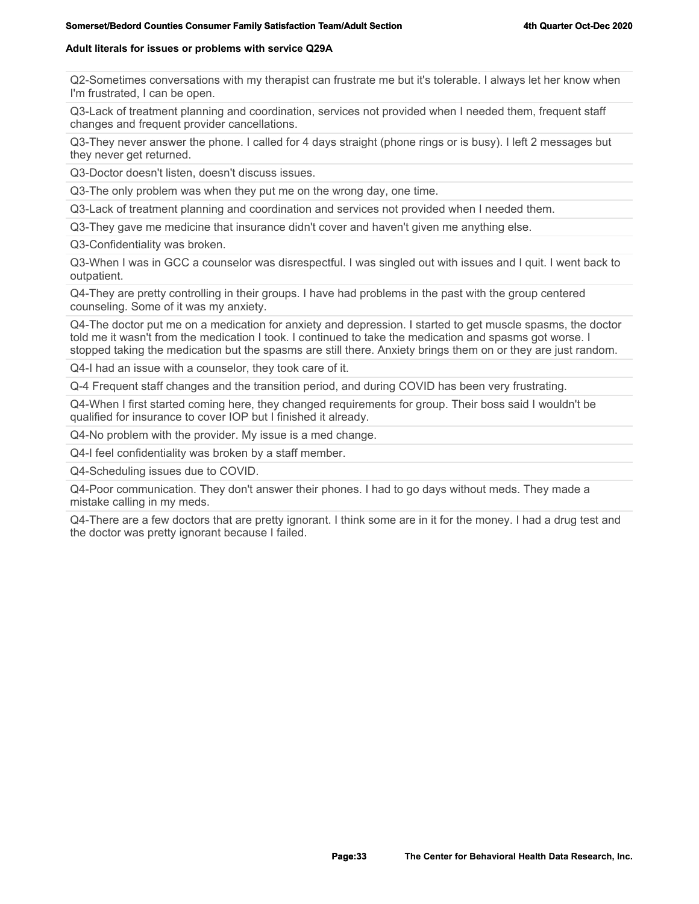**Adult literals for issues or problems with service Q29A**

Q2-Sometimes conversations with my therapist can frustrate me but it's tolerable. I always let her know when I'm frustrated, I can be open.

Q3-Lack of treatment planning and coordination, services not provided when I needed them, frequent staff changes and frequent provider cancellations.

Q3-They never answer the phone. I called for 4 days straight (phone rings or is busy). I left 2 messages but they never get returned.

Q3-Doctor doesn't listen, doesn't discuss issues.

Q3-The only problem was when they put me on the wrong day, one time.

Q3-Lack of treatment planning and coordination and services not provided when I needed them.

Q3-They gave me medicine that insurance didn't cover and haven't given me anything else.

Q3-Confidentiality was broken.

Q3-When I was in GCC a counselor was disrespectful. I was singled out with issues and I quit. I went back to outpatient.

Q4-They are pretty controlling in their groups. I have had problems in the past with the group centered counseling. Some of it was my anxiety.

Q4-The doctor put me on a medication for anxiety and depression. I started to get muscle spasms, the doctor told me it wasn't from the medication I took. I continued to take the medication and spasms got worse. I stopped taking the medication but the spasms are still there. Anxiety brings them on or they are just random.

Q4-I had an issue with a counselor, they took care of it.

Q-4 Frequent staff changes and the transition period, and during COVID has been very frustrating.

Q4-When I first started coming here, they changed requirements for group. Their boss said I wouldn't be qualified for insurance to cover IOP but I finished it already.

Q4-No problem with the provider. My issue is a med change.

Q4-I feel confidentiality was broken by a staff member.

Q4-Scheduling issues due to COVID.

Q4-Poor communication. They don't answer their phones. I had to go days without meds. They made a mistake calling in my meds.

Q4-There are a few doctors that are pretty ignorant. I think some are in it for the money. I had a drug test and the doctor was pretty ignorant because I failed.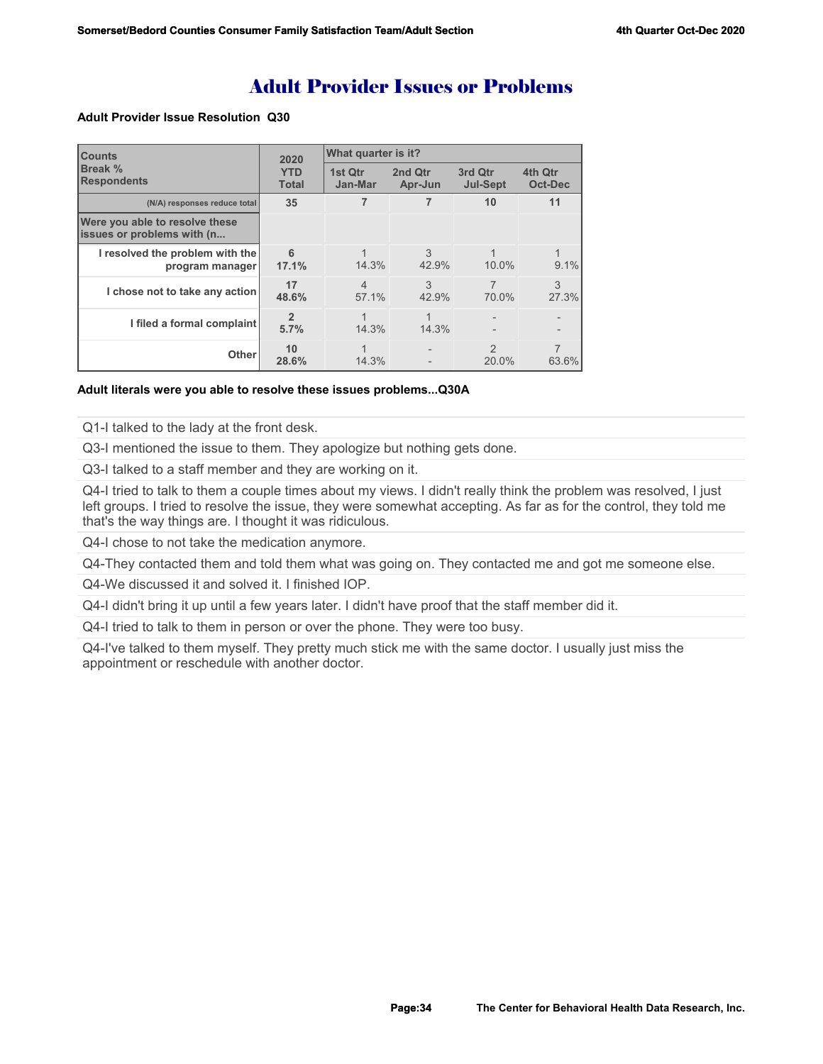# Adult Provider Issues or Problems

**Adult Provider Issue Resolution Q30**

| Counts<br>Break %<br>Respondents | 2020 YTD Total | What quarter is it? | | | |
|---|---|---|---|---|---|
| | | 1st Qtr Jan-Mar | 2nd Qtr Apr-Jun | 3rd Qtr Jul-Sept | 4th Qtr Oct-Dec |
| (N/A) responses reduce total | 35 | 7 | 7 | 10 | 11 |
| Were you able to resolve these issues or problems with (n... | | | | | |
| I resolved the problem with the program manager | 6<br>17.1% | 1<br>14.3% | 3<br>42.9% | 1<br>10.0% | 1<br>9.1% |
| I chose not to take any action | 17<br>48.6% | 4<br>57.1% | 3<br>42.9% | 7<br>70.0% | 3<br>27.3% |
| I filed a formal complaint | 2<br>5.7% | 1<br>14.3% | 1<br>14.3% | -<br>- | -<br>- |
| Other | 10<br>28.6% | 1<br>14.3% | -<br>- | 2<br>20.0% | 7<br>63.6% |

**Adult literals were you able to resolve these issues problems...Q30A**

Q1-I talked to the lady at the front desk.

Q3-I mentioned the issue to them. They apologize but nothing gets done.

Q3-I talked to a staff member and they are working on it.

Q4-I tried to talk to them a couple times about my views. I didn't really think the problem was resolved, I just left groups. I tried to resolve the issue, they were somewhat accepting. As far as for the control, they told me that's the way things are. I thought it was ridiculous.

Q4-I chose to not take the medication anymore.

Q4-They contacted them and told them what was going on. They contacted me and got me someone else.

Q4-We discussed it and solved it. I finished IOP.

Q4-I didn't bring it up until a few years later. I didn't have proof that the staff member did it.

Q4-I tried to talk to them in person or over the phone. They were too busy.

Q4-I've talked to them myself. They pretty much stick me with the same doctor. I usually just miss the appointment or reschedule with another doctor.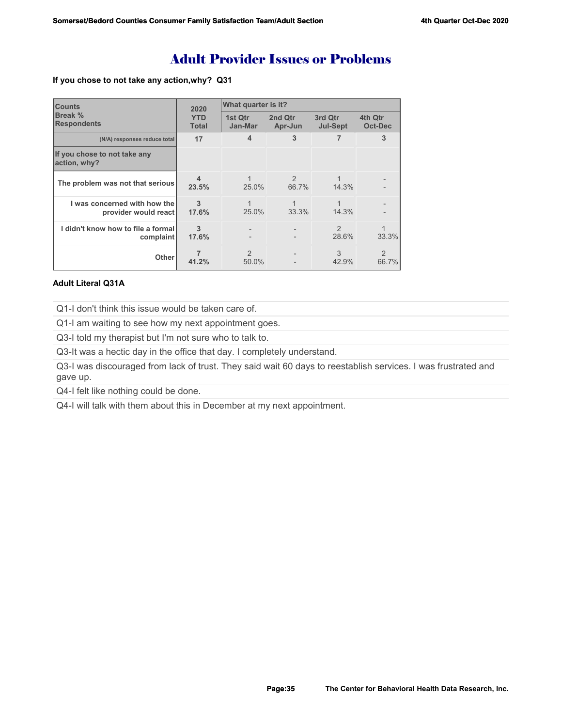# Adult Provider Issues or Problems

**If you chose to not take any action,why? Q31**

| Counts<br>Break %<br>Respondents | 2020 YTD Total | What quarter is it? 1st Qtr Jan-Mar | 2nd Qtr Apr-Jun | 3rd Qtr Jul-Sept | 4th Qtr Oct-Dec |
|---|---|---|---|---|---|
| (N/A) responses reduce total | 17 | 4 | 3 | 7 | 3 |
| **If you chose to not take any action, why?** | | | | | |
| The problem was not that serious | 4<br>23.5% | 1<br>25.0% | 2<br>66.7% | 1<br>14.3% | -<br>- |
| I was concerned with how the provider would react | 3<br>17.6% | 1<br>25.0% | 1<br>33.3% | 1<br>14.3% | -<br>- |
| I didn't know how to file a formal complaint | 3<br>17.6% | -<br>- | -<br>- | 2<br>28.6% | 1<br>33.3% |
| Other | 7<br>41.2% | 2<br>50.0% | -<br>- | 3<br>42.9% | 2<br>66.7% |

**Adult Literal Q31A**

Q1-I don't think this issue would be taken care of.

Q1-I am waiting to see how my next appointment goes.

Q3-I told my therapist but I'm not sure who to talk to.

Q3-It was a hectic day in the office that day. I completely understand.

Q3-I was discouraged from lack of trust. They said wait 60 days to reestablish services. I was frustrated and gave up.

Q4-I felt like nothing could be done.

Q4-I will talk with them about this in December at my next appointment.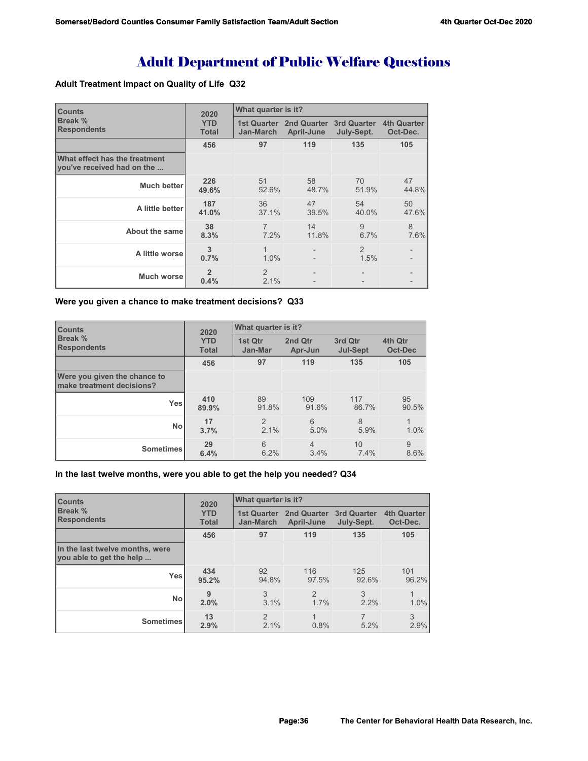# Adult Department of Public Welfare Questions

**Adult Treatment Impact on Quality of Life Q32**

| Counts<br>Break %<br>Respondents | 2020 YTD Total | What quarter is it? | | | |
|---|---|---|---|---|---|
| | | 1st Quarter Jan-March | 2nd Quarter April-June | 3rd Quarter July-Sept. | 4th Quarter Oct-Dec. |
| | 456 | 97 | 119 | 135 | 105 |
| What effect has the treatment you've received had on the ... | | | | | |
| Much better | 226<br>49.6% | 51<br>52.6% | 58<br>48.7% | 70<br>51.9% | 47<br>44.8% |
| A little better | 187<br>41.0% | 36<br>37.1% | 47<br>39.5% | 54<br>40.0% | 50<br>47.6% |
| About the same | 38<br>8.3% | 7<br>7.2% | 14<br>11.8% | 9<br>6.7% | 8<br>7.6% |
| A little worse | 3<br>0.7% | 1<br>1.0% | -<br>- | 2<br>1.5% | -<br>- |
| Much worse | 2<br>0.4% | 2<br>2.1% | -<br>- | -<br>- | -<br>- |

**Were you given a chance to make treatment decisions? Q33**

| Counts<br>Break %<br>Respondents | 2020 YTD Total | What quarter is it? | | | |
|---|---|---|---|---|---|
| | | 1st Qtr Jan-Mar | 2nd Qtr Apr-Jun | 3rd Qtr Jul-Sept | 4th Qtr Oct-Dec |
| | 456 | 97 | 119 | 135 | 105 |
| Were you given the chance to make treatment decisions? | | | | | |
| Yes | 410<br>89.9% | 89<br>91.8% | 109<br>91.6% | 117<br>86.7% | 95<br>90.5% |
| No | 17<br>3.7% | 2<br>2.1% | 6<br>5.0% | 8<br>5.9% | 1<br>1.0% |
| Sometimes | 29<br>6.4% | 6<br>6.2% | 4<br>3.4% | 10<br>7.4% | 9<br>8.6% |

**In the last twelve months, were you able to get the help you needed? Q34**

| Counts<br>Break %<br>Respondents | 2020 YTD Total | What quarter is it? | | | |
|---|---|---|---|---|---|
| | | 1st Quarter Jan-March | 2nd Quarter April-June | 3rd Quarter July-Sept. | 4th Quarter Oct-Dec. |
| | 456 | 97 | 119 | 135 | 105 |
| In the last twelve months, were you able to get the help ... | | | | | |
| Yes | 434<br>95.2% | 92<br>94.8% | 116<br>97.5% | 125<br>92.6% | 101<br>96.2% |
| No | 9<br>2.0% | 3<br>3.1% | 2<br>1.7% | 3<br>2.2% | 1<br>1.0% |
| Sometimes | 13<br>2.9% | 2<br>2.1% | 1<br>0.8% | 7<br>5.2% | 3<br>2.9% |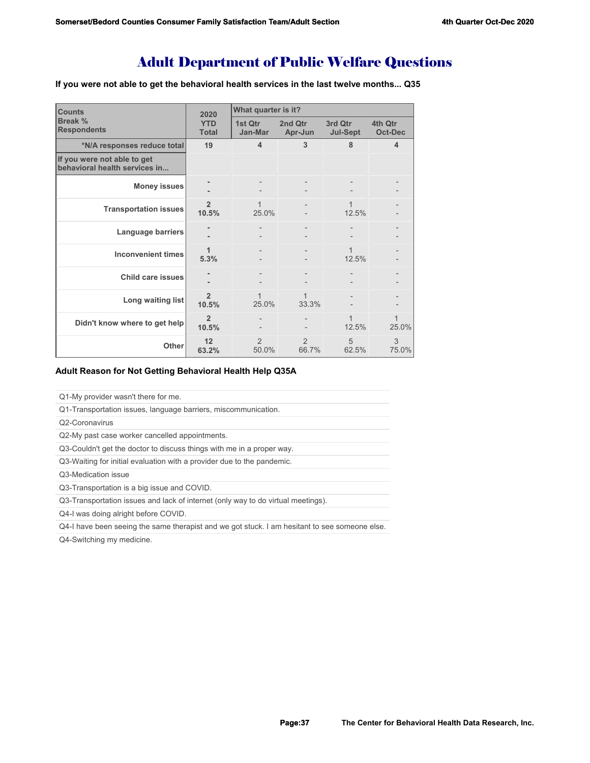# Adult Department of Public Welfare Questions

**If you were not able to get the behavioral health services in the last twelve months... Q35**

| Counts<br>Break %<br>Respondents | 2020 YTD Total | What quarter is it? 1st Qtr Jan-Mar | 2nd Qtr Apr-Jun | 3rd Qtr Jul-Sept | 4th Qtr Oct-Dec |
|---|---|---|---|---|---|
| *N/A responses reduce total | 19 | 4 | 3 | 8 | 4 |
| If you were not able to get behavioral health services in... | | | | | |
| Money issues | -<br>- | -<br>- | -<br>- | -<br>- | -<br>- |
| Transportation issues | 2<br>10.5% | 1<br>25.0% | -<br>- | 1<br>12.5% | -<br>- |
| Language barriers | -<br>- | -<br>- | -<br>- | -<br>- | -<br>- |
| Inconvenient times | 1<br>5.3% | -<br>- | -<br>- | 1<br>12.5% | -<br>- |
| Child care issues | -<br>- | -<br>- | -<br>- | -<br>- | -<br>- |
| Long waiting list | 2<br>10.5% | 1<br>25.0% | 1<br>33.3% | -<br>- | -<br>- |
| Didn't know where to get help | 2<br>10.5% | -<br>- | -<br>- | 1<br>12.5% | 1<br>25.0% |
| Other | 12<br>63.2% | 2<br>50.0% | 2<br>66.7% | 5<br>62.5% | 3<br>75.0% |

**Adult Reason for Not Getting Behavioral Health Help Q35A**

- Q1-My provider wasn't there for me.
- Q1-Transportation issues, language barriers, miscommunication.
- Q2-Coronavirus
- Q2-My past case worker cancelled appointments.
- Q3-Couldn't get the doctor to discuss things with me in a proper way.
- Q3-Waiting for initial evaluation with a provider due to the pandemic.
- Q3-Medication issue
- Q3-Transportation is a big issue and COVID.
- Q3-Transportation issues and lack of internet (only way to do virtual meetings).
- Q4-I was doing alright before COVID.
- Q4-I have been seeing the same therapist and we got stuck. I am hesitant to see someone else.
- Q4-Switching my medicine.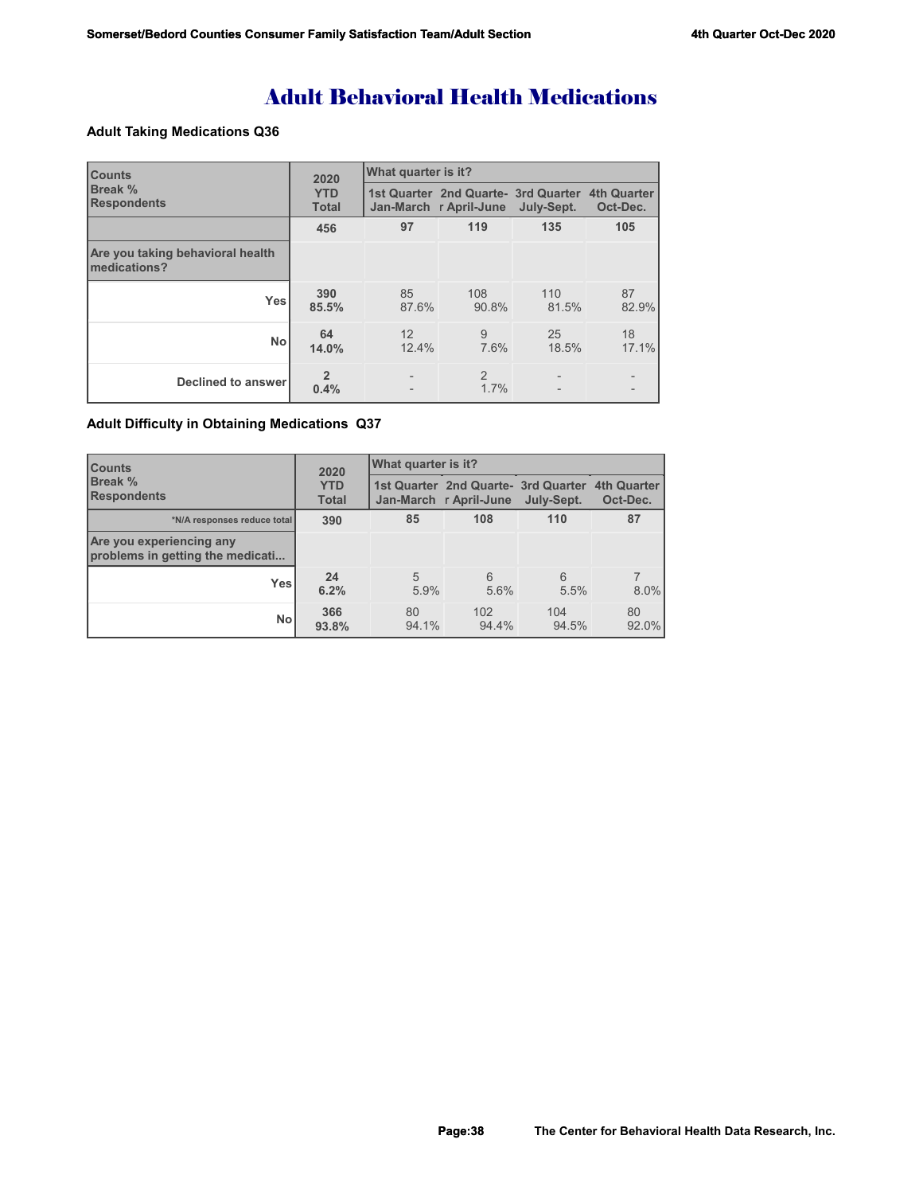# Adult Behavioral Health Medications

### Adult Taking Medications Q36

| Counts<br>Break %<br>Respondents | 2020 YTD Total | What quarter is it? 1st Quarter Jan-March | 2nd Quarter April-June | 3rd Quarter July-Sept. | 4th Quarter Oct-Dec. |
|---|---|---|---|---|---|
| | 456 | 97 | 119 | 135 | 105 |
| Are you taking behavioral health medications? | | | | | |
| Yes | 390<br>85.5% | 85<br>87.6% | 108<br>90.8% | 110<br>81.5% | 87<br>82.9% |
| No | 64<br>14.0% | 12<br>12.4% | 9<br>7.6% | 25<br>18.5% | 18<br>17.1% |
| Declined to answer | 2<br>0.4% | -<br>- | 2<br>1.7% | -<br>- | -<br>- |

### Adult Difficulty in Obtaining Medications Q37

| Counts<br>Break %<br>Respondents | 2020 YTD Total | What quarter is it? 1st Quarter Jan-March | 2nd Quarter April-June | 3rd Quarter July-Sept. | 4th Quarter Oct-Dec. |
|---|---|---|---|---|---|
| *N/A responses reduce total | 390 | 85 | 108 | 110 | 87 |
| Are you experiencing any problems in getting the medicati... | | | | | |
| Yes | 24<br>6.2% | 5<br>5.9% | 6<br>5.6% | 6<br>5.5% | 7<br>8.0% |
| No | 366<br>93.8% | 80<br>94.1% | 102<br>94.4% | 104<br>94.5% | 80<br>92.0% |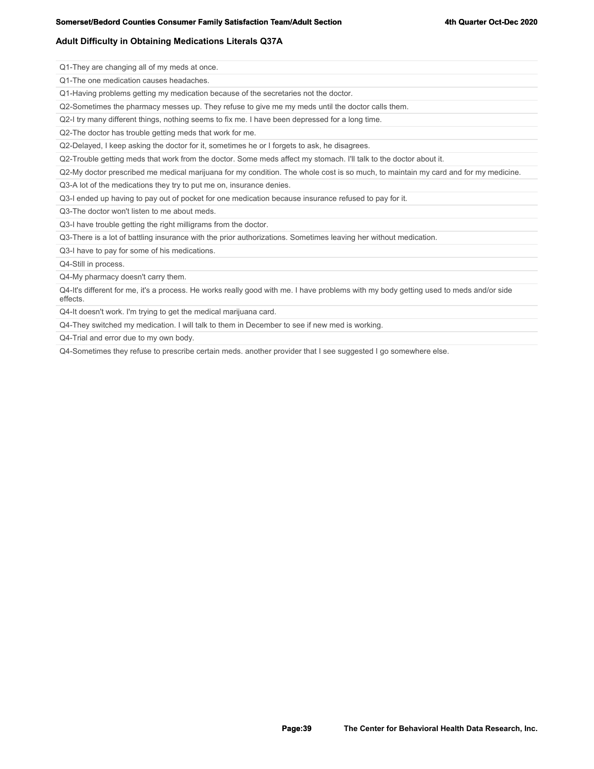## Adult Difficulty in Obtaining Medications Literals Q37A

| |
|---|
| Q1-They are changing all of my meds at once. |
| Q1-The one medication causes headaches. |
| Q1-Having problems getting my medication because of the secretaries not the doctor. |
| Q2-Sometimes the pharmacy messes up. They refuse to give me my meds until the doctor calls them. |
| Q2-I try many different things, nothing seems to fix me. I have been depressed for a long time. |
| Q2-The doctor has trouble getting meds that work for me. |
| Q2-Delayed, I keep asking the doctor for it, sometimes he or I forgets to ask, he disagrees. |
| Q2-Trouble getting meds that work from the doctor. Some meds affect my stomach. I'll talk to the doctor about it. |
| Q2-My doctor prescribed me medical marijuana for my condition. The whole cost is so much, to maintain my card and for my medicine. |
| Q3-A lot of the medications they try to put me on, insurance denies. |
| Q3-I ended up having to pay out of pocket for one medication because insurance refused to pay for it. |
| Q3-The doctor won't listen to me about meds. |
| Q3-I have trouble getting the right milligrams from the doctor. |
| Q3-There is a lot of battling insurance with the prior authorizations. Sometimes leaving her without medication. |
| Q3-I have to pay for some of his medications. |
| Q4-Still in process. |
| Q4-My pharmacy doesn't carry them. |
| Q4-It's different for me, it's a process. He works really good with me. I have problems with my body getting used to meds and/or side effects. |
| Q4-It doesn't work. I'm trying to get the medical marijuana card. |
| Q4-They switched my medication. I will talk to them in December to see if new med is working. |
| Q4-Trial and error due to my own body. |
| Q4-Sometimes they refuse to prescribe certain meds. another provider that I see suggested I go somewhere else. |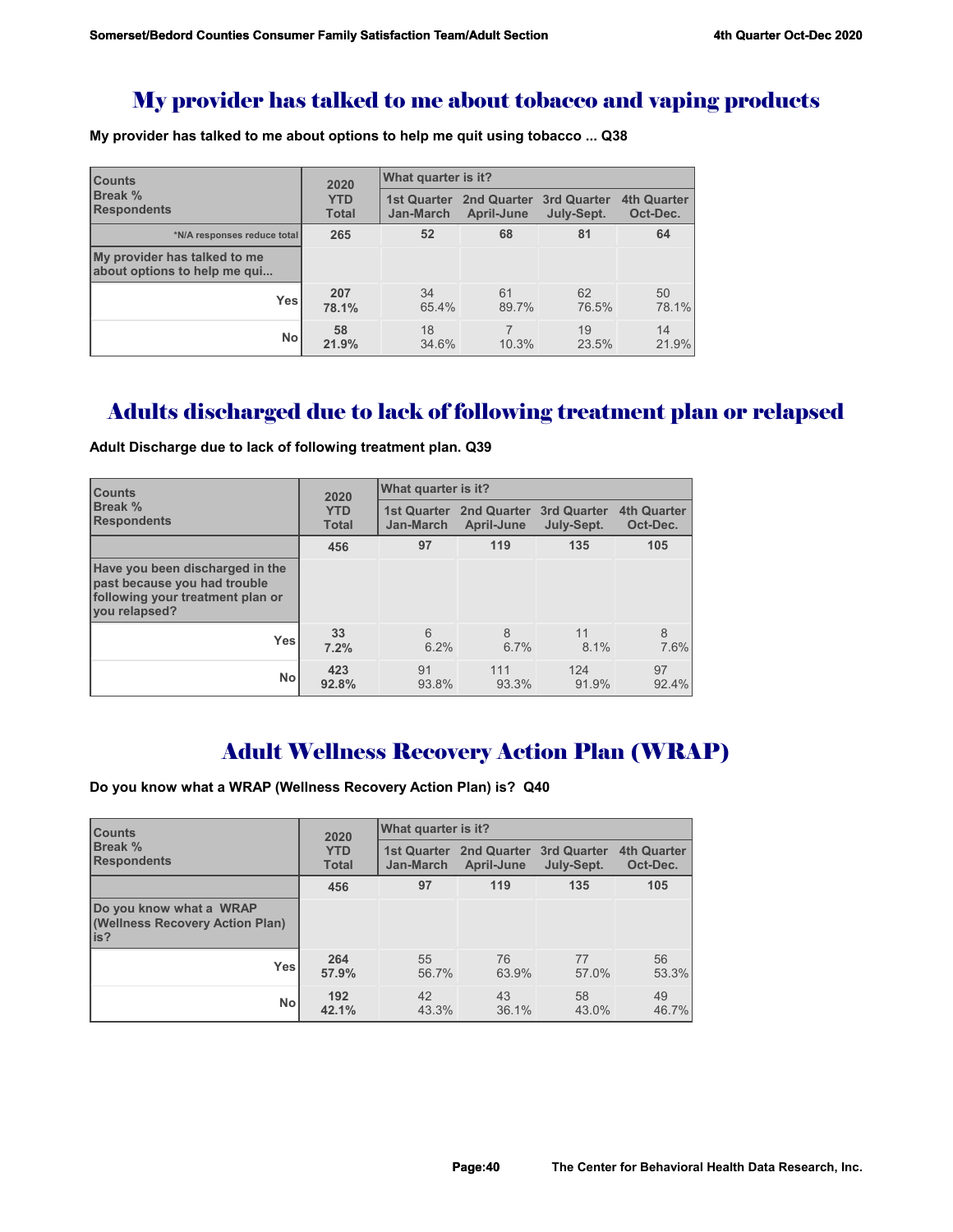# My provider has talked to me about tobacco and vaping products

**My provider has talked to me about options to help me quit using tobacco ... Q38**

| Counts<br>Break %<br>Respondents | 2020 YTD Total | What quarter is it? | | | |
|---|---|---|---|---|---|
| | | 1st Quarter Jan-March | 2nd Quarter April-June | 3rd Quarter July-Sept. | 4th Quarter Oct-Dec. |
| *N/A responses reduce total | 265 | 52 | 68 | 81 | 64 |
| My provider has talked to me about options to help me qui... | | | | | |
| Yes | 207<br>78.1% | 34<br>65.4% | 61<br>89.7% | 62<br>76.5% | 50<br>78.1% |
| No | 58<br>21.9% | 18<br>34.6% | 7<br>10.3% | 19<br>23.5% | 14<br>21.9% |

# Adults discharged due to lack of following treatment plan or relapsed

**Adult Discharge due to lack of following treatment plan. Q39**

| Counts<br>Break %<br>Respondents | 2020 YTD Total | What quarter is it? | | | |
|---|---|---|---|---|---|
| | | 1st Quarter Jan-March | 2nd Quarter April-June | 3rd Quarter July-Sept. | 4th Quarter Oct-Dec. |
| | 456 | 97 | 119 | 135 | 105 |
| Have you been discharged in the past because you had trouble following your treatment plan or you relapsed? | | | | | |
| Yes | 33<br>7.2% | 6<br>6.2% | 8<br>6.7% | 11<br>8.1% | 8<br>7.6% |
| No | 423<br>92.8% | 91<br>93.8% | 111<br>93.3% | 124<br>91.9% | 97<br>92.4% |

# Adult Wellness Recovery Action Plan (WRAP)

**Do you know what a WRAP (Wellness Recovery Action Plan) is? Q40**

| Counts<br>Break %<br>Respondents | 2020 YTD Total | What quarter is it? | | | |
|---|---|---|---|---|---|
| | | 1st Quarter Jan-March | 2nd Quarter April-June | 3rd Quarter July-Sept. | 4th Quarter Oct-Dec. |
| | 456 | 97 | 119 | 135 | 105 |
| Do you know what a WRAP (Wellness Recovery Action Plan) is? | | | | | |
| Yes | 264<br>57.9% | 55<br>56.7% | 76<br>63.9% | 77<br>57.0% | 56<br>53.3% |
| No | 192<br>42.1% | 42<br>43.3% | 43<br>36.1% | 58<br>43.0% | 49<br>46.7% |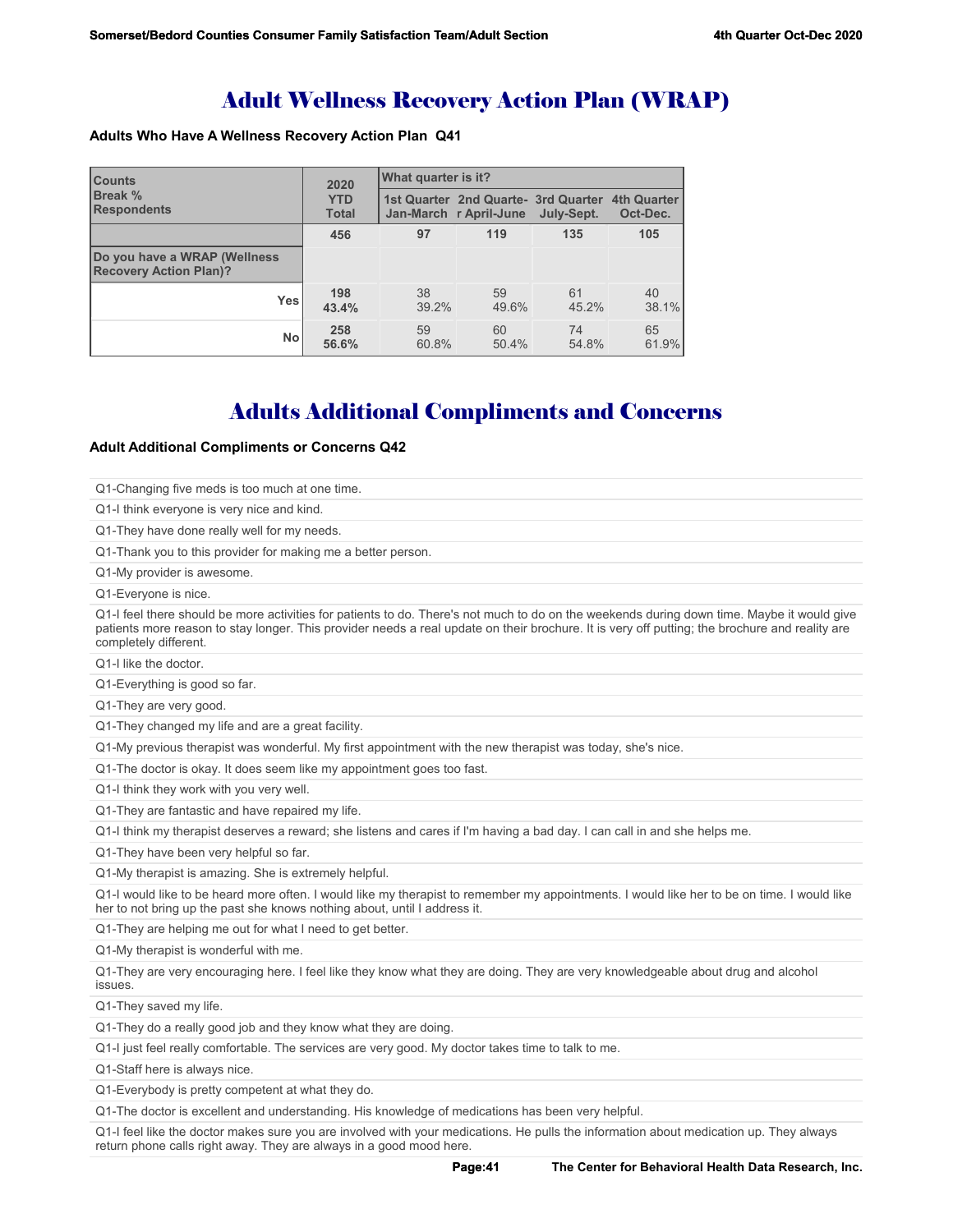# Adult Wellness Recovery Action Plan (WRAP)

### Adults Who Have A Wellness Recovery Action Plan Q41

| Counts<br>Break %<br>Respondents | 2020 YTD Total | What quarter is it? | | | |
|---|---|---|---|---|---|
| | | 1st Quarter Jan-March | 2nd Quarter April-June | 3rd Quarter July-Sept. | 4th Quarter Oct-Dec. |
| | **456** | **97** | **119** | **135** | **105** |
| **Do you have a WRAP (Wellness Recovery Action Plan)?** | | | | | |
| Yes | **198**<br>**43.4%** | 38<br>39.2% | 59<br>49.6% | 61<br>45.2% | 40<br>38.1% |
| No | **258**<br>**56.6%** | 59<br>60.8% | 60<br>50.4% | 74<br>54.8% | 65<br>61.9% |

# Adults Additional Compliments and Concerns

### Adult Additional Compliments or Concerns Q42

Q1-Changing five meds is too much at one time.

Q1-I think everyone is very nice and kind.

Q1-They have done really well for my needs.

Q1-Thank you to this provider for making me a better person.

Q1-My provider is awesome.

Q1-Everyone is nice.

Q1-I feel there should be more activities for patients to do. There's not much to do on the weekends during down time. Maybe it would give patients more reason to stay longer. This provider needs a real update on their brochure. It is very off putting; the brochure and reality are completely different.

Q1-I like the doctor.

Q1-Everything is good so far.

Q1-They are very good.

Q1-They changed my life and are a great facility.

Q1-My previous therapist was wonderful. My first appointment with the new therapist was today, she's nice.

Q1-The doctor is okay. It does seem like my appointment goes too fast.

Q1-I think they work with you very well.

Q1-They are fantastic and have repaired my life.

Q1-I think my therapist deserves a reward; she listens and cares if I'm having a bad day. I can call in and she helps me.

Q1-They have been very helpful so far.

Q1-My therapist is amazing. She is extremely helpful.

Q1-I would like to be heard more often. I would like my therapist to remember my appointments. I would like her to be on time. I would like her to not bring up the past she knows nothing about, until I address it.

Q1-They are helping me out for what I need to get better.

Q1-My therapist is wonderful with me.

Q1-They are very encouraging here. I feel like they know what they are doing. They are very knowledgeable about drug and alcohol issues.

Q1-They saved my life.

Q1-They do a really good job and they know what they are doing.

Q1-I just feel really comfortable. The services are very good. My doctor takes time to talk to me.

Q1-Staff here is always nice.

Q1-Everybody is pretty competent at what they do.

Q1-The doctor is excellent and understanding. His knowledge of medications has been very helpful.

Q1-I feel like the doctor makes sure you are involved with your medications. He pulls the information about medication up. They always return phone calls right away. They are always in a good mood here.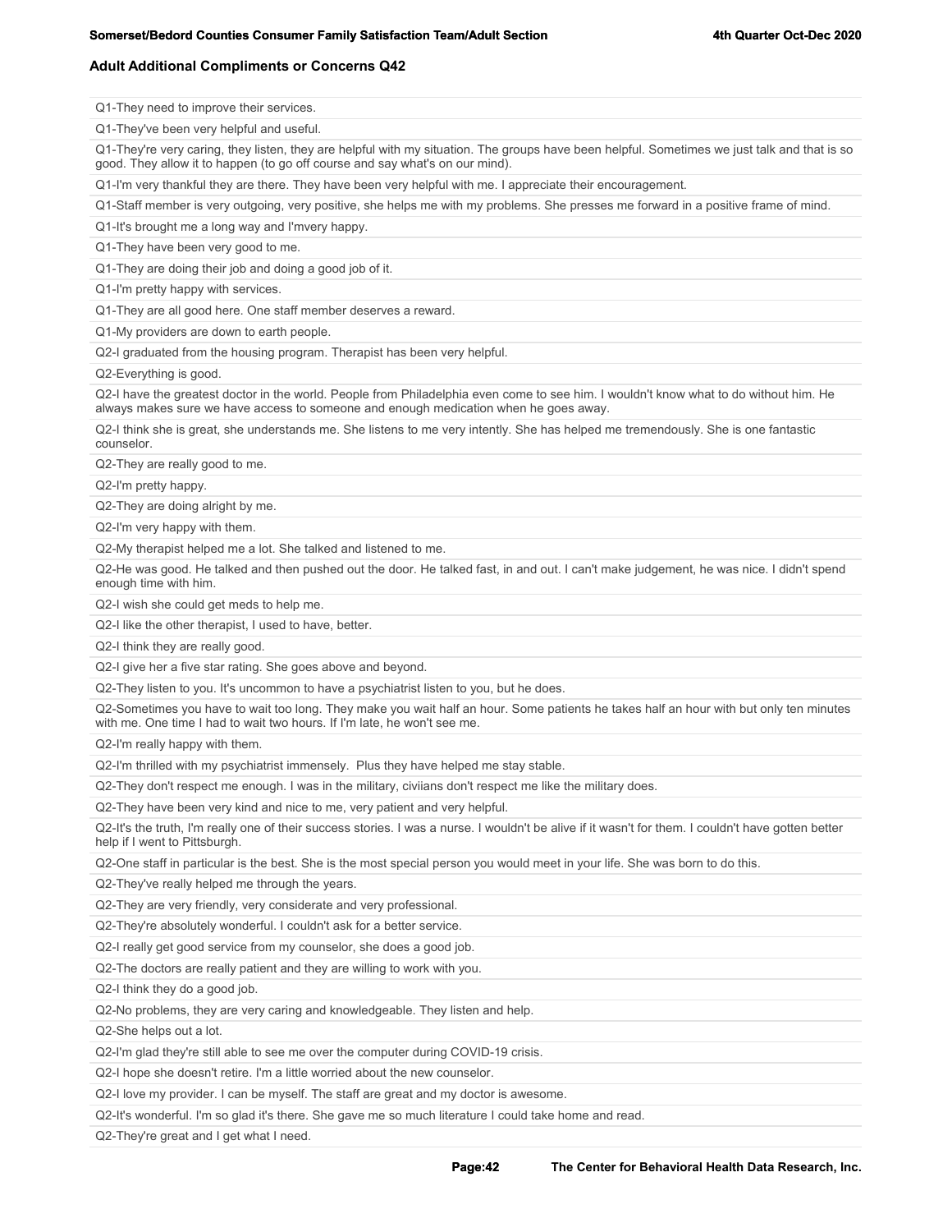## Adult Additional Compliments or Concerns Q42

Q1-They need to improve their services.

Q1-They've been very helpful and useful.

Q1-They're very caring, they listen, they are helpful with my situation. The groups have been helpful. Sometimes we just talk and that is so good. They allow it to happen (to go off course and say what's on our mind).

Q1-I'm very thankful they are there. They have been very helpful with me. I appreciate their encouragement.

Q1-Staff member is very outgoing, very positive, she helps me with my problems. She presses me forward in a positive frame of mind.

Q1-It's brought me a long way and I'mvery happy.

Q1-They have been very good to me.

Q1-They are doing their job and doing a good job of it.

Q1-I'm pretty happy with services.

Q1-They are all good here. One staff member deserves a reward.

Q1-My providers are down to earth people.

Q2-I graduated from the housing program. Therapist has been very helpful.

Q2-Everything is good.

Q2-I have the greatest doctor in the world. People from Philadelphia even come to see him. I wouldn't know what to do without him. He always makes sure we have access to someone and enough medication when he goes away.

Q2-I think she is great, she understands me. She listens to me very intently. She has helped me tremendously. She is one fantastic counselor.

Q2-They are really good to me.

Q2-I'm pretty happy.

Q2-They are doing alright by me.

Q2-I'm very happy with them.

Q2-My therapist helped me a lot. She talked and listened to me.

Q2-He was good. He talked and then pushed out the door. He talked fast, in and out. I can't make judgement, he was nice. I didn't spend enough time with him.

Q2-I wish she could get meds to help me.

Q2-I like the other therapist, I used to have, better.

Q2-I think they are really good.

Q2-I give her a five star rating. She goes above and beyond.

Q2-They listen to you. It's uncommon to have a psychiatrist listen to you, but he does.

Q2-Sometimes you have to wait too long. They make you wait half an hour. Some patients he takes half an hour with but only ten minutes with me. One time I had to wait two hours. If I'm late, he won't see me.

Q2-I'm really happy with them.

Q2-I'm thrilled with my psychiatrist immensely. Plus they have helped me stay stable.

Q2-They don't respect me enough. I was in the military, civiians don't respect me like the military does.

Q2-They have been very kind and nice to me, very patient and very helpful.

Q2-It's the truth, I'm really one of their success stories. I was a nurse. I wouldn't be alive if it wasn't for them. I couldn't have gotten better help if I went to Pittsburgh.

Q2-One staff in particular is the best. She is the most special person you would meet in your life. She was born to do this.

Q2-They've really helped me through the years.

Q2-They are very friendly, very considerate and very professional.

Q2-They're absolutely wonderful. I couldn't ask for a better service.

Q2-I really get good service from my counselor, she does a good job.

Q2-The doctors are really patient and they are willing to work with you.

Q2-I think they do a good job.

Q2-No problems, they are very caring and knowledgeable. They listen and help.

Q2-She helps out a lot.

Q2-I'm glad they're still able to see me over the computer during COVID-19 crisis.

Q2-I hope she doesn't retire. I'm a little worried about the new counselor.

Q2-I love my provider. I can be myself. The staff are great and my doctor is awesome.

Q2-It's wonderful. I'm so glad it's there. She gave me so much literature I could take home and read.

Q2-They're great and I get what I need.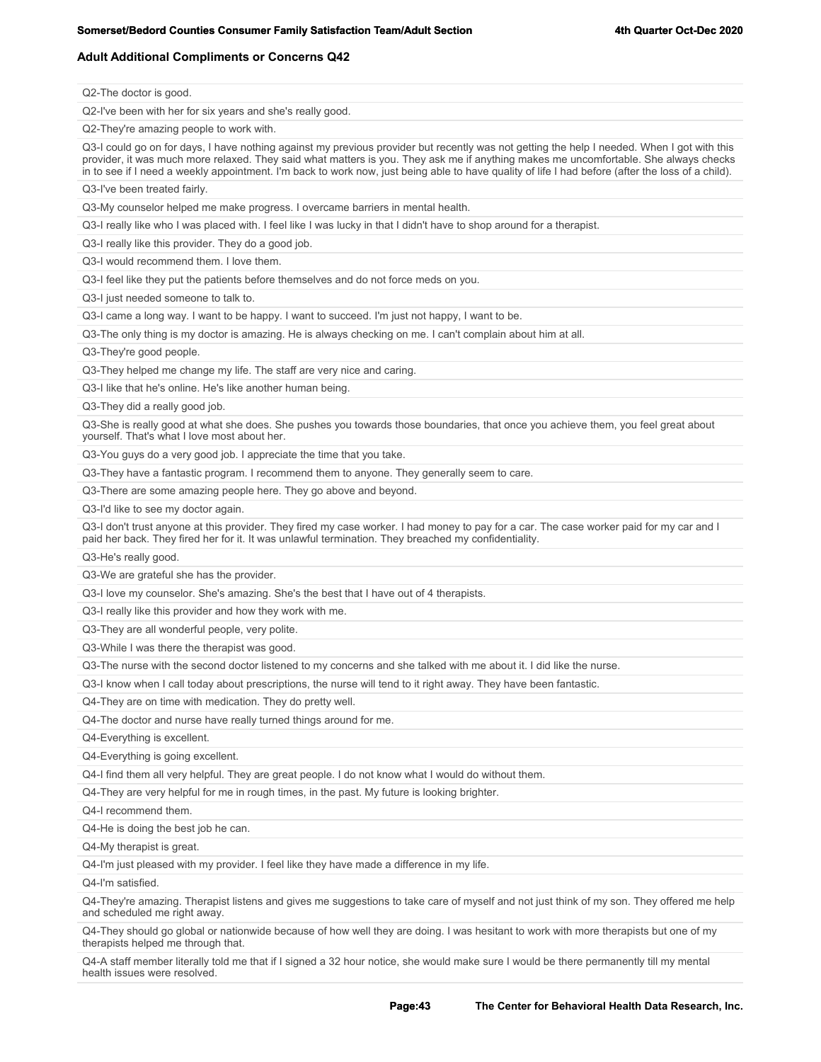## Adult Additional Compliments or Concerns Q42

Q2-The doctor is good.

Q2-I've been with her for six years and she's really good.

Q2-They're amazing people to work with.

Q3-I could go on for days, I have nothing against my previous provider but recently was not getting the help I needed. When I got with this provider, it was much more relaxed. They said what matters is you. They ask me if anything makes me uncomfortable. She always checks in to see if I need a weekly appointment. I'm back to work now, just being able to have quality of life I had before (after the loss of a child).

Q3-I've been treated fairly.

Q3-My counselor helped me make progress. I overcame barriers in mental health.

Q3-I really like who I was placed with. I feel like I was lucky in that I didn't have to shop around for a therapist.

Q3-I really like this provider. They do a good job.

Q3-I would recommend them. I love them.

Q3-I feel like they put the patients before themselves and do not force meds on you.

Q3-I just needed someone to talk to.

Q3-I came a long way. I want to be happy. I want to succeed. I'm just not happy, I want to be.

Q3-The only thing is my doctor is amazing. He is always checking on me. I can't complain about him at all.

Q3-They're good people.

Q3-They helped me change my life. The staff are very nice and caring.

Q3-I like that he's online. He's like another human being.

Q3-They did a really good job.

Q3-She is really good at what she does. She pushes you towards those boundaries, that once you achieve them, you feel great about yourself. That's what I love most about her.

Q3-You guys do a very good job. I appreciate the time that you take.

Q3-They have a fantastic program. I recommend them to anyone. They generally seem to care.

Q3-There are some amazing people here. They go above and beyond.

Q3-I'd like to see my doctor again.

Q3-I don't trust anyone at this provider. They fired my case worker. I had money to pay for a car. The case worker paid for my car and I paid her back. They fired her for it. It was unlawful termination. They breached my confidentiality.

Q3-He's really good.

Q3-We are grateful she has the provider.

Q3-I love my counselor. She's amazing. She's the best that I have out of 4 therapists.

Q3-I really like this provider and how they work with me.

Q3-They are all wonderful people, very polite.

Q3-While I was there the therapist was good.

Q3-The nurse with the second doctor listened to my concerns and she talked with me about it. I did like the nurse.

Q3-I know when I call today about prescriptions, the nurse will tend to it right away. They have been fantastic.

Q4-They are on time with medication. They do pretty well.

Q4-The doctor and nurse have really turned things around for me.

Q4-Everything is excellent.

Q4-Everything is going excellent.

Q4-I find them all very helpful. They are great people. I do not know what I would do without them.

Q4-They are very helpful for me in rough times, in the past. My future is looking brighter.

Q4-I recommend them.

Q4-He is doing the best job he can.

Q4-My therapist is great.

Q4-I'm just pleased with my provider. I feel like they have made a difference in my life.

Q4-I'm satisfied.

Q4-They're amazing. Therapist listens and gives me suggestions to take care of myself and not just think of my son. They offered me help and scheduled me right away.

Q4-They should go global or nationwide because of how well they are doing. I was hesitant to work with more therapists but one of my therapists helped me through that.

Q4-A staff member literally told me that if I signed a 32 hour notice, she would make sure I would be there permanently till my mental health issues were resolved.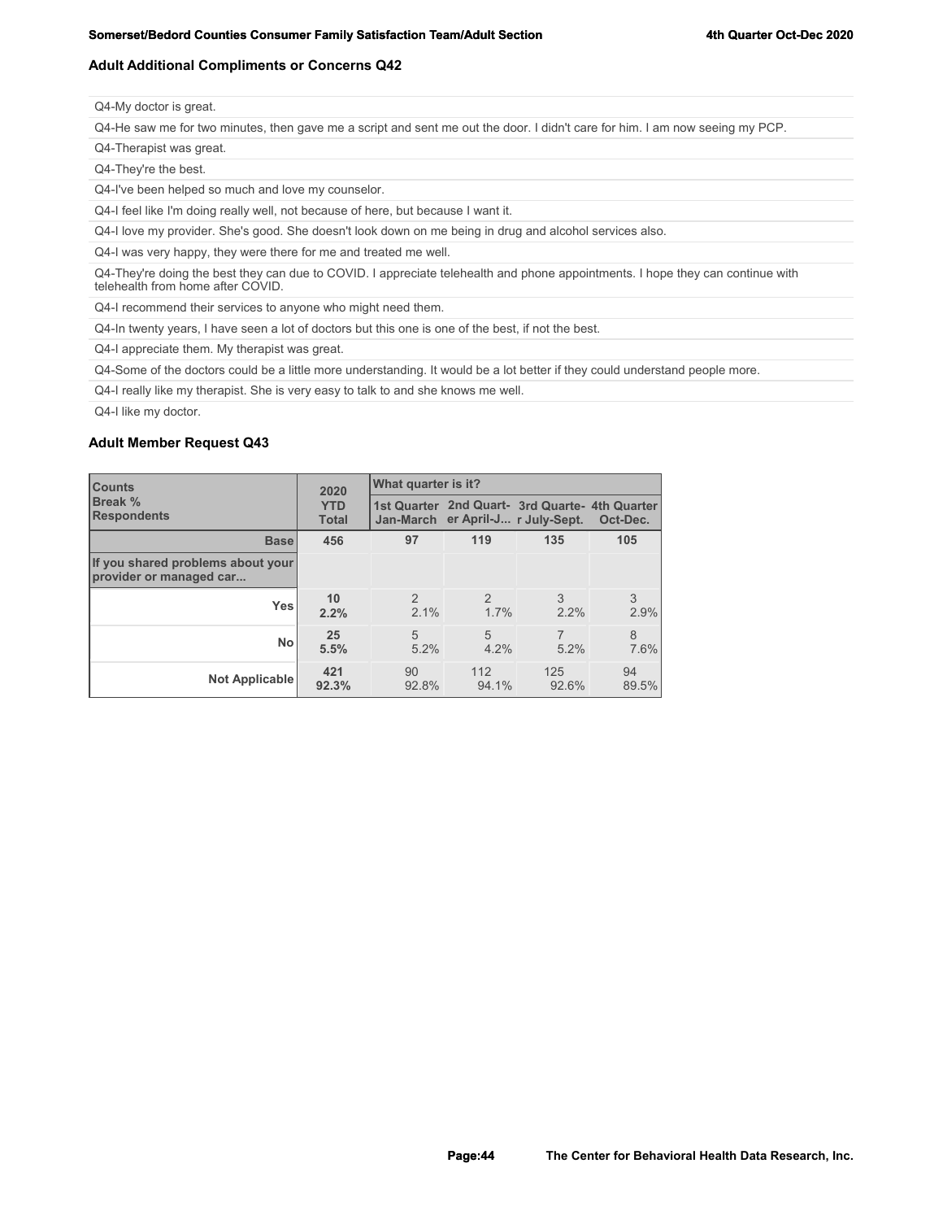## Adult Additional Compliments or Concerns Q42

Q4-My doctor is great.

Q4-He saw me for two minutes, then gave me a script and sent me out the door. I didn't care for him. I am now seeing my PCP.

Q4-Therapist was great.

Q4-They're the best.

Q4-I've been helped so much and love my counselor.

Q4-I feel like I'm doing really well, not because of here, but because I want it.

Q4-I love my provider. She's good. She doesn't look down on me being in drug and alcohol services also.

Q4-I was very happy, they were there for me and treated me well.

Q4-They're doing the best they can due to COVID. I appreciate telehealth and phone appointments. I hope they can continue with telehealth from home after COVID.

Q4-I recommend their services to anyone who might need them.

Q4-In twenty years, I have seen a lot of doctors but this one is one of the best, if not the best.

Q4-I appreciate them. My therapist was great.

Q4-Some of the doctors could be a little more understanding. It would be a lot better if they could understand people more.

Q4-I really like my therapist. She is very easy to talk to and she knows me well.

Q4-I like my doctor.

## Adult Member Request Q43

| Counts<br>Break %<br>Respondents | 2020 YTD Total | What quarter is it? | | | |
|---|---|---|---|---|---|
| | | 1st Quarter Jan-March | 2nd Quart-er April-J... | 3rd Quarte-r July-Sept. | 4th Quarter Oct-Dec. |
| **Base** | **456** | **97** | **119** | **135** | **105** |
| **If you shared problems about your provider or managed car...** | | | | | |
| **Yes** | **10**<br>**2.2%** | 2<br>2.1% | 2<br>1.7% | 3<br>2.2% | 3<br>2.9% |
| **No** | **25**<br>**5.5%** | 5<br>5.2% | 5<br>4.2% | 7<br>5.2% | 8<br>7.6% |
| **Not Applicable** | **421**<br>**92.3%** | 90<br>92.8% | 112<br>94.1% | 125<br>92.6% | 94<br>89.5% |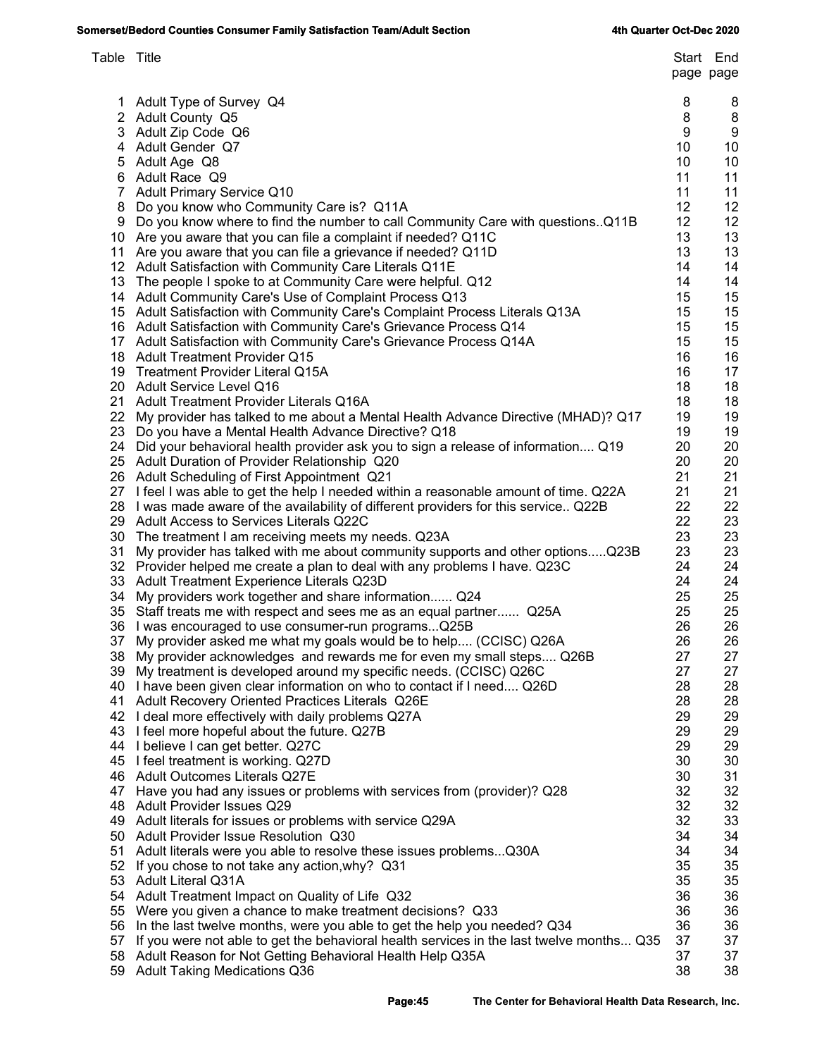| Table | Title | Start page | End page |
|---|---|---|---|
| 1 | Adult Type of Survey Q4 | 8 | 8 |
| 2 | Adult County Q5 | 8 | 8 |
| 3 | Adult Zip Code Q6 | 9 | 9 |
| 4 | Adult Gender Q7 | 10 | 10 |
| 5 | Adult Age Q8 | 10 | 10 |
| 6 | Adult Race Q9 | 11 | 11 |
| 7 | Adult Primary Service Q10 | 11 | 11 |
| 8 | Do you know who Community Care is? Q11A | 12 | 12 |
| 9 | Do you know where to find the number to call Community Care with questions..Q11B | 12 | 12 |
| 10 | Are you aware that you can file a complaint if needed? Q11C | 13 | 13 |
| 11 | Are you aware that you can file a grievance if needed? Q11D | 13 | 13 |
| 12 | Adult Satisfaction with Community Care Literals Q11E | 14 | 14 |
| 13 | The people I spoke to at Community Care were helpful. Q12 | 14 | 14 |
| 14 | Adult Community Care's Use of Complaint Process Q13 | 15 | 15 |
| 15 | Adult Satisfaction with Community Care's Complaint Process Literals Q13A | 15 | 15 |
| 16 | Adult Satisfaction with Community Care's Grievance Process Q14 | 15 | 15 |
| 17 | Adult Satisfaction with Community Care's Grievance Process Q14A | 15 | 15 |
| 18 | Adult Treatment Provider Q15 | 16 | 16 |
| 19 | Treatment Provider Literal Q15A | 16 | 17 |
| 20 | Adult Service Level Q16 | 18 | 18 |
| 21 | Adult Treatment Provider Literals Q16A | 18 | 18 |
| 22 | My provider has talked to me about a Mental Health Advance Directive (MHAD)? Q17 | 19 | 19 |
| 23 | Do you have a Mental Health Advance Directive? Q18 | 19 | 19 |
| 24 | Did your behavioral health provider ask you to sign a release of information.... Q19 | 20 | 20 |
| 25 | Adult Duration of Provider Relationship Q20 | 20 | 20 |
| 26 | Adult Scheduling of First Appointment Q21 | 21 | 21 |
| 27 | I feel I was able to get the help I needed within a reasonable amount of time. Q22A | 21 | 21 |
| 28 | I was made aware of the availability of different providers for this service.. Q22B | 22 | 22 |
| 29 | Adult Access to Services Literals Q22C | 22 | 23 |
| 30 | The treatment I am receiving meets my needs. Q23A | 23 | 23 |
| 31 | My provider has talked with me about community supports and other options.....Q23B | 23 | 23 |
| 32 | Provider helped me create a plan to deal with any problems I have. Q23C | 24 | 24 |
| 33 | Adult Treatment Experience Literals Q23D | 24 | 24 |
| 34 | My providers work together and share information...... Q24 | 25 | 25 |
| 35 | Staff treats me with respect and sees me as an equal partner...... Q25A | 25 | 25 |
| 36 | I was encouraged to use consumer-run programs...Q25B | 26 | 26 |
| 37 | My provider asked me what my goals would be to help.... (CCISC) Q26A | 26 | 26 |
| 38 | My provider acknowledges and rewards me for even my small steps.... Q26B | 27 | 27 |
| 39 | My treatment is developed around my specific needs. (CCISC) Q26C | 27 | 27 |
| 40 | I have been given clear information on who to contact if I need.... Q26D | 28 | 28 |
| 41 | Adult Recovery Oriented Practices Literals Q26E | 28 | 28 |
| 42 | I deal more effectively with daily problems Q27A | 29 | 29 |
| 43 | I feel more hopeful about the future. Q27B | 29 | 29 |
| 44 | I believe I can get better. Q27C | 29 | 29 |
| 45 | I feel treatment is working. Q27D | 30 | 30 |
| 46 | Adult Outcomes Literals Q27E | 30 | 31 |
| 47 | Have you had any issues or problems with services from (provider)? Q28 | 32 | 32 |
| 48 | Adult Provider Issues Q29 | 32 | 32 |
| 49 | Adult literals for issues or problems with service Q29A | 32 | 33 |
| 50 | Adult Provider Issue Resolution Q30 | 34 | 34 |
| 51 | Adult literals were you able to resolve these issues problems...Q30A | 34 | 34 |
| 52 | If you chose to not take any action,why? Q31 | 35 | 35 |
| 53 | Adult Literal Q31A | 35 | 35 |
| 54 | Adult Treatment Impact on Quality of Life Q32 | 36 | 36 |
| 55 | Were you given a chance to make treatment decisions? Q33 | 36 | 36 |
| 56 | In the last twelve months, were you able to get the help you needed? Q34 | 36 | 36 |
| 57 | If you were not able to get the behavioral health services in the last twelve months... Q35 | 37 | 37 |
| 58 | Adult Reason for Not Getting Behavioral Health Help Q35A | 37 | 37 |
| 59 | Adult Taking Medications Q36 | 38 | 38 |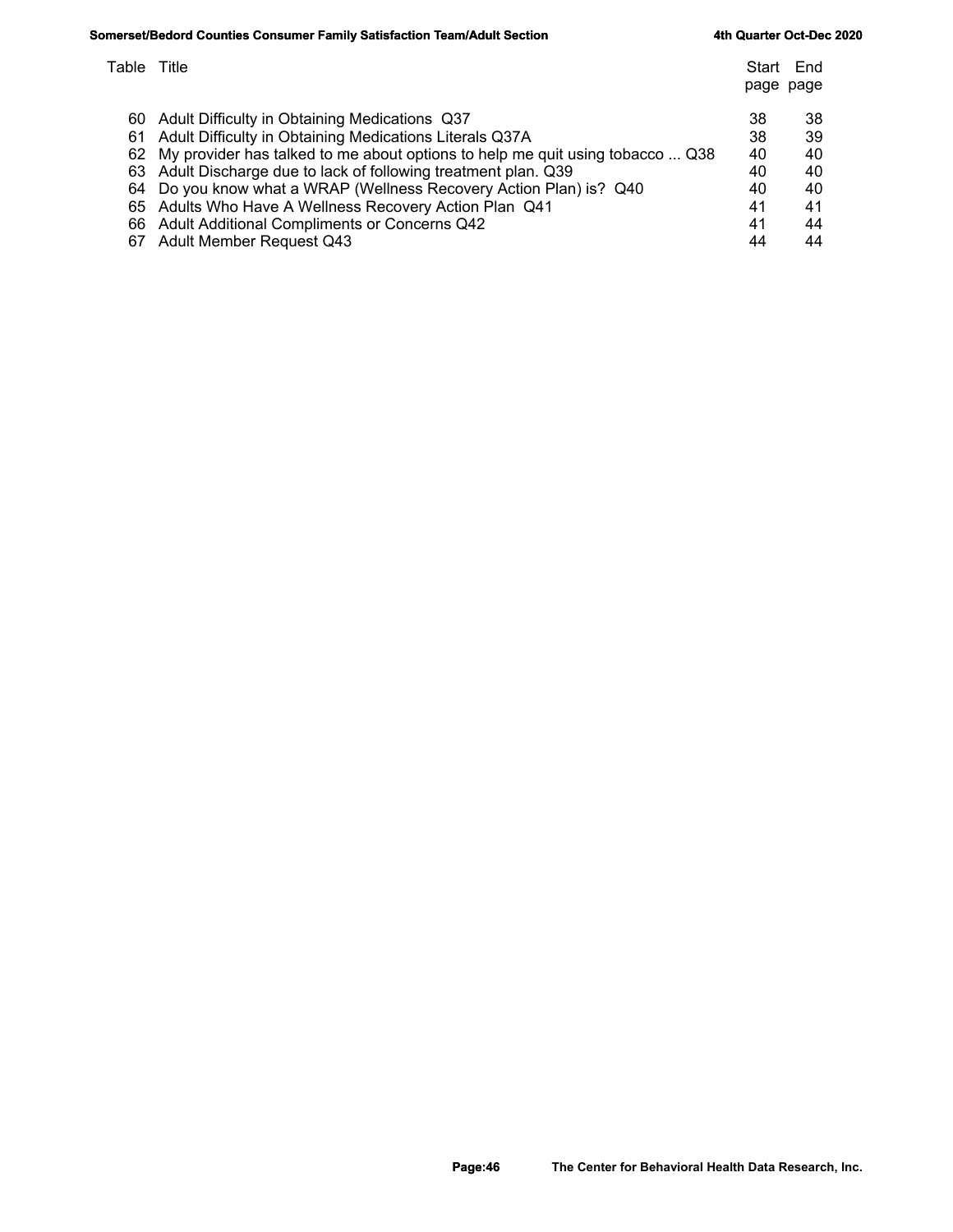| Table | Title | Start page | End page |
|---|---|---|---|
| 60 | Adult Difficulty in Obtaining Medications Q37 | 38 | 38 |
| 61 | Adult Difficulty in Obtaining Medications Literals Q37A | 38 | 39 |
| 62 | My provider has talked to me about options to help me quit using tobacco ... Q38 | 40 | 40 |
| 63 | Adult Discharge due to lack of following treatment plan. Q39 | 40 | 40 |
| 64 | Do you know what a WRAP (Wellness Recovery Action Plan) is? Q40 | 40 | 40 |
| 65 | Adults Who Have A Wellness Recovery Action Plan Q41 | 41 | 41 |
| 66 | Adult Additional Compliments or Concerns Q42 | 41 | 44 |
| 67 | Adult Member Request Q43 | 44 | 44 |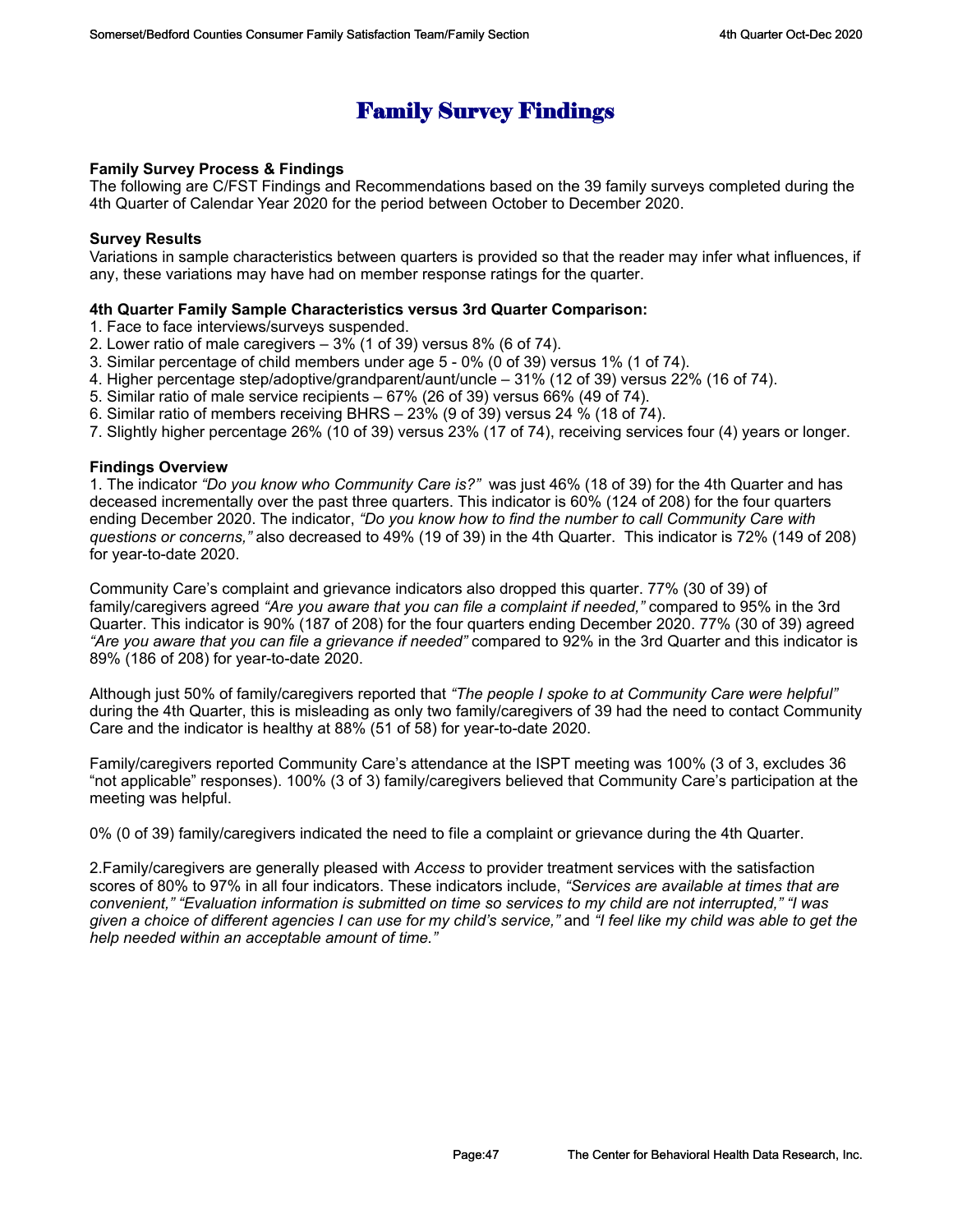# Family Survey Findings

**Family Survey Process & Findings**
The following are C/FST Findings and Recommendations based on the 39 family surveys completed during the 4th Quarter of Calendar Year 2020 for the period between October to December 2020.

**Survey Results**
Variations in sample characteristics between quarters is provided so that the reader may infer what influences, if any, these variations may have had on member response ratings for the quarter.

**4th Quarter Family Sample Characteristics versus 3rd Quarter Comparison:**

1. Face to face interviews/surveys suspended.
2. Lower ratio of male caregivers – 3% (1 of 39) versus 8% (6 of 74).
3. Similar percentage of child members under age 5 - 0% (0 of 39) versus 1% (1 of 74).
4. Higher percentage step/adoptive/grandparent/aunt/uncle – 31% (12 of 39) versus 22% (16 of 74).
5. Similar ratio of male service recipients – 67% (26 of 39) versus 66% (49 of 74).
6. Similar ratio of members receiving BHRS – 23% (9 of 39) versus 24 % (18 of 74).
7. Slightly higher percentage 26% (10 of 39) versus 23% (17 of 74), receiving services four (4) years or longer.

**Findings Overview**
1. The indicator *"Do you know who Community Care is?"* was just 46% (18 of 39) for the 4th Quarter and has deceased incrementally over the past three quarters. This indicator is 60% (124 of 208) for the four quarters ending December 2020. The indicator, *"Do you know how to find the number to call Community Care with questions or concerns,"* also decreased to 49% (19 of 39) in the 4th Quarter. This indicator is 72% (149 of 208) for year-to-date 2020.

Community Care's complaint and grievance indicators also dropped this quarter. 77% (30 of 39) of family/caregivers agreed *"Are you aware that you can file a complaint if needed,"* compared to 95% in the 3rd Quarter. This indicator is 90% (187 of 208) for the four quarters ending December 2020. 77% (30 of 39) agreed *"Are you aware that you can file a grievance if needed"* compared to 92% in the 3rd Quarter and this indicator is 89% (186 of 208) for year-to-date 2020.

Although just 50% of family/caregivers reported that *"The people I spoke to at Community Care were helpful"* during the 4th Quarter, this is misleading as only two family/caregivers of 39 had the need to contact Community Care and the indicator is healthy at 88% (51 of 58) for year-to-date 2020.

Family/caregivers reported Community Care's attendance at the ISPT meeting was 100% (3 of 3, excludes 36 "not applicable" responses). 100% (3 of 3) family/caregivers believed that Community Care's participation at the meeting was helpful.

0% (0 of 39) family/caregivers indicated the need to file a complaint or grievance during the 4th Quarter.

2.Family/caregivers are generally pleased with *Access* to provider treatment services with the satisfaction scores of 80% to 97% in all four indicators. These indicators include, *"Services are available at times that are convenient," "Evaluation information is submitted on time so services to my child are not interrupted," "I was given a choice of different agencies I can use for my child's service,"* and *"I feel like my child was able to get the help needed within an acceptable amount of time."*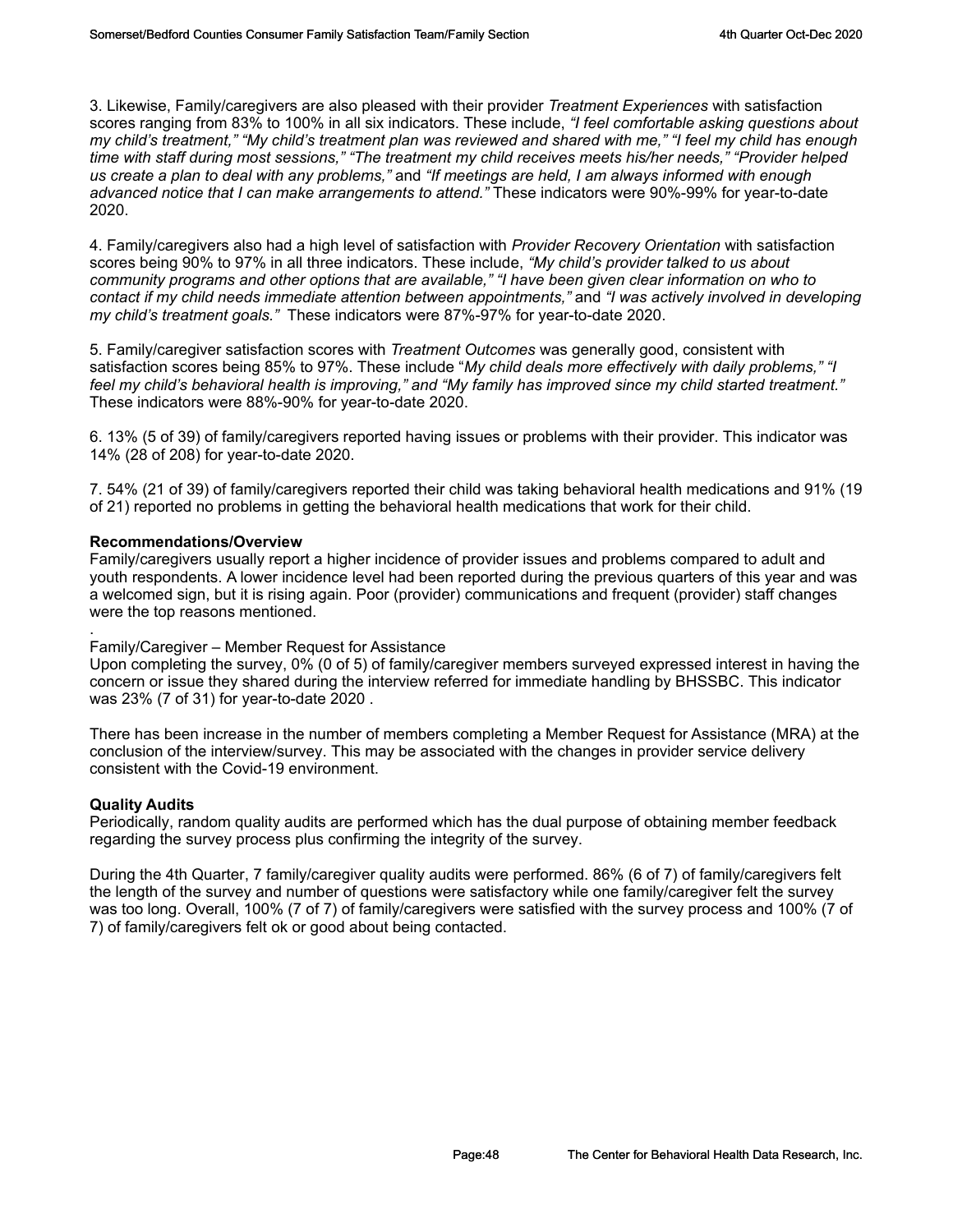3. Likewise, Family/caregivers are also pleased with their provider *Treatment Experiences* with satisfaction scores ranging from 83% to 100% in all six indicators. These include, *"I feel comfortable asking questions about my child's treatment," "My child's treatment plan was reviewed and shared with me," "I feel my child has enough time with staff during most sessions," "The treatment my child receives meets his/her needs," "Provider helped us create a plan to deal with any problems,"* and *"If meetings are held, I am always informed with enough advanced notice that I can make arrangements to attend."* These indicators were 90%-99% for year-to-date 2020.

4. Family/caregivers also had a high level of satisfaction with *Provider Recovery Orientation* with satisfaction scores being 90% to 97% in all three indicators. These include, *"My child's provider talked to us about community programs and other options that are available," "I have been given clear information on who to contact if my child needs immediate attention between appointments,"* and *"I was actively involved in developing my child's treatment goals."* These indicators were 87%-97% for year-to-date 2020.

5. Family/caregiver satisfaction scores with *Treatment Outcomes* was generally good, consistent with satisfaction scores being 85% to 97%. These include "*My child deals more effectively with daily problems," "I feel my child's behavioral health is improving," and "My family has improved since my child started treatment."* These indicators were 88%-90% for year-to-date 2020.

6. 13% (5 of 39) of family/caregivers reported having issues or problems with their provider. This indicator was 14% (28 of 208) for year-to-date 2020.

7. 54% (21 of 39) of family/caregivers reported their child was taking behavioral health medications and 91% (19 of 21) reported no problems in getting the behavioral health medications that work for their child.

**Recommendations/Overview**

Family/caregivers usually report a higher incidence of provider issues and problems compared to adult and youth respondents. A lower incidence level had been reported during the previous quarters of this year and was a welcomed sign, but it is rising again. Poor (provider) communications and frequent (provider) staff changes were the top reasons mentioned.

.

Family/Caregiver – Member Request for Assistance

Upon completing the survey, 0% (0 of 5) of family/caregiver members surveyed expressed interest in having the concern or issue they shared during the interview referred for immediate handling by BHSSBC. This indicator was 23% (7 of 31) for year-to-date 2020 .

There has been increase in the number of members completing a Member Request for Assistance (MRA) at the conclusion of the interview/survey. This may be associated with the changes in provider service delivery consistent with the Covid-19 environment.

**Quality Audits**

Periodically, random quality audits are performed which has the dual purpose of obtaining member feedback regarding the survey process plus confirming the integrity of the survey.

During the 4th Quarter, 7 family/caregiver quality audits were performed. 86% (6 of 7) of family/caregivers felt the length of the survey and number of questions were satisfactory while one family/caregiver felt the survey was too long. Overall, 100% (7 of 7) of family/caregivers were satisfied with the survey process and 100% (7 of 7) of family/caregivers felt ok or good about being contacted.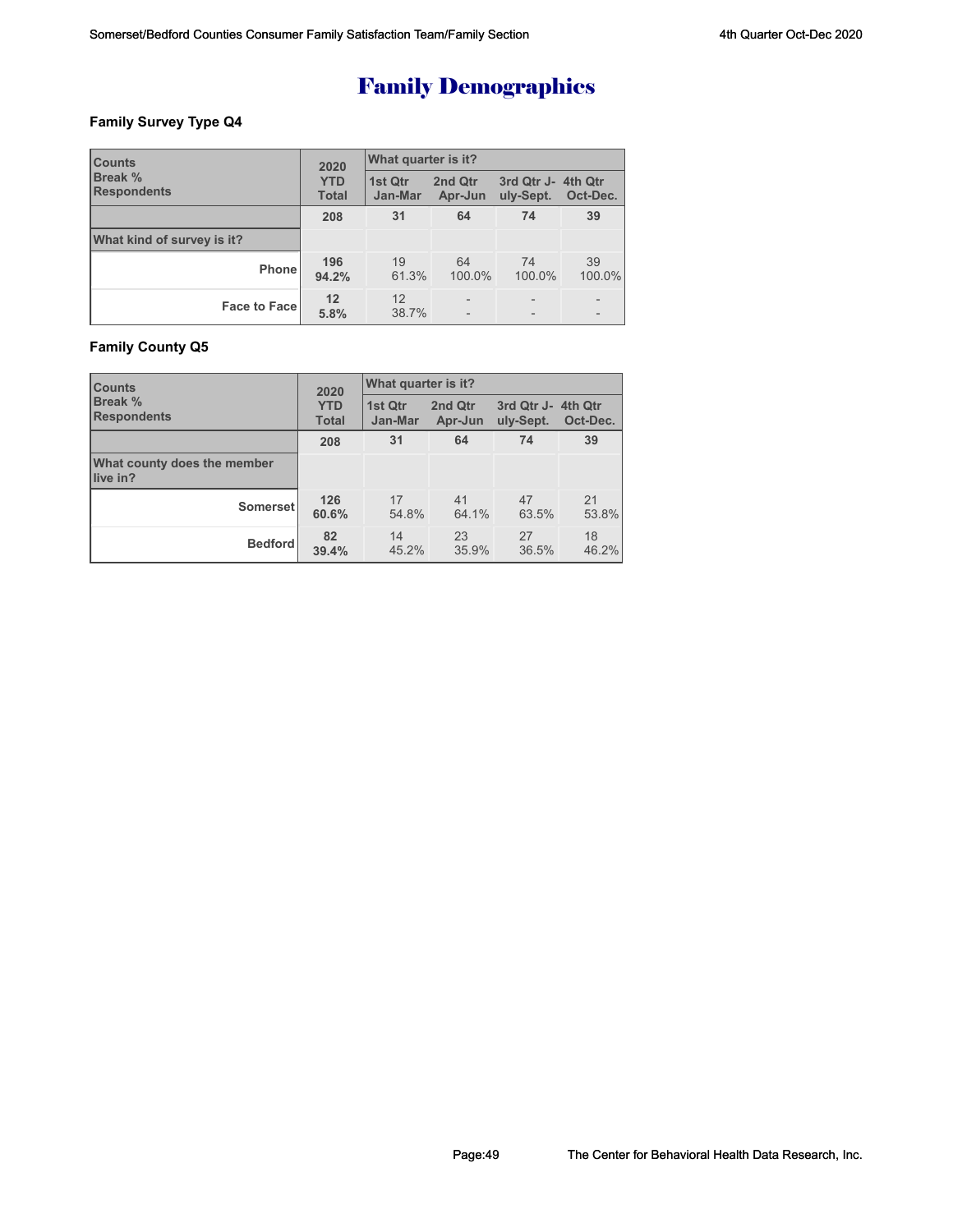# Family Demographics

### Family Survey Type Q4

| Counts<br>Break %<br>Respondents | 2020 YTD Total | What quarter is it? | | | |
|---|---|---|---|---|---|
| | | 1st Qtr Jan-Mar | 2nd Qtr Apr-Jun | 3rd Qtr July-Sept. | 4th Qtr Oct-Dec. |
| | 208 | 31 | 64 | 74 | 39 |
| What kind of survey is it? | | | | | |
| Phone | 196<br>94.2% | 19<br>61.3% | 64<br>100.0% | 74<br>100.0% | 39<br>100.0% |
| Face to Face | 12<br>5.8% | 12<br>38.7% | -<br>- | -<br>- | -<br>- |

### Family County Q5

| Counts<br>Break %<br>Respondents | 2020 YTD Total | What quarter is it? | | | |
|---|---|---|---|---|---|
| | | 1st Qtr Jan-Mar | 2nd Qtr Apr-Jun | 3rd Qtr July-Sept. | 4th Qtr Oct-Dec. |
| | 208 | 31 | 64 | 74 | 39 |
| What county does the member live in? | | | | | |
| Somerset | 126<br>60.6% | 17<br>54.8% | 41<br>64.1% | 47<br>63.5% | 21<br>53.8% |
| Bedford | 82<br>39.4% | 14<br>45.2% | 23<br>35.9% | 27<br>36.5% | 18<br>46.2% |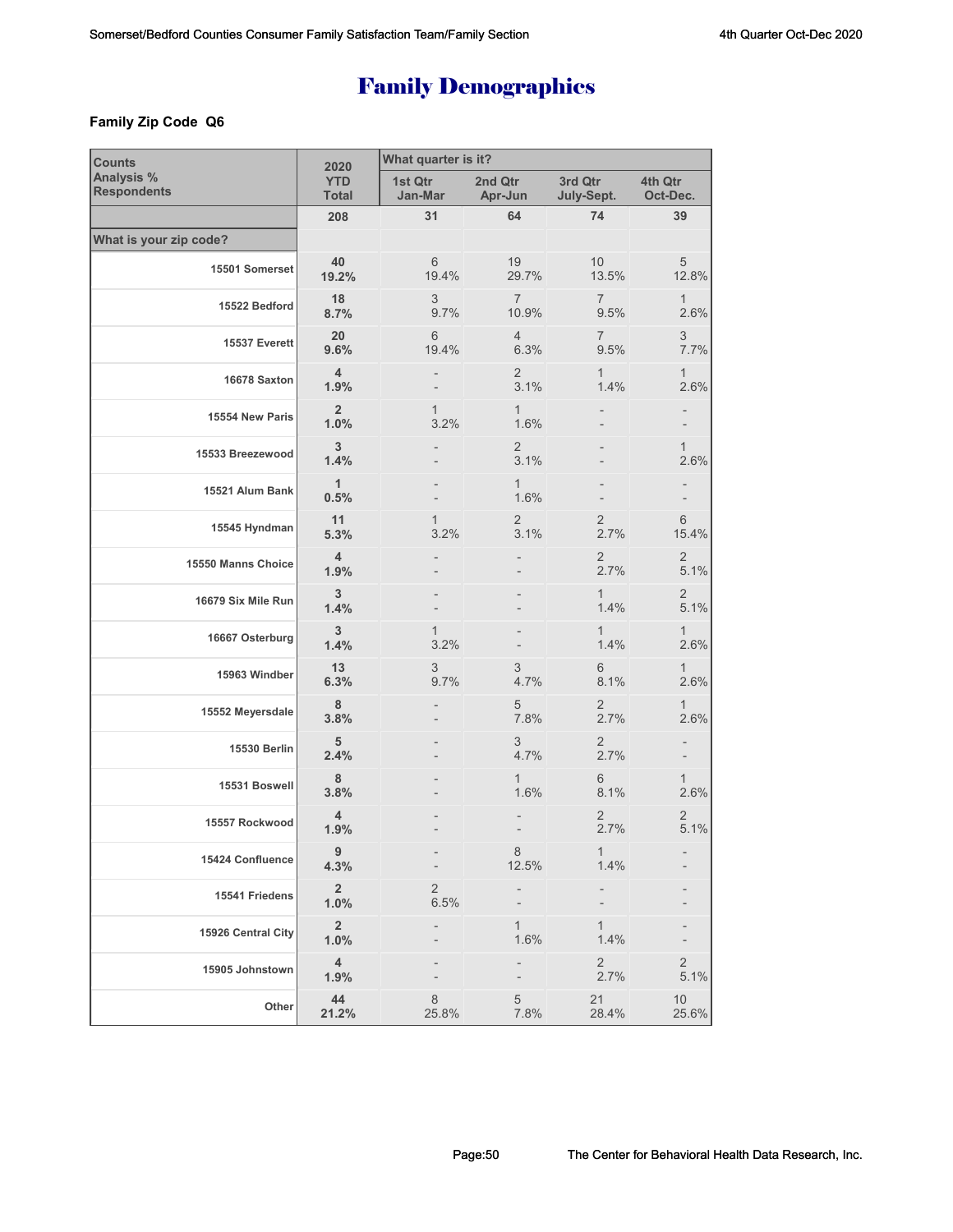# Family Demographics

**Family Zip Code Q6**

| Counts<br>Analysis %<br>Respondents | 2020<br>YTD<br>Total | What quarter is it?<br>1st Qtr<br>Jan-Mar | <br>2nd Qtr<br>Apr-Jun | <br>3rd Qtr<br>July-Sept. | <br>4th Qtr<br>Oct-Dec. |
|---|---|---|---|---|---|
| | 208 | 31 | 64 | 74 | 39 |
| **What is your zip code?** | | | | | |
| 15501 Somerset | 40<br>19.2% | 6<br>19.4% | 19<br>29.7% | 10<br>13.5% | 5<br>12.8% |
| 15522 Bedford | 18<br>8.7% | 3<br>9.7% | 7<br>10.9% | 7<br>9.5% | 1<br>2.6% |
| 15537 Everett | 20<br>9.6% | 6<br>19.4% | 4<br>6.3% | 7<br>9.5% | 3<br>7.7% |
| 16678 Saxton | 4<br>1.9% | -<br>- | 2<br>3.1% | 1<br>1.4% | 1<br>2.6% |
| 15554 New Paris | 2<br>1.0% | 1<br>3.2% | 1<br>1.6% | -<br>- | -<br>- |
| 15533 Breezewood | 3<br>1.4% | -<br>- | 2<br>3.1% | -<br>- | 1<br>2.6% |
| 15521 Alum Bank | 1<br>0.5% | -<br>- | 1<br>1.6% | -<br>- | -<br>- |
| 15545 Hyndman | 11<br>5.3% | 1<br>3.2% | 2<br>3.1% | 2<br>2.7% | 6<br>15.4% |
| 15550 Manns Choice | 4<br>1.9% | -<br>- | -<br>- | 2<br>2.7% | 2<br>5.1% |
| 16679 Six Mile Run | 3<br>1.4% | -<br>- | -<br>- | 1<br>1.4% | 2<br>5.1% |
| 16667 Osterburg | 3<br>1.4% | 1<br>3.2% | -<br>- | 1<br>1.4% | 1<br>2.6% |
| 15963 Windber | 13<br>6.3% | 3<br>9.7% | 3<br>4.7% | 6<br>8.1% | 1<br>2.6% |
| 15552 Meyersdale | 8<br>3.8% | -<br>- | 5<br>7.8% | 2<br>2.7% | 1<br>2.6% |
| 15530 Berlin | 5<br>2.4% | -<br>- | 3<br>4.7% | 2<br>2.7% | -<br>- |
| 15531 Boswell | 8<br>3.8% | -<br>- | 1<br>1.6% | 6<br>8.1% | 1<br>2.6% |
| 15557 Rockwood | 4<br>1.9% | -<br>- | -<br>- | 2<br>2.7% | 2<br>5.1% |
| 15424 Confluence | 9<br>4.3% | -<br>- | 8<br>12.5% | 1<br>1.4% | -<br>- |
| 15541 Friedens | 2<br>1.0% | 2<br>6.5% | -<br>- | -<br>- | -<br>- |
| 15926 Central City | 2<br>1.0% | -<br>- | 1<br>1.6% | 1<br>1.4% | -<br>- |
| 15905 Johnstown | 4<br>1.9% | -<br>- | -<br>- | 2<br>2.7% | 2<br>5.1% |
| Other | 44<br>21.2% | 8<br>25.8% | 5<br>7.8% | 21<br>28.4% | 10<br>25.6% |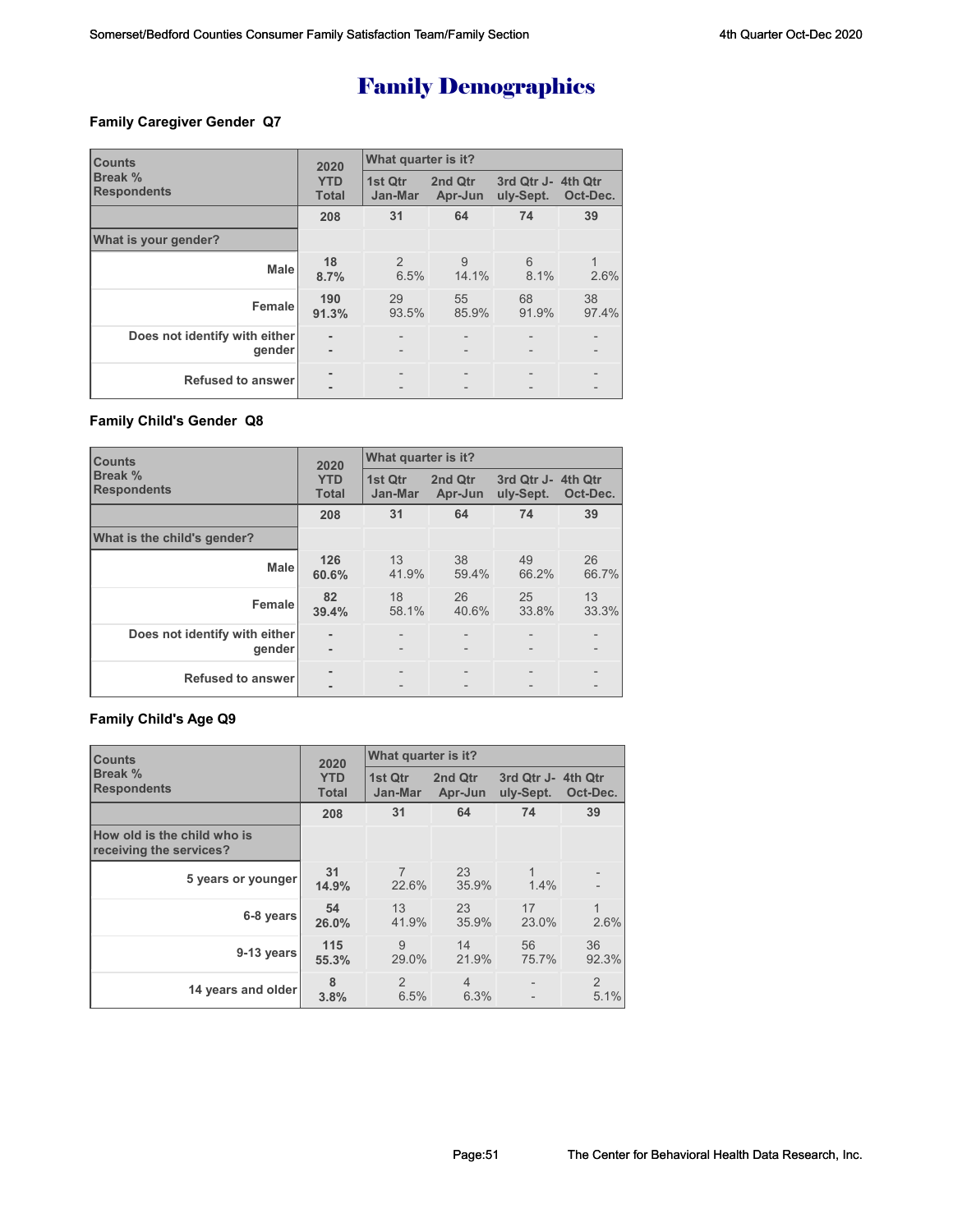# Family Demographics

### Family Caregiver Gender Q7

| Counts<br>Break %<br>Respondents | 2020 YTD Total | What quarter is it? | | | |
|---|---|---|---|---|---|
| | | 1st Qtr Jan-Mar | 2nd Qtr Apr-Jun | 3rd Qtr July-Sept. | 4th Qtr Oct-Dec. |
| | **208** | **31** | **64** | **74** | **39** |
| **What is your gender?** | | | | | |
| **Male** | **18**<br>**8.7%** | 2<br>6.5% | 9<br>14.1% | 6<br>8.1% | 1<br>2.6% |
| **Female** | **190**<br>**91.3%** | 29<br>93.5% | 55<br>85.9% | 68<br>91.9% | 38<br>97.4% |
| **Does not identify with either gender** | **-**<br>**-** | -<br>- | -<br>- | -<br>- | -<br>- |
| **Refused to answer** | **-**<br>**-** | -<br>- | -<br>- | -<br>- | -<br>- |

### Family Child's Gender Q8

| Counts<br>Break %<br>Respondents | 2020 YTD Total | What quarter is it? | | | |
|---|---|---|---|---|---|
| | | 1st Qtr Jan-Mar | 2nd Qtr Apr-Jun | 3rd Qtr July-Sept. | 4th Qtr Oct-Dec. |
| | **208** | **31** | **64** | **74** | **39** |
| **What is the child's gender?** | | | | | |
| **Male** | **126**<br>**60.6%** | 13<br>41.9% | 38<br>59.4% | 49<br>66.2% | 26<br>66.7% |
| **Female** | **82**<br>**39.4%** | 18<br>58.1% | 26<br>40.6% | 25<br>33.8% | 13<br>33.3% |
| **Does not identify with either gender** | **-**<br>**-** | -<br>- | -<br>- | -<br>- | -<br>- |
| **Refused to answer** | **-**<br>**-** | -<br>- | -<br>- | -<br>- | -<br>- |

### Family Child's Age Q9

| Counts<br>Break %<br>Respondents | 2020 YTD Total | What quarter is it? | | | |
|---|---|---|---|---|---|
| | | 1st Qtr Jan-Mar | 2nd Qtr Apr-Jun | 3rd Qtr July-Sept. | 4th Qtr Oct-Dec. |
| | **208** | **31** | **64** | **74** | **39** |
| **How old is the child who is receiving the services?** | | | | | |
| **5 years or younger** | **31**<br>**14.9%** | 7<br>22.6% | 23<br>35.9% | 1<br>1.4% | -<br>- |
| **6-8 years** | **54**<br>**26.0%** | 13<br>41.9% | 23<br>35.9% | 17<br>23.0% | 1<br>2.6% |
| **9-13 years** | **115**<br>**55.3%** | 9<br>29.0% | 14<br>21.9% | 56<br>75.7% | 36<br>92.3% |
| **14 years and older** | **8**<br>**3.8%** | 2<br>6.5% | 4<br>6.3% | -<br>- | 2<br>5.1% |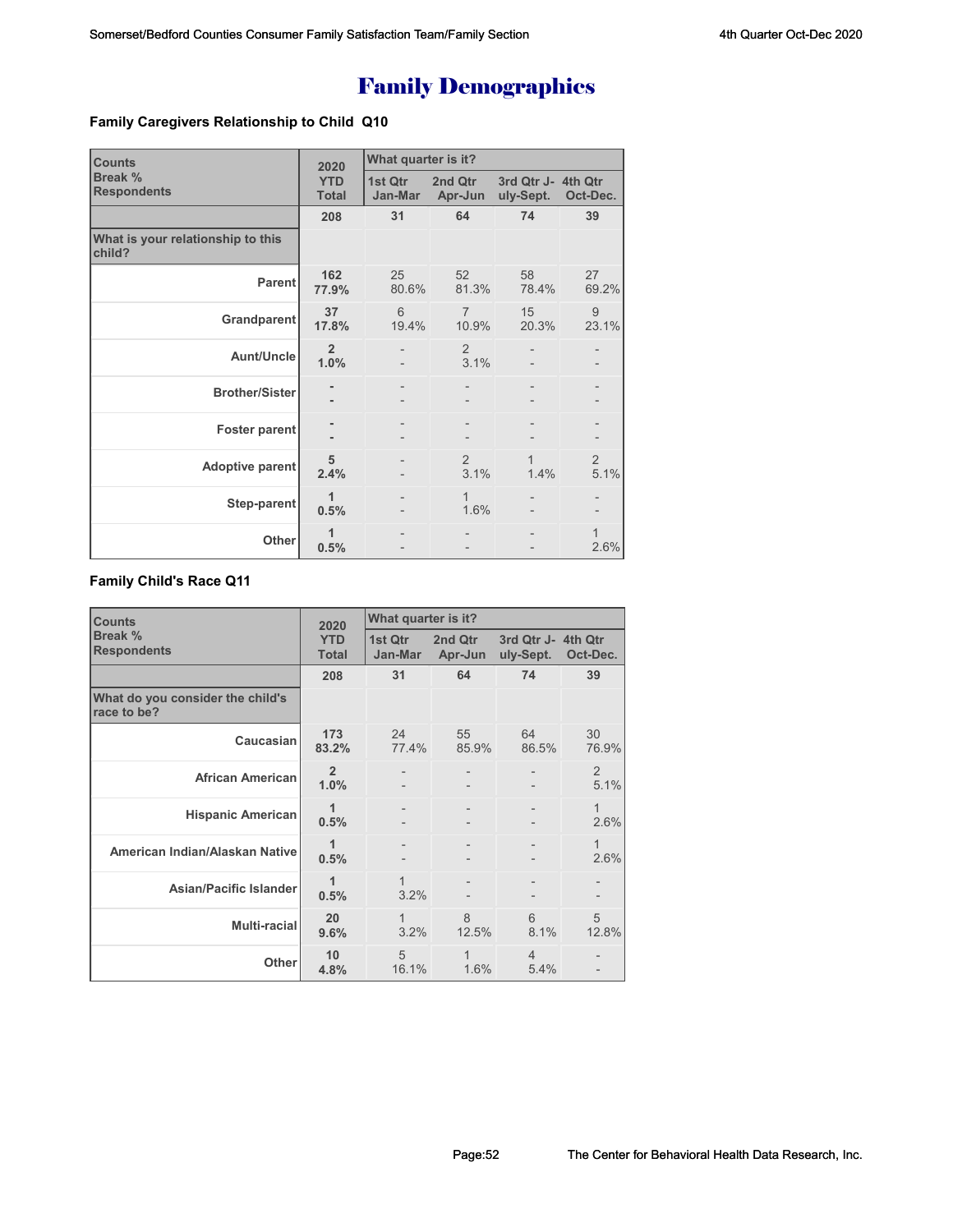# Family Demographics

### Family Caregivers Relationship to Child Q10

| Counts<br>Break %<br>Respondents | 2020 YTD Total | What quarter is it? | | | |
|---|---|---|---|---|---|
| | | 1st Qtr Jan-Mar | 2nd Qtr Apr-Jun | 3rd Qtr July-Sept. | 4th Qtr Oct-Dec. |
| | **208** | **31** | **64** | **74** | **39** |
| **What is your relationship to this child?** | | | | | |
| Parent | **162**<br>**77.9%** | 25<br>80.6% | 52<br>81.3% | 58<br>78.4% | 27<br>69.2% |
| Grandparent | **37**<br>**17.8%** | 6<br>19.4% | 7<br>10.9% | 15<br>20.3% | 9<br>23.1% |
| Aunt/Uncle | **2**<br>**1.0%** | -<br>- | 2<br>3.1% | -<br>- | -<br>- |
| Brother/Sister | **-**<br>**-** | -<br>- | -<br>- | -<br>- | -<br>- |
| Foster parent | **-**<br>**-** | -<br>- | -<br>- | -<br>- | -<br>- |
| Adoptive parent | **5**<br>**2.4%** | -<br>- | 2<br>3.1% | 1<br>1.4% | 2<br>5.1% |
| Step-parent | **1**<br>**0.5%** | -<br>- | 1<br>1.6% | -<br>- | -<br>- |
| Other | **1**<br>**0.5%** | -<br>- | -<br>- | -<br>- | 1<br>2.6% |

### Family Child's Race Q11

| Counts<br>Break %<br>Respondents | 2020 YTD Total | What quarter is it? | | | |
|---|---|---|---|---|---|
| | | 1st Qtr Jan-Mar | 2nd Qtr Apr-Jun | 3rd Qtr July-Sept. | 4th Qtr Oct-Dec. |
| | **208** | **31** | **64** | **74** | **39** |
| **What do you consider the child's race to be?** | | | | | |
| Caucasian | **173**<br>**83.2%** | 24<br>77.4% | 55<br>85.9% | 64<br>86.5% | 30<br>76.9% |
| African American | **2**<br>**1.0%** | -<br>- | -<br>- | -<br>- | 2<br>5.1% |
| Hispanic American | **1**<br>**0.5%** | -<br>- | -<br>- | -<br>- | 1<br>2.6% |
| American Indian/Alaskan Native | **1**<br>**0.5%** | -<br>- | -<br>- | -<br>- | 1<br>2.6% |
| Asian/Pacific Islander | **1**<br>**0.5%** | 1<br>3.2% | -<br>- | -<br>- | -<br>- |
| Multi-racial | **20**<br>**9.6%** | 1<br>3.2% | 8<br>12.5% | 6<br>8.1% | 5<br>12.8% |
| Other | **10**<br>**4.8%** | 5<br>16.1% | 1<br>1.6% | 4<br>5.4% | -<br>- |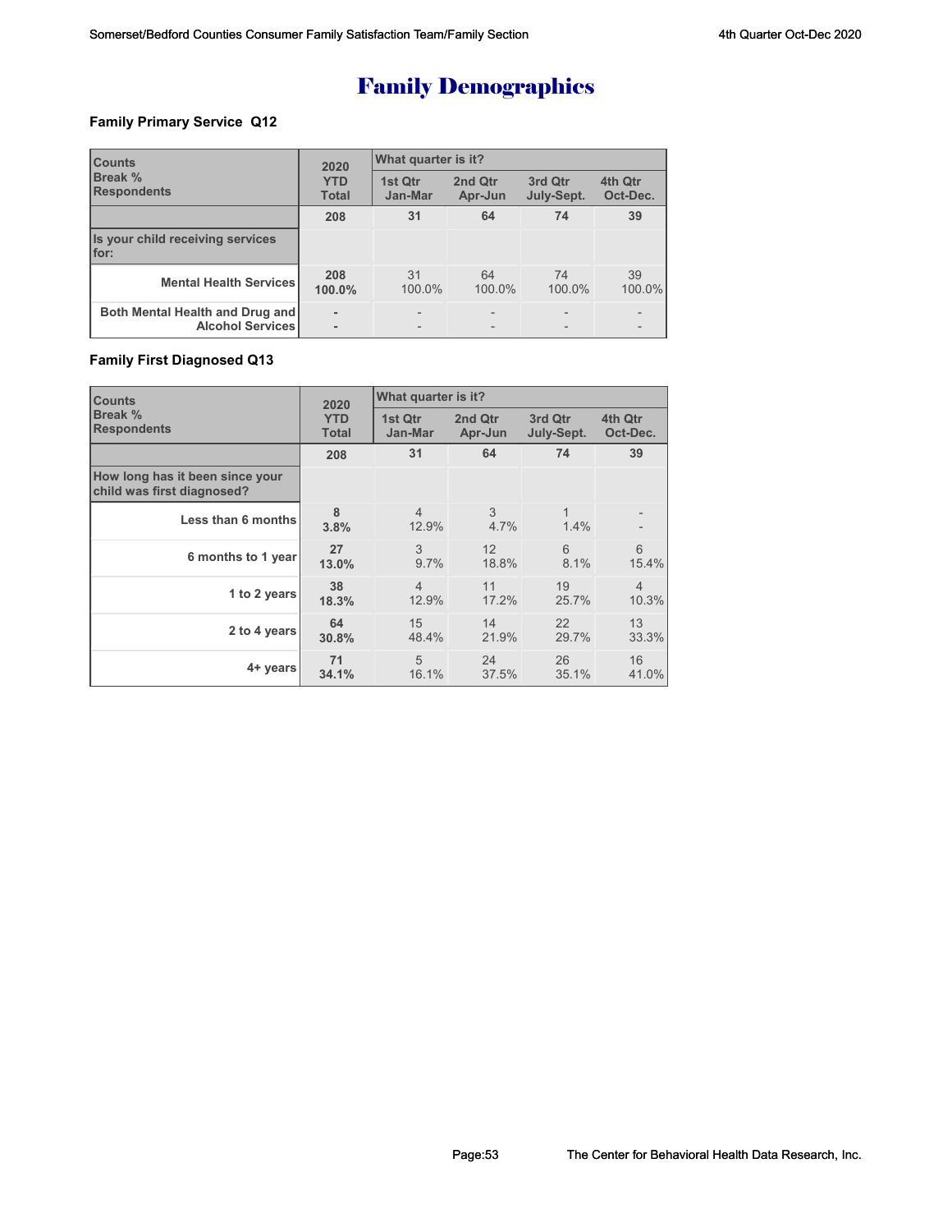# Family Demographics

### Family Primary Service Q12

| Counts<br>Break %<br>Respondents | 2020 YTD Total | What quarter is it? | | | |
|---|---|---|---|---|---|
| | | 1st Qtr Jan-Mar | 2nd Qtr Apr-Jun | 3rd Qtr July-Sept. | 4th Qtr Oct-Dec. |
| | **208** | **31** | **64** | **74** | **39** |
| **Is your child receiving services for:** | | | | | |
| **Mental Health Services** | **208**<br>**100.0%** | 31<br>100.0% | 64<br>100.0% | 74<br>100.0% | 39<br>100.0% |
| **Both Mental Health and Drug and Alcohol Services** | **-**<br>**-** | -<br>- | -<br>- | -<br>- | -<br>- |

### Family First Diagnosed Q13

| Counts<br>Break %<br>Respondents | 2020 YTD Total | What quarter is it? | | | |
|---|---|---|---|---|---|
| | | 1st Qtr Jan-Mar | 2nd Qtr Apr-Jun | 3rd Qtr July-Sept. | 4th Qtr Oct-Dec. |
| | **208** | **31** | **64** | **74** | **39** |
| **How long has it been since your child was first diagnosed?** | | | | | |
| **Less than 6 months** | **8**<br>**3.8%** | 4<br>12.9% | 3<br>4.7% | 1<br>1.4% | -<br>- |
| **6 months to 1 year** | **27**<br>**13.0%** | 3<br>9.7% | 12<br>18.8% | 6<br>8.1% | 6<br>15.4% |
| **1 to 2 years** | **38**<br>**18.3%** | 4<br>12.9% | 11<br>17.2% | 19<br>25.7% | 4<br>10.3% |
| **2 to 4 years** | **64**<br>**30.8%** | 15<br>48.4% | 14<br>21.9% | 22<br>29.7% | 13<br>33.3% |
| **4+ years** | **71**<br>**34.1%** | 5<br>16.1% | 24<br>37.5% | 26<br>35.1% | 16<br>41.0% |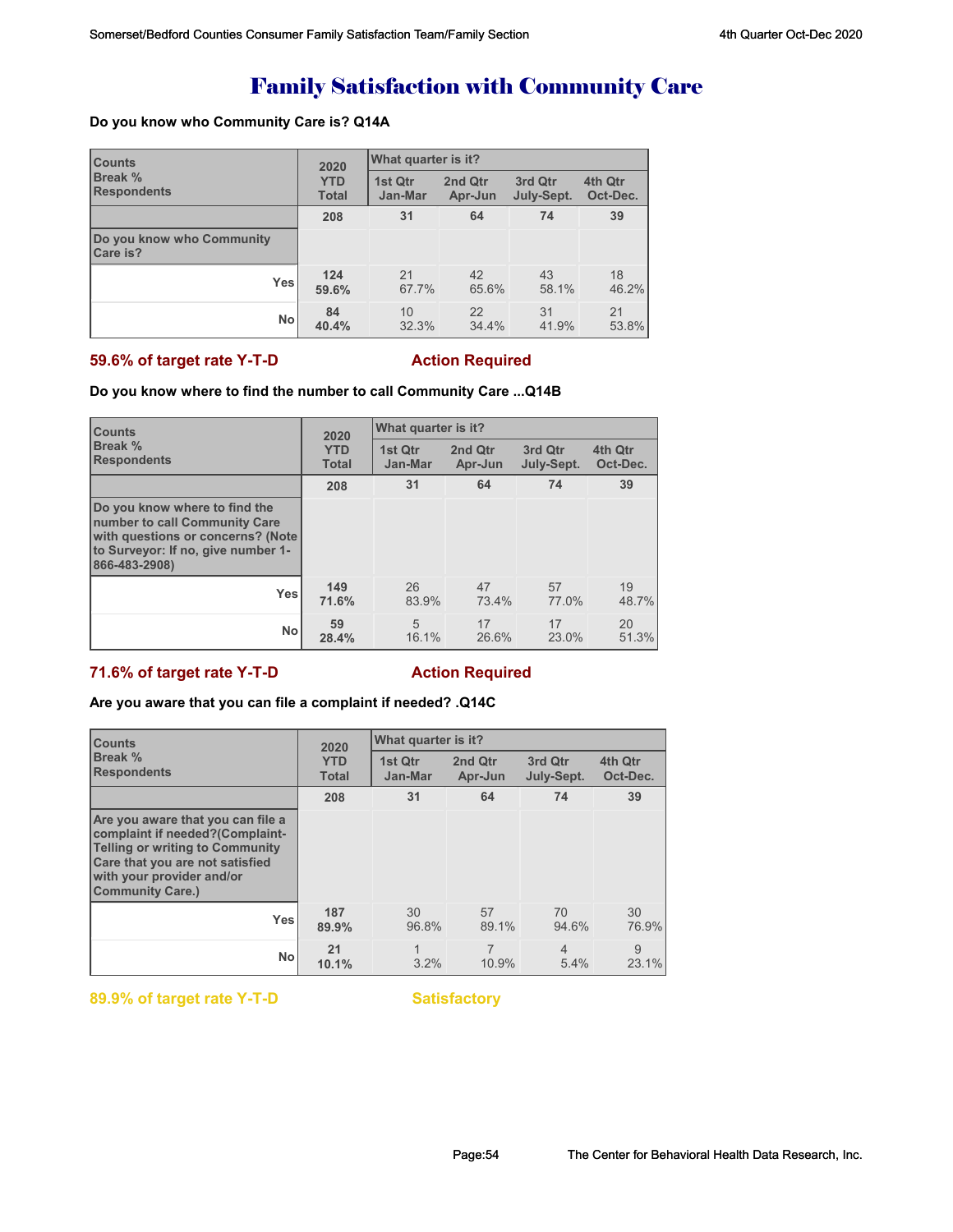# Family Satisfaction with Community Care

**Do you know who Community Care is? Q14A**

| Counts<br>Break %<br>Respondents | 2020 YTD Total | What quarter is it? | | | |
|---|---|---|---|---|---|
| | | 1st Qtr Jan-Mar | 2nd Qtr Apr-Jun | 3rd Qtr July-Sept. | 4th Qtr Oct-Dec. |
| | **208** | **31** | **64** | **74** | **39** |
| **Do you know who Community Care is?** | | | | | |
| **Yes** | **124**<br>**59.6%** | 21<br>67.7% | 42<br>65.6% | 43<br>58.1% | 18<br>46.2% |
| **No** | **84**<br>**40.4%** | 10<br>32.3% | 22<br>34.4% | 31<br>41.9% | 21<br>53.8% |

**59.6% of target rate Y-T-D** **Action Required**

**Do you know where to find the number to call Community Care ...Q14B**

| Counts<br>Break %<br>Respondents | 2020 YTD Total | What quarter is it? | | | |
|---|---|---|---|---|---|
| | | 1st Qtr Jan-Mar | 2nd Qtr Apr-Jun | 3rd Qtr July-Sept. | 4th Qtr Oct-Dec. |
| | **208** | **31** | **64** | **74** | **39** |
| **Do you know where to find the number to call Community Care with questions or concerns? (Note to Surveyor: If no, give number 1-866-483-2908)** | | | | | |
| **Yes** | **149**<br>**71.6%** | 26<br>83.9% | 47<br>73.4% | 57<br>77.0% | 19<br>48.7% |
| **No** | **59**<br>**28.4%** | 5<br>16.1% | 17<br>26.6% | 17<br>23.0% | 20<br>51.3% |

**71.6% of target rate Y-T-D** **Action Required**

**Are you aware that you can file a complaint if needed? .Q14C**

| Counts<br>Break %<br>Respondents | 2020 YTD Total | What quarter is it? | | | |
|---|---|---|---|---|---|
| | | 1st Qtr Jan-Mar | 2nd Qtr Apr-Jun | 3rd Qtr July-Sept. | 4th Qtr Oct-Dec. |
| | **208** | **31** | **64** | **74** | **39** |
| **Are you aware that you can file a complaint if needed?(Complaint-Telling or writing to Community Care that you are not satisfied with your provider and/or Community Care.)** | | | | | |
| **Yes** | **187**<br>**89.9%** | 30<br>96.8% | 57<br>89.1% | 70<br>94.6% | 30<br>76.9% |
| **No** | **21**<br>**10.1%** | 1<br>3.2% | 7<br>10.9% | 4<br>5.4% | 9<br>23.1% |

**89.9% of target rate Y-T-D** **Satisfactory**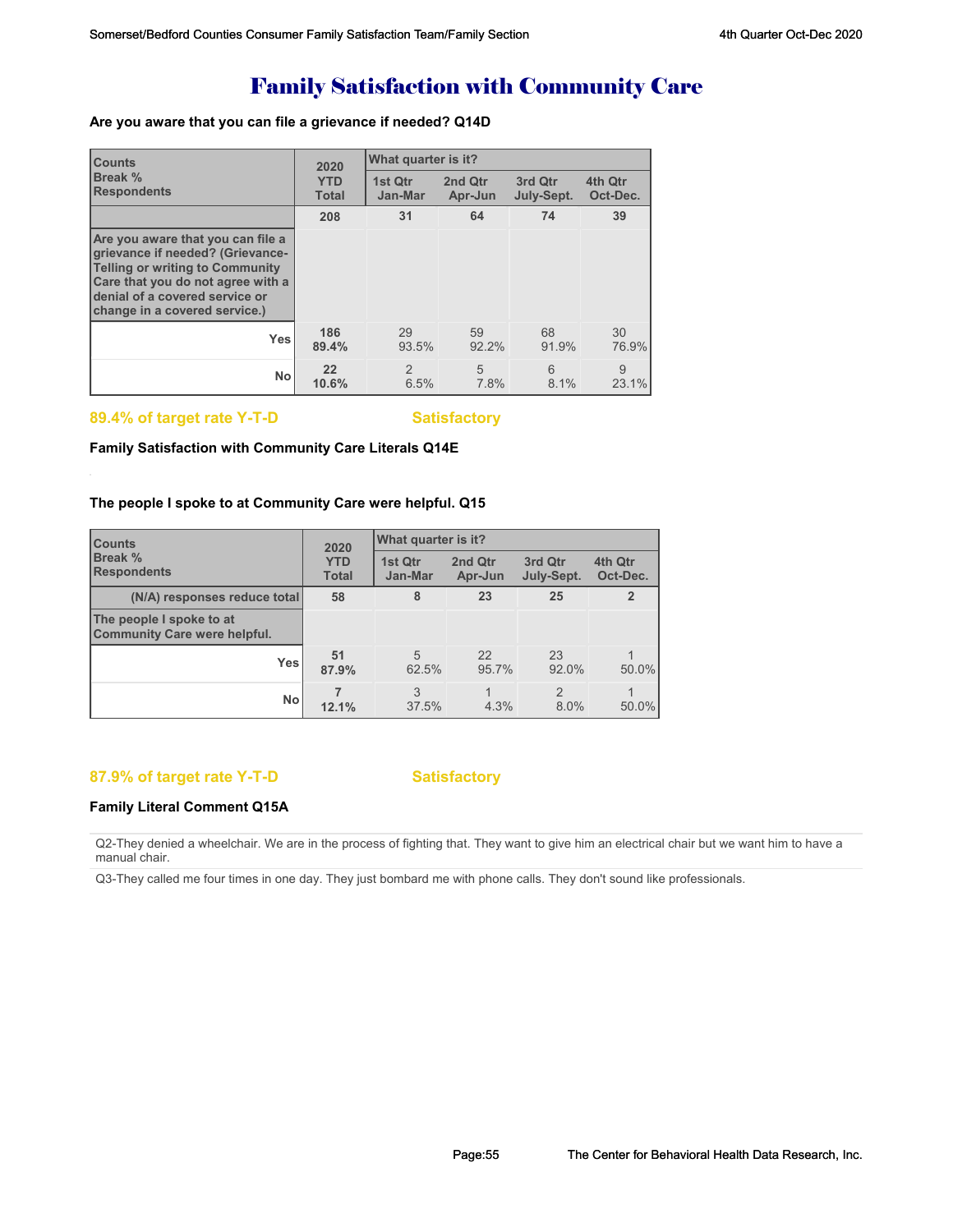# Family Satisfaction with Community Care

**Are you aware that you can file a grievance if needed? Q14D**

| Counts<br>Break %<br>Respondents | 2020 YTD Total | What quarter is it? 1st Qtr Jan-Mar | 2nd Qtr Apr-Jun | 3rd Qtr July-Sept. | 4th Qtr Oct-Dec. |
|---|---|---|---|---|---|
| | 208 | 31 | 64 | 74 | 39 |
| Are you aware that you can file a grievance if needed? (Grievance-Telling or writing to Community Care that you do not agree with a denial of a covered service or change in a covered service.) | | | | | |
| Yes | 186<br>89.4% | 29<br>93.5% | 59<br>92.2% | 68<br>91.9% | 30<br>76.9% |
| No | 22<br>10.6% | 2<br>6.5% | 5<br>7.8% | 6<br>8.1% | 9<br>23.1% |

**89.4% of target rate Y-T-D** **Satisfactory**

**Family Satisfaction with Community Care Literals Q14E**

**The people I spoke to at Community Care were helpful. Q15**

| Counts<br>Break %<br>Respondents | 2020 YTD Total | What quarter is it? 1st Qtr Jan-Mar | 2nd Qtr Apr-Jun | 3rd Qtr July-Sept. | 4th Qtr Oct-Dec. |
|---|---|---|---|---|---|
| (N/A) responses reduce total | 58 | 8 | 23 | 25 | 2 |
| The people I spoke to at Community Care were helpful. | | | | | |
| Yes | 51<br>87.9% | 5<br>62.5% | 22<br>95.7% | 23<br>92.0% | 1<br>50.0% |
| No | 7<br>12.1% | 3<br>37.5% | 1<br>4.3% | 2<br>8.0% | 1<br>50.0% |

**87.9% of target rate Y-T-D** **Satisfactory**

**Family Literal Comment Q15A**

Q2-They denied a wheelchair. We are in the process of fighting that. They want to give him an electrical chair but we want him to have a manual chair.

Q3-They called me four times in one day. They just bombard me with phone calls. They don't sound like professionals.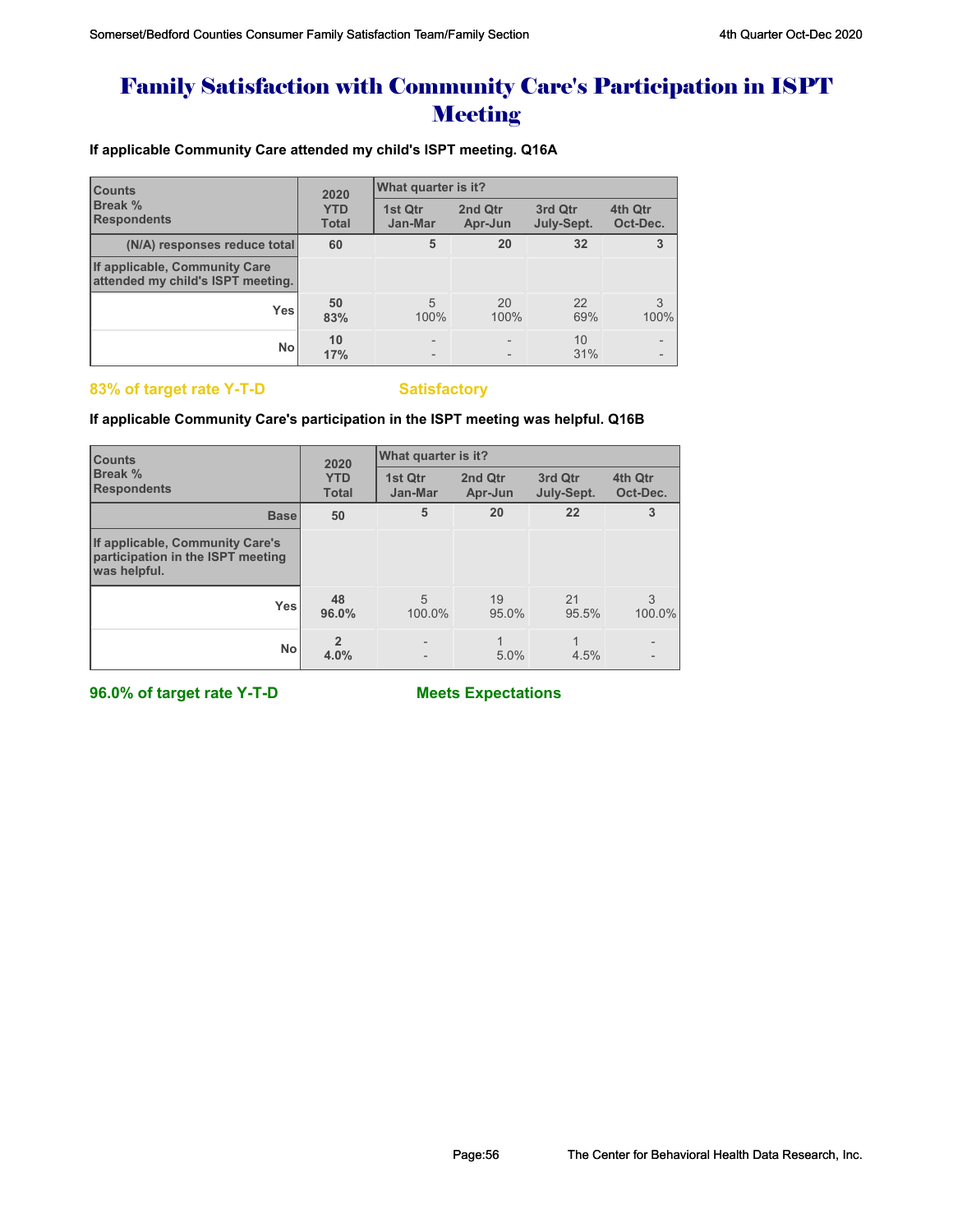# Family Satisfaction with Community Care's Participation in ISPT Meeting

**If applicable Community Care attended my child's ISPT meeting. Q16A**

| Counts<br>Break %<br>Respondents | 2020 YTD Total | What quarter is it? | | | |
|---|---|---|---|---|---|
| | | 1st Qtr Jan-Mar | 2nd Qtr Apr-Jun | 3rd Qtr July-Sept. | 4th Qtr Oct-Dec. |
| (N/A) responses reduce total | 60 | 5 | 20 | 32 | 3 |
| If applicable, Community Care attended my child's ISPT meeting. | | | | | |
| Yes | 50<br>83% | 5<br>100% | 20<br>100% | 22<br>69% | 3<br>100% |
| No | 10<br>17% | -<br>- | -<br>- | 10<br>31% | -<br>- |

**83% of target rate Y-T-D** **Satisfactory**

**If applicable Community Care's participation in the ISPT meeting was helpful. Q16B**

| Counts<br>Break %<br>Respondents | 2020 YTD Total | What quarter is it? | | | |
|---|---|---|---|---|---|
| | | 1st Qtr Jan-Mar | 2nd Qtr Apr-Jun | 3rd Qtr July-Sept. | 4th Qtr Oct-Dec. |
| Base | 50 | 5 | 20 | 22 | 3 |
| If applicable, Community Care's participation in the ISPT meeting was helpful. | | | | | |
| Yes | 48<br>96.0% | 5<br>100.0% | 19<br>95.0% | 21<br>95.5% | 3<br>100.0% |
| No | 2<br>4.0% | -<br>- | 1<br>5.0% | 1<br>4.5% | -<br>- |

**96.0% of target rate Y-T-D** **Meets Expectations**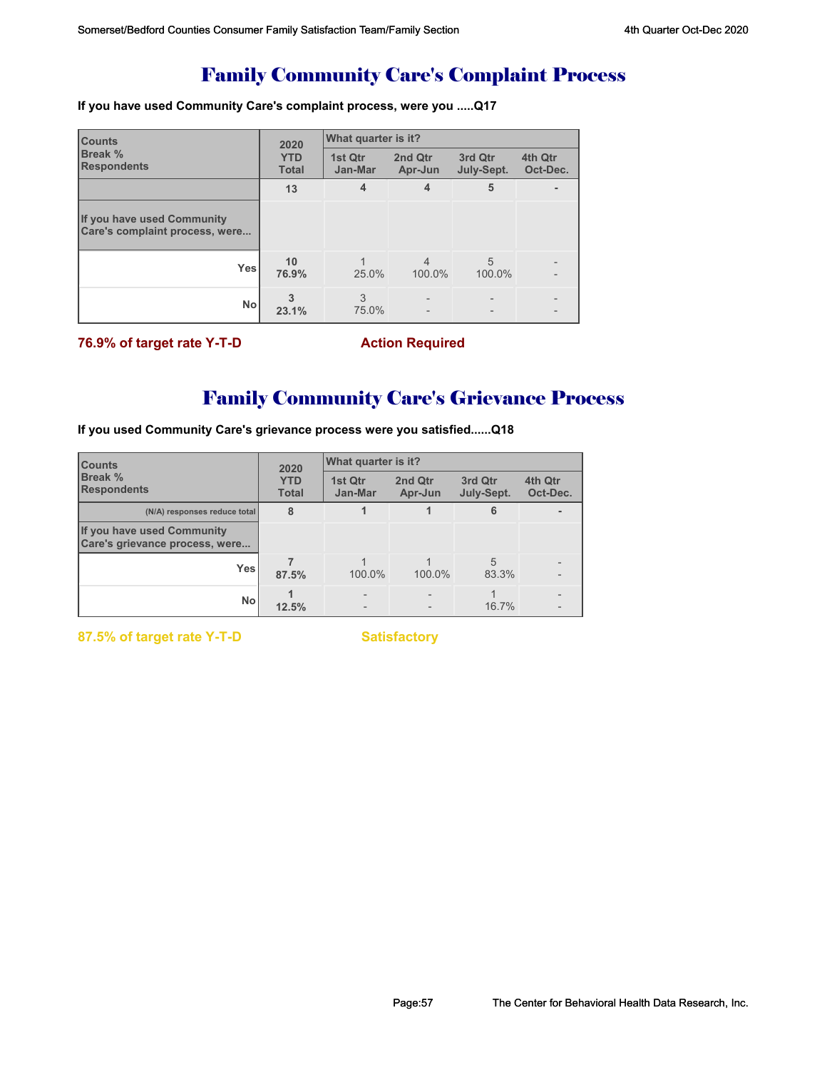# Family Community Care's Complaint Process

**If you have used Community Care's complaint process, were you .....Q17**

| Counts<br>Break %<br>Respondents | 2020 YTD Total | What quarter is it? | | | |
|---|---|---|---|---|---|
| | | 1st Qtr Jan-Mar | 2nd Qtr Apr-Jun | 3rd Qtr July-Sept. | 4th Qtr Oct-Dec. |
| | 13 | 4 | 4 | 5 | - |
| If you have used Community Care's complaint process, were... | | | | | |
| Yes | 10<br>76.9% | 1<br>25.0% | 4<br>100.0% | 5<br>100.0% | -<br>- |
| No | 3<br>23.1% | 3<br>75.0% | -<br>- | -<br>- | -<br>- |

**76.9% of target rate Y-T-D** **Action Required**

# Family Community Care's Grievance Process

**If you used Community Care's grievance process were you satisfied......Q18**

| Counts<br>Break %<br>Respondents | 2020 YTD Total | What quarter is it? | | | |
|---|---|---|---|---|---|
| | | 1st Qtr Jan-Mar | 2nd Qtr Apr-Jun | 3rd Qtr July-Sept. | 4th Qtr Oct-Dec. |
| (N/A) responses reduce total | 8 | 1 | 1 | 6 | - |
| If you have used Community Care's grievance process, were... | | | | | |
| Yes | 7<br>87.5% | 1<br>100.0% | 1<br>100.0% | 5<br>83.3% | -<br>- |
| No | 1<br>12.5% | -<br>- | -<br>- | 1<br>16.7% | -<br>- |

**87.5% of target rate Y-T-D** **Satisfactory**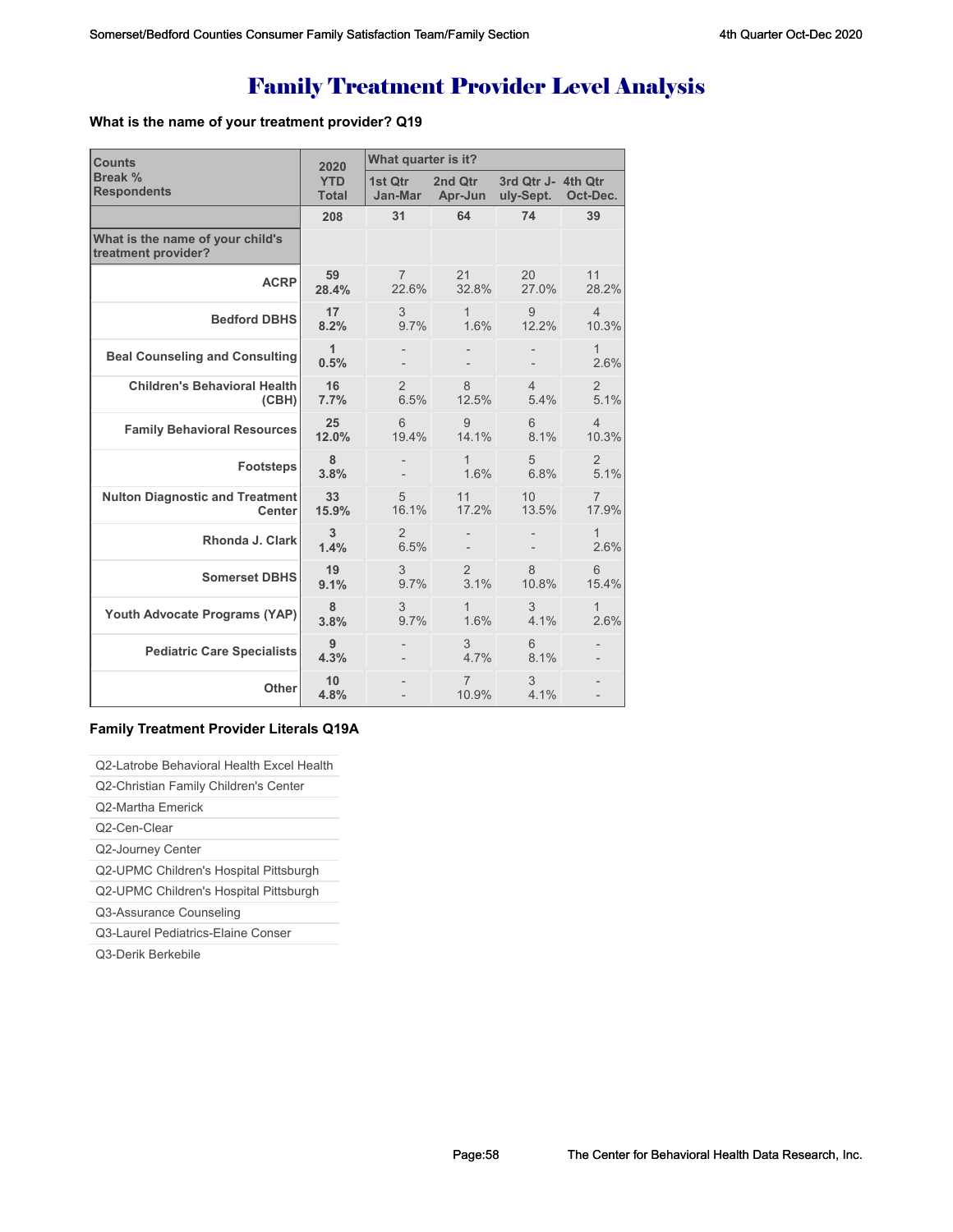# Family Treatment Provider Level Analysis

**What is the name of your treatment provider? Q19**

| Counts<br>Break %<br>Respondents | 2020 YTD Total | What quarter is it? | | | |
|---|---|---|---|---|---|
| | | 1st Qtr Jan-Mar | 2nd Qtr Apr-Jun | 3rd Qtr July-Sept. | 4th Qtr Oct-Dec. |
| | 208 | 31 | 64 | 74 | 39 |
| **What is the name of your child's treatment provider?** | | | | | |
| ACRP | 59<br>28.4% | 7<br>22.6% | 21<br>32.8% | 20<br>27.0% | 11<br>28.2% |
| Bedford DBHS | 17<br>8.2% | 3<br>9.7% | 1<br>1.6% | 9<br>12.2% | 4<br>10.3% |
| Beal Counseling and Consulting | 1<br>0.5% | -<br>- | -<br>- | -<br>- | 1<br>2.6% |
| Children's Behavioral Health (CBH) | 16<br>7.7% | 2<br>6.5% | 8<br>12.5% | 4<br>5.4% | 2<br>5.1% |
| Family Behavioral Resources | 25<br>12.0% | 6<br>19.4% | 9<br>14.1% | 6<br>8.1% | 4<br>10.3% |
| Footsteps | 8<br>3.8% | -<br>- | 1<br>1.6% | 5<br>6.8% | 2<br>5.1% |
| Nulton Diagnostic and Treatment Center | 33<br>15.9% | 5<br>16.1% | 11<br>17.2% | 10<br>13.5% | 7<br>17.9% |
| Rhonda J. Clark | 3<br>1.4% | 2<br>6.5% | -<br>- | -<br>- | 1<br>2.6% |
| Somerset DBHS | 19<br>9.1% | 3<br>9.7% | 2<br>3.1% | 8<br>10.8% | 6<br>15.4% |
| Youth Advocate Programs (YAP) | 8<br>3.8% | 3<br>9.7% | 1<br>1.6% | 3<br>4.1% | 1<br>2.6% |
| Pediatric Care Specialists | 9<br>4.3% | -<br>- | 3<br>4.7% | 6<br>8.1% | -<br>- |
| Other | 10<br>4.8% | -<br>- | 7<br>10.9% | 3<br>4.1% | -<br>- |

**Family Treatment Provider Literals Q19A**

| |
|---|
| Q2-Latrobe Behavioral Health Excel Health |
| Q2-Christian Family Children's Center |
| Q2-Martha Emerick |
| Q2-Cen-Clear |
| Q2-Journey Center |
| Q2-UPMC Children's Hospital Pittsburgh |
| Q2-UPMC Children's Hospital Pittsburgh |
| Q3-Assurance Counseling |
| Q3-Laurel Pediatrics-Elaine Conser |
| Q3-Derik Berkebile |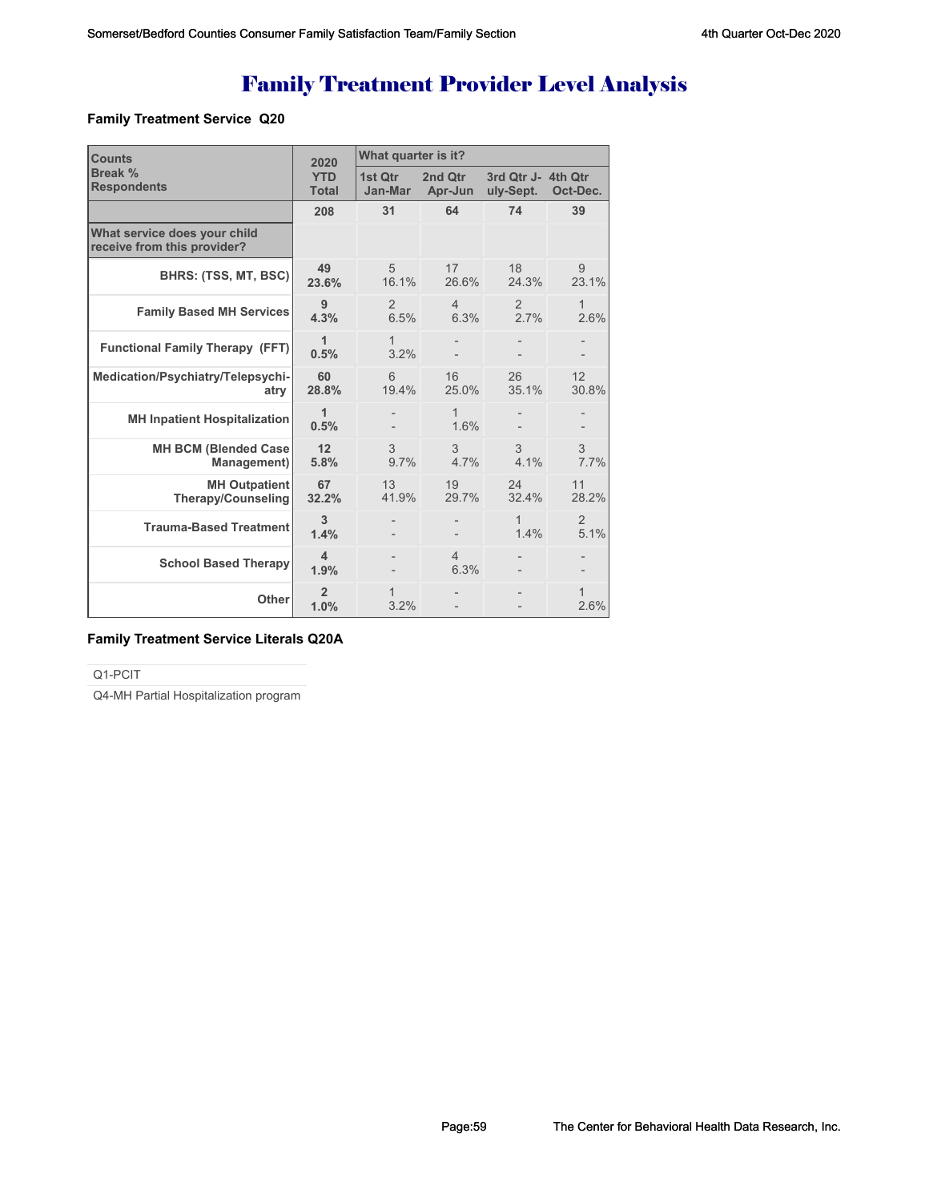# Family Treatment Provider Level Analysis

### Family Treatment Service Q20

| Counts<br>Break %<br>Respondents | 2020 YTD Total | What quarter is it? | | | |
|---|---|---|---|---|---|
| | | 1st Qtr Jan-Mar | 2nd Qtr Apr-Jun | 3rd Qtr July-Sept. | 4th Qtr Oct-Dec. |
| | 208 | 31 | 64 | 74 | 39 |
| **What service does your child receive from this provider?** | | | | | |
| **BHRS: (TSS, MT, BSC)** | **49**<br>**23.6%** | 5<br>16.1% | 17<br>26.6% | 18<br>24.3% | 9<br>23.1% |
| **Family Based MH Services** | **9**<br>**4.3%** | 2<br>6.5% | 4<br>6.3% | 2<br>2.7% | 1<br>2.6% |
| **Functional Family Therapy (FFT)** | **1**<br>**0.5%** | 1<br>3.2% | -<br>- | -<br>- | -<br>- |
| **Medication/Psychiatry/Telepsychiatry** | **60**<br>**28.8%** | 6<br>19.4% | 16<br>25.0% | 26<br>35.1% | 12<br>30.8% |
| **MH Inpatient Hospitalization** | **1**<br>**0.5%** | -<br>- | 1<br>1.6% | -<br>- | -<br>- |
| **MH BCM (Blended Case Management)** | **12**<br>**5.8%** | 3<br>9.7% | 3<br>4.7% | 3<br>4.1% | 3<br>7.7% |
| **MH Outpatient Therapy/Counseling** | **67**<br>**32.2%** | 13<br>41.9% | 19<br>29.7% | 24<br>32.4% | 11<br>28.2% |
| **Trauma-Based Treatment** | **3**<br>**1.4%** | -<br>- | -<br>- | 1<br>1.4% | 2<br>5.1% |
| **School Based Therapy** | **4**<br>**1.9%** | -<br>- | 4<br>6.3% | -<br>- | -<br>- |
| **Other** | **2**<br>**1.0%** | 1<br>3.2% | -<br>- | -<br>- | 1<br>2.6% |

### Family Treatment Service Literals Q20A

Q1-PCIT

Q4-MH Partial Hospitalization program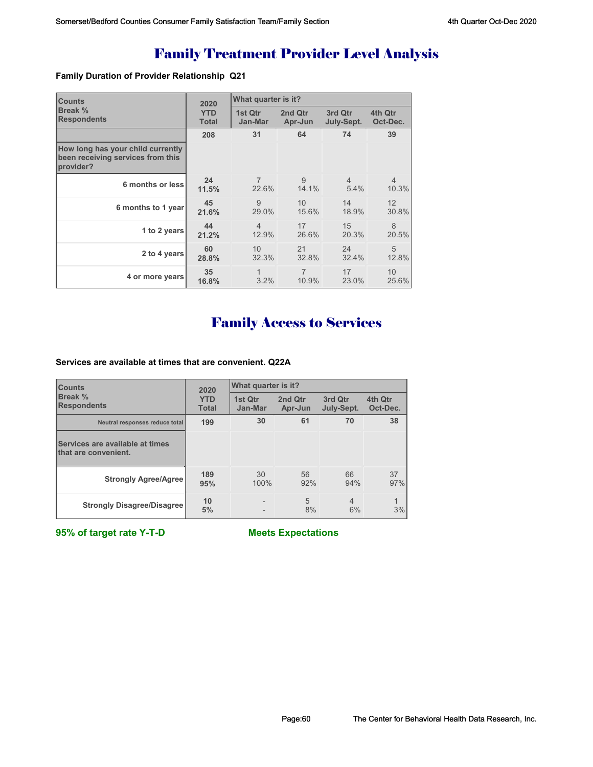# Family Treatment Provider Level Analysis

**Family Duration of Provider Relationship Q21**

| Counts<br>Break %<br>Respondents | 2020<br>YTD<br>Total | What quarter is it?<br>1st Qtr<br>Jan-Mar | <br>2nd Qtr<br>Apr-Jun | <br>3rd Qtr<br>July-Sept. | <br>4th Qtr<br>Oct-Dec. |
|---|---|---|---|---|---|
| | **208** | **31** | **64** | **74** | **39** |
| **How long has your child currently been receiving services from this provider?** | | | | | |
| **6 months or less** | **24**<br>**11.5%** | 7<br>22.6% | 9<br>14.1% | 4<br>5.4% | 4<br>10.3% |
| **6 months to 1 year** | **45**<br>**21.6%** | 9<br>29.0% | 10<br>15.6% | 14<br>18.9% | 12<br>30.8% |
| **1 to 2 years** | **44**<br>**21.2%** | 4<br>12.9% | 17<br>26.6% | 15<br>20.3% | 8<br>20.5% |
| **2 to 4 years** | **60**<br>**28.8%** | 10<br>32.3% | 21<br>32.8% | 24<br>32.4% | 5<br>12.8% |
| **4 or more years** | **35**<br>**16.8%** | 1<br>3.2% | 7<br>10.9% | 17<br>23.0% | 10<br>25.6% |

# Family Access to Services

**Services are available at times that are convenient. Q22A**

| Counts<br>Break %<br>Respondents | 2020<br>YTD<br>Total | What quarter is it?<br>1st Qtr<br>Jan-Mar | <br>2nd Qtr<br>Apr-Jun | <br>3rd Qtr<br>July-Sept. | <br>4th Qtr<br>Oct-Dec. |
|---|---|---|---|---|---|
| Neutral responses reduce total | **199** | **30** | **61** | **70** | **38** |
| **Services are available at times that are convenient.** | | | | | |
| **Strongly Agree/Agree** | **189**<br>**95%** | 30<br>100% | 56<br>92% | 66<br>94% | 37<br>97% |
| **Strongly Disagree/Disagree** | **10**<br>**5%** | -<br>- | 5<br>8% | 4<br>6% | 1<br>3% |

**95% of target rate Y-T-D** **Meets Expectations**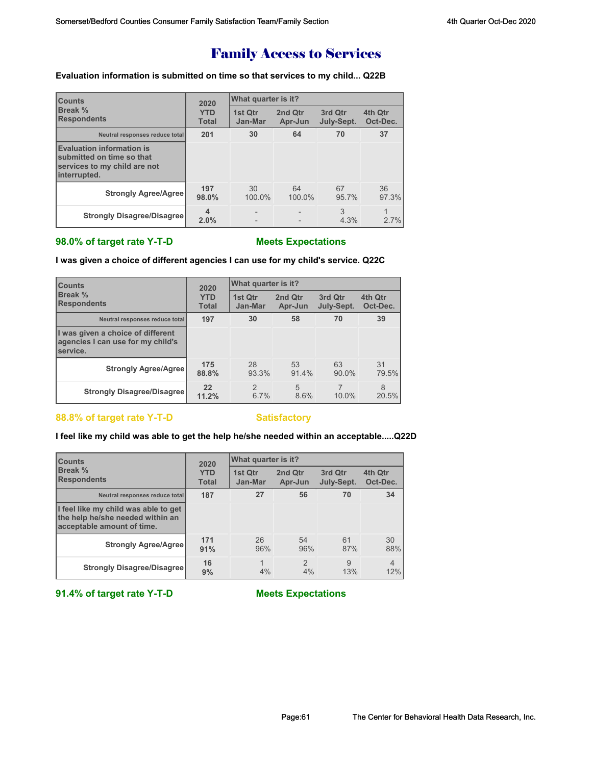# Family Access to Services

**Evaluation information is submitted on time so that services to my child... Q22B**

| Counts<br>Break %<br>Respondents | 2020 YTD Total | What quarter is it? | | | |
|---|---|---|---|---|---|
| | | 1st Qtr Jan-Mar | 2nd Qtr Apr-Jun | 3rd Qtr July-Sept. | 4th Qtr Oct-Dec. |
| Neutral responses reduce total | 201 | 30 | 64 | 70 | 37 |
| **Evaluation information is submitted on time so that services to my child are not interrupted.** | | | | | |
| Strongly Agree/Agree | 197<br>98.0% | 30<br>100.0% | 64<br>100.0% | 67<br>95.7% | 36<br>97.3% |
| Strongly Disagree/Disagree | 4<br>2.0% | -<br>- | -<br>- | 3<br>4.3% | 1<br>2.7% |

**98.0% of target rate Y-T-D** **Meets Expectations**

**I was given a choice of different agencies I can use for my child's service. Q22C**

| Counts<br>Break %<br>Respondents | 2020 YTD Total | What quarter is it? | | | |
|---|---|---|---|---|---|
| | | 1st Qtr Jan-Mar | 2nd Qtr Apr-Jun | 3rd Qtr July-Sept. | 4th Qtr Oct-Dec. |
| Neutral responses reduce total | 197 | 30 | 58 | 70 | 39 |
| **I was given a choice of different agencies I can use for my child's service.** | | | | | |
| Strongly Agree/Agree | 175<br>88.8% | 28<br>93.3% | 53<br>91.4% | 63<br>90.0% | 31<br>79.5% |
| Strongly Disagree/Disagree | 22<br>11.2% | 2<br>6.7% | 5<br>8.6% | 7<br>10.0% | 8<br>20.5% |

**88.8% of target rate Y-T-D** **Satisfactory**

**I feel like my child was able to get the help he/she needed within an acceptable.....Q22D**

| Counts<br>Break %<br>Respondents | 2020 YTD Total | What quarter is it? | | | |
|---|---|---|---|---|---|
| | | 1st Qtr Jan-Mar | 2nd Qtr Apr-Jun | 3rd Qtr July-Sept. | 4th Qtr Oct-Dec. |
| Neutral responses reduce total | 187 | 27 | 56 | 70 | 34 |
| **I feel like my child was able to get the help he/she needed within an acceptable amount of time.** | | | | | |
| Strongly Agree/Agree | 171<br>91% | 26<br>96% | 54<br>96% | 61<br>87% | 30<br>88% |
| Strongly Disagree/Disagree | 16<br>9% | 1<br>4% | 2<br>4% | 9<br>13% | 4<br>12% |

**91.4% of target rate Y-T-D** **Meets Expectations**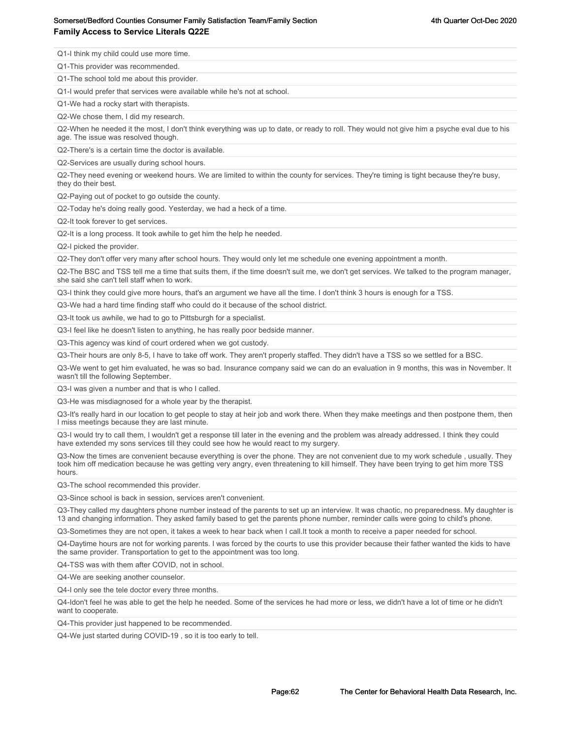**Family Access to Service Literals Q22E**

Q1-I think my child could use more time.

Q1-This provider was recommended.

Q1-The school told me about this provider.

Q1-I would prefer that services were available while he's not at school.

Q1-We had a rocky start with therapists.

Q2-We chose them, I did my research.

Q2-When he needed it the most, I don't think everything was up to date, or ready to roll. They would not give him a psyche eval due to his age. The issue was resolved though.

Q2-There's is a certain time the doctor is available.

Q2-Services are usually during school hours.

Q2-They need evening or weekend hours. We are limited to within the county for services. They're timing is tight because they're busy, they do their best.

Q2-Paying out of pocket to go outside the county.

Q2-Today he's doing really good. Yesterday, we had a heck of a time.

Q2-It took forever to get services.

Q2-It is a long process. It took awhile to get him the help he needed.

Q2-I picked the provider.

Q2-They don't offer very many after school hours. They would only let me schedule one evening appointment a month.

Q2-The BSC and TSS tell me a time that suits them, if the time doesn't suit me, we don't get services. We talked to the program manager, she said she can't tell staff when to work.

Q3-I think they could give more hours, that's an argument we have all the time. I don't think 3 hours is enough for a TSS.

Q3-We had a hard time finding staff who could do it because of the school district.

Q3-It took us awhile, we had to go to Pittsburgh for a specialist.

Q3-I feel like he doesn't listen to anything, he has really poor bedside manner.

Q3-This agency was kind of court ordered when we got custody.

Q3-Their hours are only 8-5, I have to take off work. They aren't properly staffed. They didn't have a TSS so we settled for a BSC.

Q3-We went to get him evaluated, he was so bad. Insurance company said we can do an evaluation in 9 months, this was in November. It wasn't till the following September.

Q3-I was given a number and that is who I called.

Q3-He was misdiagnosed for a whole year by the therapist.

Q3-It's really hard in our location to get people to stay at heir job and work there. When they make meetings and then postpone them, then I miss meetings because they are last minute.

Q3-I would try to call them, I wouldn't get a response till later in the evening and the problem was already addressed. I think they could have extended my sons services till they could see how he would react to my surgery.

Q3-Now the times are convenient because everything is over the phone. They are not convenient due to my work schedule , usually. They took him off medication because he was getting very angry, even threatening to kill himself. They have been trying to get him more TSS hours.

Q3-The school recommended this provider.

Q3-Since school is back in session, services aren't convenient.

Q3-They called my daughters phone number instead of the parents to set up an interview. It was chaotic, no preparedness. My daughter is 13 and changing information. They asked family based to get the parents phone number, reminder calls were going to child's phone.

Q3-Sometimes they are not open, it takes a week to hear back when I call.It took a month to receive a paper needed for school.

Q4-Daytime hours are not for working parents. I was forced by the courts to use this provider because their father wanted the kids to have the same provider. Transportation to get to the appointment was too long.

Q4-TSS was with them after COVID, not in school.

Q4-We are seeking another counselor.

Q4-I only see the tele doctor every three months.

Q4-Idon't feel he was able to get the help he needed. Some of the services he had more or less, we didn't have a lot of time or he didn't want to cooperate.

Q4-This provider just happened to be recommended.

Q4-We just started during COVID-19 , so it is too early to tell.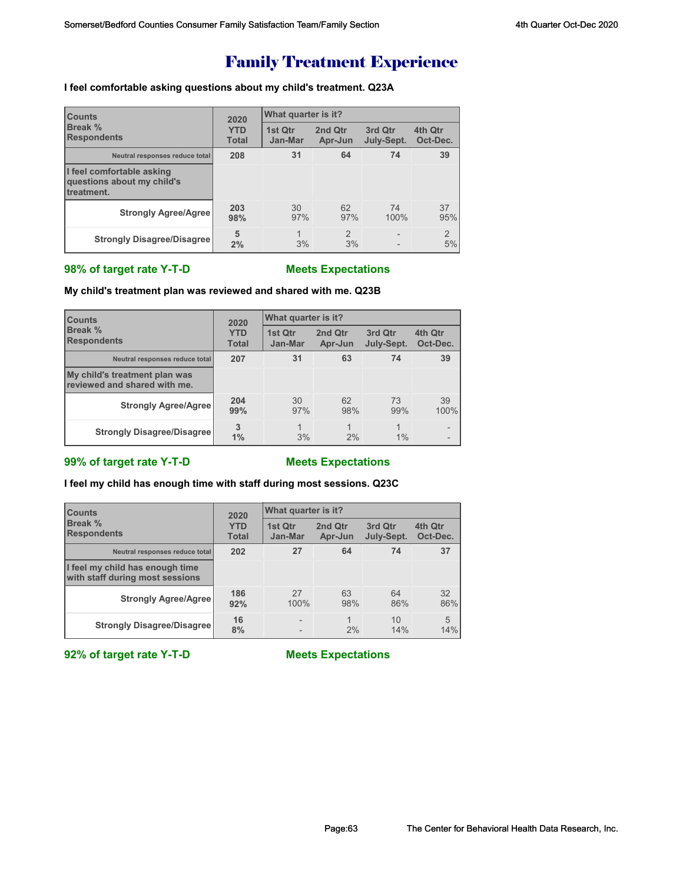# Family Treatment Experience

**I feel comfortable asking questions about my child's treatment. Q23A**

| Counts<br>Break %<br>Respondents | 2020 YTD Total | What quarter is it? | | | |
|---|---|---|---|---|---|
| | | 1st Qtr Jan-Mar | 2nd Qtr Apr-Jun | 3rd Qtr July-Sept. | 4th Qtr Oct-Dec. |
| Neutral responses reduce total | 208 | 31 | 64 | 74 | 39 |
| I feel comfortable asking questions about my child's treatment. | | | | | |
| Strongly Agree/Agree | 203<br>98% | 30<br>97% | 62<br>97% | 74<br>100% | 37<br>95% |
| Strongly Disagree/Disagree | 5<br>2% | 1<br>3% | 2<br>3% | -<br>- | 2<br>5% |

**98% of target rate Y-T-D** **Meets Expectations**

**My child's treatment plan was reviewed and shared with me. Q23B**

| Counts<br>Break %<br>Respondents | 2020 YTD Total | What quarter is it? | | | |
|---|---|---|---|---|---|
| | | 1st Qtr Jan-Mar | 2nd Qtr Apr-Jun | 3rd Qtr July-Sept. | 4th Qtr Oct-Dec. |
| Neutral responses reduce total | 207 | 31 | 63 | 74 | 39 |
| My child's treatment plan was reviewed and shared with me. | | | | | |
| Strongly Agree/Agree | 204<br>99% | 30<br>97% | 62<br>98% | 73<br>99% | 39<br>100% |
| Strongly Disagree/Disagree | 3<br>1% | 1<br>3% | 1<br>2% | 1<br>1% | -<br>- |

**99% of target rate Y-T-D** **Meets Expectations**

**I feel my child has enough time with staff during most sessions. Q23C**

| Counts<br>Break %<br>Respondents | 2020 YTD Total | What quarter is it? | | | |
|---|---|---|---|---|---|
| | | 1st Qtr Jan-Mar | 2nd Qtr Apr-Jun | 3rd Qtr July-Sept. | 4th Qtr Oct-Dec. |
| Neutral responses reduce total | 202 | 27 | 64 | 74 | 37 |
| I feel my child has enough time with staff during most sessions | | | | | |
| Strongly Agree/Agree | 186<br>92% | 27<br>100% | 63<br>98% | 64<br>86% | 32<br>86% |
| Strongly Disagree/Disagree | 16<br>8% | -<br>- | 1<br>2% | 10<br>14% | 5<br>14% |

**92% of target rate Y-T-D** **Meets Expectations**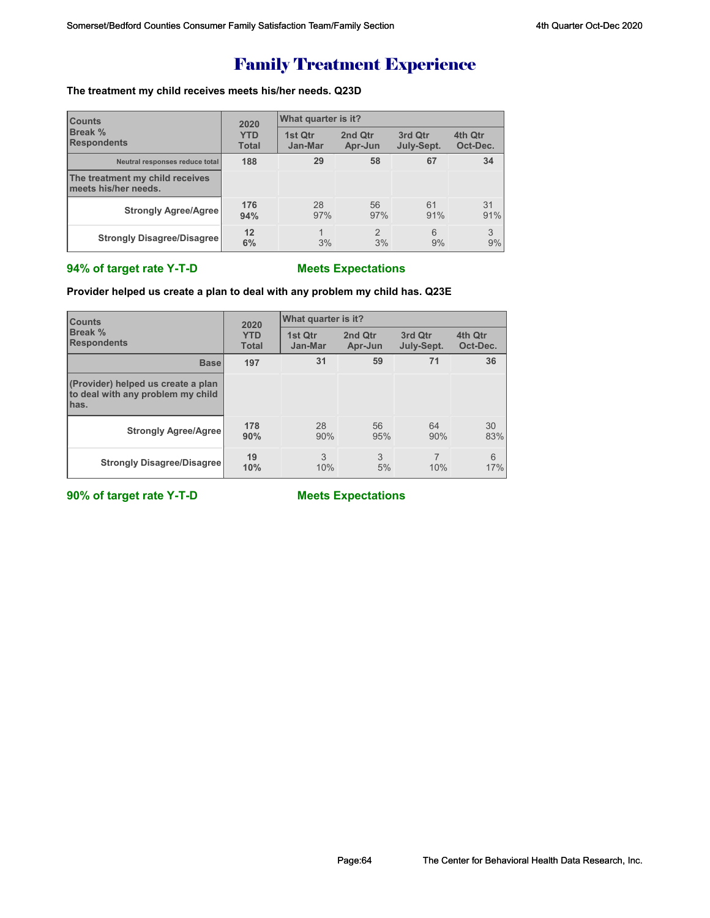# Family Treatment Experience

**The treatment my child receives meets his/her needs. Q23D**

| Counts<br>Break %<br>Respondents | 2020 YTD Total | What quarter is it? | | | |
|---|---|---|---|---|---|
| | | 1st Qtr Jan-Mar | 2nd Qtr Apr-Jun | 3rd Qtr July-Sept. | 4th Qtr Oct-Dec. |
| Neutral responses reduce total | 188 | 29 | 58 | 67 | 34 |
| The treatment my child receives meets his/her needs. | | | | | |
| Strongly Agree/Agree | 176<br>94% | 28<br>97% | 56<br>97% | 61<br>91% | 31<br>91% |
| Strongly Disagree/Disagree | 12<br>6% | 1<br>3% | 2<br>3% | 6<br>9% | 3<br>9% |

**94% of target rate Y-T-D** **Meets Expectations**

**Provider helped us create a plan to deal with any problem my child has. Q23E**

| Counts<br>Break %<br>Respondents | 2020 YTD Total | What quarter is it? | | | |
|---|---|---|---|---|---|
| | | 1st Qtr Jan-Mar | 2nd Qtr Apr-Jun | 3rd Qtr July-Sept. | 4th Qtr Oct-Dec. |
| Base | 197 | 31 | 59 | 71 | 36 |
| (Provider) helped us create a plan to deal with any problem my child has. | | | | | |
| Strongly Agree/Agree | 178<br>90% | 28<br>90% | 56<br>95% | 64<br>90% | 30<br>83% |
| Strongly Disagree/Disagree | 19<br>10% | 3<br>10% | 3<br>5% | 7<br>10% | 6<br>17% |

**90% of target rate Y-T-D** **Meets Expectations**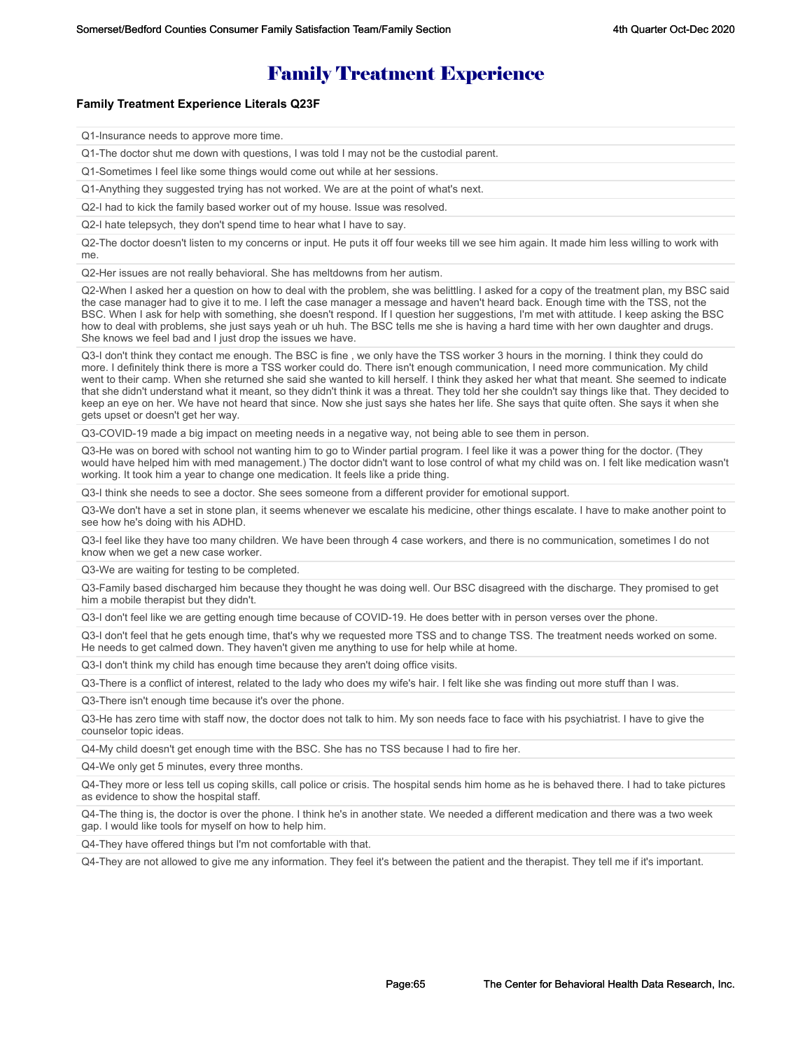# Family Treatment Experience

**Family Treatment Experience Literals Q23F**

Q1-Insurance needs to approve more time.

Q1-The doctor shut me down with questions, I was told I may not be the custodial parent.

Q1-Sometimes I feel like some things would come out while at her sessions.

Q1-Anything they suggested trying has not worked. We are at the point of what's next.

Q2-I had to kick the family based worker out of my house. Issue was resolved.

Q2-I hate telepsych, they don't spend time to hear what I have to say.

Q2-The doctor doesn't listen to my concerns or input. He puts it off four weeks till we see him again. It made him less willing to work with me.

Q2-Her issues are not really behavioral. She has meltdowns from her autism.

Q2-When I asked her a question on how to deal with the problem, she was belittling. I asked for a copy of the treatment plan, my BSC said the case manager had to give it to me. I left the case manager a message and haven't heard back. Enough time with the TSS, not the BSC. When I ask for help with something, she doesn't respond. If I question her suggestions, I'm met with attitude. I keep asking the BSC how to deal with problems, she just says yeah or uh huh. The BSC tells me she is having a hard time with her own daughter and drugs. She knows we feel bad and I just drop the issues we have.

Q3-I don't think they contact me enough. The BSC is fine , we only have the TSS worker 3 hours in the morning. I think they could do more. I definitely think there is more a TSS worker could do. There isn't enough communication, I need more communication. My child went to their camp. When she returned she said she wanted to kill herself. I think they asked her what that meant. She seemed to indicate that she didn't understand what it meant, so they didn't think it was a threat. They told her she couldn't say things like that. They decided to keep an eye on her. We have not heard that since. Now she just says she hates her life. She says that quite often. She says it when she gets upset or doesn't get her way.

Q3-COVID-19 made a big impact on meeting needs in a negative way, not being able to see them in person.

Q3-He was on bored with school not wanting him to go to Winder partial program. I feel like it was a power thing for the doctor. (They would have helped him with med management.) The doctor didn't want to lose control of what my child was on. I felt like medication wasn't working. It took him a year to change one medication. It feels like a pride thing.

Q3-I think she needs to see a doctor. She sees someone from a different provider for emotional support.

Q3-We don't have a set in stone plan, it seems whenever we escalate his medicine, other things escalate. I have to make another point to see how he's doing with his ADHD.

Q3-I feel like they have too many children. We have been through 4 case workers, and there is no communication, sometimes I do not know when we get a new case worker.

Q3-We are waiting for testing to be completed.

Q3-Family based discharged him because they thought he was doing well. Our BSC disagreed with the discharge. They promised to get him a mobile therapist but they didn't.

Q3-I don't feel like we are getting enough time because of COVID-19. He does better with in person verses over the phone.

Q3-I don't feel that he gets enough time, that's why we requested more TSS and to change TSS. The treatment needs worked on some. He needs to get calmed down. They haven't given me anything to use for help while at home.

Q3-I don't think my child has enough time because they aren't doing office visits.

Q3-There is a conflict of interest, related to the lady who does my wife's hair. I felt like she was finding out more stuff than I was.

Q3-There isn't enough time because it's over the phone.

Q3-He has zero time with staff now, the doctor does not talk to him. My son needs face to face with his psychiatrist. I have to give the counselor topic ideas.

Q4-My child doesn't get enough time with the BSC. She has no TSS because I had to fire her.

Q4-We only get 5 minutes, every three months.

Q4-They more or less tell us coping skills, call police or crisis. The hospital sends him home as he is behaved there. I had to take pictures as evidence to show the hospital staff.

Q4-The thing is, the doctor is over the phone. I think he's in another state. We needed a different medication and there was a two week gap. I would like tools for myself on how to help him.

Q4-They have offered things but I'm not comfortable with that.

Q4-They are not allowed to give me any information. They feel it's between the patient and the therapist. They tell me if it's important.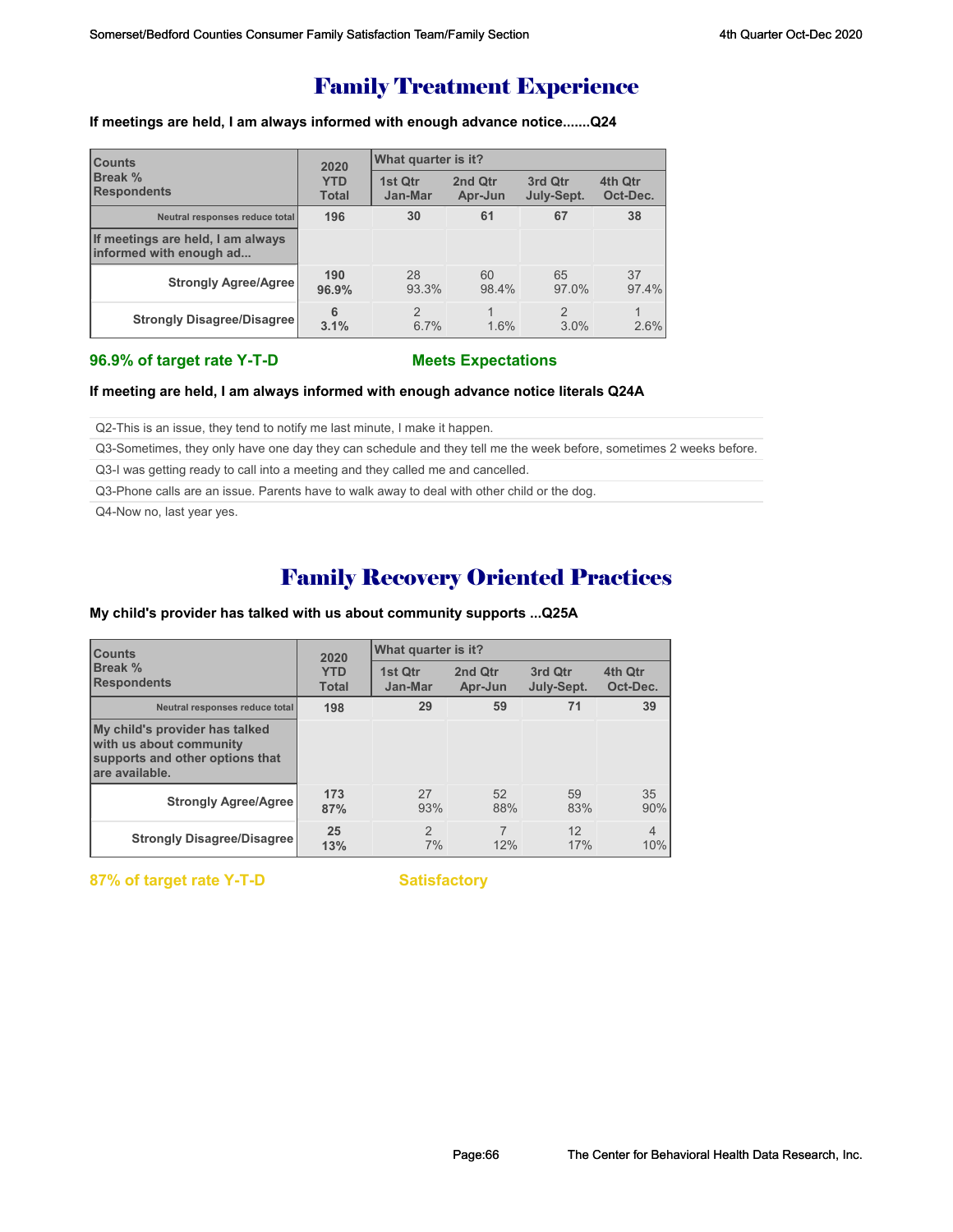# Family Treatment Experience

**If meetings are held, I am always informed with enough advance notice.......Q24**

| Counts<br>Break %<br>Respondents | 2020 YTD Total | What quarter is it? | | | |
|---|---|---|---|---|---|
| | | 1st Qtr Jan-Mar | 2nd Qtr Apr-Jun | 3rd Qtr July-Sept. | 4th Qtr Oct-Dec. |
| Neutral responses reduce total | 196 | 30 | 61 | 67 | 38 |
| If meetings are held, I am always informed with enough ad... | | | | | |
| Strongly Agree/Agree | 190<br>96.9% | 28<br>93.3% | 60<br>98.4% | 65<br>97.0% | 37<br>97.4% |
| Strongly Disagree/Disagree | 6<br>3.1% | 2<br>6.7% | 1<br>1.6% | 2<br>3.0% | 1<br>2.6% |

**96.9% of target rate Y-T-D** **Meets Expectations**

**If meeting are held, I am always informed with enough advance notice literals Q24A**

Q2-This is an issue, they tend to notify me last minute, I make it happen.

Q3-Sometimes, they only have one day they can schedule and they tell me the week before, sometimes 2 weeks before.

Q3-I was getting ready to call into a meeting and they called me and cancelled.

Q3-Phone calls are an issue. Parents have to walk away to deal with other child or the dog.

Q4-Now no, last year yes.

# Family Recovery Oriented Practices

**My child's provider has talked with us about community supports ...Q25A**

| Counts<br>Break %<br>Respondents | 2020 YTD Total | What quarter is it? | | | |
|---|---|---|---|---|---|
| | | 1st Qtr Jan-Mar | 2nd Qtr Apr-Jun | 3rd Qtr July-Sept. | 4th Qtr Oct-Dec. |
| Neutral responses reduce total | 198 | 29 | 59 | 71 | 39 |
| My child's provider has talked with us about community supports and other options that are available. | | | | | |
| Strongly Agree/Agree | 173<br>87% | 27<br>93% | 52<br>88% | 59<br>83% | 35<br>90% |
| Strongly Disagree/Disagree | 25<br>13% | 2<br>7% | 7<br>12% | 12<br>17% | 4<br>10% |

**87% of target rate Y-T-D** **Satisfactory**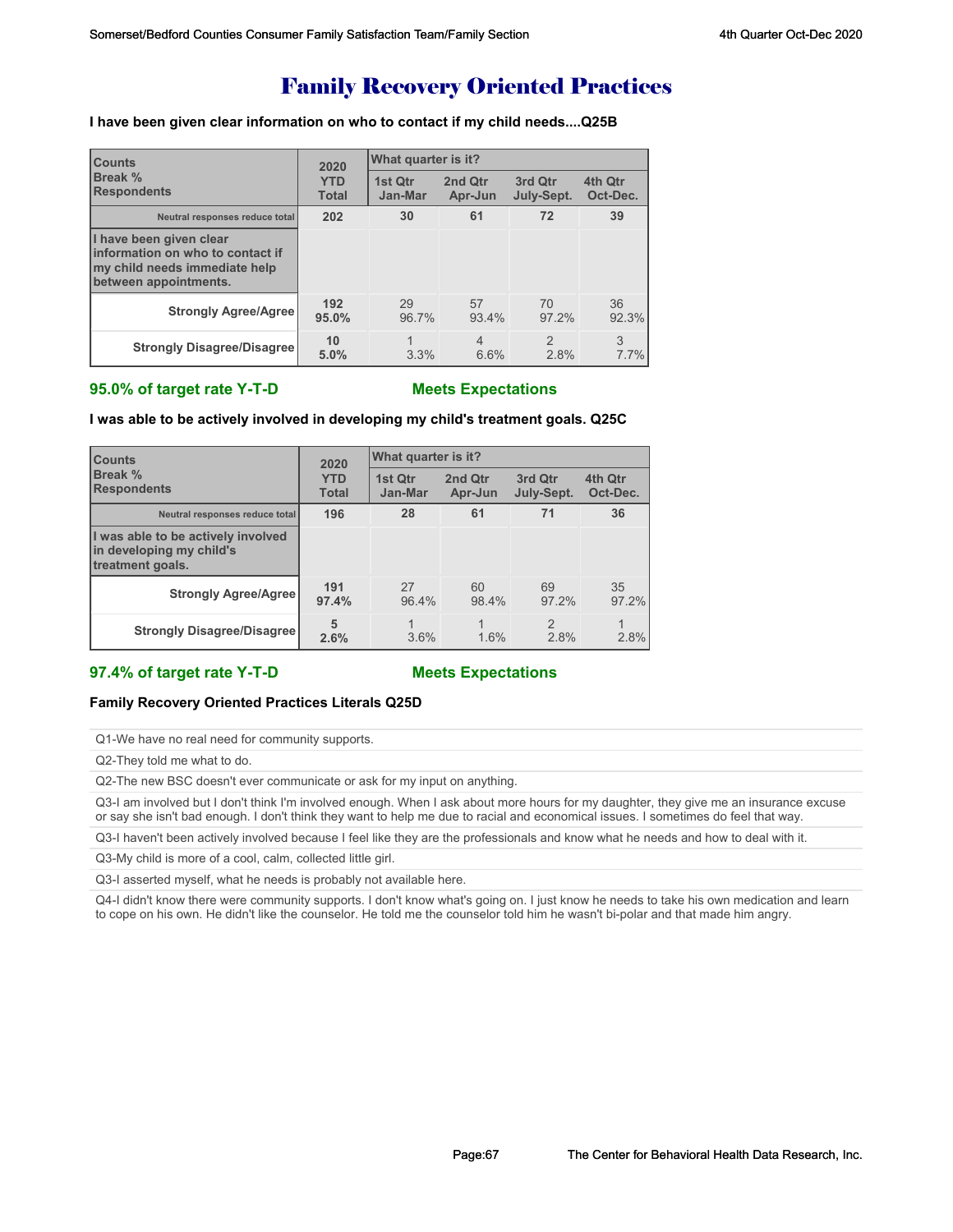# Family Recovery Oriented Practices

**I have been given clear information on who to contact if my child needs....Q25B**

| Counts<br>Break %<br>Respondents | 2020 YTD Total | What quarter is it? | | | |
|---|---|---|---|---|---|
| | | 1st Qtr Jan-Mar | 2nd Qtr Apr-Jun | 3rd Qtr July-Sept. | 4th Qtr Oct-Dec. |
| Neutral responses reduce total | 202 | 30 | 61 | 72 | 39 |
| I have been given clear information on who to contact if my child needs immediate help between appointments. | | | | | |
| Strongly Agree/Agree | 192<br>95.0% | 29<br>96.7% | 57<br>93.4% | 70<br>97.2% | 36<br>92.3% |
| Strongly Disagree/Disagree | 10<br>5.0% | 1<br>3.3% | 4<br>6.6% | 2<br>2.8% | 3<br>7.7% |

**95.0% of target rate Y-T-D** **Meets Expectations**

**I was able to be actively involved in developing my child's treatment goals. Q25C**

| Counts<br>Break %<br>Respondents | 2020 YTD Total | What quarter is it? | | | |
|---|---|---|---|---|---|
| | | 1st Qtr Jan-Mar | 2nd Qtr Apr-Jun | 3rd Qtr July-Sept. | 4th Qtr Oct-Dec. |
| Neutral responses reduce total | 196 | 28 | 61 | 71 | 36 |
| I was able to be actively involved in developing my child's treatment goals. | | | | | |
| Strongly Agree/Agree | 191<br>97.4% | 27<br>96.4% | 60<br>98.4% | 69<br>97.2% | 35<br>97.2% |
| Strongly Disagree/Disagree | 5<br>2.6% | 1<br>3.6% | 1<br>1.6% | 2<br>2.8% | 1<br>2.8% |

**97.4% of target rate Y-T-D** **Meets Expectations**

**Family Recovery Oriented Practices Literals Q25D**

Q1-We have no real need for community supports.

Q2-They told me what to do.

Q2-The new BSC doesn't ever communicate or ask for my input on anything.

Q3-I am involved but I don't think I'm involved enough. When I ask about more hours for my daughter, they give me an insurance excuse or say she isn't bad enough. I don't think they want to help me due to racial and economical issues. I sometimes do feel that way.

Q3-I haven't been actively involved because I feel like they are the professionals and know what he needs and how to deal with it.

Q3-My child is more of a cool, calm, collected little girl.

Q3-I asserted myself, what he needs is probably not available here.

Q4-I didn't know there were community supports. I don't know what's going on. I just know he needs to take his own medication and learn to cope on his own. He didn't like the counselor. He told me the counselor told him he wasn't bi-polar and that made him angry.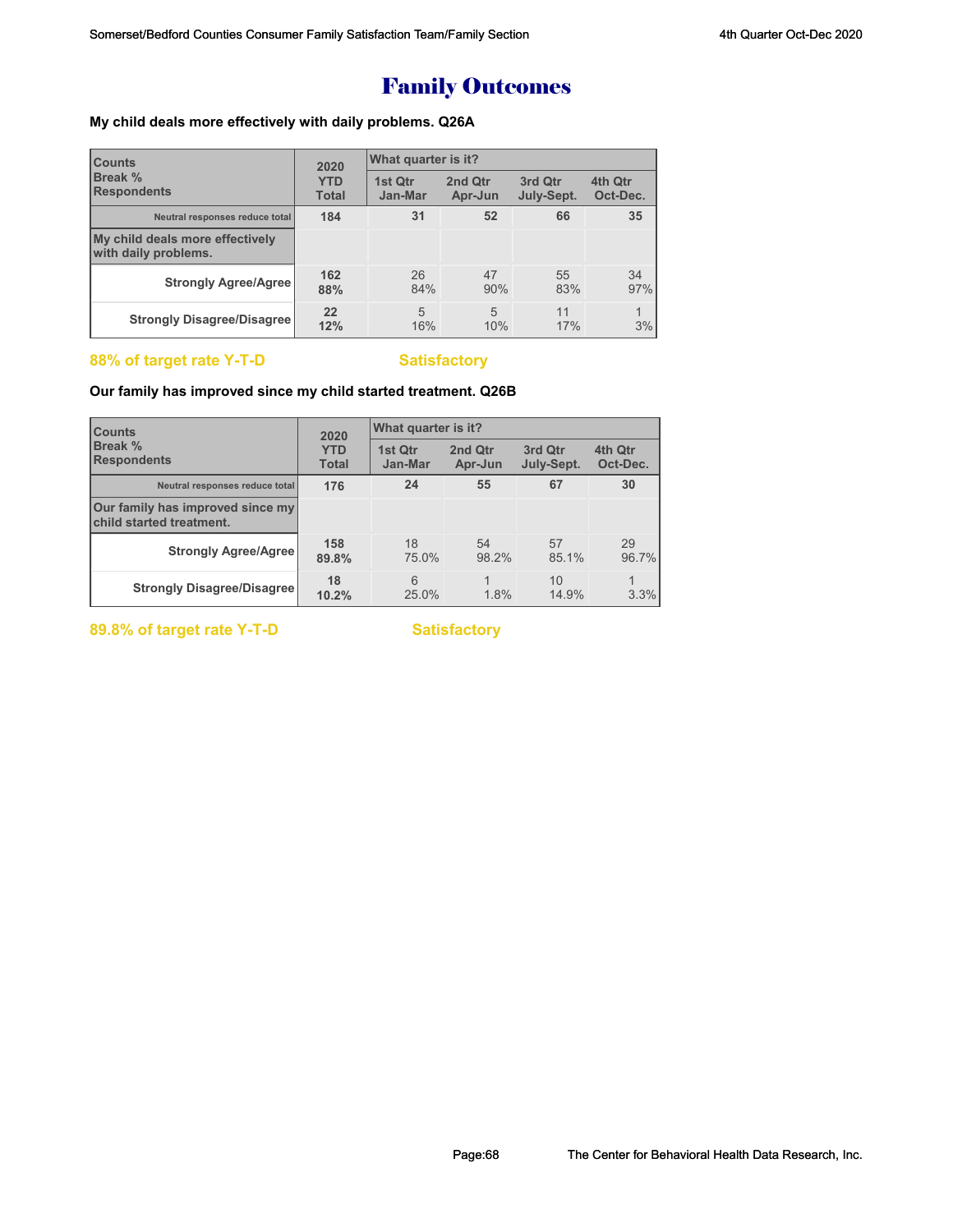# Family Outcomes

**My child deals more effectively with daily problems. Q26A**

| Counts<br>Break %<br>Respondents | 2020<br>YTD<br>Total | What quarter is it?<br>1st Qtr<br>Jan-Mar | <br>2nd Qtr<br>Apr-Jun | <br>3rd Qtr<br>July-Sept. | <br>4th Qtr<br>Oct-Dec. |
|---|---|---|---|---|---|
| Neutral responses reduce total | 184 | 31 | 52 | 66 | 35 |
| My child deals more effectively with daily problems. | | | | | |
| Strongly Agree/Agree | 162<br>88% | 26<br>84% | 47<br>90% | 55<br>83% | 34<br>97% |
| Strongly Disagree/Disagree | 22<br>12% | 5<br>16% | 5<br>10% | 11<br>17% | 1<br>3% |

**88% of target rate Y-T-D** **Satisfactory**

**Our family has improved since my child started treatment. Q26B**

| Counts<br>Break %<br>Respondents | 2020<br>YTD<br>Total | What quarter is it?<br>1st Qtr<br>Jan-Mar | <br>2nd Qtr<br>Apr-Jun | <br>3rd Qtr<br>July-Sept. | <br>4th Qtr<br>Oct-Dec. |
|---|---|---|---|---|---|
| Neutral responses reduce total | 176 | 24 | 55 | 67 | 30 |
| Our family has improved since my child started treatment. | | | | | |
| Strongly Agree/Agree | 158<br>89.8% | 18<br>75.0% | 54<br>98.2% | 57<br>85.1% | 29<br>96.7% |
| Strongly Disagree/Disagree | 18<br>10.2% | 6<br>25.0% | 1<br>1.8% | 10<br>14.9% | 1<br>3.3% |

**89.8% of target rate Y-T-D** **Satisfactory**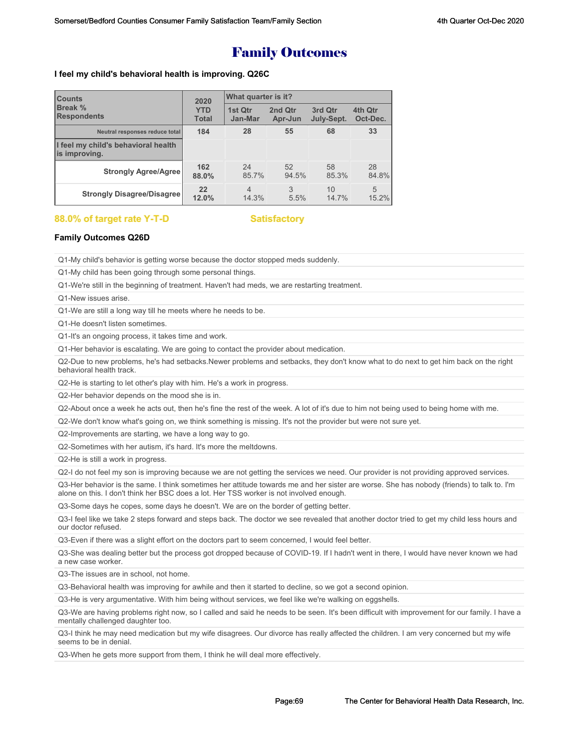# Family Outcomes

**I feel my child's behavioral health is improving. Q26C**

| Counts<br>Break %<br>Respondents | 2020 YTD Total | What quarter is it? | | | |
|---|---|---|---|---|---|
| | | 1st Qtr Jan-Mar | 2nd Qtr Apr-Jun | 3rd Qtr July-Sept. | 4th Qtr Oct-Dec. |
| Neutral responses reduce total | 184 | 28 | 55 | 68 | 33 |
| **I feel my child's behavioral health is improving.** | | | | | |
| Strongly Agree/Agree | **162**<br>**88.0%** | 24<br>85.7% | 52<br>94.5% | 58<br>85.3% | 28<br>84.8% |
| Strongly Disagree/Disagree | **22**<br>**12.0%** | 4<br>14.3% | 3<br>5.5% | 10<br>14.7% | 5<br>15.2% |

**88.0% of target rate Y-T-D** **Satisfactory**

**Family Outcomes Q26D**

- Q1-My child's behavior is getting worse because the doctor stopped meds suddenly.
- Q1-My child has been going through some personal things.
- Q1-We're still in the beginning of treatment. Haven't had meds, we are restarting treatment.
- Q1-New issues arise.
- Q1-We are still a long way till he meets where he needs to be.
- Q1-He doesn't listen sometimes.
- Q1-It's an ongoing process, it takes time and work.
- Q1-Her behavior is escalating. We are going to contact the provider about medication.
- Q2-Due to new problems, he's had setbacks.Newer problems and setbacks, they don't know what to do next to get him back on the right behavioral health track.
- Q2-He is starting to let other's play with him. He's a work in progress.
- Q2-Her behavior depends on the mood she is in.
- Q2-About once a week he acts out, then he's fine the rest of the week. A lot of it's due to him not being used to being home with me.
- Q2-We don't know what's going on, we think something is missing. It's not the provider but were not sure yet.
- Q2-Improvements are starting, we have a long way to go.
- Q2-Sometimes with her autism, it's hard. It's more the meltdowns.
- Q2-He is still a work in progress.
- Q2-I do not feel my son is improving because we are not getting the services we need. Our provider is not providing approved services.
- Q3-Her behavior is the same. I think sometimes her attitude towards me and her sister are worse. She has nobody (friends) to talk to. I'm alone on this. I don't think her BSC does a lot. Her TSS worker is not involved enough.
- Q3-Some days he copes, some days he doesn't. We are on the border of getting better.
- Q3-I feel like we take 2 steps forward and steps back. The doctor we see revealed that another doctor tried to get my child less hours and our doctor refused.
- Q3-Even if there was a slight effort on the doctors part to seem concerned, I would feel better.
- Q3-She was dealing better but the process got dropped because of COVID-19. If I hadn't went in there, I would have never known we had a new case worker.
- Q3-The issues are in school, not home.
- Q3-Behavioral health was improving for awhile and then it started to decline, so we got a second opinion.
- Q3-He is very argumentative. With him being without services, we feel like we're walking on eggshells.
- Q3-We are having problems right now, so I called and said he needs to be seen. It's been difficult with improvement for our family. I have a mentally challenged daughter too.
- Q3-I think he may need medication but my wife disagrees. Our divorce has really affected the children. I am very concerned but my wife seems to be in denial.
- Q3-When he gets more support from them, I think he will deal more effectively.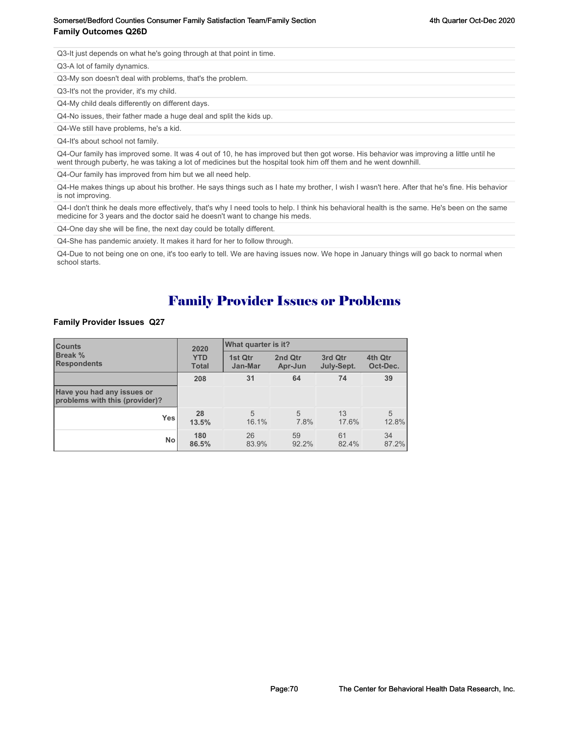**Family Outcomes Q26D**

Q3-It just depends on what he's going through at that point in time.

Q3-A lot of family dynamics.

Q3-My son doesn't deal with problems, that's the problem.

Q3-It's not the provider, it's my child.

Q4-My child deals differently on different days.

Q4-No issues, their father made a huge deal and split the kids up.

Q4-We still have problems, he's a kid.

Q4-It's about school not family.

Q4-Our family has improved some. It was 4 out of 10, he has improved but then got worse. His behavior was improving a little until he went through puberty, he was taking a lot of medicines but the hospital took him off them and he went downhill.

Q4-Our family has improved from him but we all need help.

Q4-He makes things up about his brother. He says things such as I hate my brother, I wish I wasn't here. After that he's fine. His behavior is not improving.

Q4-I don't think he deals more effectively, that's why I need tools to help. I think his behavioral health is the same. He's been on the same medicine for 3 years and the doctor said he doesn't want to change his meds.

Q4-One day she will be fine, the next day could be totally different.

Q4-She has pandemic anxiety. It makes it hard for her to follow through.

Q4-Due to not being one on one, it's too early to tell. We are having issues now. We hope in January things will go back to normal when school starts.

# Family Provider Issues or Problems

**Family Provider Issues Q27**

| Counts<br>Break %<br>Respondents | 2020 YTD Total | What quarter is it? | | | |
|---|---|---|---|---|---|
| | | 1st Qtr Jan-Mar | 2nd Qtr Apr-Jun | 3rd Qtr July-Sept. | 4th Qtr Oct-Dec. |
| | 208 | 31 | 64 | 74 | 39 |
| Have you had any issues or problems with this (provider)? | | | | | |
| Yes | 28<br>13.5% | 5<br>16.1% | 5<br>7.8% | 13<br>17.6% | 5<br>12.8% |
| No | 180<br>86.5% | 26<br>83.9% | 59<br>92.2% | 61<br>82.4% | 34<br>87.2% |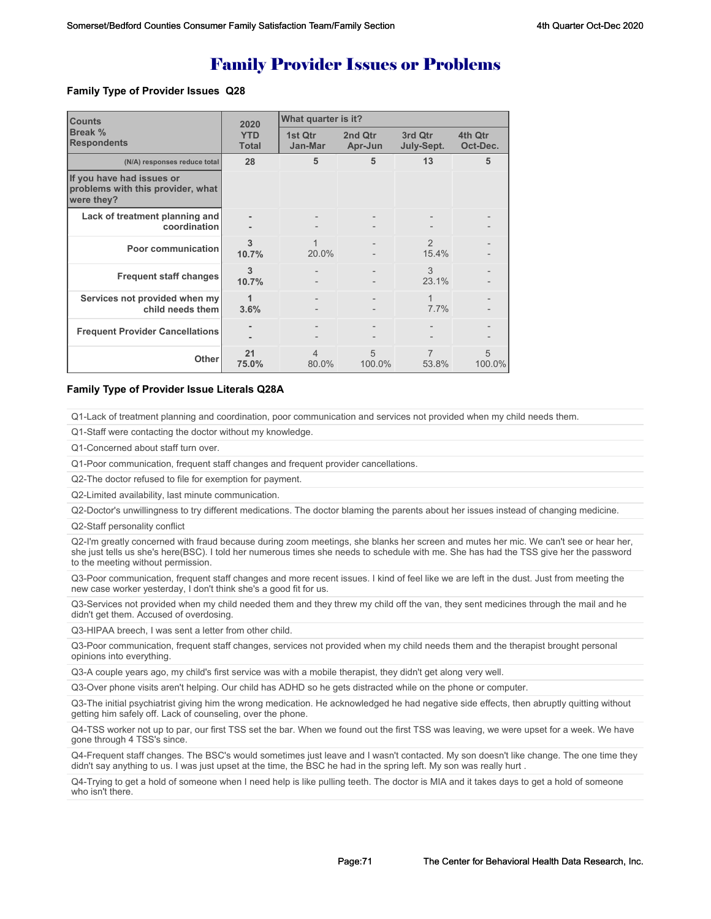# Family Provider Issues or Problems

### Family Type of Provider Issues Q28

| Counts<br>Break %<br>Respondents | 2020 YTD Total | What quarter is it? 1st Qtr Jan-Mar | 2nd Qtr Apr-Jun | 3rd Qtr July-Sept. | 4th Qtr Oct-Dec. |
|---|---|---|---|---|---|
| (N/A) responses reduce total | 28 | 5 | 5 | 13 | 5 |
| **If you have had issues or problems with this provider, what were they?** | | | | | |
| Lack of treatment planning and coordination | -<br>- | -<br>- | -<br>- | -<br>- | -<br>- |
| Poor communication | 3<br>10.7% | 1<br>20.0% | -<br>- | 2<br>15.4% | -<br>- |
| Frequent staff changes | 3<br>10.7% | -<br>- | -<br>- | 3<br>23.1% | -<br>- |
| Services not provided when my child needs them | 1<br>3.6% | -<br>- | -<br>- | 1<br>7.7% | -<br>- |
| Frequent Provider Cancellations | -<br>- | -<br>- | -<br>- | -<br>- | -<br>- |
| Other | 21<br>75.0% | 4<br>80.0% | 5<br>100.0% | 7<br>53.8% | 5<br>100.0% |

### Family Type of Provider Issue Literals Q28A

Q1-Lack of treatment planning and coordination, poor communication and services not provided when my child needs them.

Q1-Staff were contacting the doctor without my knowledge.

Q1-Concerned about staff turn over.

Q1-Poor communication, frequent staff changes and frequent provider cancellations.

Q2-The doctor refused to file for exemption for payment.

Q2-Limited availability, last minute communication.

Q2-Doctor's unwillingness to try different medications. The doctor blaming the parents about her issues instead of changing medicine.

Q2-Staff personality conflict

Q2-I'm greatly concerned with fraud because during zoom meetings, she blanks her screen and mutes her mic. We can't see or hear her, she just tells us she's here(BSC). I told her numerous times she needs to schedule with me. She has had the TSS give her the password to the meeting without permission.

Q3-Poor communication, frequent staff changes and more recent issues. I kind of feel like we are left in the dust. Just from meeting the new case worker yesterday, I don't think she's a good fit for us.

Q3-Services not provided when my child needed them and they threw my child off the van, they sent medicines through the mail and he didn't get them. Accused of overdosing.

Q3-HIPAA breech, I was sent a letter from other child.

Q3-Poor communication, frequent staff changes, services not provided when my child needs them and the therapist brought personal opinions into everything.

Q3-A couple years ago, my child's first service was with a mobile therapist, they didn't get along very well.

Q3-Over phone visits aren't helping. Our child has ADHD so he gets distracted while on the phone or computer.

Q3-The initial psychiatrist giving him the wrong medication. He acknowledged he had negative side effects, then abruptly quitting without getting him safely off. Lack of counseling, over the phone.

Q4-TSS worker not up to par, our first TSS set the bar. When we found out the first TSS was leaving, we were upset for a week. We have gone through 4 TSS's since.

Q4-Frequent staff changes. The BSC's would sometimes just leave and I wasn't contacted. My son doesn't like change. The one time they didn't say anything to us. I was just upset at the time, the BSC he had in the spring left. My son was really hurt .

Q4-Trying to get a hold of someone when I need help is like pulling teeth. The doctor is MIA and it takes days to get a hold of someone who isn't there.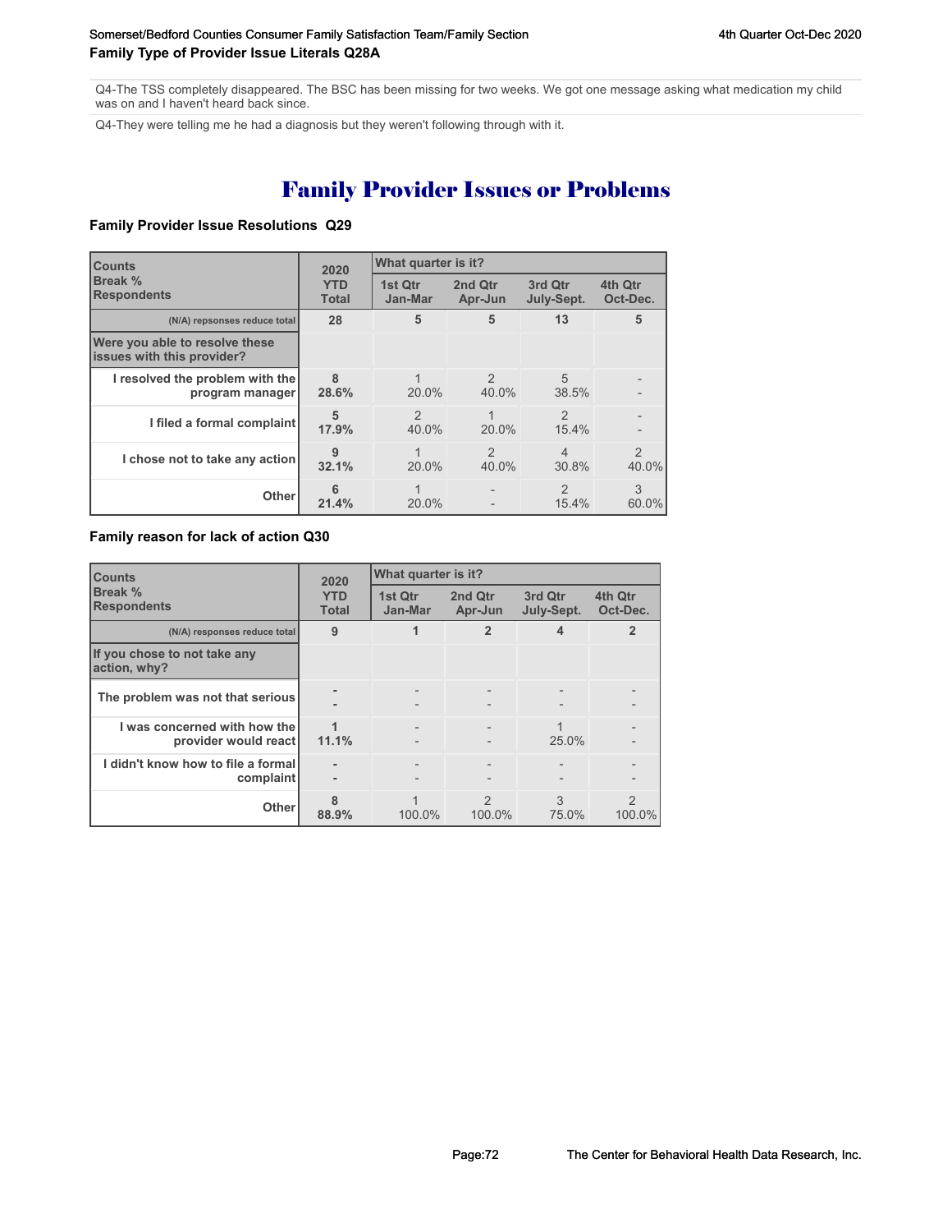Q4-The TSS completely disappeared. The BSC has been missing for two weeks. We got one message asking what medication my child was on and I haven't heard back since.

Q4-They were telling me he had a diagnosis but they weren't following through with it.

# Family Provider Issues or Problems

### Family Provider Issue Resolutions Q29

| Counts<br>Break %<br>Respondents | 2020<br>YTD<br>Total | What quarter is it? | | | |
|---|---|---|---|---|---|
| | | 1st Qtr<br>Jan-Mar | 2nd Qtr<br>Apr-Jun | 3rd Qtr<br>July-Sept. | 4th Qtr<br>Oct-Dec. |
| (N/A) repsonses reduce total | 28 | 5 | 5 | 13 | 5 |
| **Were you able to resolve these issues with this provider?** | | | | | |
| I resolved the problem with the program manager | 8<br>28.6% | 1<br>20.0% | 2<br>40.0% | 5<br>38.5% | -<br>- |
| I filed a formal complaint | 5<br>17.9% | 2<br>40.0% | 1<br>20.0% | 2<br>15.4% | -<br>- |
| I chose not to take any action | 9<br>32.1% | 1<br>20.0% | 2<br>40.0% | 4<br>30.8% | 2<br>40.0% |
| Other | 6<br>21.4% | 1<br>20.0% | -<br>- | 2<br>15.4% | 3<br>60.0% |

### Family reason for lack of action Q30

| Counts<br>Break %<br>Respondents | 2020<br>YTD<br>Total | What quarter is it? | | | |
|---|---|---|---|---|---|
| | | 1st Qtr<br>Jan-Mar | 2nd Qtr<br>Apr-Jun | 3rd Qtr<br>July-Sept. | 4th Qtr<br>Oct-Dec. |
| (N/A) responses reduce total | 9 | 1 | 2 | 4 | 2 |
| **If you chose to not take any action, why?** | | | | | |
| The problem was not that serious | -<br>- | -<br>- | -<br>- | -<br>- | -<br>- |
| I was concerned with how the provider would react | 1<br>11.1% | -<br>- | -<br>- | 1<br>25.0% | -<br>- |
| I didn't know how to file a formal complaint | -<br>- | -<br>- | -<br>- | -<br>- | -<br>- |
| Other | 8<br>88.9% | 1<br>100.0% | 2<br>100.0% | 3<br>75.0% | 2<br>100.0% |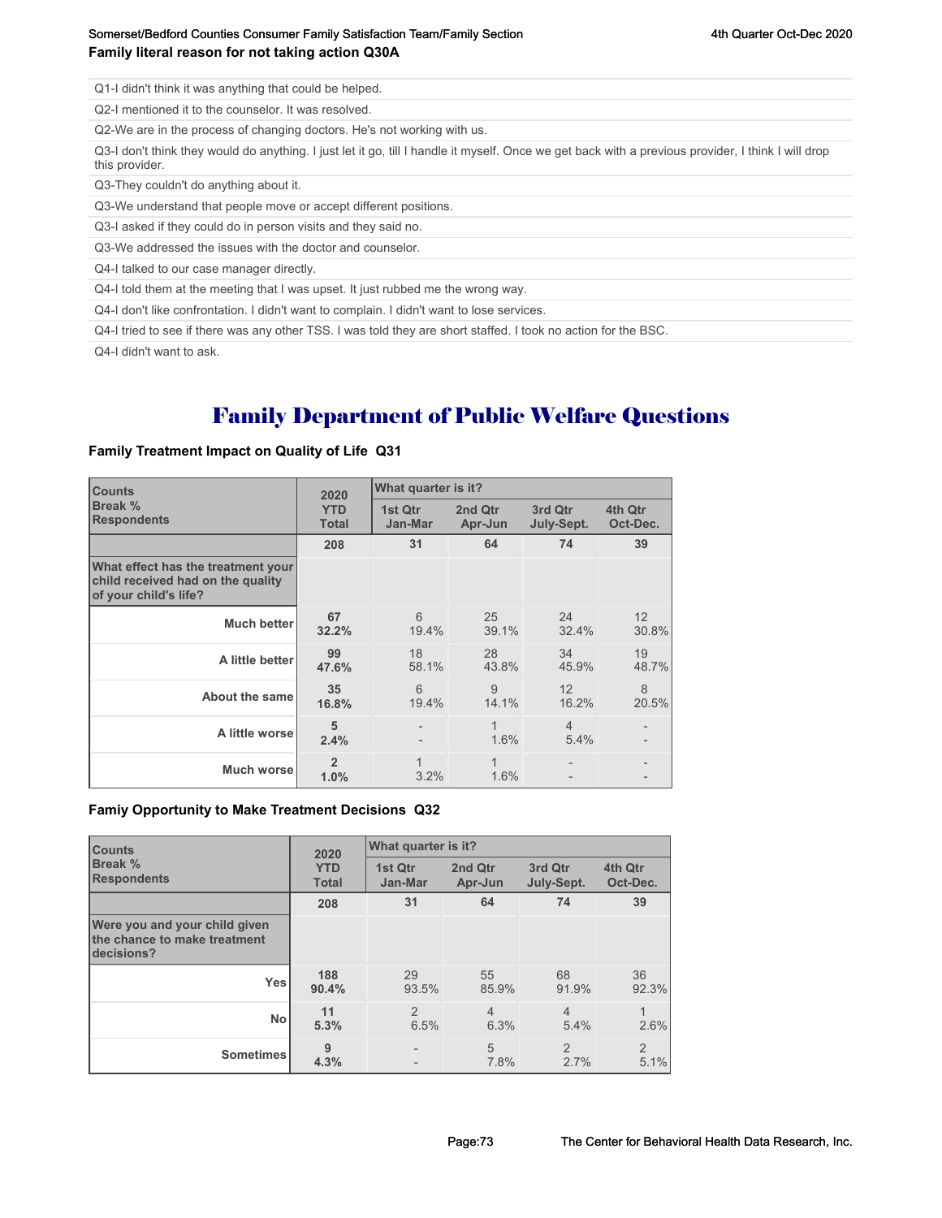**Family literal reason for not taking action Q30A**

Q1-I didn't think it was anything that could be helped.

Q2-I mentioned it to the counselor. It was resolved.

Q2-We are in the process of changing doctors. He's not working with us.

Q3-I don't think they would do anything. I just let it go, till I handle it myself. Once we get back with a previous provider, I think I will drop this provider.

Q3-They couldn't do anything about it.

Q3-We understand that people move or accept different positions.

Q3-I asked if they could do in person visits and they said no.

Q3-We addressed the issues with the doctor and counselor.

Q4-I talked to our case manager directly.

Q4-I told them at the meeting that I was upset. It just rubbed me the wrong way.

Q4-I don't like confrontation. I didn't want to complain. I didn't want to lose services.

Q4-I tried to see if there was any other TSS. I was told they are short staffed. I took no action for the BSC.

Q4-I didn't want to ask.

# Family Department of Public Welfare Questions

**Family Treatment Impact on Quality of Life Q31**

| Counts<br>Break %<br>Respondents | 2020<br>YTD<br>Total | What quarter is it?<br>1st Qtr<br>Jan-Mar | 2nd Qtr<br>Apr-Jun | 3rd Qtr<br>July-Sept. | 4th Qtr<br>Oct-Dec. |
|---|---|---|---|---|---|
| | 208 | 31 | 64 | 74 | 39 |
| What effect has the treatment your child received had on the quality of your child's life? | | | | | |
| Much better | 67<br>32.2% | 6<br>19.4% | 25<br>39.1% | 24<br>32.4% | 12<br>30.8% |
| A little better | 99<br>47.6% | 18<br>58.1% | 28<br>43.8% | 34<br>45.9% | 19<br>48.7% |
| About the same | 35<br>16.8% | 6<br>19.4% | 9<br>14.1% | 12<br>16.2% | 8<br>20.5% |
| A little worse | 5<br>2.4% | -<br>- | 1<br>1.6% | 4<br>5.4% | -<br>- |
| Much worse | 2<br>1.0% | 1<br>3.2% | 1<br>1.6% | -<br>- | -<br>- |

**Famiy Opportunity to Make Treatment Decisions Q32**

| Counts<br>Break %<br>Respondents | 2020<br>YTD<br>Total | What quarter is it?<br>1st Qtr<br>Jan-Mar | 2nd Qtr<br>Apr-Jun | 3rd Qtr<br>July-Sept. | 4th Qtr<br>Oct-Dec. |
|---|---|---|---|---|---|
| | 208 | 31 | 64 | 74 | 39 |
| Were you and your child given the chance to make treatment decisions? | | | | | |
| Yes | 188<br>90.4% | 29<br>93.5% | 55<br>85.9% | 68<br>91.9% | 36<br>92.3% |
| No | 11<br>5.3% | 2<br>6.5% | 4<br>6.3% | 4<br>5.4% | 1<br>2.6% |
| Sometimes | 9<br>4.3% | -<br>- | 5<br>7.8% | 2<br>2.7% | 2<br>5.1% |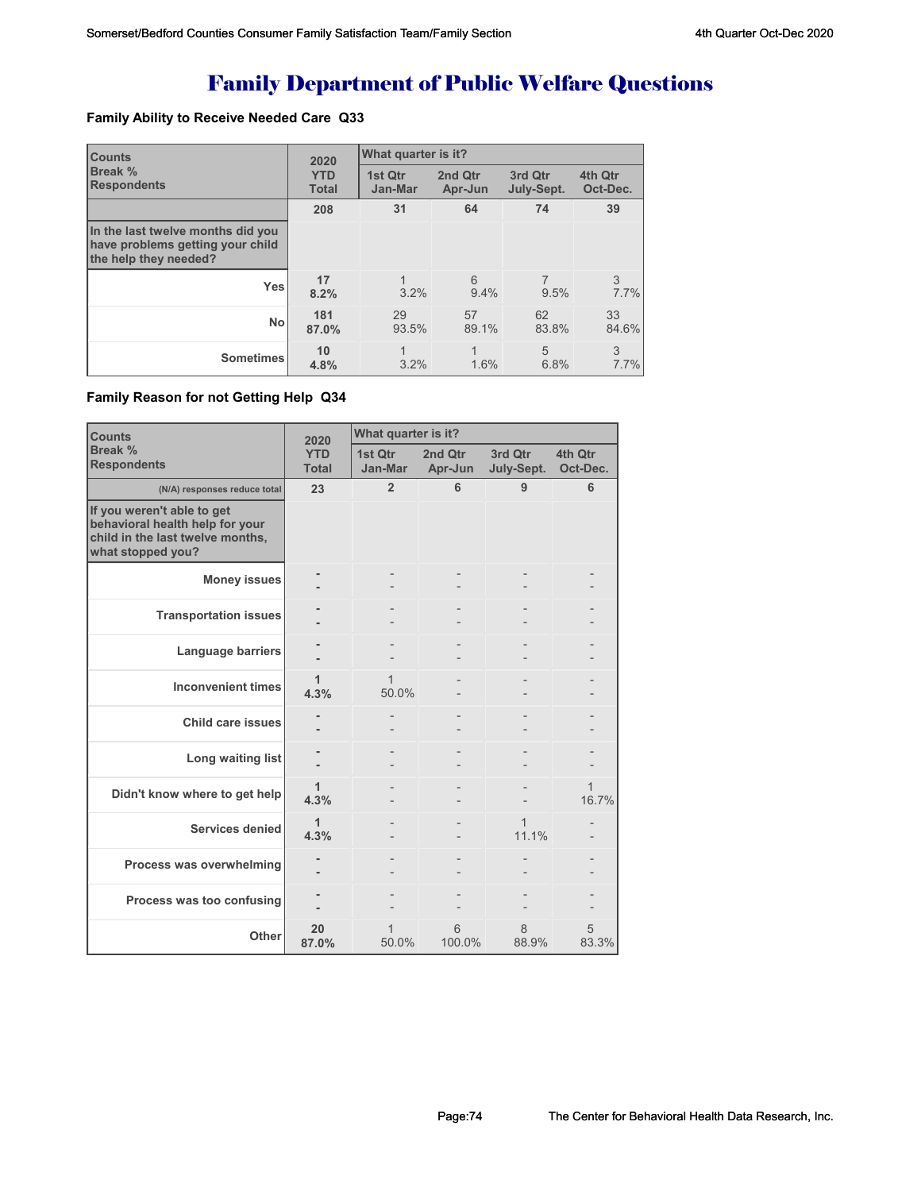# Family Department of Public Welfare Questions

### Family Ability to Receive Needed Care Q33

| Counts<br>Break %<br>Respondents | 2020 YTD Total | What quarter is it? | | | |
|---|---|---|---|---|---|
| | | 1st Qtr Jan-Mar | 2nd Qtr Apr-Jun | 3rd Qtr July-Sept. | 4th Qtr Oct-Dec. |
| | 208 | 31 | 64 | 74 | 39 |
| In the last twelve months did you have problems getting your child the help they needed? | | | | | |
| Yes | 17<br>8.2% | 1<br>3.2% | 6<br>9.4% | 7<br>9.5% | 3<br>7.7% |
| No | 181<br>87.0% | 29<br>93.5% | 57<br>89.1% | 62<br>83.8% | 33<br>84.6% |
| Sometimes | 10<br>4.8% | 1<br>3.2% | 1<br>1.6% | 5<br>6.8% | 3<br>7.7% |

### Family Reason for not Getting Help Q34

| Counts<br>Break %<br>Respondents | 2020 YTD Total | What quarter is it? | | | |
|---|---|---|---|---|---|
| | | 1st Qtr Jan-Mar | 2nd Qtr Apr-Jun | 3rd Qtr July-Sept. | 4th Qtr Oct-Dec. |
| (N/A) responses reduce total | 23 | 2 | 6 | 9 | 6 |
| If you weren't able to get behavioral health help for your child in the last twelve months, what stopped you? | | | | | |
| Money issues | -<br>- | -<br>- | -<br>- | -<br>- | -<br>- |
| Transportation issues | -<br>- | -<br>- | -<br>- | -<br>- | -<br>- |
| Language barriers | -<br>- | -<br>- | -<br>- | -<br>- | -<br>- |
| Inconvenient times | 1<br>4.3% | 1<br>50.0% | -<br>- | -<br>- | -<br>- |
| Child care issues | -<br>- | -<br>- | -<br>- | -<br>- | -<br>- |
| Long waiting list | -<br>- | -<br>- | -<br>- | -<br>- | -<br>- |
| Didn't know where to get help | 1<br>4.3% | -<br>- | -<br>- | -<br>- | 1<br>16.7% |
| Services denied | 1<br>4.3% | -<br>- | -<br>- | 1<br>11.1% | -<br>- |
| Process was overwhelming | -<br>- | -<br>- | -<br>- | -<br>- | -<br>- |
| Process was too confusing | -<br>- | -<br>- | -<br>- | -<br>- | -<br>- |
| Other | 20<br>87.0% | 1<br>50.0% | 6<br>100.0% | 8<br>88.9% | 5<br>83.3% |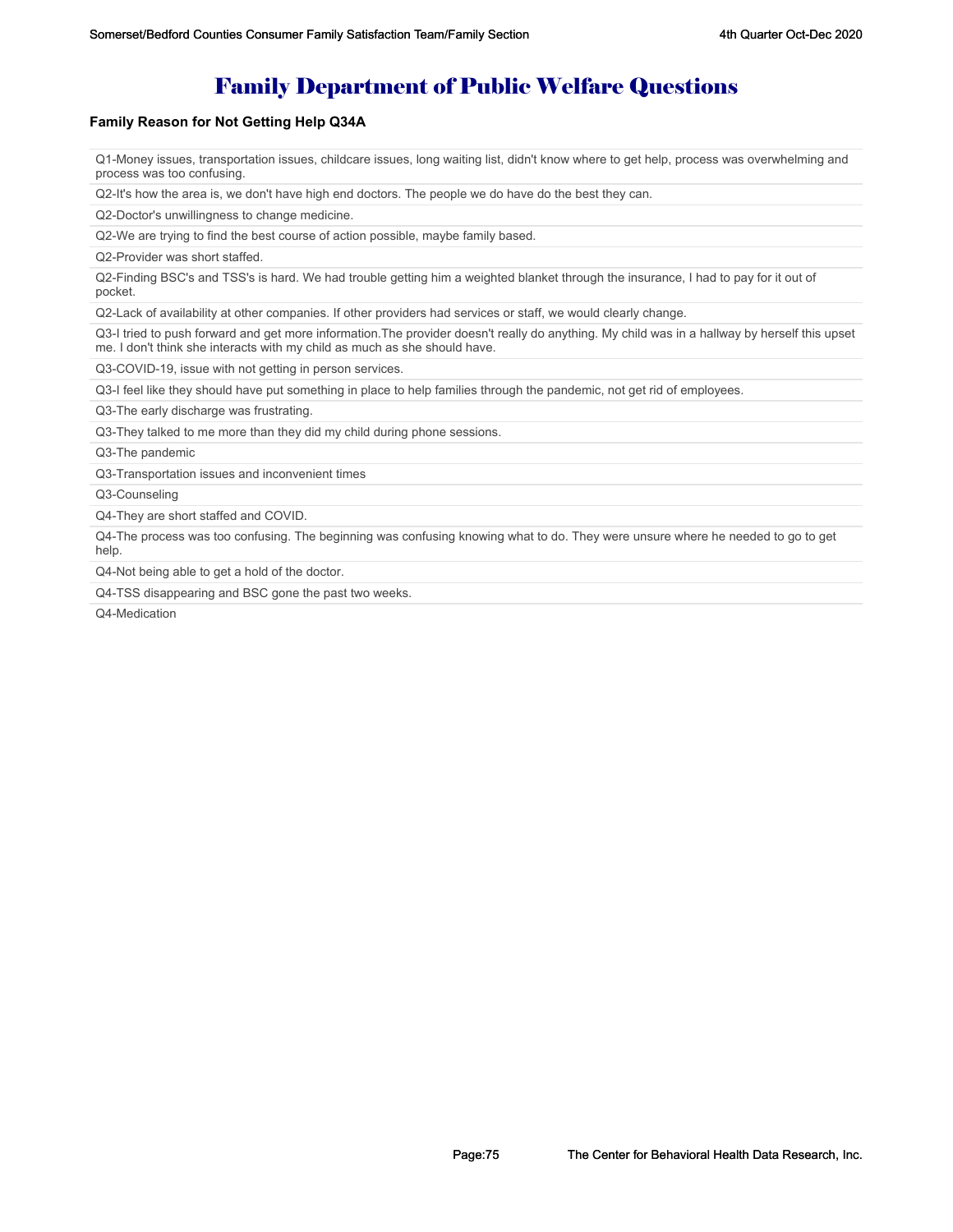# Family Department of Public Welfare Questions

### Family Reason for Not Getting Help Q34A

| |
|---|
| Q1-Money issues, transportation issues, childcare issues, long waiting list, didn't know where to get help, process was overwhelming and process was too confusing. |
| Q2-It's how the area is, we don't have high end doctors. The people we do have do the best they can. |
| Q2-Doctor's unwillingness to change medicine. |
| Q2-We are trying to find the best course of action possible, maybe family based. |
| Q2-Provider was short staffed. |
| Q2-Finding BSC's and TSS's is hard. We had trouble getting him a weighted blanket through the insurance, I had to pay for it out of pocket. |
| Q2-Lack of availability at other companies. If other providers had services or staff, we would clearly change. |
| Q3-I tried to push forward and get more information.The provider doesn't really do anything. My child was in a hallway by herself this upset me. I don't think she interacts with my child as much as she should have. |
| Q3-COVID-19, issue with not getting in person services. |
| Q3-I feel like they should have put something in place to help families through the pandemic, not get rid of employees. |
| Q3-The early discharge was frustrating. |
| Q3-They talked to me more than they did my child during phone sessions. |
| Q3-The pandemic |
| Q3-Transportation issues and inconvenient times |
| Q3-Counseling |
| Q4-They are short staffed and COVID. |
| Q4-The process was too confusing. The beginning was confusing knowing what to do. They were unsure where he needed to go to get help. |
| Q4-Not being able to get a hold of the doctor. |
| Q4-TSS disappearing and BSC gone the past two weeks. |
| Q4-Medication |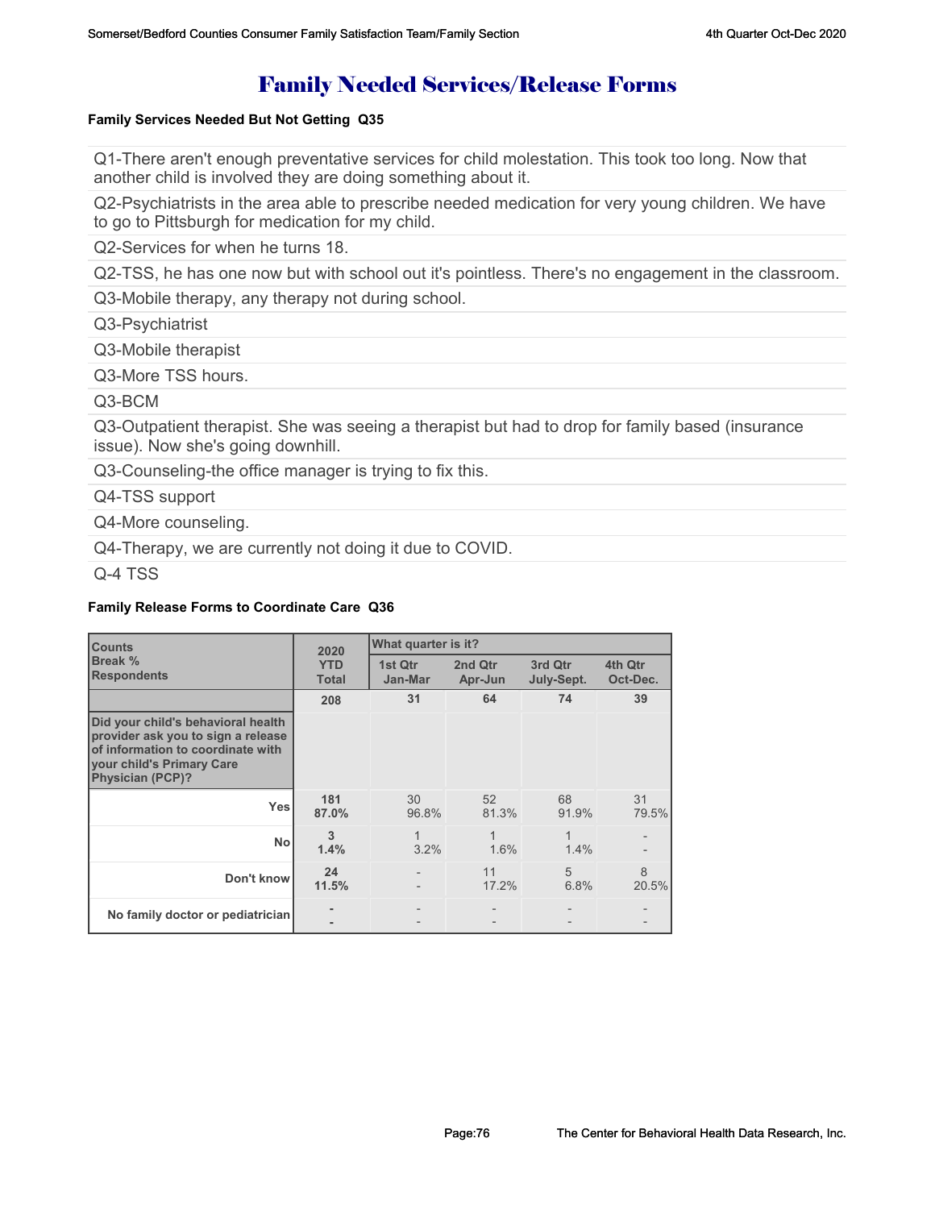# Family Needed Services/Release Forms

### Family Services Needed But Not Getting Q35

Q1-There aren't enough preventative services for child molestation. This took too long. Now that another child is involved they are doing something about it.

Q2-Psychiatrists in the area able to prescribe needed medication for very young children. We have to go to Pittsburgh for medication for my child.

Q2-Services for when he turns 18.

Q2-TSS, he has one now but with school out it's pointless. There's no engagement in the classroom.

Q3-Mobile therapy, any therapy not during school.

Q3-Psychiatrist

Q3-Mobile therapist

Q3-More TSS hours.

Q3-BCM

Q3-Outpatient therapist. She was seeing a therapist but had to drop for family based (insurance issue). Now she's going downhill.

Q3-Counseling-the office manager is trying to fix this.

Q4-TSS support

Q4-More counseling.

Q4-Therapy, we are currently not doing it due to COVID.

Q-4 TSS

### Family Release Forms to Coordinate Care Q36

| Counts<br>Break %<br>Respondents | 2020 YTD Total | What quarter is it? | | | |
|---|---|---|---|---|---|
| | | 1st Qtr Jan-Mar | 2nd Qtr Apr-Jun | 3rd Qtr July-Sept. | 4th Qtr Oct-Dec. |
| | 208 | 31 | 64 | 74 | 39 |
| **Did your child's behavioral health provider ask you to sign a release of information to coordinate with your child's Primary Care Physician (PCP)?** | | | | | |
| Yes | 181<br>87.0% | 30<br>96.8% | 52<br>81.3% | 68<br>91.9% | 31<br>79.5% |
| No | 3<br>1.4% | 1<br>3.2% | 1<br>1.6% | 1<br>1.4% | -<br>- |
| Don't know | 24<br>11.5% | -<br>- | 11<br>17.2% | 5<br>6.8% | 8<br>20.5% |
| No family doctor or pediatrician | -<br>- | -<br>- | -<br>- | -<br>- | -<br>- |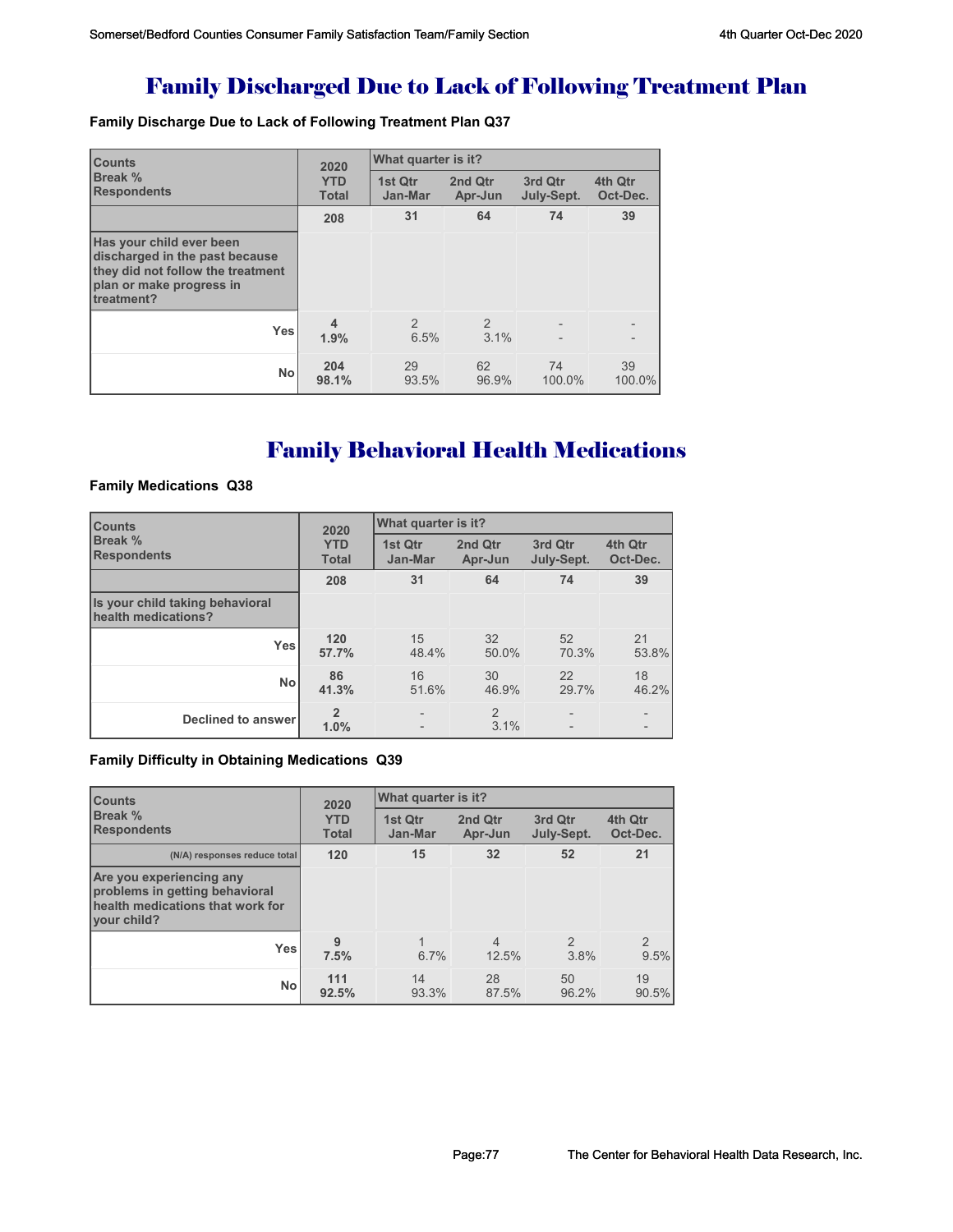# Family Discharged Due to Lack of Following Treatment Plan

**Family Discharge Due to Lack of Following Treatment Plan Q37**

| Counts<br>Break %<br>Respondents | 2020 YTD Total | What quarter is it?<br>1st Qtr Jan-Mar | 2nd Qtr Apr-Jun | 3rd Qtr July-Sept. | 4th Qtr Oct-Dec. |
|---|---|---|---|---|---|
| | **208** | **31** | **64** | **74** | **39** |
| **Has your child ever been discharged in the past because they did not follow the treatment plan or make progress in treatment?** | | | | | |
| **Yes** | **4**<br>**1.9%** | 2<br>6.5% | 2<br>3.1% | -<br>- | -<br>- |
| **No** | **204**<br>**98.1%** | 29<br>93.5% | 62<br>96.9% | 74<br>100.0% | 39<br>100.0% |

# Family Behavioral Health Medications

**Family Medications Q38**

| Counts<br>Break %<br>Respondents | 2020 YTD Total | What quarter is it?<br>1st Qtr Jan-Mar | 2nd Qtr Apr-Jun | 3rd Qtr July-Sept. | 4th Qtr Oct-Dec. |
|---|---|---|---|---|---|
| | **208** | **31** | **64** | **74** | **39** |
| **Is your child taking behavioral health medications?** | | | | | |
| **Yes** | **120**<br>**57.7%** | 15<br>48.4% | 32<br>50.0% | 52<br>70.3% | 21<br>53.8% |
| **No** | **86**<br>**41.3%** | 16<br>51.6% | 30<br>46.9% | 22<br>29.7% | 18<br>46.2% |
| **Declined to answer** | **2**<br>**1.0%** | -<br>- | 2<br>3.1% | -<br>- | -<br>- |

**Family Difficulty in Obtaining Medications Q39**

| Counts<br>Break %<br>Respondents | 2020 YTD Total | What quarter is it?<br>1st Qtr Jan-Mar | 2nd Qtr Apr-Jun | 3rd Qtr July-Sept. | 4th Qtr Oct-Dec. |
|---|---|---|---|---|---|
| (N/A) responses reduce total | **120** | **15** | **32** | **52** | **21** |
| **Are you experiencing any problems in getting behavioral health medications that work for your child?** | | | | | |
| **Yes** | **9**<br>**7.5%** | 1<br>6.7% | 4<br>12.5% | 2<br>3.8% | 2<br>9.5% |
| **No** | **111**<br>**92.5%** | 14<br>93.3% | 28<br>87.5% | 50<br>96.2% | 19<br>90.5% |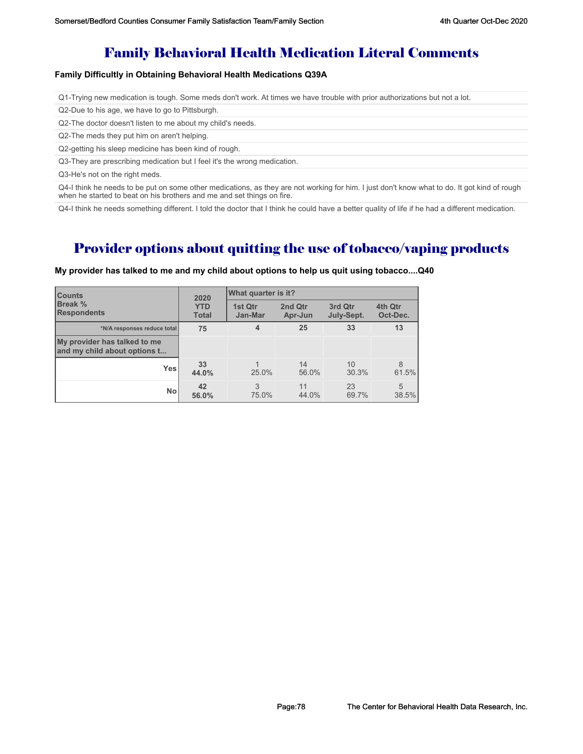# Family Behavioral Health Medication Literal Comments

**Family Difficultly in Obtaining Behavioral Health Medications Q39A**

Q1-Trying new medication is tough. Some meds don't work. At times we have trouble with prior authorizations but not a lot.

Q2-Due to his age, we have to go to Pittsburgh.

Q2-The doctor doesn't listen to me about my child's needs.

Q2-The meds they put him on aren't helping.

Q2-getting his sleep medicine has been kind of rough.

Q3-They are prescribing medication but I feel it's the wrong medication.

Q3-He's not on the right meds.

Q4-I think he needs to be put on some other medications, as they are not working for him. I just don't know what to do. It got kind of rough when he started to beat on his brothers and me and set things on fire.

Q4-I think he needs something different. I told the doctor that I think he could have a better quality of life if he had a different medication.

# Provider options about quitting the use of tobacco/vaping products

**My provider has talked to me and my child about options to help us quit using tobacco....Q40**

| Counts<br>Break %<br>Respondents | 2020 YTD Total | What quarter is it? 1st Qtr Jan-Mar | 2nd Qtr Apr-Jun | 3rd Qtr July-Sept. | 4th Qtr Oct-Dec. |
|---|---|---|---|---|---|
| *N/A responses reduce total | 75 | 4 | 25 | 33 | 13 |
| My provider has talked to me and my child about options t... | | | | | |
| Yes | 33<br>44.0% | 1<br>25.0% | 14<br>56.0% | 10<br>30.3% | 8<br>61.5% |
| No | 42<br>56.0% | 3<br>75.0% | 11<br>44.0% | 23<br>69.7% | 5<br>38.5% |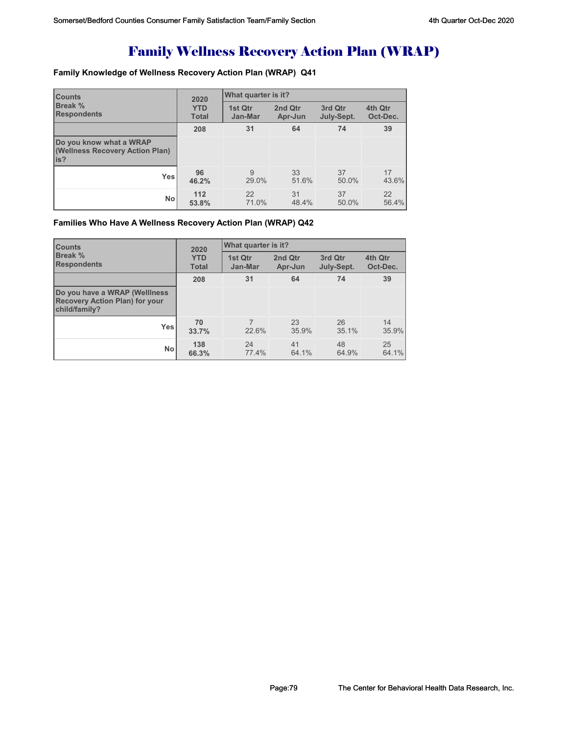# Family Wellness Recovery Action Plan (WRAP)

### Family Knowledge of Wellness Recovery Action Plan (WRAP) Q41

| Counts<br>Break %<br>Respondents | 2020<br>YTD<br>Total | What quarter is it? | | | |
|---|---|---|---|---|---|
| | | 1st Qtr<br>Jan-Mar | 2nd Qtr<br>Apr-Jun | 3rd Qtr<br>July-Sept. | 4th Qtr<br>Oct-Dec. |
| | 208 | 31 | 64 | 74 | 39 |
| Do you know what a WRAP (Wellness Recovery Action Plan) is? | | | | | |
| Yes | 96<br>46.2% | 9<br>29.0% | 33<br>51.6% | 37<br>50.0% | 17<br>43.6% |
| No | 112<br>53.8% | 22<br>71.0% | 31<br>48.4% | 37<br>50.0% | 22<br>56.4% |

### Families Who Have A Wellness Recovery Action Plan (WRAP) Q42

| Counts<br>Break %<br>Respondents | 2020<br>YTD<br>Total | What quarter is it? | | | |
|---|---|---|---|---|---|
| | | 1st Qtr<br>Jan-Mar | 2nd Qtr<br>Apr-Jun | 3rd Qtr<br>July-Sept. | 4th Qtr<br>Oct-Dec. |
| | 208 | 31 | 64 | 74 | 39 |
| Do you have a WRAP (Welllness Recovery Action Plan) for your child/family? | | | | | |
| Yes | 70<br>33.7% | 7<br>22.6% | 23<br>35.9% | 26<br>35.1% | 14<br>35.9% |
| No | 138<br>66.3% | 24<br>77.4% | 41<br>64.1% | 48<br>64.9% | 25<br>64.1% |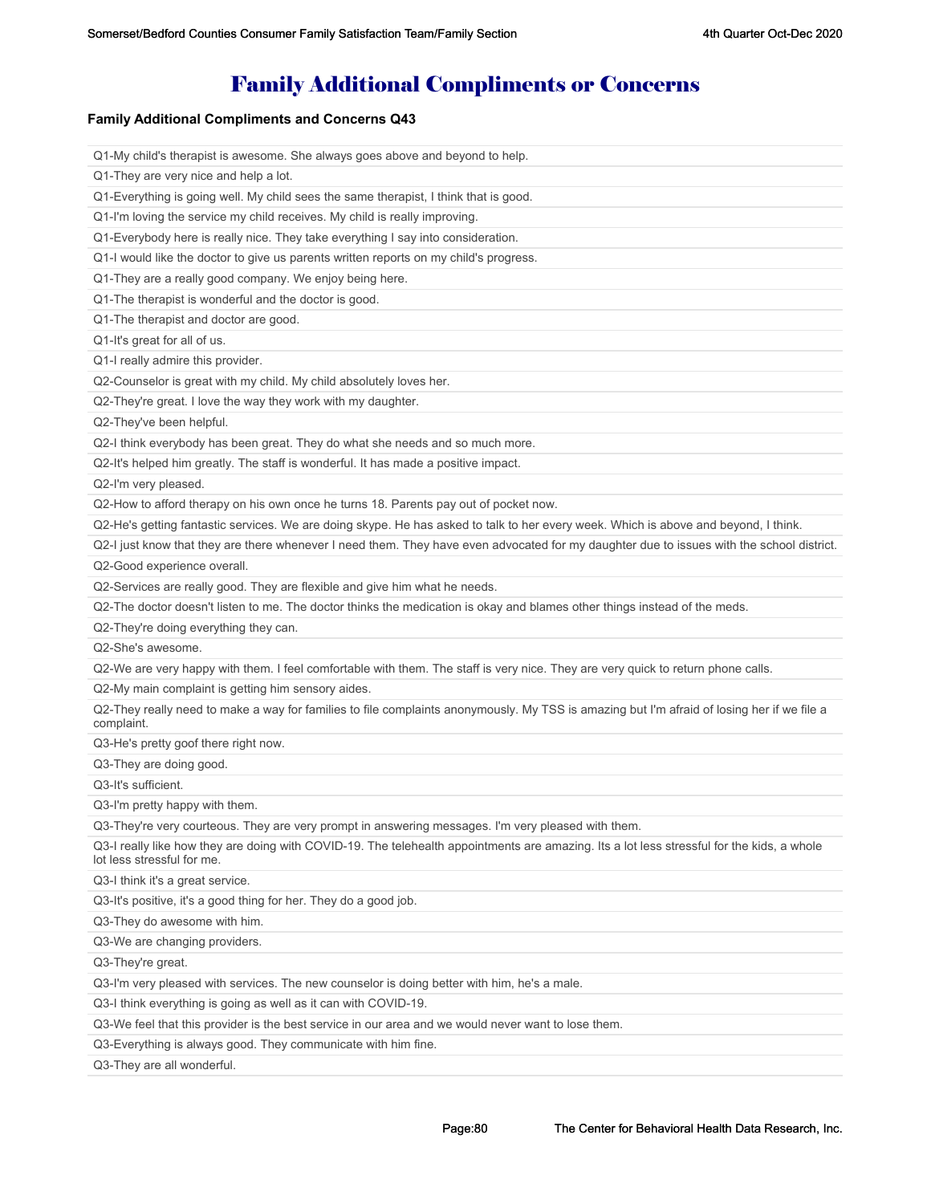# Family Additional Compliments or Concerns

### Family Additional Compliments and Concerns Q43

| |
|---|
| Q1-My child's therapist is awesome. She always goes above and beyond to help. |
| Q1-They are very nice and help a lot. |
| Q1-Everything is going well. My child sees the same therapist, I think that is good. |
| Q1-I'm loving the service my child receives. My child is really improving. |
| Q1-Everybody here is really nice. They take everything I say into consideration. |
| Q1-I would like the doctor to give us parents written reports on my child's progress. |
| Q1-They are a really good company. We enjoy being here. |
| Q1-The therapist is wonderful and the doctor is good. |
| Q1-The therapist and doctor are good. |
| Q1-It's great for all of us. |
| Q1-I really admire this provider. |
| Q2-Counselor is great with my child. My child absolutely loves her. |
| Q2-They're great. I love the way they work with my daughter. |
| Q2-They've been helpful. |
| Q2-I think everybody has been great. They do what she needs and so much more. |
| Q2-It's helped him greatly. The staff is wonderful. It has made a positive impact. |
| Q2-I'm very pleased. |
| Q2-How to afford therapy on his own once he turns 18. Parents pay out of pocket now. |
| Q2-He's getting fantastic services. We are doing skype. He has asked to talk to her every week. Which is above and beyond, I think. |
| Q2-I just know that they are there whenever I need them. They have even advocated for my daughter due to issues with the school district. |
| Q2-Good experience overall. |
| Q2-Services are really good. They are flexible and give him what he needs. |
| Q2-The doctor doesn't listen to me. The doctor thinks the medication is okay and blames other things instead of the meds. |
| Q2-They're doing everything they can. |
| Q2-She's awesome. |
| Q2-We are very happy with them. I feel comfortable with them. The staff is very nice. They are very quick to return phone calls. |
| Q2-My main complaint is getting him sensory aides. |
| Q2-They really need to make a way for families to file complaints anonymously. My TSS is amazing but I'm afraid of losing her if we file a complaint. |
| Q3-He's pretty goof there right now. |
| Q3-They are doing good. |
| Q3-It's sufficient. |
| Q3-I'm pretty happy with them. |
| Q3-They're very courteous. They are very prompt in answering messages. I'm very pleased with them. |
| Q3-I really like how they are doing with COVID-19. The telehealth appointments are amazing. Its a lot less stressful for the kids, a whole lot less stressful for me. |
| Q3-I think it's a great service. |
| Q3-It's positive, it's a good thing for her. They do a good job. |
| Q3-They do awesome with him. |
| Q3-We are changing providers. |
| Q3-They're great. |
| Q3-I'm very pleased with services. The new counselor is doing better with him, he's a male. |
| Q3-I think everything is going as well as it can with COVID-19. |
| Q3-We feel that this provider is the best service in our area and we would never want to lose them. |
| Q3-Everything is always good. They communicate with him fine. |
| Q3-They are all wonderful. |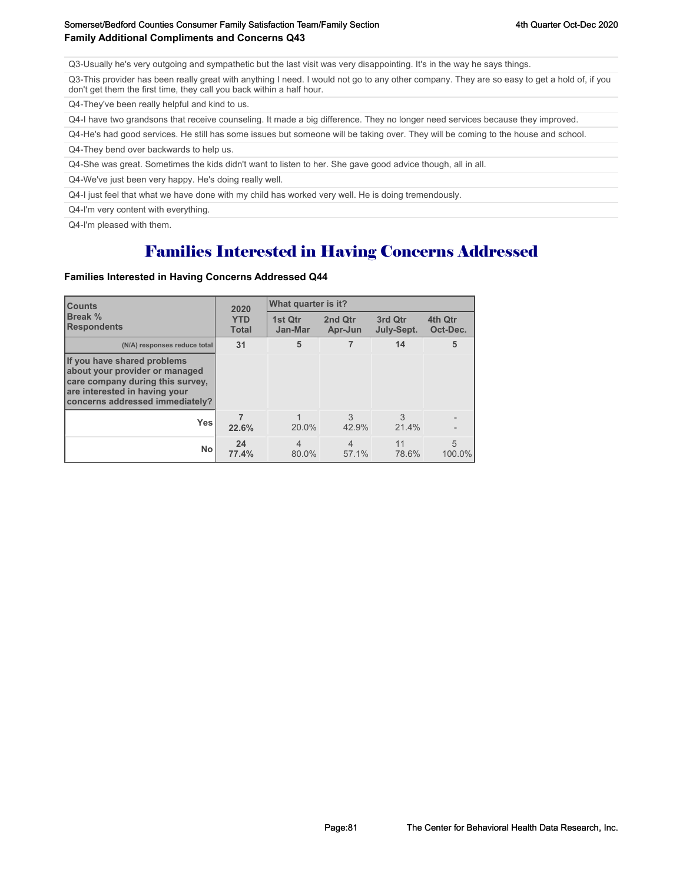## Family Additional Compliments and Concerns Q43

Q3-Usually he's very outgoing and sympathetic but the last visit was very disappointing. It's in the way he says things.

Q3-This provider has been really great with anything I need. I would not go to any other company. They are so easy to get a hold of, if you don't get them the first time, they call you back within a half hour.

Q4-They've been really helpful and kind to us.

Q4-I have two grandsons that receive counseling. It made a big difference. They no longer need services because they improved.

Q4-He's had good services. He still has some issues but someone will be taking over. They will be coming to the house and school.

Q4-They bend over backwards to help us.

Q4-She was great. Sometimes the kids didn't want to listen to her. She gave good advice though, all in all.

Q4-We've just been very happy. He's doing really well.

Q4-I just feel that what we have done with my child has worked very well. He is doing tremendously.

Q4-I'm very content with everything.

Q4-I'm pleased with them.

# Families Interested in Having Concerns Addressed

### Families Interested in Having Concerns Addressed Q44

| Counts<br>Break %<br>Respondents | 2020 YTD Total | What quarter is it? | | | |
|---|---|---|---|---|---|
| | | 1st Qtr Jan-Mar | 2nd Qtr Apr-Jun | 3rd Qtr July-Sept. | 4th Qtr Oct-Dec. |
| (N/A) responses reduce total | 31 | 5 | 7 | 14 | 5 |
| **If you have shared problems about your provider or managed care company during this survey, are interested in having your concerns addressed immediately?** | | | | | |
| Yes | 7<br>22.6% | 1<br>20.0% | 3<br>42.9% | 3<br>21.4% | -<br>- |
| No | 24<br>77.4% | 4<br>80.0% | 4<br>57.1% | 11<br>78.6% | 5<br>100.0% |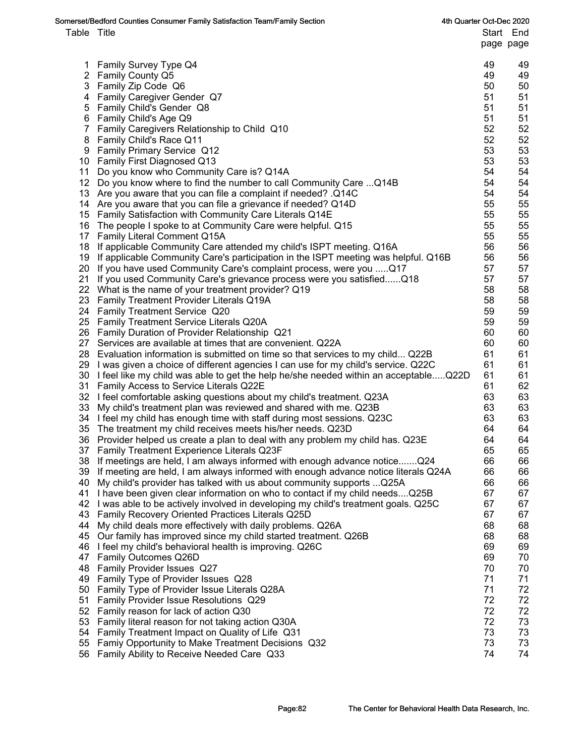Somerset/Bedford Counties Consumer Family Satisfaction Team/Family Section — 4th Quarter Oct-Dec 2020

| Table | Title | Start page | End page |
|---|---|---|---|
| 1 | Family Survey Type Q4 | 49 | 49 |
| 2 | Family County Q5 | 49 | 49 |
| 3 | Family Zip Code Q6 | 50 | 50 |
| 4 | Family Caregiver Gender Q7 | 51 | 51 |
| 5 | Family Child's Gender Q8 | 51 | 51 |
| 6 | Family Child's Age Q9 | 51 | 51 |
| 7 | Family Caregivers Relationship to Child Q10 | 52 | 52 |
| 8 | Family Child's Race Q11 | 52 | 52 |
| 9 | Family Primary Service Q12 | 53 | 53 |
| 10 | Family First Diagnosed Q13 | 53 | 53 |
| 11 | Do you know who Community Care is? Q14A | 54 | 54 |
| 12 | Do you know where to find the number to call Community Care ...Q14B | 54 | 54 |
| 13 | Are you aware that you can file a complaint if needed? .Q14C | 54 | 54 |
| 14 | Are you aware that you can file a grievance if needed? Q14D | 55 | 55 |
| 15 | Family Satisfaction with Community Care Literals Q14E | 55 | 55 |
| 16 | The people I spoke to at Community Care were helpful. Q15 | 55 | 55 |
| 17 | Family Literal Comment Q15A | 55 | 55 |
| 18 | If applicable Community Care attended my child's ISPT meeting. Q16A | 56 | 56 |
| 19 | If applicable Community Care's participation in the ISPT meeting was helpful. Q16B | 56 | 56 |
| 20 | If you have used Community Care's complaint process, were you .....Q17 | 57 | 57 |
| 21 | If you used Community Care's grievance process were you satisfied......Q18 | 57 | 57 |
| 22 | What is the name of your treatment provider? Q19 | 58 | 58 |
| 23 | Family Treatment Provider Literals Q19A | 58 | 58 |
| 24 | Family Treatment Service Q20 | 59 | 59 |
| 25 | Family Treatment Service Literals Q20A | 59 | 59 |
| 26 | Family Duration of Provider Relationship Q21 | 60 | 60 |
| 27 | Services are available at times that are convenient. Q22A | 60 | 60 |
| 28 | Evaluation information is submitted on time so that services to my child... Q22B | 61 | 61 |
| 29 | I was given a choice of different agencies I can use for my child's service. Q22C | 61 | 61 |
| 30 | I feel like my child was able to get the help he/she needed within an acceptable.....Q22D | 61 | 61 |
| 31 | Family Access to Service Literals Q22E | 61 | 62 |
| 32 | I feel comfortable asking questions about my child's treatment. Q23A | 63 | 63 |
| 33 | My child's treatment plan was reviewed and shared with me. Q23B | 63 | 63 |
| 34 | I feel my child has enough time with staff during most sessions. Q23C | 63 | 63 |
| 35 | The treatment my child receives meets his/her needs. Q23D | 64 | 64 |
| 36 | Provider helped us create a plan to deal with any problem my child has. Q23E | 64 | 64 |
| 37 | Family Treatment Experience Literals Q23F | 65 | 65 |
| 38 | If meetings are held, I am always informed with enough advance notice.......Q24 | 66 | 66 |
| 39 | If meeting are held, I am always informed with enough advance notice literals Q24A | 66 | 66 |
| 40 | My child's provider has talked with us about community supports ...Q25A | 66 | 66 |
| 41 | I have been given clear information on who to contact if my child needs....Q25B | 67 | 67 |
| 42 | I was able to be actively involved in developing my child's treatment goals. Q25C | 67 | 67 |
| 43 | Family Recovery Oriented Practices Literals Q25D | 67 | 67 |
| 44 | My child deals more effectively with daily problems. Q26A | 68 | 68 |
| 45 | Our family has improved since my child started treatment. Q26B | 68 | 68 |
| 46 | I feel my child's behavioral health is improving. Q26C | 69 | 69 |
| 47 | Family Outcomes Q26D | 69 | 70 |
| 48 | Family Provider Issues Q27 | 70 | 70 |
| 49 | Family Type of Provider Issues Q28 | 71 | 71 |
| 50 | Family Type of Provider Issue Literals Q28A | 71 | 72 |
| 51 | Family Provider Issue Resolutions Q29 | 72 | 72 |
| 52 | Family reason for lack of action Q30 | 72 | 72 |
| 53 | Family literal reason for not taking action Q30A | 72 | 73 |
| 54 | Family Treatment Impact on Quality of Life Q31 | 73 | 73 |
| 55 | Famiy Opportunity to Make Treatment Decisions Q32 | 73 | 73 |
| 56 | Family Ability to Receive Needed Care Q33 | 74 | 74 |

The Center for Behavioral Health Data Research, Inc.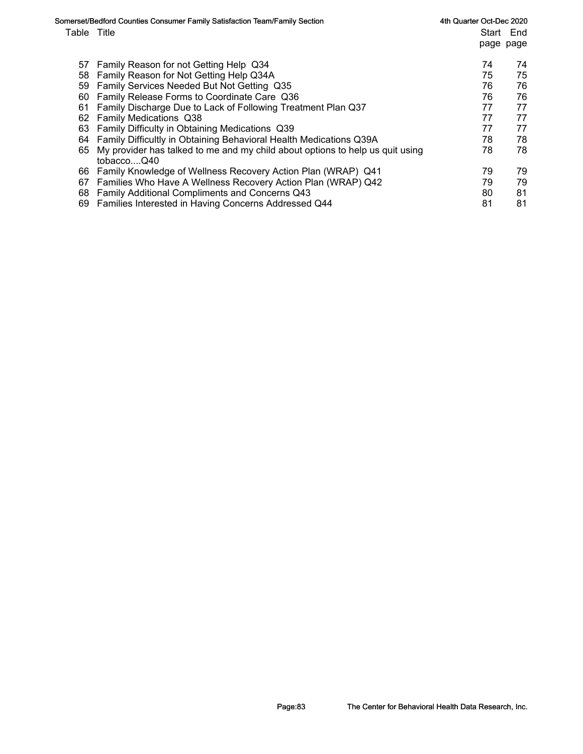| Table | Title | Start page | End page |
|---|---|---|---|
| 57 | Family Reason for not Getting Help Q34 | 74 | 74 |
| 58 | Family Reason for Not Getting Help Q34A | 75 | 75 |
| 59 | Family Services Needed But Not Getting Q35 | 76 | 76 |
| 60 | Family Release Forms to Coordinate Care Q36 | 76 | 76 |
| 61 | Family Discharge Due to Lack of Following Treatment Plan Q37 | 77 | 77 |
| 62 | Family Medications Q38 | 77 | 77 |
| 63 | Family Difficulty in Obtaining Medications Q39 | 77 | 77 |
| 64 | Family Difficultly in Obtaining Behavioral Health Medications Q39A | 78 | 78 |
| 65 | My provider has talked to me and my child about options to help us quit using tobacco....Q40 | 78 | 78 |
| 66 | Family Knowledge of Wellness Recovery Action Plan (WRAP) Q41 | 79 | 79 |
| 67 | Families Who Have A Wellness Recovery Action Plan (WRAP) Q42 | 79 | 79 |
| 68 | Family Additional Compliments and Concerns Q43 | 80 | 81 |
| 69 | Families Interested in Having Concerns Addressed Q44 | 81 | 81 |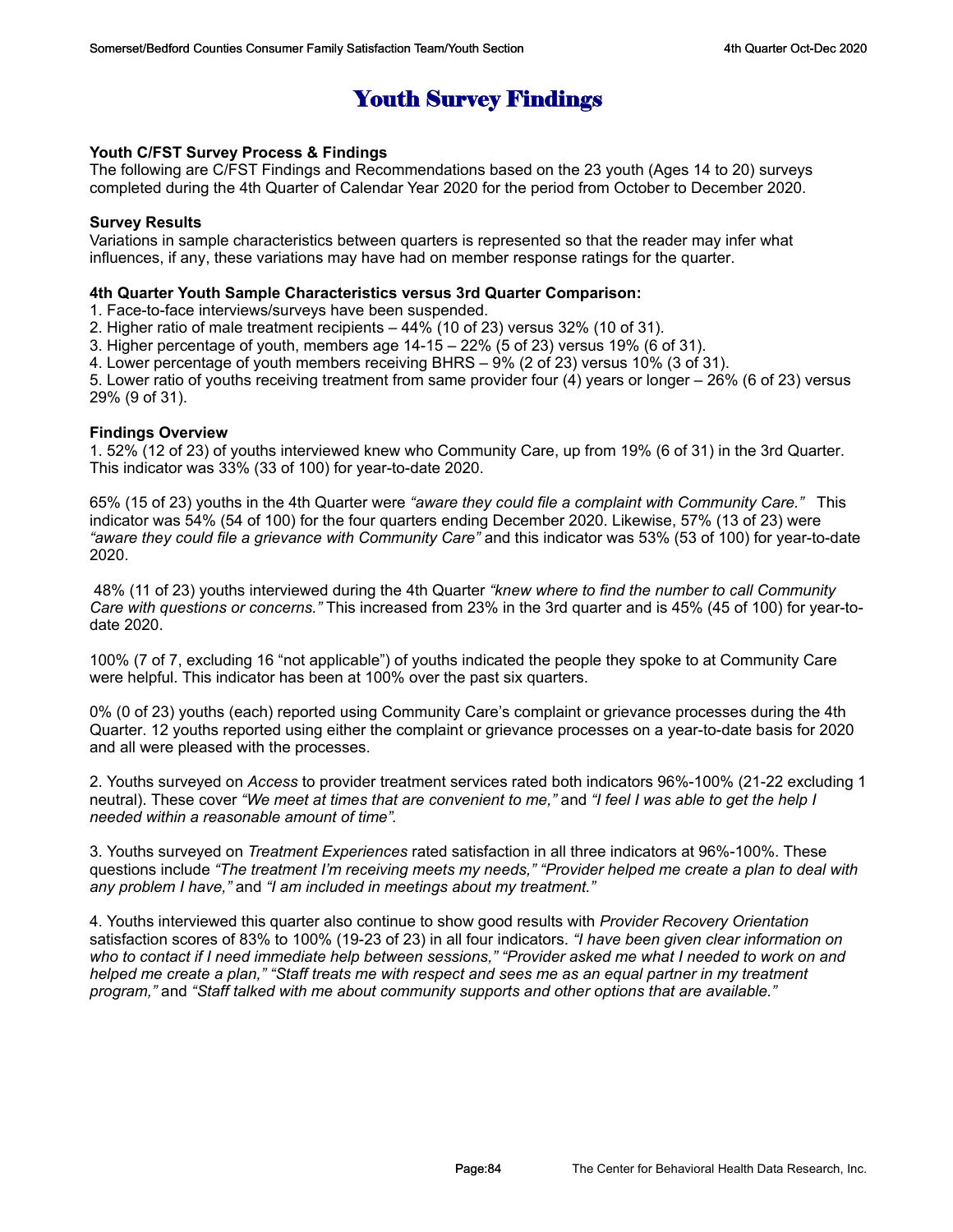# Youth Survey Findings

**Youth C/FST Survey Process & Findings**

The following are C/FST Findings and Recommendations based on the 23 youth (Ages 14 to 20) surveys completed during the 4th Quarter of Calendar Year 2020 for the period from October to December 2020.

**Survey Results**

Variations in sample characteristics between quarters is represented so that the reader may infer what influences, if any, these variations may have had on member response ratings for the quarter.

**4th Quarter Youth Sample Characteristics versus 3rd Quarter Comparison:**

1. Face-to-face interviews/surveys have been suspended.
2. Higher ratio of male treatment recipients – 44% (10 of 23) versus 32% (10 of 31).
3. Higher percentage of youth, members age 14-15 – 22% (5 of 23) versus 19% (6 of 31).
4. Lower percentage of youth members receiving BHRS – 9% (2 of 23) versus 10% (3 of 31).
5. Lower ratio of youths receiving treatment from same provider four (4) years or longer – 26% (6 of 23) versus 29% (9 of 31).

**Findings Overview**

1. 52% (12 of 23) of youths interviewed knew who Community Care, up from 19% (6 of 31) in the 3rd Quarter. This indicator was 33% (33 of 100) for year-to-date 2020.

65% (15 of 23) youths in the 4th Quarter were *"aware they could file a complaint with Community Care."* This indicator was 54% (54 of 100) for the four quarters ending December 2020. Likewise, 57% (13 of 23) were *"aware they could file a grievance with Community Care"* and this indicator was 53% (53 of 100) for year-to-date 2020.

48% (11 of 23) youths interviewed during the 4th Quarter *"knew where to find the number to call Community Care with questions or concerns."* This increased from 23% in the 3rd quarter and is 45% (45 of 100) for year-to-date 2020.

100% (7 of 7, excluding 16 "not applicable") of youths indicated the people they spoke to at Community Care were helpful. This indicator has been at 100% over the past six quarters.

0% (0 of 23) youths (each) reported using Community Care's complaint or grievance processes during the 4th Quarter. 12 youths reported using either the complaint or grievance processes on a year-to-date basis for 2020 and all were pleased with the processes.

2. Youths surveyed on *Access* to provider treatment services rated both indicators 96%-100% (21-22 excluding 1 neutral). These cover *"We meet at times that are convenient to me,"* and *"I feel I was able to get the help I needed within a reasonable amount of time".*

3. Youths surveyed on *Treatment Experiences* rated satisfaction in all three indicators at 96%-100%. These questions include *"The treatment I'm receiving meets my needs," "Provider helped me create a plan to deal with any problem I have,"* and *"I am included in meetings about my treatment."*

4. Youths interviewed this quarter also continue to show good results with *Provider Recovery Orientation* satisfaction scores of 83% to 100% (19-23 of 23) in all four indicators. *"I have been given clear information on who to contact if I need immediate help between sessions," "Provider asked me what I needed to work on and helped me create a plan," "Staff treats me with respect and sees me as an equal partner in my treatment program,"* and *"Staff talked with me about community supports and other options that are available."*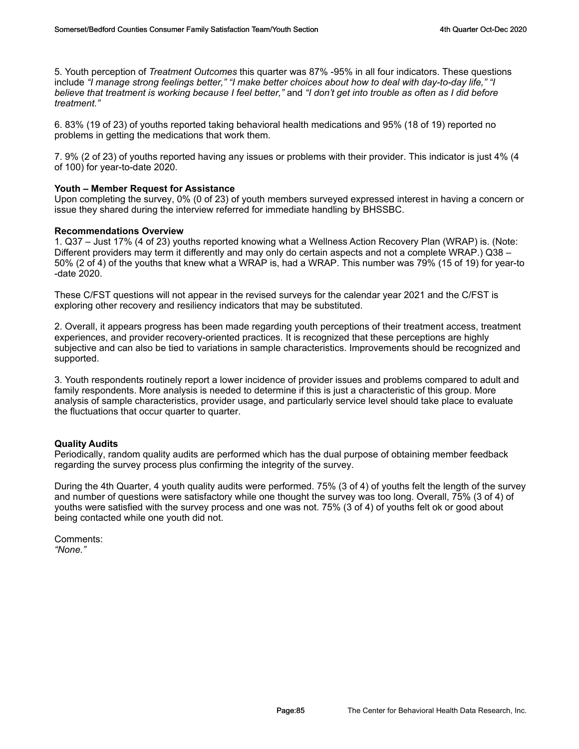5. Youth perception of *Treatment Outcomes* this quarter was 87% -95% in all four indicators. These questions include *"I manage strong feelings better," "I make better choices about how to deal with day-to-day life," "I believe that treatment is working because I feel better,"* and *"I don't get into trouble as often as I did before treatment."*

6. 83% (19 of 23) of youths reported taking behavioral health medications and 95% (18 of 19) reported no problems in getting the medications that work them.

7. 9% (2 of 23) of youths reported having any issues or problems with their provider. This indicator is just 4% (4 of 100) for year-to-date 2020.

**Youth – Member Request for Assistance**
Upon completing the survey, 0% (0 of 23) of youth members surveyed expressed interest in having a concern or issue they shared during the interview referred for immediate handling by BHSSBC.

**Recommendations Overview**
1. Q37 – Just 17% (4 of 23) youths reported knowing what a Wellness Action Recovery Plan (WRAP) is. (Note: Different providers may term it differently and may only do certain aspects and not a complete WRAP.) Q38 – 50% (2 of 4) of the youths that knew what a WRAP is, had a WRAP. This number was 79% (15 of 19) for year-to-date 2020.

These C/FST questions will not appear in the revised surveys for the calendar year 2021 and the C/FST is exploring other recovery and resiliency indicators that may be substituted.

2. Overall, it appears progress has been made regarding youth perceptions of their treatment access, treatment experiences, and provider recovery-oriented practices. It is recognized that these perceptions are highly subjective and can also be tied to variations in sample characteristics. Improvements should be recognized and supported.

3. Youth respondents routinely report a lower incidence of provider issues and problems compared to adult and family respondents. More analysis is needed to determine if this is just a characteristic of this group. More analysis of sample characteristics, provider usage, and particularly service level should take place to evaluate the fluctuations that occur quarter to quarter.

**Quality Audits**
Periodically, random quality audits are performed which has the dual purpose of obtaining member feedback regarding the survey process plus confirming the integrity of the survey.

During the 4th Quarter, 4 youth quality audits were performed. 75% (3 of 4) of youths felt the length of the survey and number of questions were satisfactory while one thought the survey was too long. Overall, 75% (3 of 4) of youths were satisfied with the survey process and one was not. 75% (3 of 4) of youths felt ok or good about being contacted while one youth did not.

Comments:
*"None."*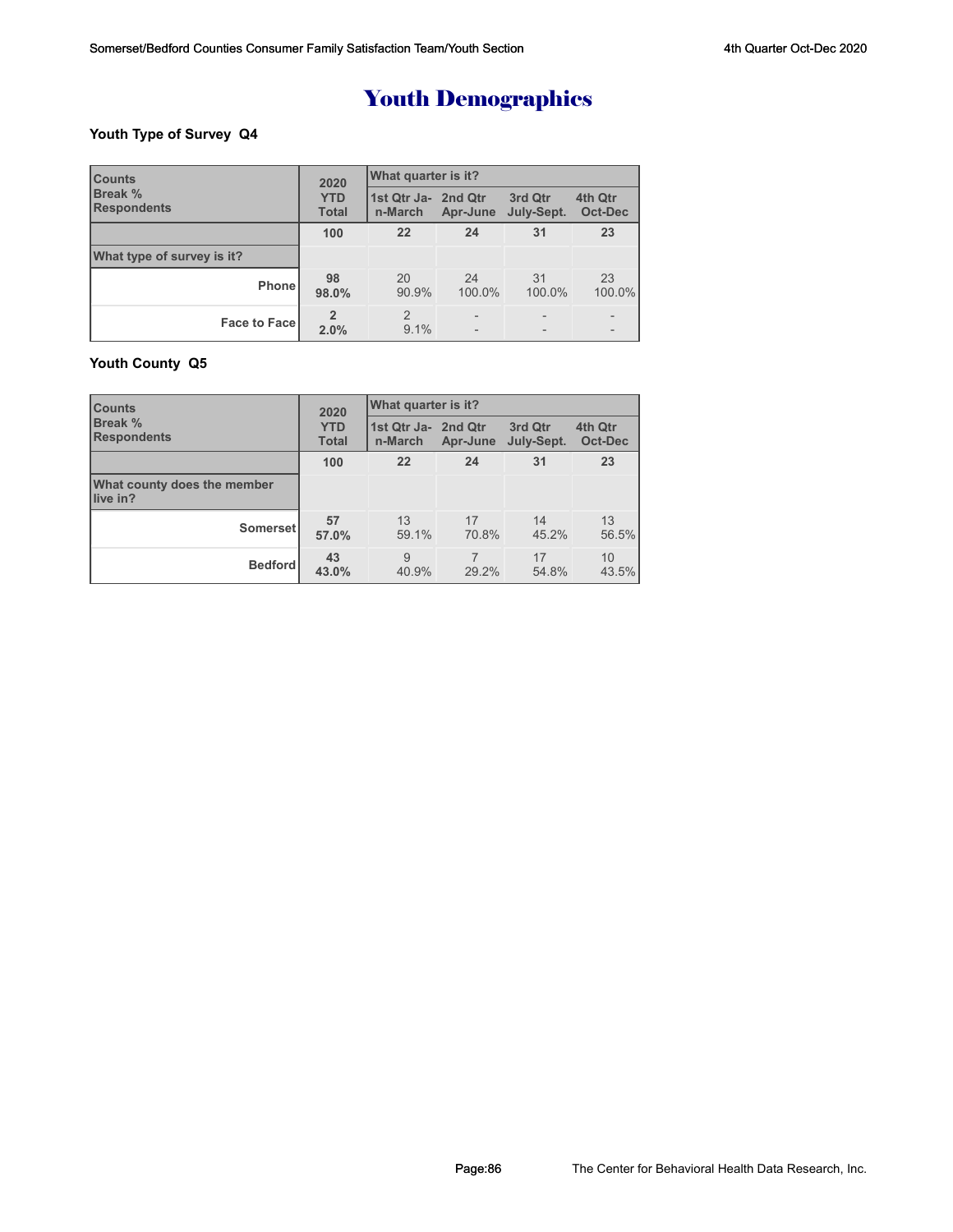# Youth Demographics

### Youth Type of Survey Q4

| Counts<br>Break %<br>Respondents | 2020<br>YTD<br>Total | What quarter is it?<br>1st Qtr Jan-March | <br>2nd Qtr Apr-June | <br>3rd Qtr July-Sept. | <br>4th Qtr Oct-Dec |
|---|---|---|---|---|---|
| | **100** | **22** | **24** | **31** | **23** |
| **What type of survey is it?** | | | | | |
| **Phone** | **98**<br>**98.0%** | 20<br>90.9% | 24<br>100.0% | 31<br>100.0% | 23<br>100.0% |
| **Face to Face** | **2**<br>**2.0%** | 2<br>9.1% | -<br>- | -<br>- | -<br>- |

### Youth County Q5

| Counts<br>Break %<br>Respondents | 2020<br>YTD<br>Total | What quarter is it?<br>1st Qtr Jan-March | <br>2nd Qtr Apr-June | <br>3rd Qtr July-Sept. | <br>4th Qtr Oct-Dec |
|---|---|---|---|---|---|
| | **100** | **22** | **24** | **31** | **23** |
| **What county does the member live in?** | | | | | |
| **Somerset** | **57**<br>**57.0%** | 13<br>59.1% | 17<br>70.8% | 14<br>45.2% | 13<br>56.5% |
| **Bedford** | **43**<br>**43.0%** | 9<br>40.9% | 7<br>29.2% | 17<br>54.8% | 10<br>43.5% |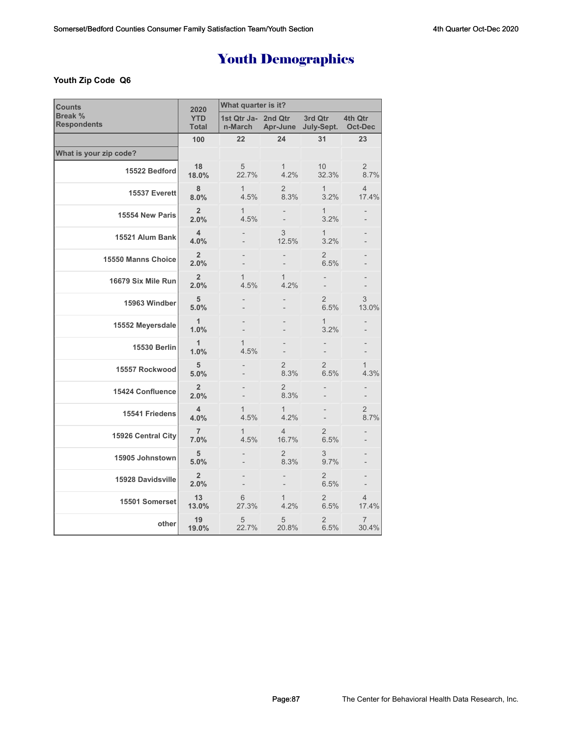# Youth Demographics

**Youth Zip Code Q6**

| Counts<br>Break %<br>Respondents | 2020 YTD Total | What quarter is it? | | | |
|---|---|---|---|---|---|
| | | 1st Qtr Jan-March | 2nd Qtr Apr-June | 3rd Qtr July-Sept. | 4th Qtr Oct-Dec |
| | 100 | 22 | 24 | 31 | 23 |
| **What is your zip code?** | | | | | |
| 15522 Bedford | 18<br>18.0% | 5<br>22.7% | 1<br>4.2% | 10<br>32.3% | 2<br>8.7% |
| 15537 Everett | 8<br>8.0% | 1<br>4.5% | 2<br>8.3% | 1<br>3.2% | 4<br>17.4% |
| 15554 New Paris | 2<br>2.0% | 1<br>4.5% | -<br>- | 1<br>3.2% | -<br>- |
| 15521 Alum Bank | 4<br>4.0% | -<br>- | 3<br>12.5% | 1<br>3.2% | -<br>- |
| 15550 Manns Choice | 2<br>2.0% | -<br>- | -<br>- | 2<br>6.5% | -<br>- |
| 16679 Six Mile Run | 2<br>2.0% | 1<br>4.5% | 1<br>4.2% | -<br>- | -<br>- |
| 15963 Windber | 5<br>5.0% | -<br>- | -<br>- | 2<br>6.5% | 3<br>13.0% |
| 15552 Meyersdale | 1<br>1.0% | -<br>- | -<br>- | 1<br>3.2% | -<br>- |
| 15530 Berlin | 1<br>1.0% | 1<br>4.5% | -<br>- | -<br>- | -<br>- |
| 15557 Rockwood | 5<br>5.0% | -<br>- | 2<br>8.3% | 2<br>6.5% | 1<br>4.3% |
| 15424 Confluence | 2<br>2.0% | -<br>- | 2<br>8.3% | -<br>- | -<br>- |
| 15541 Friedens | 4<br>4.0% | 1<br>4.5% | 1<br>4.2% | -<br>- | 2<br>8.7% |
| 15926 Central City | 7<br>7.0% | 1<br>4.5% | 4<br>16.7% | 2<br>6.5% | -<br>- |
| 15905 Johnstown | 5<br>5.0% | -<br>- | 2<br>8.3% | 3<br>9.7% | -<br>- |
| 15928 Davidsville | 2<br>2.0% | -<br>- | -<br>- | 2<br>6.5% | -<br>- |
| 15501 Somerset | 13<br>13.0% | 6<br>27.3% | 1<br>4.2% | 2<br>6.5% | 4<br>17.4% |
| other | 19<br>19.0% | 5<br>22.7% | 5<br>20.8% | 2<br>6.5% | 7<br>30.4% |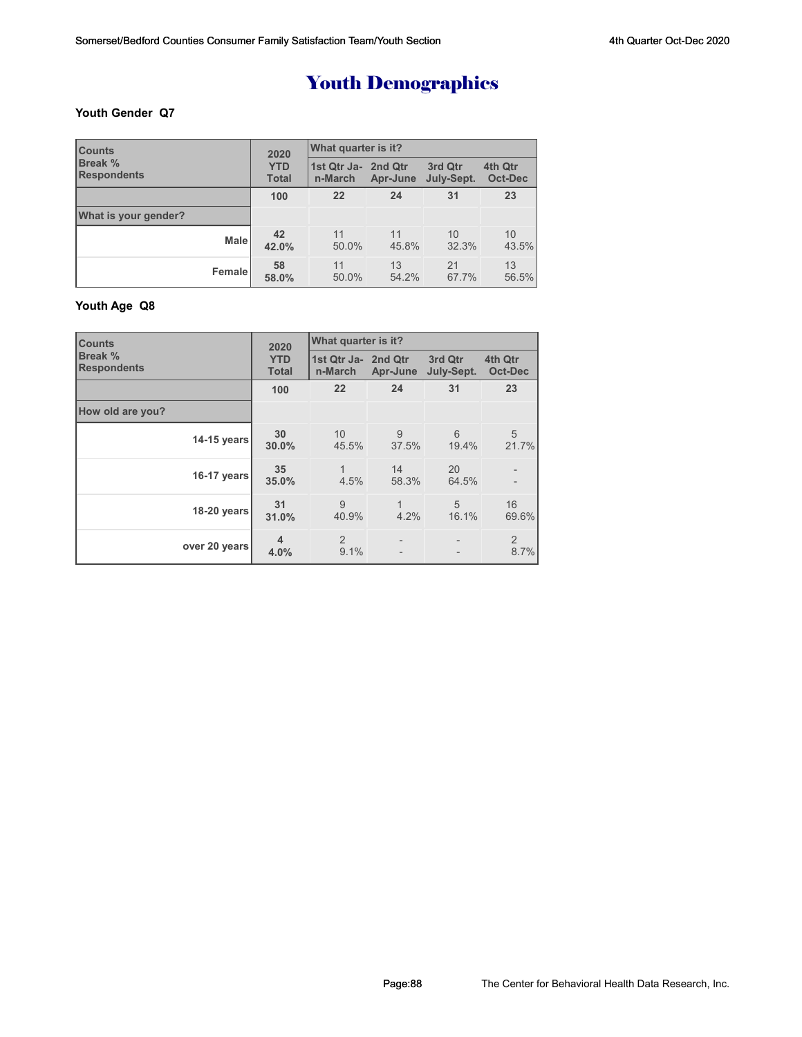# Youth Demographics

### Youth Gender Q7

| Counts<br>Break %<br>Respondents | 2020 YTD Total | What quarter is it? | | | |
|---|---|---|---|---|---|
| | | 1st Qtr Jan-March | 2nd Qtr Apr-June | 3rd Qtr July-Sept. | 4th Qtr Oct-Dec |
| | 100 | 22 | 24 | 31 | 23 |
| What is your gender? | | | | | |
| Male | 42<br>42.0% | 11<br>50.0% | 11<br>45.8% | 10<br>32.3% | 10<br>43.5% |
| Female | 58<br>58.0% | 11<br>50.0% | 13<br>54.2% | 21<br>67.7% | 13<br>56.5% |

### Youth Age Q8

| Counts<br>Break %<br>Respondents | 2020 YTD Total | What quarter is it? | | | |
|---|---|---|---|---|---|
| | | 1st Qtr Jan-March | 2nd Qtr Apr-June | 3rd Qtr July-Sept. | 4th Qtr Oct-Dec |
| | 100 | 22 | 24 | 31 | 23 |
| How old are you? | | | | | |
| 14-15 years | 30<br>30.0% | 10<br>45.5% | 9<br>37.5% | 6<br>19.4% | 5<br>21.7% |
| 16-17 years | 35<br>35.0% | 1<br>4.5% | 14<br>58.3% | 20<br>64.5% | -<br>- |
| 18-20 years | 31<br>31.0% | 9<br>40.9% | 1<br>4.2% | 5<br>16.1% | 16<br>69.6% |
| over 20 years | 4<br>4.0% | 2<br>9.1% | -<br>- | -<br>- | 2<br>8.7% |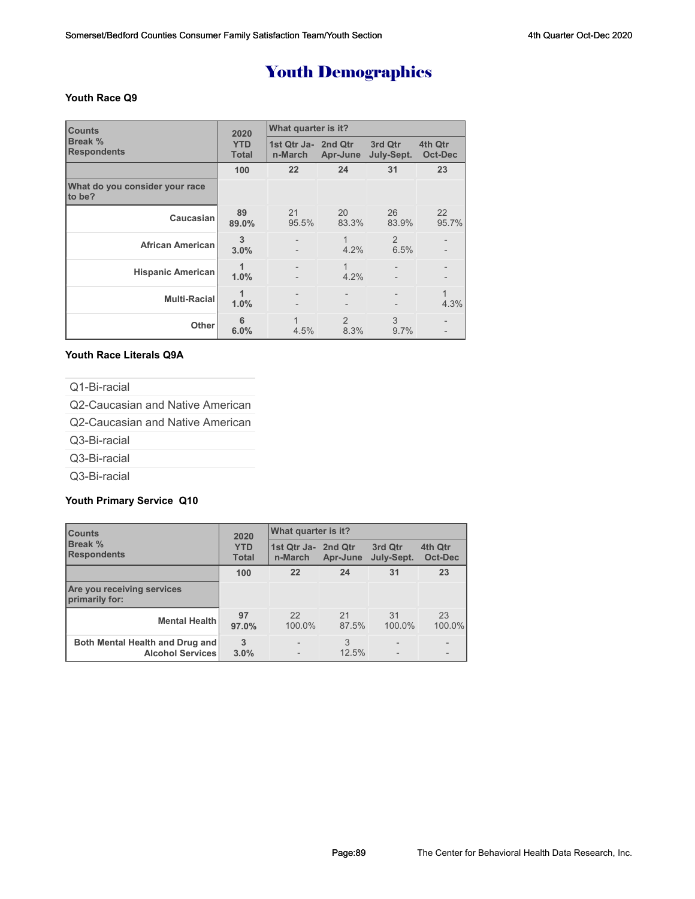# Youth Demographics

**Youth Race Q9**

| Counts<br>Break %<br>Respondents | 2020<br>YTD<br>Total | What quarter is it?<br>1st Qtr Jan-March | <br>2nd Qtr Apr-June | <br>3rd Qtr July-Sept. | <br>4th Qtr Oct-Dec |
|---|---|---|---|---|---|
| | 100 | 22 | 24 | 31 | 23 |
| What do you consider your race to be? | | | | | |
| Caucasian | 89<br>89.0% | 21<br>95.5% | 20<br>83.3% | 26<br>83.9% | 22<br>95.7% |
| African American | 3<br>3.0% | -<br>- | 1<br>4.2% | 2<br>6.5% | -<br>- |
| Hispanic American | 1<br>1.0% | -<br>- | 1<br>4.2% | -<br>- | -<br>- |
| Multi-Racial | 1<br>1.0% | -<br>- | -<br>- | -<br>- | 1<br>4.3% |
| Other | 6<br>6.0% | 1<br>4.5% | 2<br>8.3% | 3<br>9.7% | -<br>- |

**Youth Race Literals Q9A**

- Q1-Bi-racial
- Q2-Caucasian and Native American
- Q2-Caucasian and Native American
- Q3-Bi-racial
- Q3-Bi-racial
- Q3-Bi-racial

**Youth Primary Service Q10**

| Counts<br>Break %<br>Respondents | 2020<br>YTD<br>Total | What quarter is it?<br>1st Qtr Jan-March | <br>2nd Qtr Apr-June | <br>3rd Qtr July-Sept. | <br>4th Qtr Oct-Dec |
|---|---|---|---|---|---|
| | 100 | 22 | 24 | 31 | 23 |
| Are you receiving services primarily for: | | | | | |
| Mental Health | 97<br>97.0% | 22<br>100.0% | 21<br>87.5% | 31<br>100.0% | 23<br>100.0% |
| Both Mental Health and Drug and Alcohol Services | 3<br>3.0% | -<br>- | 3<br>12.5% | -<br>- | -<br>- |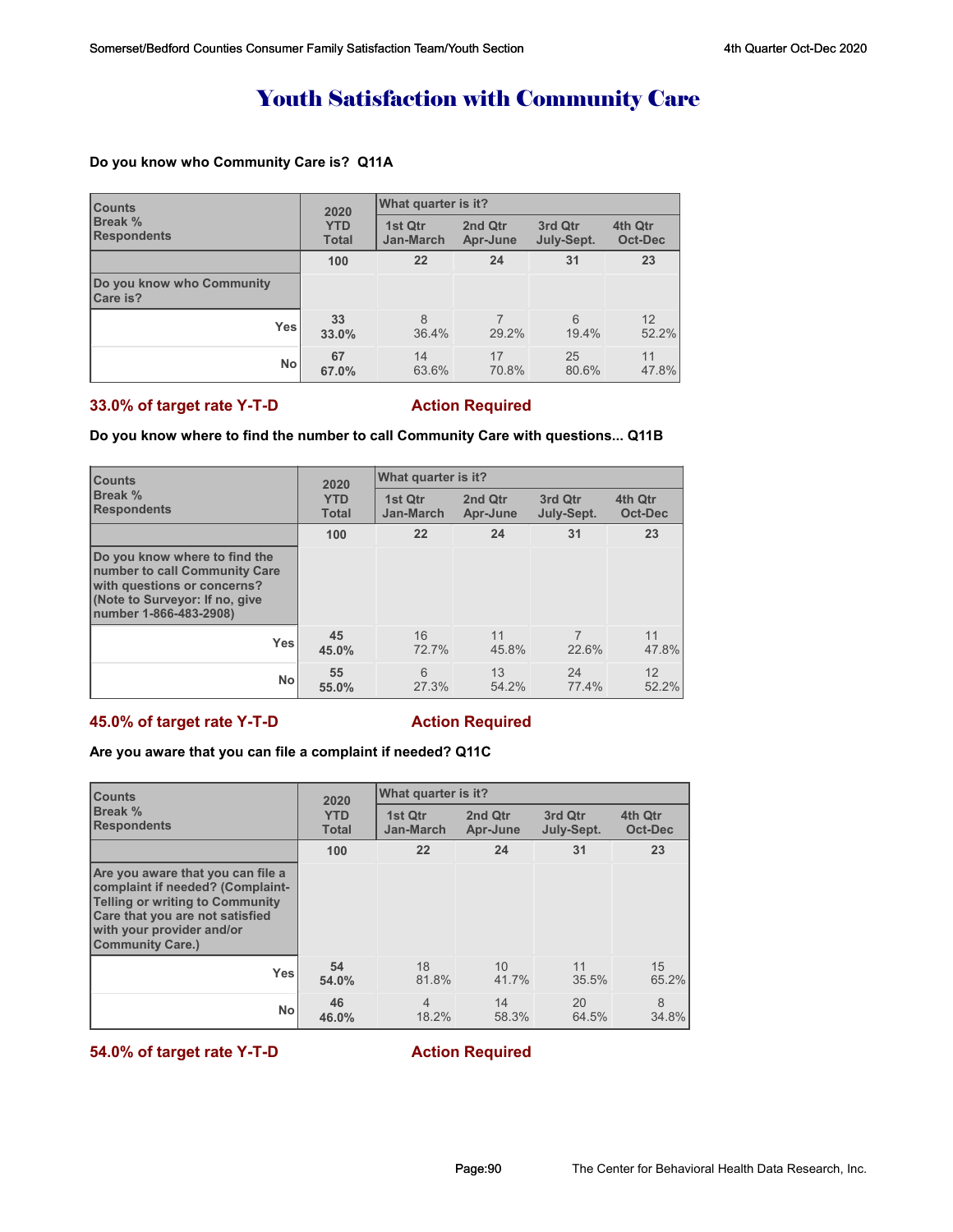# Youth Satisfaction with Community Care

**Do you know who Community Care is? Q11A**

| Counts<br>Break %<br>Respondents | 2020<br>YTD<br>Total | What quarter is it? | | | |
|---|---|---|---|---|---|
| | | 1st Qtr<br>Jan-March | 2nd Qtr<br>Apr-June | 3rd Qtr<br>July-Sept. | 4th Qtr<br>Oct-Dec |
| | 100 | 22 | 24 | 31 | 23 |
| Do you know who Community Care is? | | | | | |
| Yes | 33<br>33.0% | 8<br>36.4% | 7<br>29.2% | 6<br>19.4% | 12<br>52.2% |
| No | 67<br>67.0% | 14<br>63.6% | 17<br>70.8% | 25<br>80.6% | 11<br>47.8% |

**33.0% of target rate Y-T-D** **Action Required**

**Do you know where to find the number to call Community Care with questions... Q11B**

| Counts<br>Break %<br>Respondents | 2020<br>YTD<br>Total | What quarter is it? | | | |
|---|---|---|---|---|---|
| | | 1st Qtr<br>Jan-March | 2nd Qtr<br>Apr-June | 3rd Qtr<br>July-Sept. | 4th Qtr<br>Oct-Dec |
| | 100 | 22 | 24 | 31 | 23 |
| Do you know where to find the number to call Community Care with questions or concerns? (Note to Surveyor: If no, give number 1-866-483-2908) | | | | | |
| Yes | 45<br>45.0% | 16<br>72.7% | 11<br>45.8% | 7<br>22.6% | 11<br>47.8% |
| No | 55<br>55.0% | 6<br>27.3% | 13<br>54.2% | 24<br>77.4% | 12<br>52.2% |

**45.0% of target rate Y-T-D** **Action Required**

**Are you aware that you can file a complaint if needed? Q11C**

| Counts<br>Break %<br>Respondents | 2020<br>YTD<br>Total | What quarter is it? | | | |
|---|---|---|---|---|---|
| | | 1st Qtr<br>Jan-March | 2nd Qtr<br>Apr-June | 3rd Qtr<br>July-Sept. | 4th Qtr<br>Oct-Dec |
| | 100 | 22 | 24 | 31 | 23 |
| Are you aware that you can file a complaint if needed? (Complaint-Telling or writing to Community Care that you are not satisfied with your provider and/or Community Care.) | | | | | |
| Yes | 54<br>54.0% | 18<br>81.8% | 10<br>41.7% | 11<br>35.5% | 15<br>65.2% |
| No | 46<br>46.0% | 4<br>18.2% | 14<br>58.3% | 20<br>64.5% | 8<br>34.8% |

**54.0% of target rate Y-T-D** **Action Required**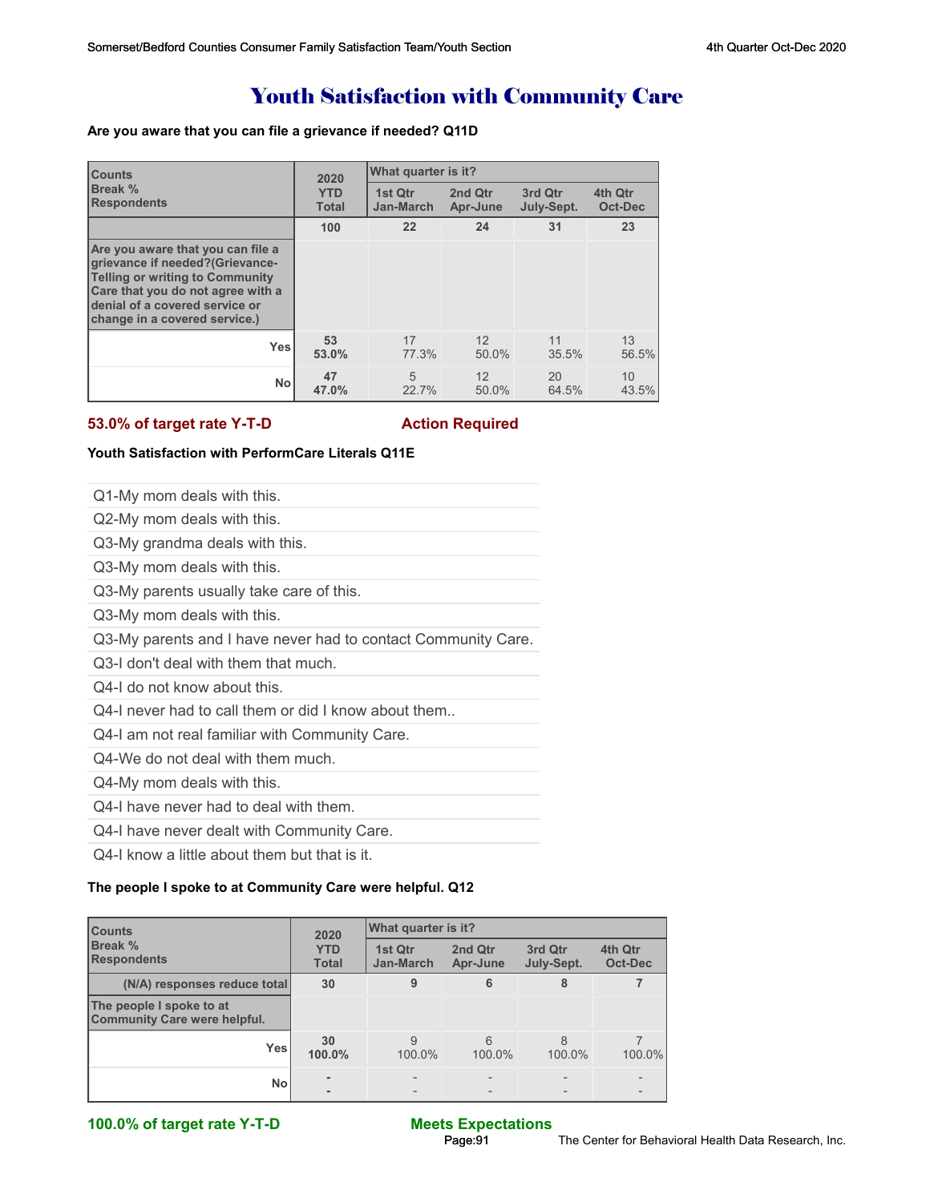# Youth Satisfaction with Community Care

**Are you aware that you can file a grievance if needed? Q11D**

| Counts<br>Break %<br>Respondents | 2020 YTD Total | What quarter is it? 1st Qtr Jan-March | 2nd Qtr Apr-June | 3rd Qtr July-Sept. | 4th Qtr Oct-Dec |
|---|---|---|---|---|---|
| | 100 | 22 | 24 | 31 | 23 |
| **Are you aware that you can file a grievance if needed?(Grievance-Telling or writing to Community Care that you do not agree with a denial of a covered service or change in a covered service.)** | | | | | |
| Yes | **53**<br>**53.0%** | 17<br>77.3% | 12<br>50.0% | 11<br>35.5% | 13<br>56.5% |
| No | **47**<br>**47.0%** | 5<br>22.7% | 12<br>50.0% | 20<br>64.5% | 10<br>43.5% |

**53.0% of target rate Y-T-D** **Action Required**

**Youth Satisfaction with PerformCare Literals Q11E**

- Q1-My mom deals with this.
- Q2-My mom deals with this.
- Q3-My grandma deals with this.
- Q3-My mom deals with this.
- Q3-My parents usually take care of this.
- Q3-My mom deals with this.
- Q3-My parents and I have never had to contact Community Care.
- Q3-I don't deal with them that much.
- Q4-I do not know about this.
- Q4-I never had to call them or did I know about them..
- Q4-I am not real familiar with Community Care.
- Q4-We do not deal with them much.
- Q4-My mom deals with this.
- Q4-I have never had to deal with them.
- Q4-I have never dealt with Community Care.
- Q4-I know a little about them but that is it.

**The people I spoke to at Community Care were helpful. Q12**

| Counts<br>Break %<br>Respondents | 2020 YTD Total | What quarter is it? 1st Qtr Jan-March | 2nd Qtr Apr-June | 3rd Qtr July-Sept. | 4th Qtr Oct-Dec |
|---|---|---|---|---|---|
| (N/A) responses reduce total | 30 | 9 | 6 | 8 | 7 |
| **The people I spoke to at Community Care were helpful.** | | | | | |
| Yes | **30**<br>**100.0%** | 9<br>100.0% | 6<br>100.0% | 8<br>100.0% | 7<br>100.0% |
| No | **-**<br>**-** | -<br>- | -<br>- | -<br>- | -<br>- |

**100.0% of target rate Y-T-D** **Meets Expectations**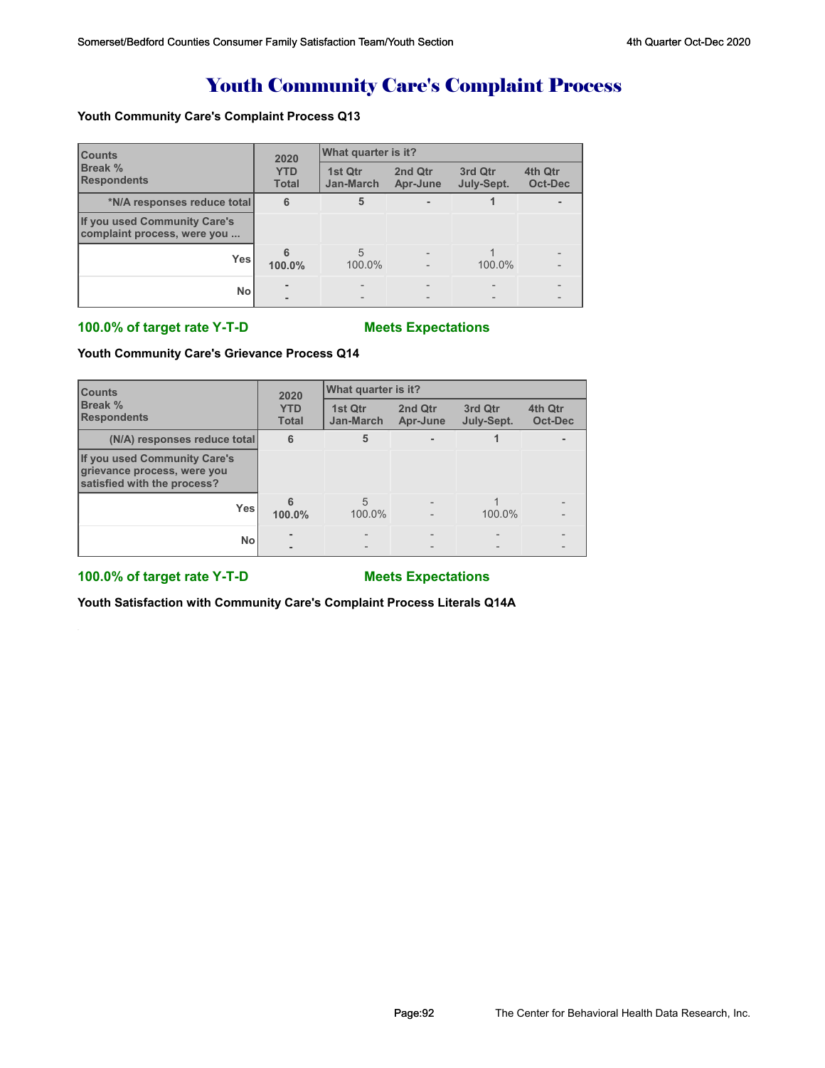# Youth Community Care's Complaint Process

**Youth Community Care's Complaint Process Q13**

| Counts<br>Break %<br>Respondents | 2020 YTD Total | What quarter is it? 1st Qtr Jan-March | 2nd Qtr Apr-June | 3rd Qtr July-Sept. | 4th Qtr Oct-Dec |
|---|---|---|---|---|---|
| *N/A responses reduce total | 6 | 5 | - | 1 | - |
| If you used Community Care's complaint process, were you ... | | | | | |
| Yes | 6<br>100.0% | 5<br>100.0% | -<br>- | 1<br>100.0% | -<br>- |
| No | -<br>- | -<br>- | -<br>- | -<br>- | -<br>- |

**100.0% of target rate Y-T-D** **Meets Expectations**

**Youth Community Care's Grievance Process Q14**

| Counts<br>Break %<br>Respondents | 2020 YTD Total | What quarter is it? 1st Qtr Jan-March | 2nd Qtr Apr-June | 3rd Qtr July-Sept. | 4th Qtr Oct-Dec |
|---|---|---|---|---|---|
| (N/A) responses reduce total | 6 | 5 | - | 1 | - |
| If you used Community Care's grievance process, were you satisfied with the process? | | | | | |
| Yes | 6<br>100.0% | 5<br>100.0% | -<br>- | 1<br>100.0% | -<br>- |
| No | -<br>- | -<br>- | -<br>- | -<br>- | -<br>- |

**100.0% of target rate Y-T-D** **Meets Expectations**

**Youth Satisfaction with Community Care's Complaint Process Literals Q14A**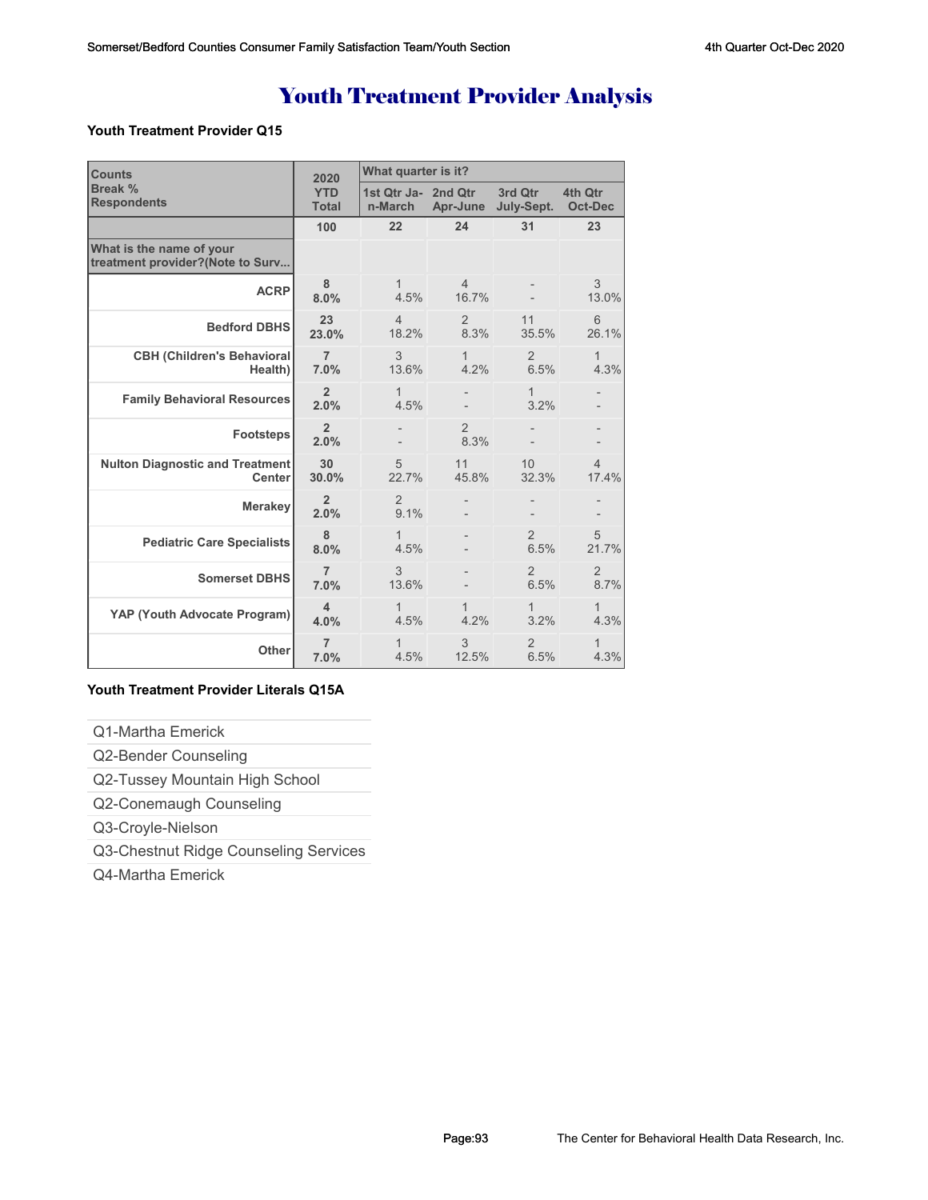# Youth Treatment Provider Analysis

**Youth Treatment Provider Q15**

| Counts<br>Break %<br>Respondents | 2020 YTD Total | What quarter is it? | | | |
|---|---|---|---|---|---|
| | | 1st Qtr Jan-March | 2nd Qtr Apr-June | 3rd Qtr July-Sept. | 4th Qtr Oct-Dec |
| | 100 | 22 | 24 | 31 | 23 |
| What is the name of your treatment provider?(Note to Surv... | | | | | |
| ACRP | 8<br>8.0% | 1<br>4.5% | 4<br>16.7% | -<br>- | 3<br>13.0% |
| Bedford DBHS | 23<br>23.0% | 4<br>18.2% | 2<br>8.3% | 11<br>35.5% | 6<br>26.1% |
| CBH (Children's Behavioral Health) | 7<br>7.0% | 3<br>13.6% | 1<br>4.2% | 2<br>6.5% | 1<br>4.3% |
| Family Behavioral Resources | 2<br>2.0% | 1<br>4.5% | -<br>- | 1<br>3.2% | -<br>- |
| Footsteps | 2<br>2.0% | -<br>- | 2<br>8.3% | -<br>- | -<br>- |
| Nulton Diagnostic and Treatment Center | 30<br>30.0% | 5<br>22.7% | 11<br>45.8% | 10<br>32.3% | 4<br>17.4% |
| Merakey | 2<br>2.0% | 2<br>9.1% | -<br>- | -<br>- | -<br>- |
| Pediatric Care Specialists | 8<br>8.0% | 1<br>4.5% | -<br>- | 2<br>6.5% | 5<br>21.7% |
| Somerset DBHS | 7<br>7.0% | 3<br>13.6% | -<br>- | 2<br>6.5% | 2<br>8.7% |
| YAP (Youth Advocate Program) | 4<br>4.0% | 1<br>4.5% | 1<br>4.2% | 1<br>3.2% | 1<br>4.3% |
| Other | 7<br>7.0% | 1<br>4.5% | 3<br>12.5% | 2<br>6.5% | 1<br>4.3% |

**Youth Treatment Provider Literals Q15A**

- Q1-Martha Emerick
- Q2-Bender Counseling
- Q2-Tussey Mountain High School
- Q2-Conemaugh Counseling
- Q3-Croyle-Nielson
- Q3-Chestnut Ridge Counseling Services
- Q4-Martha Emerick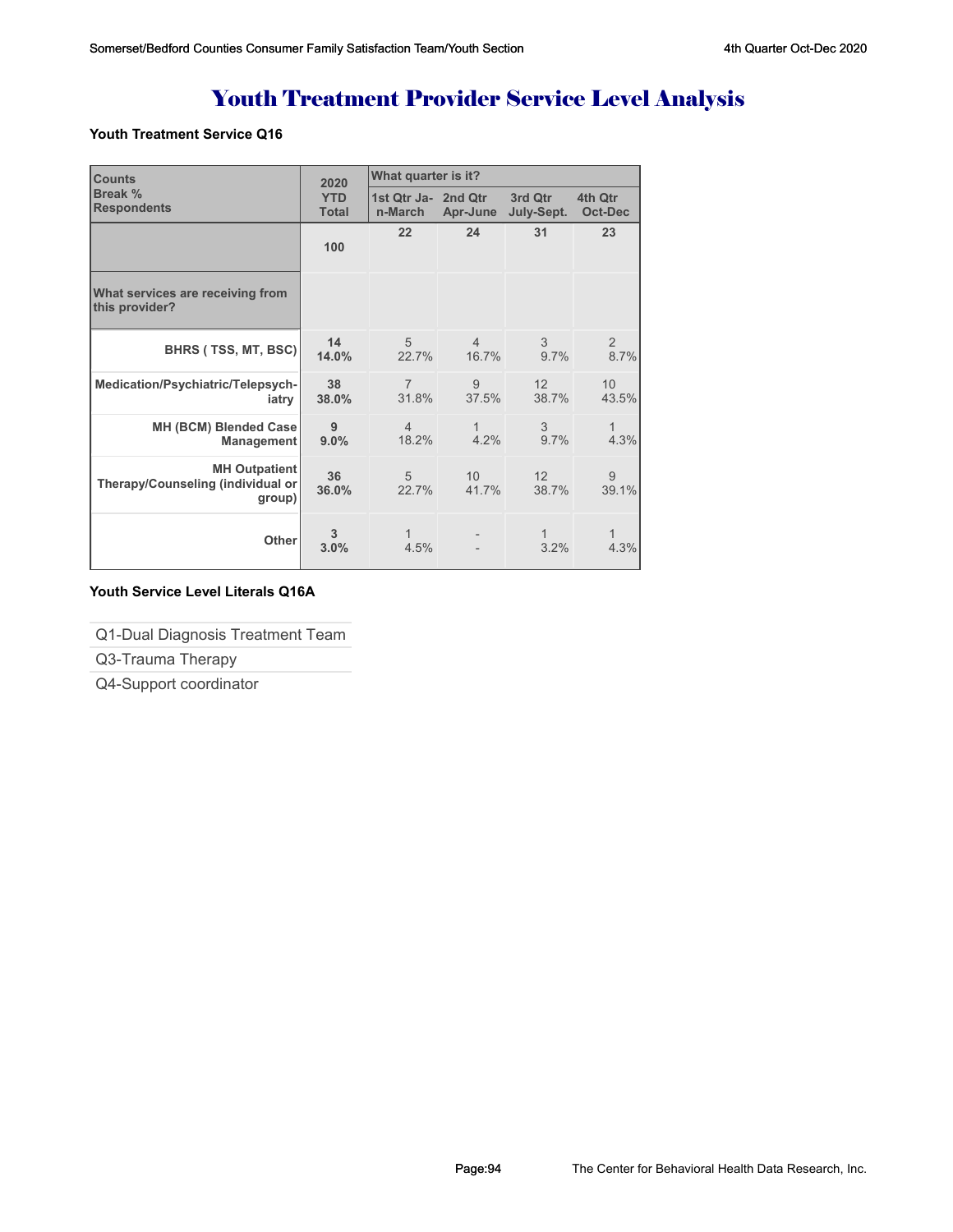# Youth Treatment Provider Service Level Analysis

**Youth Treatment Service Q16**

| Counts<br>Break %<br>Respondents | 2020 YTD Total | What quarter is it? | | | |
|---|---|---|---|---|---|
| | | 1st Qtr Ja-n-March | 2nd Qtr Apr-June | 3rd Qtr July-Sept. | 4th Qtr Oct-Dec |
| | **100** | **22** | **24** | **31** | **23** |
| **What services are receiving from this provider?** | | | | | |
| **BHRS ( TSS, MT, BSC)** | **14**<br>**14.0%** | 5<br>22.7% | 4<br>16.7% | 3<br>9.7% | 2<br>8.7% |
| **Medication/Psychiatric/Telepsych-iatry** | **38**<br>**38.0%** | 7<br>31.8% | 9<br>37.5% | 12<br>38.7% | 10<br>43.5% |
| **MH (BCM) Blended Case Management** | **9**<br>**9.0%** | 4<br>18.2% | 1<br>4.2% | 3<br>9.7% | 1<br>4.3% |
| **MH Outpatient Therapy/Counseling (individual or group)** | **36**<br>**36.0%** | 5<br>22.7% | 10<br>41.7% | 12<br>38.7% | 9<br>39.1% |
| **Other** | **3**<br>**3.0%** | 1<br>4.5% | -<br>- | 1<br>3.2% | 1<br>4.3% |

**Youth Service Level Literals Q16A**

| |
|---|
| Q1-Dual Diagnosis Treatment Team |
| Q3-Trauma Therapy |
| Q4-Support coordinator |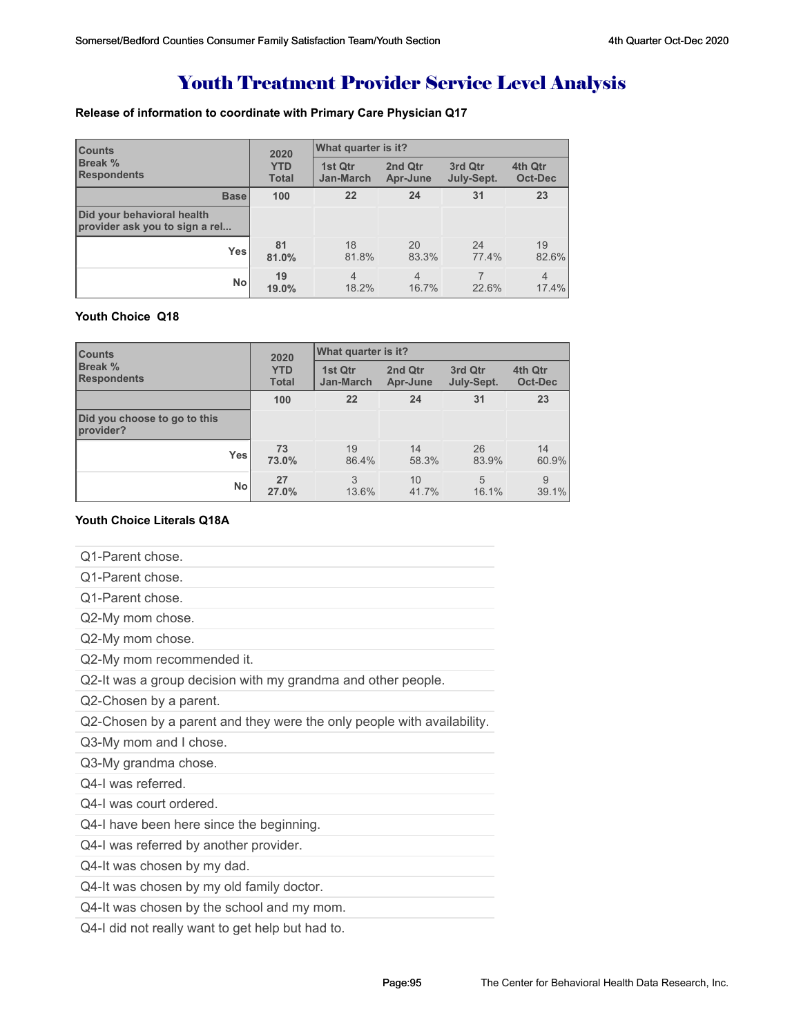# Youth Treatment Provider Service Level Analysis

**Release of information to coordinate with Primary Care Physician Q17**

| Counts Break % Respondents | 2020 YTD Total | What quarter is it? 1st Qtr Jan-March | 2nd Qtr Apr-June | 3rd Qtr July-Sept. | 4th Qtr Oct-Dec |
|---|---|---|---|---|---|
| Base | 100 | 22 | 24 | 31 | 23 |
| Did your behavioral health provider ask you to sign a rel... | | | | | |
| Yes | 81<br>81.0% | 18<br>81.8% | 20<br>83.3% | 24<br>77.4% | 19<br>82.6% |
| No | 19<br>19.0% | 4<br>18.2% | 4<br>16.7% | 7<br>22.6% | 4<br>17.4% |

**Youth Choice Q18**

| Counts Break % Respondents | 2020 YTD Total | What quarter is it? 1st Qtr Jan-March | 2nd Qtr Apr-June | 3rd Qtr July-Sept. | 4th Qtr Oct-Dec |
|---|---|---|---|---|---|
| | 100 | 22 | 24 | 31 | 23 |
| Did you choose to go to this provider? | | | | | |
| Yes | 73<br>73.0% | 19<br>86.4% | 14<br>58.3% | 26<br>83.9% | 14<br>60.9% |
| No | 27<br>27.0% | 3<br>13.6% | 10<br>41.7% | 5<br>16.1% | 9<br>39.1% |

**Youth Choice Literals Q18A**

- Q1-Parent chose.
- Q1-Parent chose.
- Q1-Parent chose.
- Q2-My mom chose.
- Q2-My mom chose.
- Q2-My mom recommended it.
- Q2-It was a group decision with my grandma and other people.
- Q2-Chosen by a parent.
- Q2-Chosen by a parent and they were the only people with availability.
- Q3-My mom and I chose.
- Q3-My grandma chose.
- Q4-I was referred.
- Q4-I was court ordered.
- Q4-I have been here since the beginning.
- Q4-I was referred by another provider.
- Q4-It was chosen by my dad.
- Q4-It was chosen by my old family doctor.
- Q4-It was chosen by the school and my mom.
- Q4-I did not really want to get help but had to.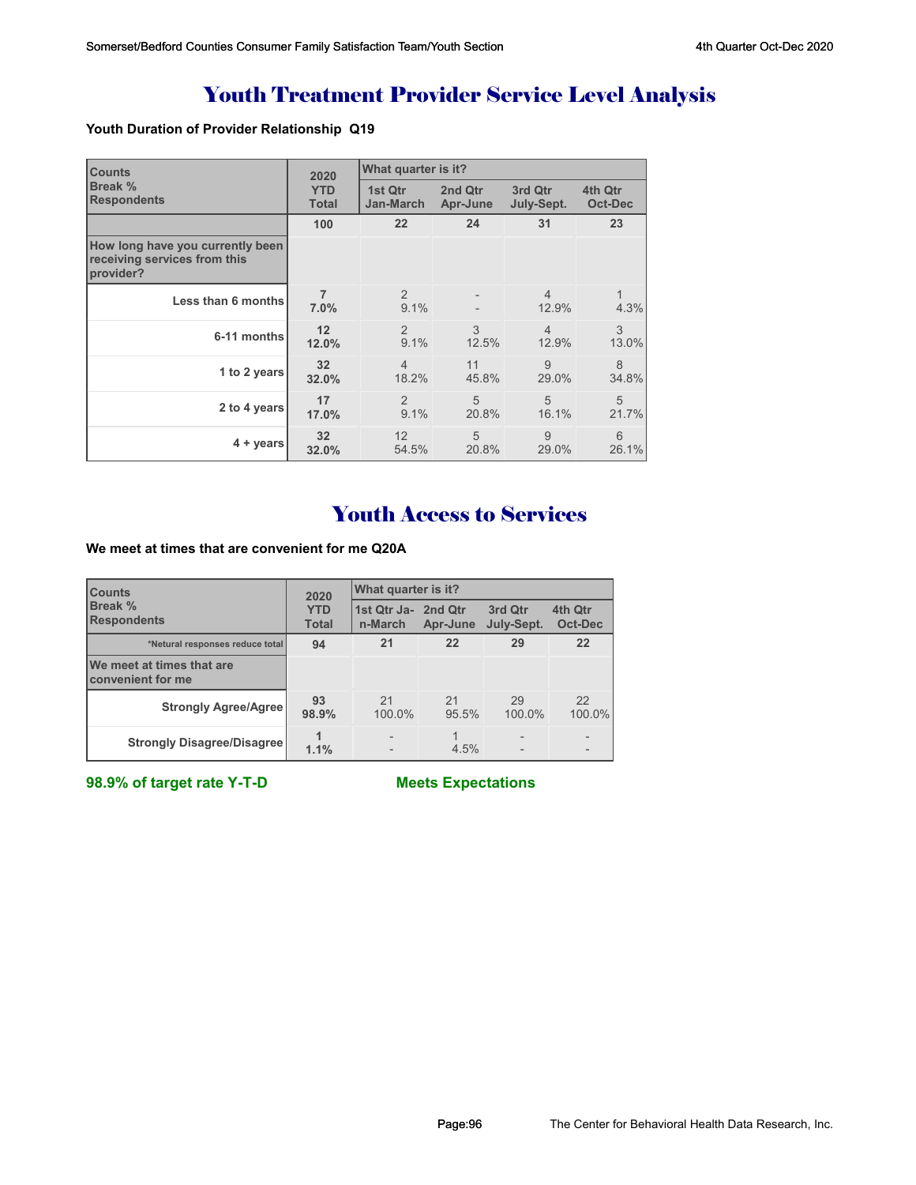# Youth Treatment Provider Service Level Analysis

**Youth Duration of Provider Relationship Q19**

| Counts<br>Break %<br>Respondents | 2020 YTD Total | What quarter is it? 1st Qtr Jan-March | 2nd Qtr Apr-June | 3rd Qtr July-Sept. | 4th Qtr Oct-Dec |
|---|---|---|---|---|---|
| | 100 | 22 | 24 | 31 | 23 |
| **How long have you currently been receiving services from this provider?** | | | | | |
| Less than 6 months | 7<br>7.0% | 2<br>9.1% | -<br>- | 4<br>12.9% | 1<br>4.3% |
| 6-11 months | 12<br>12.0% | 2<br>9.1% | 3<br>12.5% | 4<br>12.9% | 3<br>13.0% |
| 1 to 2 years | 32<br>32.0% | 4<br>18.2% | 11<br>45.8% | 9<br>29.0% | 8<br>34.8% |
| 2 to 4 years | 17<br>17.0% | 2<br>9.1% | 5<br>20.8% | 5<br>16.1% | 5<br>21.7% |
| 4 + years | 32<br>32.0% | 12<br>54.5% | 5<br>20.8% | 9<br>29.0% | 6<br>26.1% |

# Youth Access to Services

**We meet at times that are convenient for me Q20A**

| Counts<br>Break %<br>Respondents | 2020 YTD Total | What quarter is it? 1st Qtr Jan-March | 2nd Qtr Apr-June | 3rd Qtr July-Sept. | 4th Qtr Oct-Dec |
|---|---|---|---|---|---|
| *Netural responses reduce total | 94 | 21 | 22 | 29 | 22 |
| **We meet at times that are convenient for me** | | | | | |
| Strongly Agree/Agree | 93<br>98.9% | 21<br>100.0% | 21<br>95.5% | 29<br>100.0% | 22<br>100.0% |
| Strongly Disagree/Disagree | 1<br>1.1% | -<br>- | 1<br>4.5% | -<br>- | -<br>- |

**98.9% of target rate Y-T-D** **Meets Expectations**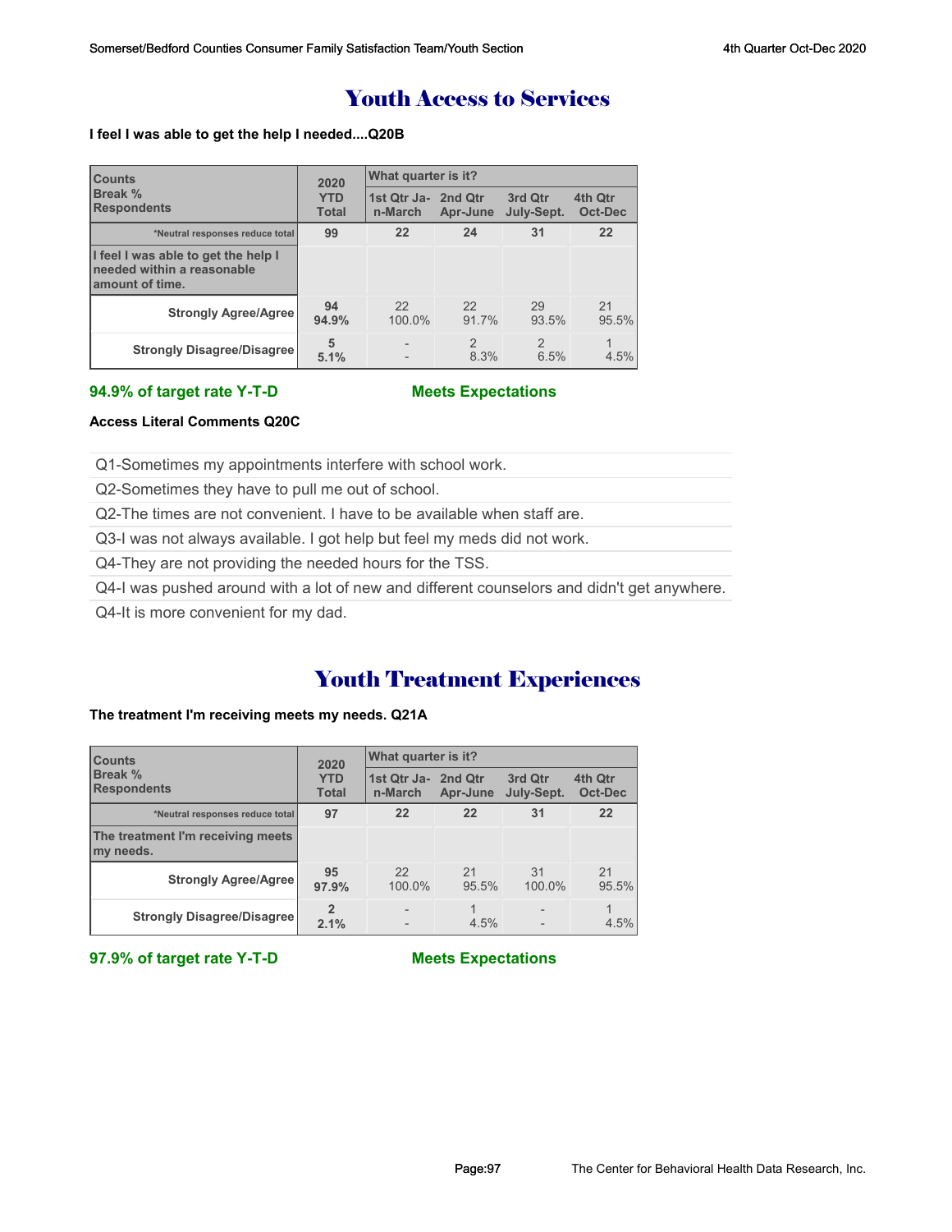# Youth Access to Services

**I feel I was able to get the help I needed....Q20B**

| Counts<br>Break %<br>Respondents | 2020 YTD Total | What quarter is it? | | | |
|---|---|---|---|---|---|
| | | 1st Qtr Jan-March | 2nd Qtr Apr-June | 3rd Qtr July-Sept. | 4th Qtr Oct-Dec |
| *Neutral responses reduce total | **99** | **22** | **24** | **31** | **22** |
| **I feel I was able to get the help I needed within a reasonable amount of time.** | | | | | |
| **Strongly Agree/Agree** | **94**<br>**94.9%** | 22<br>100.0% | 22<br>91.7% | 29<br>93.5% | 21<br>95.5% |
| **Strongly Disagree/Disagree** | **5**<br>**5.1%** | -<br>- | 2<br>8.3% | 2<br>6.5% | 1<br>4.5% |

**94.9% of target rate Y-T-D** **Meets Expectations**

**Access Literal Comments Q20C**

Q1-Sometimes my appointments interfere with school work.

Q2-Sometimes they have to pull me out of school.

Q2-The times are not convenient. I have to be available when staff are.

Q3-I was not always available. I got help but feel my meds did not work.

Q4-They are not providing the needed hours for the TSS.

Q4-I was pushed around with a lot of new and different counselors and didn't get anywhere.

Q4-It is more convenient for my dad.

# Youth Treatment Experiences

**The treatment I'm receiving meets my needs. Q21A**

| Counts<br>Break %<br>Respondents | 2020 YTD Total | What quarter is it? | | | |
|---|---|---|---|---|---|
| | | 1st Qtr Jan-March | 2nd Qtr Apr-June | 3rd Qtr July-Sept. | 4th Qtr Oct-Dec |
| *Neutral responses reduce total | **97** | **22** | **22** | **31** | **22** |
| **The treatment I'm receiving meets my needs.** | | | | | |
| **Strongly Agree/Agree** | **95**<br>**97.9%** | 22<br>100.0% | 21<br>95.5% | 31<br>100.0% | 21<br>95.5% |
| **Strongly Disagree/Disagree** | **2**<br>**2.1%** | -<br>- | 1<br>4.5% | -<br>- | 1<br>4.5% |

**97.9% of target rate Y-T-D** **Meets Expectations**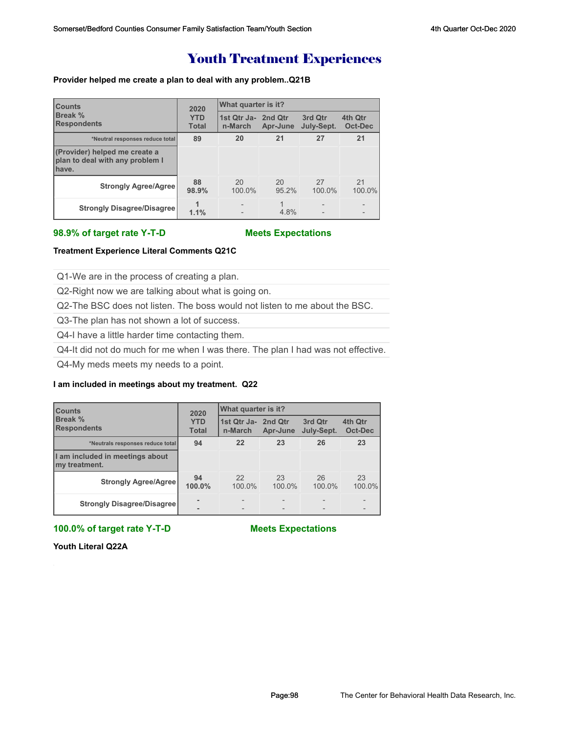# Youth Treatment Experiences

**Provider helped me create a plan to deal with any problem..Q21B**

| Counts<br>Break %<br>Respondents | 2020 YTD Total | What quarter is it? | | | |
|---|---|---|---|---|---|
| | | 1st Qtr Jan-March | 2nd Qtr Apr-June | 3rd Qtr July-Sept. | 4th Qtr Oct-Dec |
| *Neutral responses reduce total | 89 | 20 | 21 | 27 | 21 |
| (Provider) helped me create a plan to deal with any problem I have. | | | | | |
| Strongly Agree/Agree | 88<br>98.9% | 20<br>100.0% | 20<br>95.2% | 27<br>100.0% | 21<br>100.0% |
| Strongly Disagree/Disagree | 1<br>1.1% | -<br>- | 1<br>4.8% | -<br>- | -<br>- |

**98.9% of target rate Y-T-D** **Meets Expectations**

**Treatment Experience Literal Comments Q21C**

Q1-We are in the process of creating a plan.

Q2-Right now we are talking about what is going on.

Q2-The BSC does not listen. The boss would not listen to me about the BSC.

Q3-The plan has not shown a lot of success.

Q4-I have a little harder time contacting them.

Q4-It did not do much for me when I was there. The plan I had was not effective.

Q4-My meds meets my needs to a point.

**I am included in meetings about my treatment. Q22**

| Counts<br>Break %<br>Respondents | 2020 YTD Total | What quarter is it? | | | |
|---|---|---|---|---|---|
| | | 1st Qtr Jan-March | 2nd Qtr Apr-June | 3rd Qtr July-Sept. | 4th Qtr Oct-Dec |
| *Neutrals responses reduce total | 94 | 22 | 23 | 26 | 23 |
| I am included in meetings about my treatment. | | | | | |
| Strongly Agree/Agree | 94<br>100.0% | 22<br>100.0% | 23<br>100.0% | 26<br>100.0% | 23<br>100.0% |
| Strongly Disagree/Disagree | -<br>- | -<br>- | -<br>- | -<br>- | -<br>- |

**100.0% of target rate Y-T-D** **Meets Expectations**

**Youth Literal Q22A**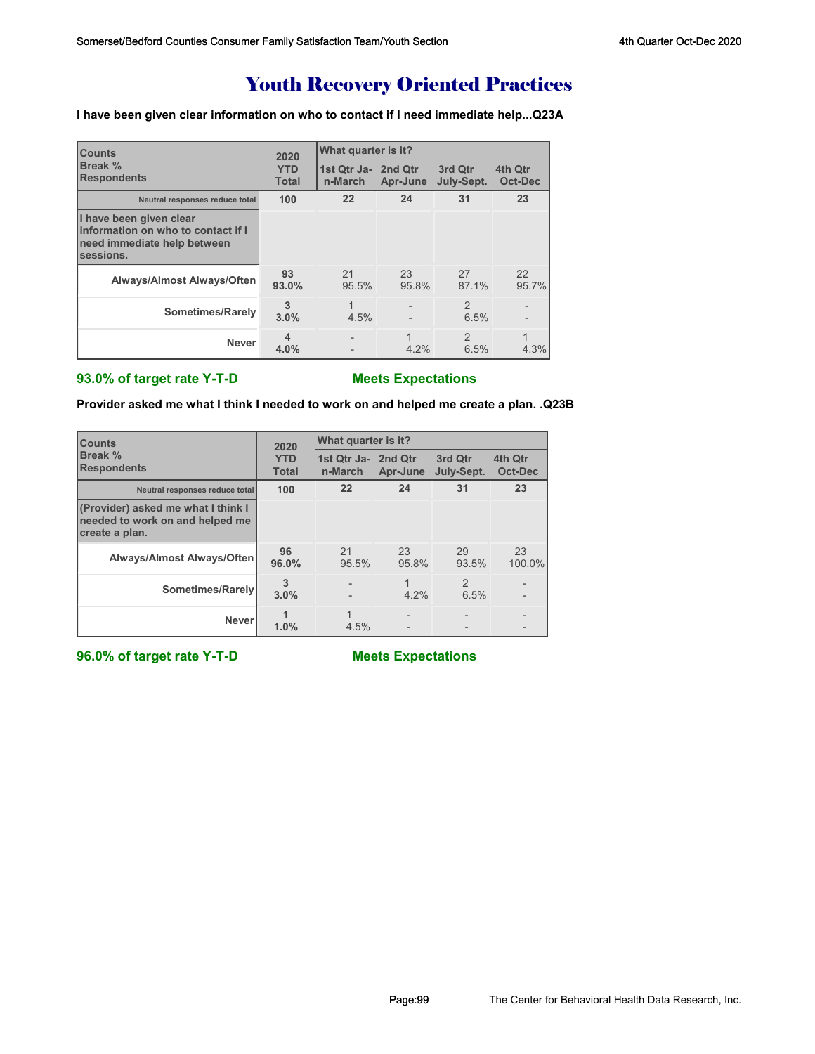# Youth Recovery Oriented Practices

**I have been given clear information on who to contact if I need immediate help...Q23A**

| Counts<br>Break %<br>Respondents | 2020 YTD Total | What quarter is it? 1st Qtr Jan-March | 2nd Qtr Apr-June | 3rd Qtr July-Sept. | 4th Qtr Oct-Dec |
|---|---|---|---|---|---|
| Neutral responses reduce total | 100 | 22 | 24 | 31 | 23 |
| **I have been given clear information on who to contact if I need immediate help between sessions.** | | | | | |
| Always/Almost Always/Often | 93<br>93.0% | 21<br>95.5% | 23<br>95.8% | 27<br>87.1% | 22<br>95.7% |
| Sometimes/Rarely | 3<br>3.0% | 1<br>4.5% | -<br>- | 2<br>6.5% | -<br>- |
| Never | 4<br>4.0% | -<br>- | 1<br>4.2% | 2<br>6.5% | 1<br>4.3% |

**93.0% of target rate Y-T-D** **Meets Expectations**

**Provider asked me what I think I needed to work on and helped me create a plan. .Q23B**

| Counts<br>Break %<br>Respondents | 2020 YTD Total | What quarter is it? 1st Qtr Jan-March | 2nd Qtr Apr-June | 3rd Qtr July-Sept. | 4th Qtr Oct-Dec |
|---|---|---|---|---|---|
| Neutral responses reduce total | 100 | 22 | 24 | 31 | 23 |
| **(Provider) asked me what I think I needed to work on and helped me create a plan.** | | | | | |
| Always/Almost Always/Often | 96<br>96.0% | 21<br>95.5% | 23<br>95.8% | 29<br>93.5% | 23<br>100.0% |
| Sometimes/Rarely | 3<br>3.0% | -<br>- | 1<br>4.2% | 2<br>6.5% | -<br>- |
| Never | 1<br>1.0% | 1<br>4.5% | -<br>- | -<br>- | -<br>- |

**96.0% of target rate Y-T-D** **Meets Expectations**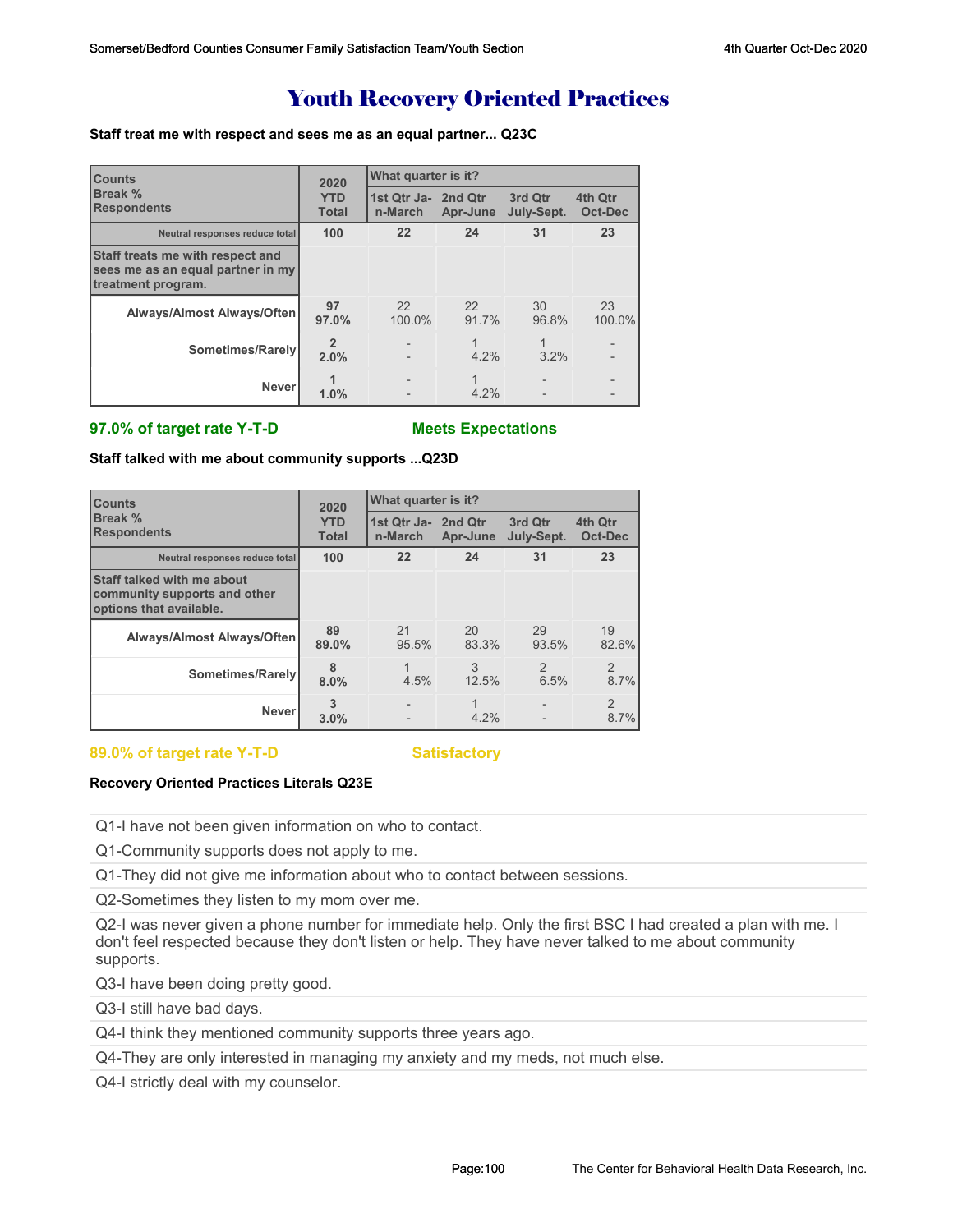# Youth Recovery Oriented Practices

**Staff treat me with respect and sees me as an equal partner... Q23C**

| Counts<br>Break %<br>Respondents | 2020 YTD Total | What quarter is it? | | | |
|---|---|---|---|---|---|
| | | 1st Qtr Jan-March | 2nd Qtr Apr-June | 3rd Qtr July-Sept. | 4th Qtr Oct-Dec |
| Neutral responses reduce total | 100 | 22 | 24 | 31 | 23 |
| Staff treats me with respect and sees me as an equal partner in my treatment program. | | | | | |
| Always/Almost Always/Often | 97<br>97.0% | 22<br>100.0% | 22<br>91.7% | 30<br>96.8% | 23<br>100.0% |
| Sometimes/Rarely | 2<br>2.0% | -<br>- | 1<br>4.2% | 1<br>3.2% | -<br>- |
| Never | 1<br>1.0% | -<br>- | 1<br>4.2% | -<br>- | -<br>- |

**97.0% of target rate Y-T-D** **Meets Expectations**

**Staff talked with me about community supports ...Q23D**

| Counts<br>Break %<br>Respondents | 2020 YTD Total | What quarter is it? | | | |
|---|---|---|---|---|---|
| | | 1st Qtr Jan-March | 2nd Qtr Apr-June | 3rd Qtr July-Sept. | 4th Qtr Oct-Dec |
| Neutral responses reduce total | 100 | 22 | 24 | 31 | 23 |
| Staff talked with me about community supports and other options that available. | | | | | |
| Always/Almost Always/Often | 89<br>89.0% | 21<br>95.5% | 20<br>83.3% | 29<br>93.5% | 19<br>82.6% |
| Sometimes/Rarely | 8<br>8.0% | 1<br>4.5% | 3<br>12.5% | 2<br>6.5% | 2<br>8.7% |
| Never | 3<br>3.0% | -<br>- | 1<br>4.2% | -<br>- | 2<br>8.7% |

**89.0% of target rate Y-T-D** **Satisfactory**

**Recovery Oriented Practices Literals Q23E**

Q1-I have not been given information on who to contact.

Q1-Community supports does not apply to me.

Q1-They did not give me information about who to contact between sessions.

Q2-Sometimes they listen to my mom over me.

Q2-I was never given a phone number for immediate help. Only the first BSC I had created a plan with me. I don't feel respected because they don't listen or help. They have never talked to me about community supports.

Q3-I have been doing pretty good.

Q3-I still have bad days.

Q4-I think they mentioned community supports three years ago.

Q4-They are only interested in managing my anxiety and my meds, not much else.

Q4-I strictly deal with my counselor.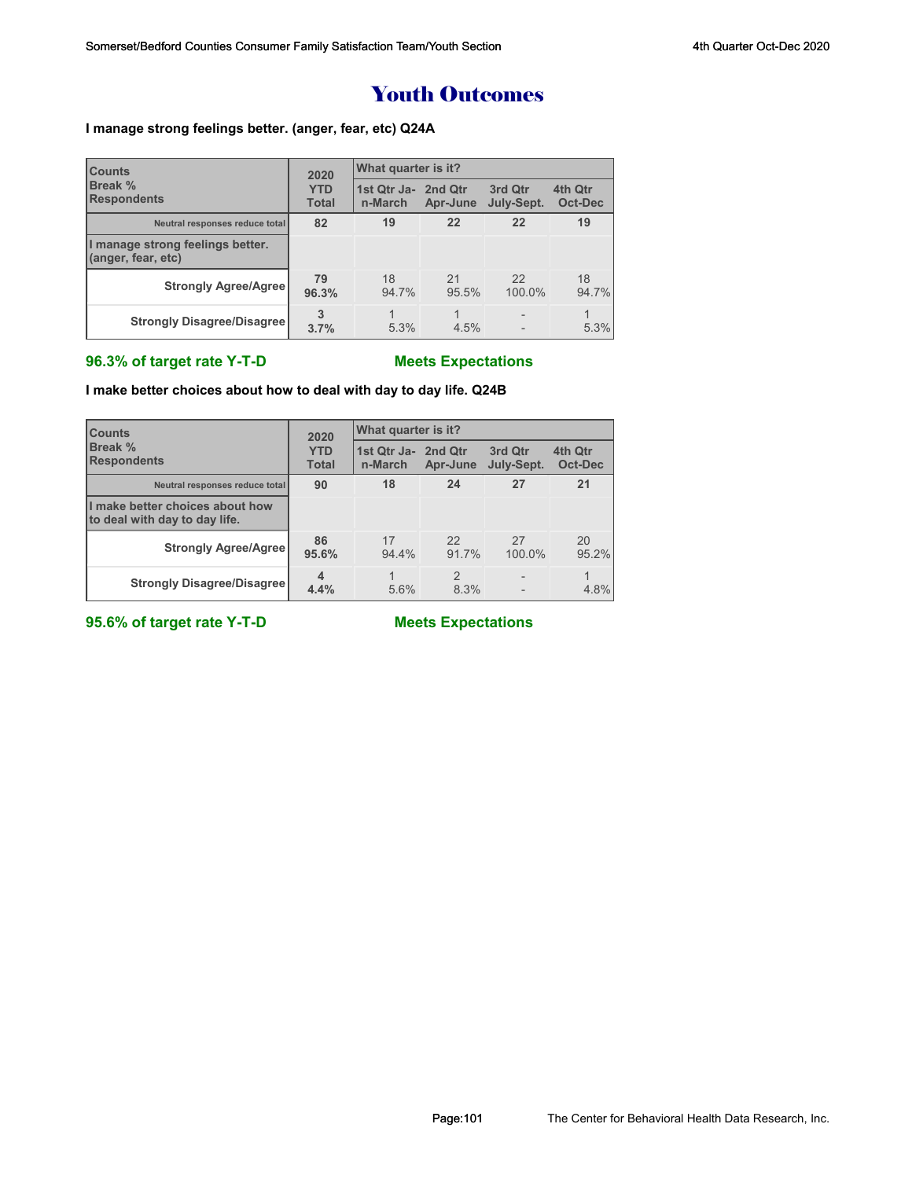# Youth Outcomes

**I manage strong feelings better. (anger, fear, etc) Q24A**

| Counts<br>Break %<br>Respondents | 2020 YTD Total | What quarter is it? | | | |
|---|---|---|---|---|---|
| | | 1st Qtr Jan-March | 2nd Qtr Apr-June | 3rd Qtr July-Sept. | 4th Qtr Oct-Dec |
| Neutral responses reduce total | 82 | 19 | 22 | 22 | 19 |
| I manage strong feelings better. (anger, fear, etc) | | | | | |
| Strongly Agree/Agree | 79<br>96.3% | 18<br>94.7% | 21<br>95.5% | 22<br>100.0% | 18<br>94.7% |
| Strongly Disagree/Disagree | 3<br>3.7% | 1<br>5.3% | 1<br>4.5% | -<br>- | 1<br>5.3% |

**96.3% of target rate Y-T-D** **Meets Expectations**

**I make better choices about how to deal with day to day life. Q24B**

| Counts<br>Break %<br>Respondents | 2020 YTD Total | What quarter is it? | | | |
|---|---|---|---|---|---|
| | | 1st Qtr Jan-March | 2nd Qtr Apr-June | 3rd Qtr July-Sept. | 4th Qtr Oct-Dec |
| Neutral responses reduce total | 90 | 18 | 24 | 27 | 21 |
| I make better choices about how to deal with day to day life. | | | | | |
| Strongly Agree/Agree | 86<br>95.6% | 17<br>94.4% | 22<br>91.7% | 27<br>100.0% | 20<br>95.2% |
| Strongly Disagree/Disagree | 4<br>4.4% | 1<br>5.6% | 2<br>8.3% | -<br>- | 1<br>4.8% |

**95.6% of target rate Y-T-D** **Meets Expectations**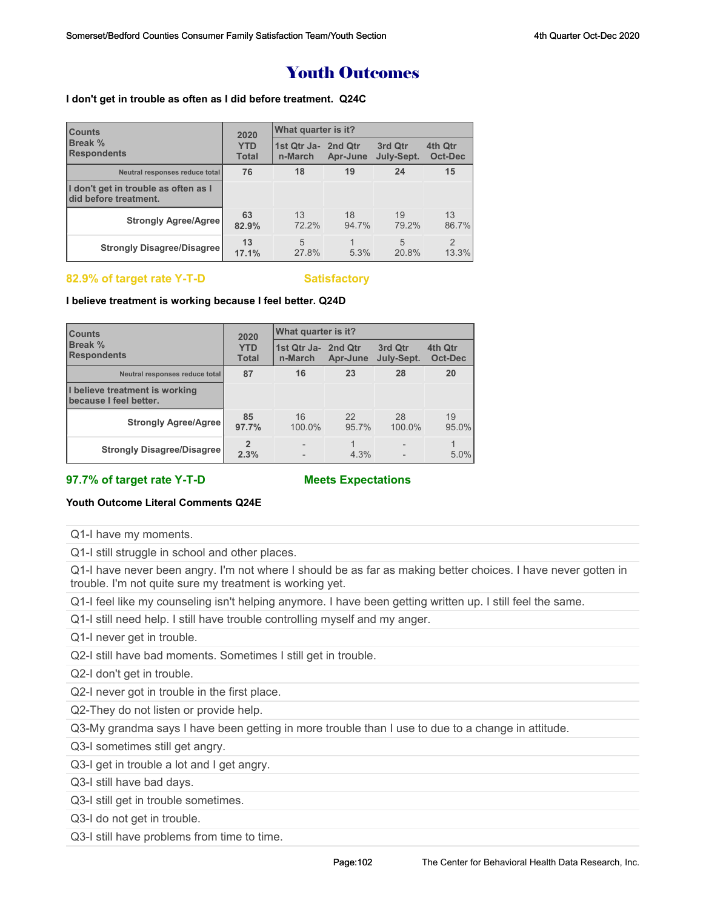# Youth Outcomes

**I don't get in trouble as often as I did before treatment. Q24C**

| Counts<br>Break %<br>Respondents | 2020 YTD Total | What quarter is it? | | | |
|---|---|---|---|---|---|
| | | 1st Qtr Jan-March | 2nd Qtr Apr-June | 3rd Qtr July-Sept. | 4th Qtr Oct-Dec |
| Neutral responses reduce total | 76 | 18 | 19 | 24 | 15 |
| I don't get in trouble as often as I did before treatment. | | | | | |
| Strongly Agree/Agree | 63<br>82.9% | 13<br>72.2% | 18<br>94.7% | 19<br>79.2% | 13<br>86.7% |
| Strongly Disagree/Disagree | 13<br>17.1% | 5<br>27.8% | 1<br>5.3% | 5<br>20.8% | 2<br>13.3% |

**82.9% of target rate Y-T-D** **Satisfactory**

**I believe treatment is working because I feel better. Q24D**

| Counts<br>Break %<br>Respondents | 2020 YTD Total | What quarter is it? | | | |
|---|---|---|---|---|---|
| | | 1st Qtr Jan-March | 2nd Qtr Apr-June | 3rd Qtr July-Sept. | 4th Qtr Oct-Dec |
| Neutral responses reduce total | 87 | 16 | 23 | 28 | 20 |
| I believe treatment is working because I feel better. | | | | | |
| Strongly Agree/Agree | 85<br>97.7% | 16<br>100.0% | 22<br>95.7% | 28<br>100.0% | 19<br>95.0% |
| Strongly Disagree/Disagree | 2<br>2.3% | -<br>- | 1<br>4.3% | -<br>- | 1<br>5.0% |

**97.7% of target rate Y-T-D** **Meets Expectations**

**Youth Outcome Literal Comments Q24E**

Q1-I have my moments.

Q1-I still struggle in school and other places.

Q1-I have never been angry. I'm not where I should be as far as making better choices. I have never gotten in trouble. I'm not quite sure my treatment is working yet.

Q1-I feel like my counseling isn't helping anymore. I have been getting written up. I still feel the same.

Q1-I still need help. I still have trouble controlling myself and my anger.

Q1-I never get in trouble.

Q2-I still have bad moments. Sometimes I still get in trouble.

Q2-I don't get in trouble.

Q2-I never got in trouble in the first place.

Q2-They do not listen or provide help.

Q3-My grandma says I have been getting in more trouble than I use to due to a change in attitude.

Q3-I sometimes still get angry.

Q3-I get in trouble a lot and I get angry.

Q3-I still have bad days.

Q3-I still get in trouble sometimes.

Q3-I do not get in trouble.

Q3-I still have problems from time to time.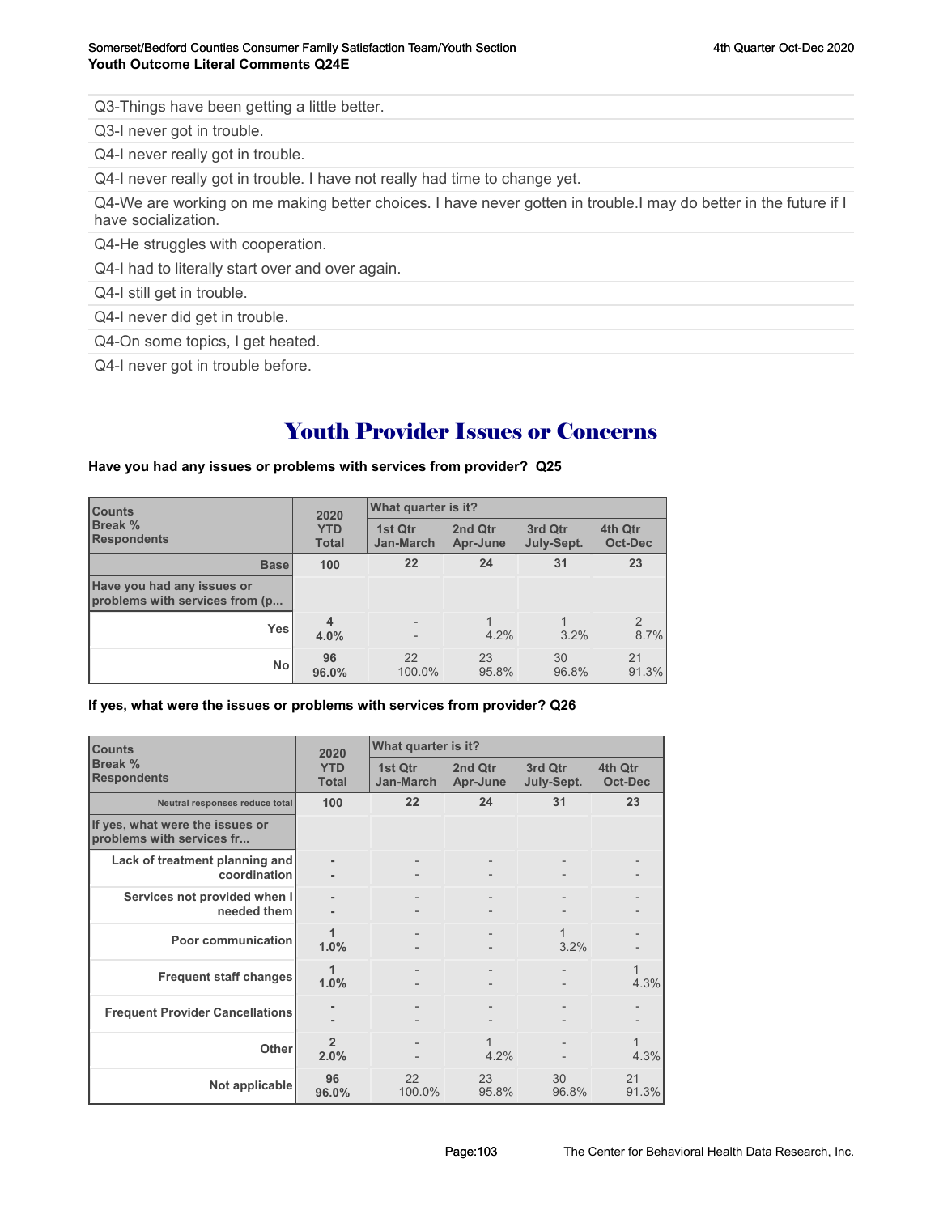Youth Outcome Literal Comments Q24E

Q3-Things have been getting a little better.

Q3-I never got in trouble.

Q4-I never really got in trouble.

Q4-I never really got in trouble. I have not really had time to change yet.

Q4-We are working on me making better choices. I have never gotten in trouble.I may do better in the future if I have socialization.

Q4-He struggles with cooperation.

Q4-I had to literally start over and over again.

Q4-I still get in trouble.

Q4-I never did get in trouble.

Q4-On some topics, I get heated.

Q4-I never got in trouble before.

# Youth Provider Issues or Concerns

**Have you had any issues or problems with services from provider? Q25**

| Counts<br>Break %<br>Respondents | 2020<br>YTD<br>Total | What quarter is it?<br>1st Qtr<br>Jan-March | <br>2nd Qtr<br>Apr-June | <br>3rd Qtr<br>July-Sept. | <br>4th Qtr<br>Oct-Dec |
|---|---|---|---|---|---|
| Base | 100 | 22 | 24 | 31 | 23 |
| Have you had any issues or problems with services from (p... | | | | | |
| Yes | 4<br>4.0% | -<br>- | 1<br>4.2% | 1<br>3.2% | 2<br>8.7% |
| No | 96<br>96.0% | 22<br>100.0% | 23<br>95.8% | 30<br>96.8% | 21<br>91.3% |

**If yes, what were the issues or problems with services from provider? Q26**

| Counts<br>Break %<br>Respondents | 2020<br>YTD<br>Total | What quarter is it?<br>1st Qtr<br>Jan-March | <br>2nd Qtr<br>Apr-June | <br>3rd Qtr<br>July-Sept. | <br>4th Qtr<br>Oct-Dec |
|---|---|---|---|---|---|
| Neutral responses reduce total | 100 | 22 | 24 | 31 | 23 |
| If yes, what were the issues or problems with services fr... | | | | | |
| Lack of treatment planning and coordination | -<br>- | -<br>- | -<br>- | -<br>- | -<br>- |
| Services not provided when I needed them | -<br>- | -<br>- | -<br>- | -<br>- | -<br>- |
| Poor communication | 1<br>1.0% | -<br>- | -<br>- | 1<br>3.2% | -<br>- |
| Frequent staff changes | 1<br>1.0% | -<br>- | -<br>- | -<br>- | 1<br>4.3% |
| Frequent Provider Cancellations | -<br>- | -<br>- | -<br>- | -<br>- | -<br>- |
| Other | 2<br>2.0% | -<br>- | 1<br>4.2% | -<br>- | 1<br>4.3% |
| Not applicable | 96<br>96.0% | 22<br>100.0% | 23<br>95.8% | 30<br>96.8% | 21<br>91.3% |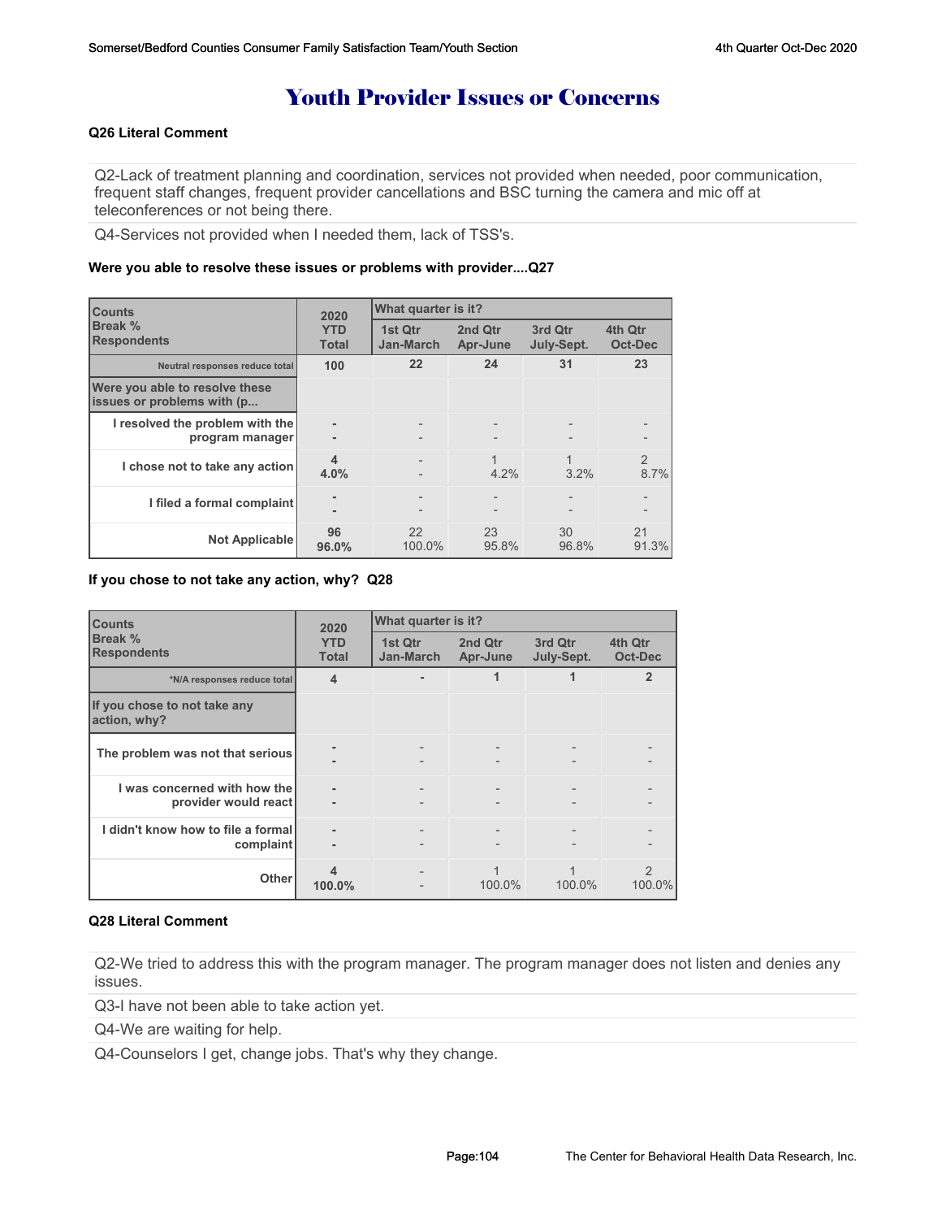# Youth Provider Issues or Concerns

**Q26 Literal Comment**

Q2-Lack of treatment planning and coordination, services not provided when needed, poor communication, frequent staff changes, frequent provider cancellations and BSC turning the camera and mic off at teleconferences or not being there.

Q4-Services not provided when I needed them, lack of TSS's.

**Were you able to resolve these issues or problems with provider....Q27**

| Counts Break % Respondents | 2020 YTD Total | What quarter is it? 1st Qtr Jan-March | 2nd Qtr Apr-June | 3rd Qtr July-Sept. | 4th Qtr Oct-Dec |
|---|---|---|---|---|---|
| Neutral responses reduce total | 100 | 22 | 24 | 31 | 23 |
| Were you able to resolve these issues or problems with (p... | | | | | |
| I resolved the problem with the program manager | - - | - - | - - | - - | - - |
| I chose not to take any action | 4 4.0% | - - | 1 4.2% | 1 3.2% | 2 8.7% |
| I filed a formal complaint | - - | - - | - - | - - | - - |
| Not Applicable | 96 96.0% | 22 100.0% | 23 95.8% | 30 96.8% | 21 91.3% |

**If you chose to not take any action, why? Q28**

| Counts Break % Respondents | 2020 YTD Total | What quarter is it? 1st Qtr Jan-March | 2nd Qtr Apr-June | 3rd Qtr July-Sept. | 4th Qtr Oct-Dec |
|---|---|---|---|---|---|
| *N/A responses reduce total | 4 | - | 1 | 1 | 2 |
| If you chose to not take any action, why? | | | | | |
| The problem was not that serious | - - | - - | - - | - - | - - |
| I was concerned with how the provider would react | - - | - - | - - | - - | - - |
| I didn't know how to file a formal complaint | - - | - - | - - | - - | - - |
| Other | 4 100.0% | - - | 1 100.0% | 1 100.0% | 2 100.0% |

**Q28 Literal Comment**

Q2-We tried to address this with the program manager. The program manager does not listen and denies any issues.

Q3-I have not been able to take action yet.

Q4-We are waiting for help.

Q4-Counselors I get, change jobs. That's why they change.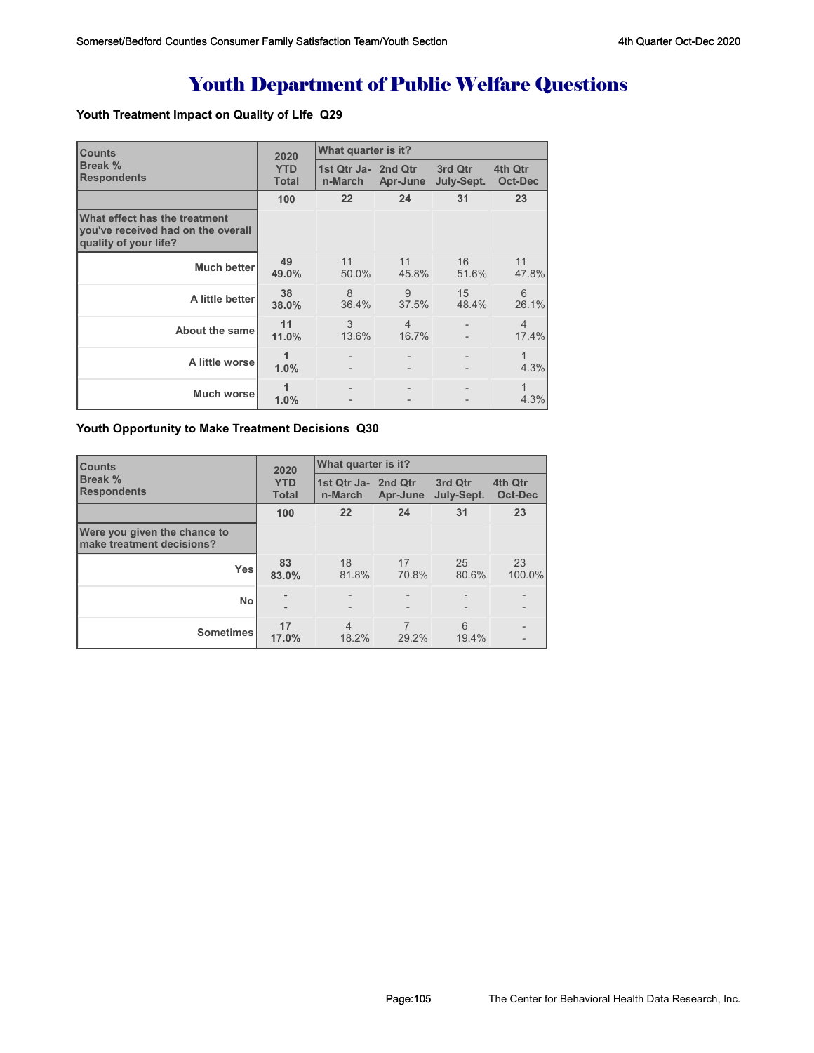# Youth Department of Public Welfare Questions

**Youth Treatment Impact on Quality of LIfe Q29**

| Counts<br>Break %<br>Respondents | 2020 YTD Total | What quarter is it? | | | |
|---|---|---|---|---|---|
| | | 1st Qtr Jan-March | 2nd Qtr Apr-June | 3rd Qtr July-Sept. | 4th Qtr Oct-Dec |
| | 100 | 22 | 24 | 31 | 23 |
| **What effect has the treatment you've received had on the overall quality of your life?** | | | | | |
| Much better | 49<br>49.0% | 11<br>50.0% | 11<br>45.8% | 16<br>51.6% | 11<br>47.8% |
| A little better | 38<br>38.0% | 8<br>36.4% | 9<br>37.5% | 15<br>48.4% | 6<br>26.1% |
| About the same | 11<br>11.0% | 3<br>13.6% | 4<br>16.7% | -<br>- | 4<br>17.4% |
| A little worse | 1<br>1.0% | -<br>- | -<br>- | -<br>- | 1<br>4.3% |
| Much worse | 1<br>1.0% | -<br>- | -<br>- | -<br>- | 1<br>4.3% |

**Youth Opportunity to Make Treatment Decisions Q30**

| Counts<br>Break %<br>Respondents | 2020 YTD Total | What quarter is it? | | | |
|---|---|---|---|---|---|
| | | 1st Qtr Jan-March | 2nd Qtr Apr-June | 3rd Qtr July-Sept. | 4th Qtr Oct-Dec |
| | 100 | 22 | 24 | 31 | 23 |
| **Were you given the chance to make treatment decisions?** | | | | | |
| Yes | 83<br>83.0% | 18<br>81.8% | 17<br>70.8% | 25<br>80.6% | 23<br>100.0% |
| No | -<br>- | -<br>- | -<br>- | -<br>- | -<br>- |
| Sometimes | 17<br>17.0% | 4<br>18.2% | 7<br>29.2% | 6<br>19.4% | -<br>- |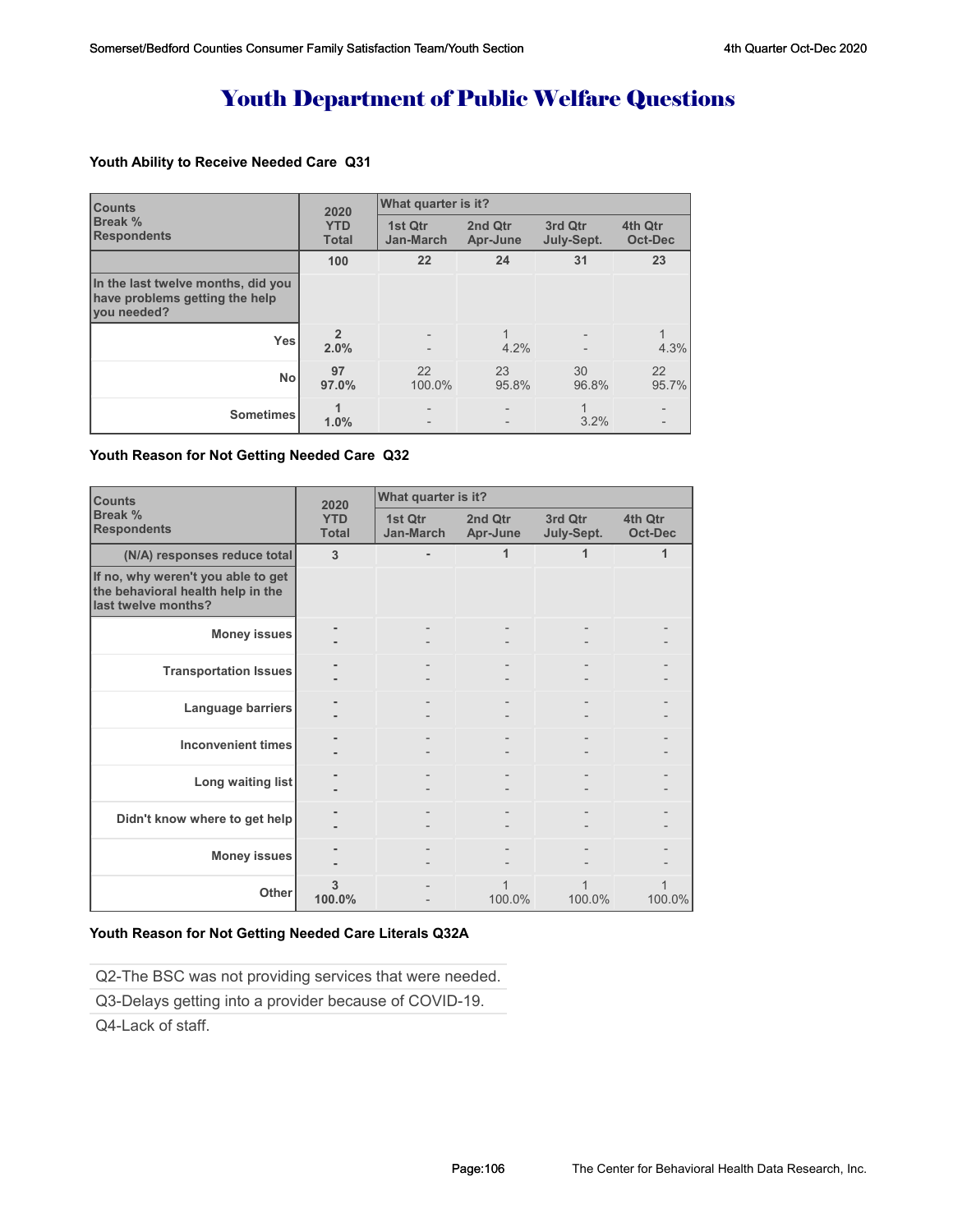# Youth Department of Public Welfare Questions

### Youth Ability to Receive Needed Care Q31

| Counts<br>Break %<br>Respondents | 2020<br>YTD<br>Total | What quarter is it?<br>1st Qtr<br>Jan-March | <br>2nd Qtr<br>Apr-June | <br>3rd Qtr<br>July-Sept. | <br>4th Qtr<br>Oct-Dec |
|---|---|---|---|---|---|
| | 100 | 22 | 24 | 31 | 23 |
| In the last twelve months, did you have problems getting the help you needed? | | | | | |
| Yes | 2<br>2.0% | -<br>- | 1<br>4.2% | -<br>- | 1<br>4.3% |
| No | 97<br>97.0% | 22<br>100.0% | 23<br>95.8% | 30<br>96.8% | 22<br>95.7% |
| Sometimes | 1<br>1.0% | -<br>- | -<br>- | 1<br>3.2% | -<br>- |

### Youth Reason for Not Getting Needed Care Q32

| Counts<br>Break %<br>Respondents | 2020<br>YTD<br>Total | What quarter is it?<br>1st Qtr<br>Jan-March | <br>2nd Qtr<br>Apr-June | <br>3rd Qtr<br>July-Sept. | <br>4th Qtr<br>Oct-Dec |
|---|---|---|---|---|---|
| (N/A) responses reduce total | 3 | - | 1 | 1 | 1 |
| If no, why weren't you able to get the behavioral health help in the last twelve months? | | | | | |
| Money issues | -<br>- | -<br>- | -<br>- | -<br>- | -<br>- |
| Transportation Issues | -<br>- | -<br>- | -<br>- | -<br>- | -<br>- |
| Language barriers | -<br>- | -<br>- | -<br>- | -<br>- | -<br>- |
| Inconvenient times | -<br>- | -<br>- | -<br>- | -<br>- | -<br>- |
| Long waiting list | -<br>- | -<br>- | -<br>- | -<br>- | -<br>- |
| Didn't know where to get help | -<br>- | -<br>- | -<br>- | -<br>- | -<br>- |
| Money issues | -<br>- | -<br>- | -<br>- | -<br>- | -<br>- |
| Other | 3<br>100.0% | -<br>- | 1<br>100.0% | 1<br>100.0% | 1<br>100.0% |

### Youth Reason for Not Getting Needed Care Literals Q32A

| |
|---|
| Q2-The BSC was not providing services that were needed. |
| Q3-Delays getting into a provider because of COVID-19. |
| Q4-Lack of staff. |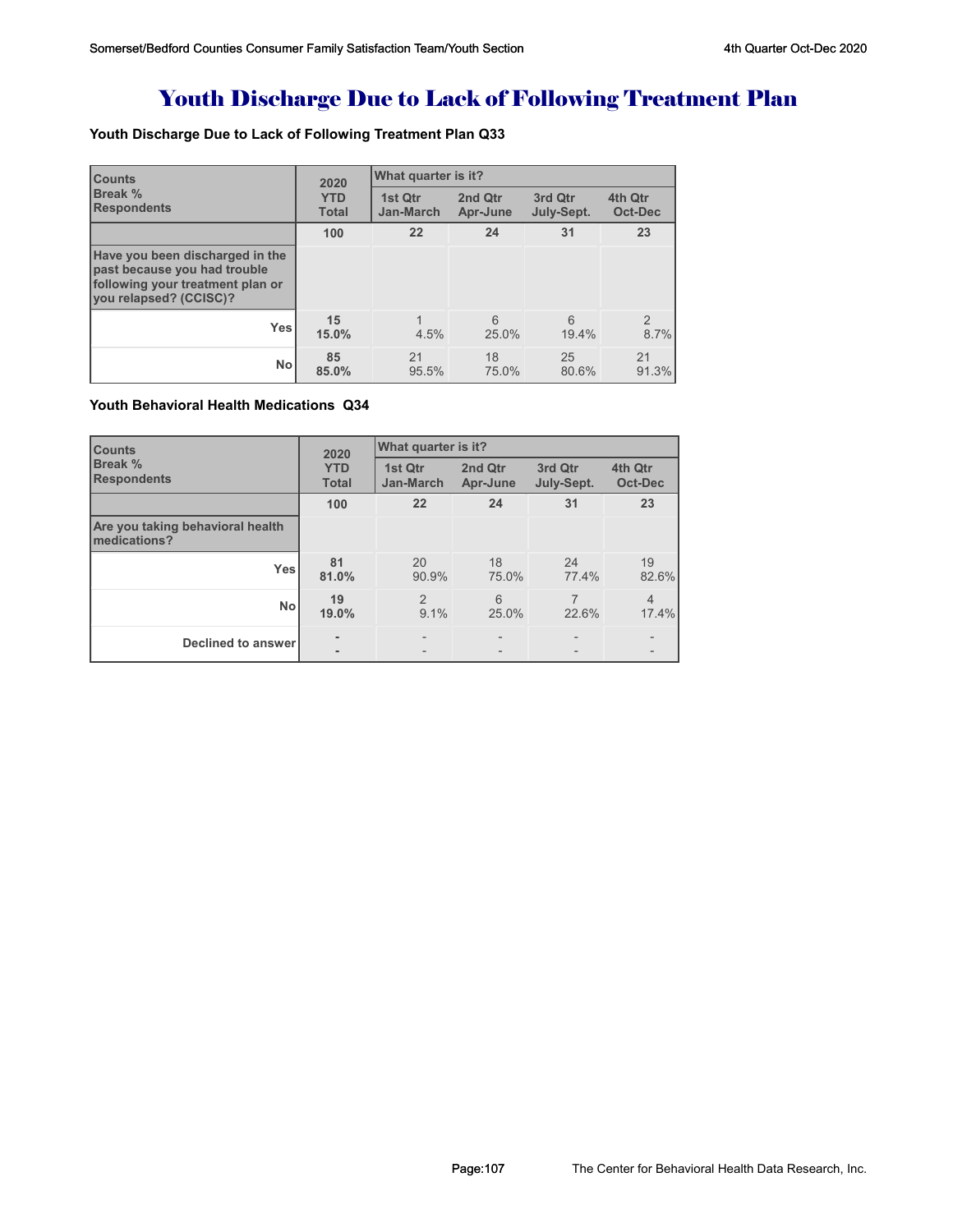# Youth Discharge Due to Lack of Following Treatment Plan

### Youth Discharge Due to Lack of Following Treatment Plan Q33

| Counts<br>Break %<br>Respondents | 2020 YTD Total | What quarter is it? | | | |
|---|---|---|---|---|---|
| | | 1st Qtr Jan-March | 2nd Qtr Apr-June | 3rd Qtr July-Sept. | 4th Qtr Oct-Dec |
| | 100 | 22 | 24 | 31 | 23 |
| Have you been discharged in the past because you had trouble following your treatment plan or you relapsed? (CCISC)? | | | | | |
| Yes | 15<br>15.0% | 1<br>4.5% | 6<br>25.0% | 6<br>19.4% | 2<br>8.7% |
| No | 85<br>85.0% | 21<br>95.5% | 18<br>75.0% | 25<br>80.6% | 21<br>91.3% |

### Youth Behavioral Health Medications Q34

| Counts<br>Break %<br>Respondents | 2020 YTD Total | What quarter is it? | | | |
|---|---|---|---|---|---|
| | | 1st Qtr Jan-March | 2nd Qtr Apr-June | 3rd Qtr July-Sept. | 4th Qtr Oct-Dec |
| | 100 | 22 | 24 | 31 | 23 |
| Are you taking behavioral health medications? | | | | | |
| Yes | 81<br>81.0% | 20<br>90.9% | 18<br>75.0% | 24<br>77.4% | 19<br>82.6% |
| No | 19<br>19.0% | 2<br>9.1% | 6<br>25.0% | 7<br>22.6% | 4<br>17.4% |
| Declined to answer | -<br>- | -<br>- | -<br>- | -<br>- | -<br>- |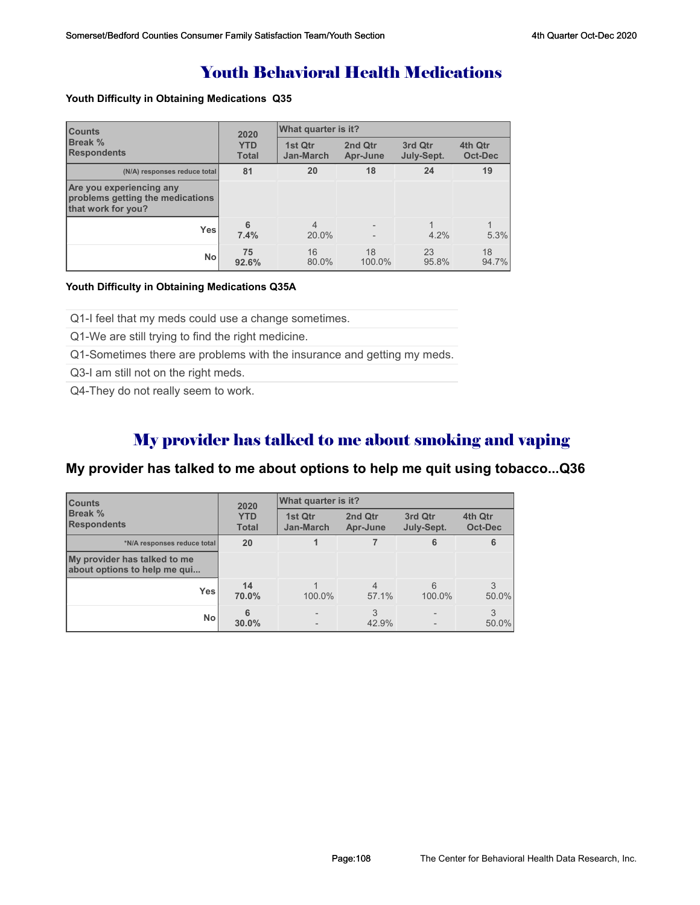# Youth Behavioral Health Medications

**Youth Difficulty in Obtaining Medications Q35**

| Counts<br>Break %<br>Respondents | 2020 YTD Total | What quarter is it?<br>1st Qtr Jan-March | 2nd Qtr Apr-June | 3rd Qtr July-Sept. | 4th Qtr Oct-Dec |
|---|---|---|---|---|---|
| (N/A) responses reduce total | 81 | 20 | 18 | 24 | 19 |
| Are you experiencing any problems getting the medications that work for you? | | | | | |
| Yes | 6<br>7.4% | 4<br>20.0% | -<br>- | 1<br>4.2% | 1<br>5.3% |
| No | 75<br>92.6% | 16<br>80.0% | 18<br>100.0% | 23<br>95.8% | 18<br>94.7% |

**Youth Difficulty in Obtaining Medications Q35A**

- Q1-I feel that my meds could use a change sometimes.
- Q1-We are still trying to find the right medicine.
- Q1-Sometimes there are problems with the insurance and getting my meds.
- Q3-I am still not on the right meds.
- Q4-They do not really seem to work.

# My provider has talked to me about smoking and vaping

## My provider has talked to me about options to help me quit using tobacco...Q36

| Counts<br>Break %<br>Respondents | 2020 YTD Total | What quarter is it?<br>1st Qtr Jan-March | 2nd Qtr Apr-June | 3rd Qtr July-Sept. | 4th Qtr Oct-Dec |
|---|---|---|---|---|---|
| *N/A responses reduce total | 20 | 1 | 7 | 6 | 6 |
| My provider has talked to me about options to help me qui... | | | | | |
| Yes | 14<br>70.0% | 1<br>100.0% | 4<br>57.1% | 6<br>100.0% | 3<br>50.0% |
| No | 6<br>30.0% | -<br>- | 3<br>42.9% | -<br>- | 3<br>50.0% |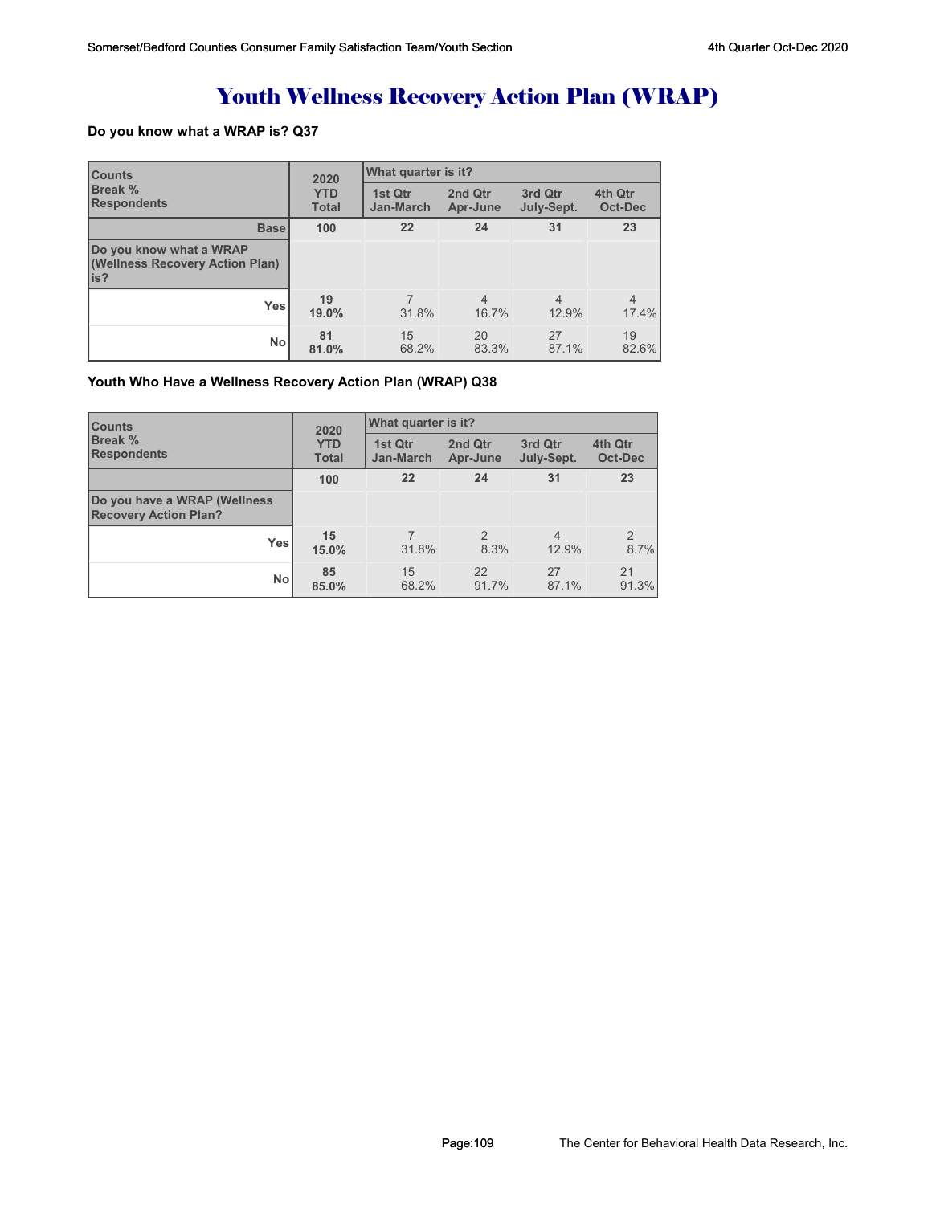# Youth Wellness Recovery Action Plan (WRAP)

**Do you know what a WRAP is? Q37**

| Counts<br>Break %<br>Respondents | 2020<br>YTD<br>Total | What quarter is it?<br>1st Qtr<br>Jan-March | <br>2nd Qtr<br>Apr-June | <br>3rd Qtr<br>July-Sept. | <br>4th Qtr<br>Oct-Dec |
|---|---|---|---|---|---|
| **Base** | **100** | **22** | **24** | **31** | **23** |
| **Do you know what a WRAP (Wellness Recovery Action Plan) is?** | | | | | |
| **Yes** | **19**<br>**19.0%** | 7<br>31.8% | 4<br>16.7% | 4<br>12.9% | 4<br>17.4% |
| **No** | **81**<br>**81.0%** | 15<br>68.2% | 20<br>83.3% | 27<br>87.1% | 19<br>82.6% |

**Youth Who Have a Wellness Recovery Action Plan (WRAP) Q38**

| Counts<br>Break %<br>Respondents | 2020<br>YTD<br>Total | What quarter is it?<br>1st Qtr<br>Jan-March | <br>2nd Qtr<br>Apr-June | <br>3rd Qtr<br>July-Sept. | <br>4th Qtr<br>Oct-Dec |
|---|---|---|---|---|---|
| | **100** | **22** | **24** | **31** | **23** |
| **Do you have a WRAP (Wellness Recovery Action Plan?** | | | | | |
| **Yes** | **15**<br>**15.0%** | 7<br>31.8% | 2<br>8.3% | 4<br>12.9% | 2<br>8.7% |
| **No** | **85**<br>**85.0%** | 15<br>68.2% | 22<br>91.7% | 27<br>87.1% | 21<br>91.3% |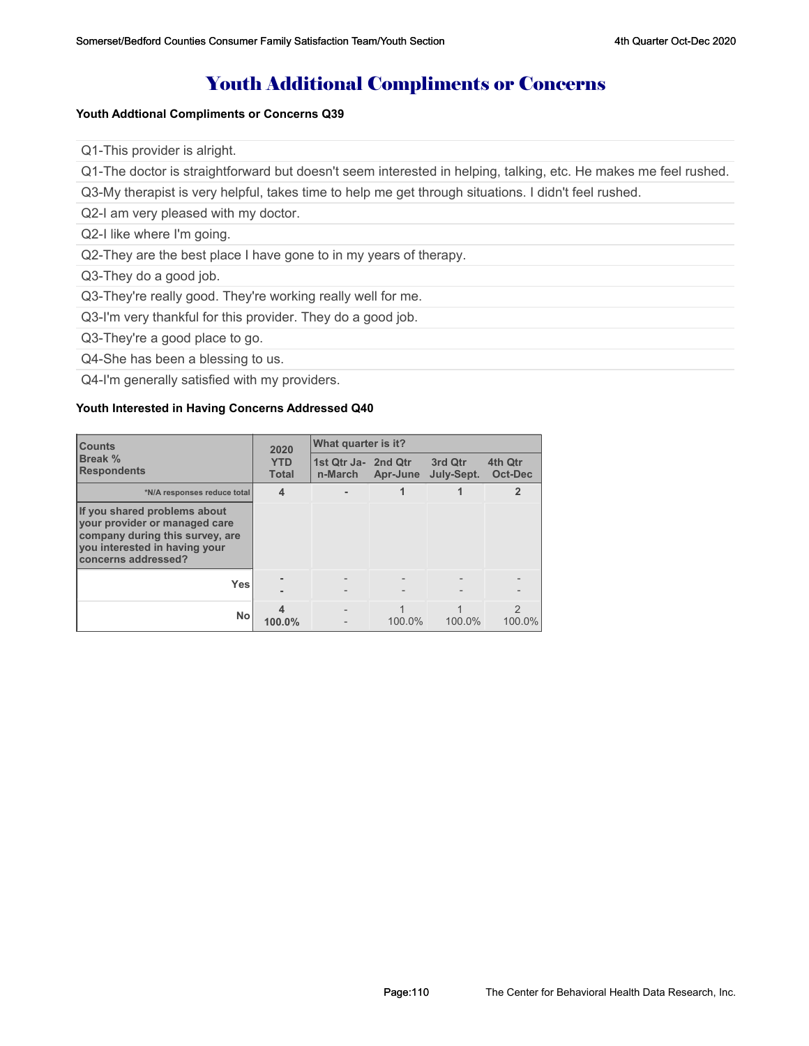# Youth Additional Compliments or Concerns

**Youth Addtional Compliments or Concerns Q39**

Q1-This provider is alright.

Q1-The doctor is straightforward but doesn't seem interested in helping, talking, etc. He makes me feel rushed.

Q3-My therapist is very helpful, takes time to help me get through situations. I didn't feel rushed.

Q2-I am very pleased with my doctor.

Q2-I like where I'm going.

Q2-They are the best place I have gone to in my years of therapy.

Q3-They do a good job.

Q3-They're really good. They're working really well for me.

Q3-I'm very thankful for this provider. They do a good job.

Q3-They're a good place to go.

Q4-She has been a blessing to us.

Q4-I'm generally satisfied with my providers.

**Youth Interested in Having Concerns Addressed Q40**

| Counts<br>Break %<br>Respondents | 2020 YTD Total | What quarter is it? | | | |
|---|---|---|---|---|---|
| | | 1st Qtr Jan-March | 2nd Qtr Apr-June | 3rd Qtr July-Sept. | 4th Qtr Oct-Dec |
| *N/A responses reduce total | 4 | - | 1 | 1 | 2 |
| **If you shared problems about your provider or managed care company during this survey, are you interested in having your concerns addressed?** | | | | | |
| Yes | -<br>- | -<br>- | -<br>- | -<br>- | -<br>- |
| No | 4<br>100.0% | -<br>- | 1<br>100.0% | 1<br>100.0% | 2<br>100.0% |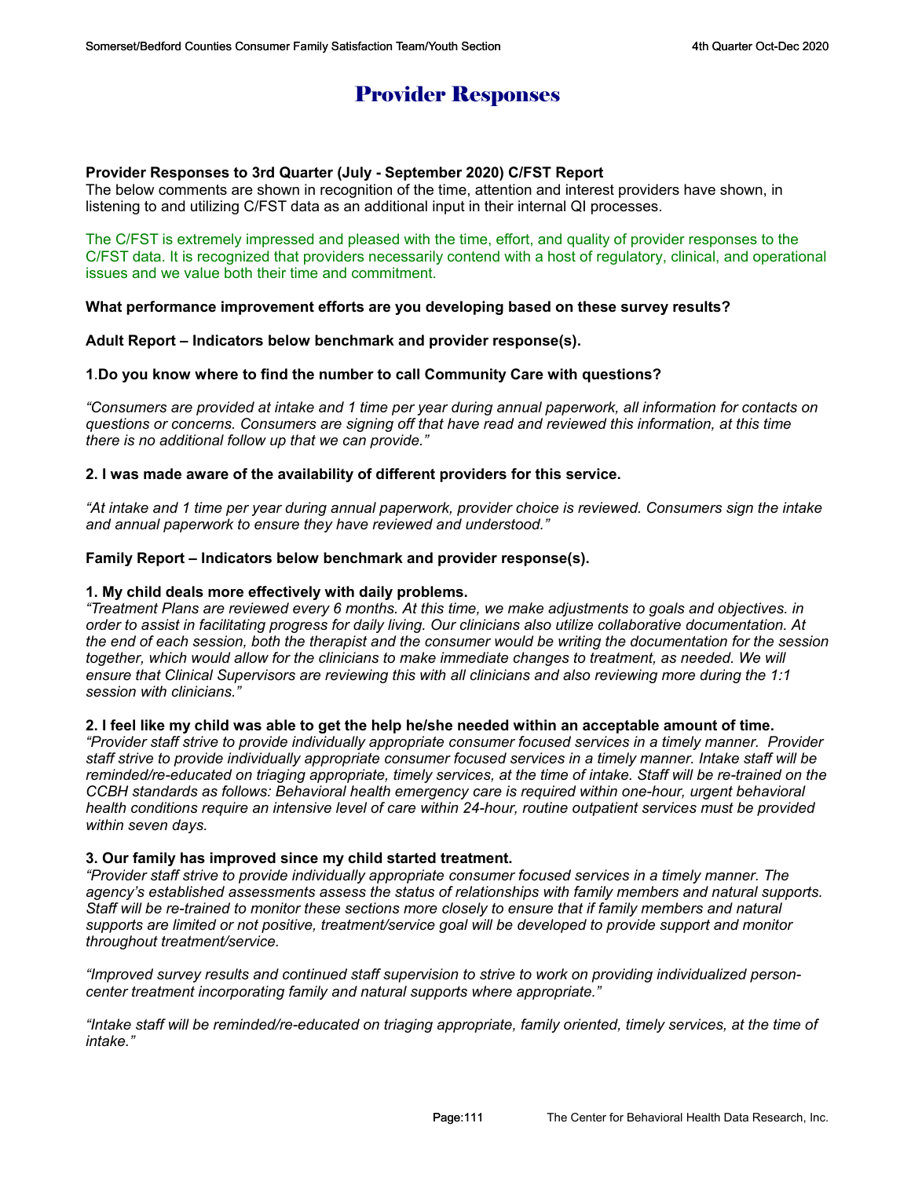# Provider Responses

**Provider Responses to 3rd Quarter (July - September 2020) C/FST Report**

The below comments are shown in recognition of the time, attention and interest providers have shown, in listening to and utilizing C/FST data as an additional input in their internal QI processes.

The C/FST is extremely impressed and pleased with the time, effort, and quality of provider responses to the C/FST data. It is recognized that providers necessarily contend with a host of regulatory, clinical, and operational issues and we value both their time and commitment.

**What performance improvement efforts are you developing based on these survey results?**

**Adult Report – Indicators below benchmark and provider response(s).**

**1.Do you know where to find the number to call Community Care with questions?**

*"Consumers are provided at intake and 1 time per year during annual paperwork, all information for contacts on questions or concerns. Consumers are signing off that have read and reviewed this information, at this time there is no additional follow up that we can provide."*

**2. I was made aware of the availability of different providers for this service.**

*"At intake and 1 time per year during annual paperwork, provider choice is reviewed. Consumers sign the intake and annual paperwork to ensure they have reviewed and understood."*

**Family Report – Indicators below benchmark and provider response(s).**

**1. My child deals more effectively with daily problems.**

*"Treatment Plans are reviewed every 6 months. At this time, we make adjustments to goals and objectives. in order to assist in facilitating progress for daily living. Our clinicians also utilize collaborative documentation. At the end of each session, both the therapist and the consumer would be writing the documentation for the session together, which would allow for the clinicians to make immediate changes to treatment, as needed. We will ensure that Clinical Supervisors are reviewing this with all clinicians and also reviewing more during the 1:1 session with clinicians."*

**2. I feel like my child was able to get the help he/she needed within an acceptable amount of time.**

*"Provider staff strive to provide individually appropriate consumer focused services in a timely manner. Provider staff strive to provide individually appropriate consumer focused services in a timely manner. Intake staff will be reminded/re-educated on triaging appropriate, timely services, at the time of intake. Staff will be re-trained on the CCBH standards as follows: Behavioral health emergency care is required within one-hour, urgent behavioral health conditions require an intensive level of care within 24-hour, routine outpatient services must be provided within seven days.*

**3. Our family has improved since my child started treatment.**

*"Provider staff strive to provide individually appropriate consumer focused services in a timely manner. The agency's established assessments assess the status of relationships with family members and natural supports. Staff will be re-trained to monitor these sections more closely to ensure that if family members and natural supports are limited or not positive, treatment/service goal will be developed to provide support and monitor throughout treatment/service.*

*"Improved survey results and continued staff supervision to strive to work on providing individualized person-center treatment incorporating family and natural supports where appropriate."*

*"Intake staff will be reminded/re-educated on triaging appropriate, family oriented, timely services, at the time of intake."*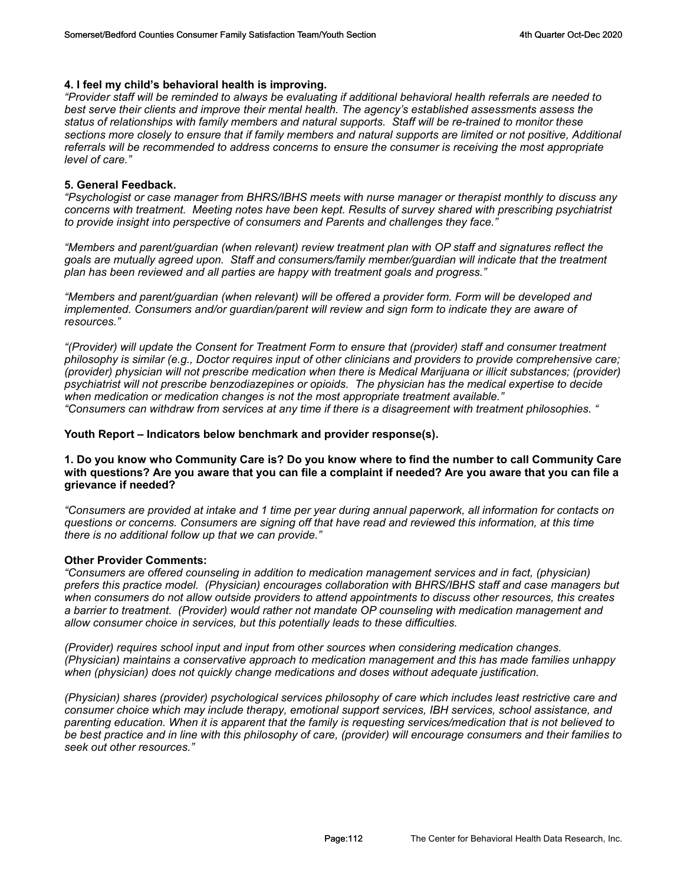**4. I feel my child's behavioral health is improving.**

*"Provider staff will be reminded to always be evaluating if additional behavioral health referrals are needed to best serve their clients and improve their mental health. The agency's established assessments assess the status of relationships with family members and natural supports. Staff will be re-trained to monitor these sections more closely to ensure that if family members and natural supports are limited or not positive, Additional referrals will be recommended to address concerns to ensure the consumer is receiving the most appropriate level of care."*

**5. General Feedback.**

*"Psychologist or case manager from BHRS/IBHS meets with nurse manager or therapist monthly to discuss any concerns with treatment. Meeting notes have been kept. Results of survey shared with prescribing psychiatrist to provide insight into perspective of consumers and Parents and challenges they face."*

*"Members and parent/guardian (when relevant) review treatment plan with OP staff and signatures reflect the goals are mutually agreed upon. Staff and consumers/family member/guardian will indicate that the treatment plan has been reviewed and all parties are happy with treatment goals and progress."*

*"Members and parent/guardian (when relevant) will be offered a provider form. Form will be developed and implemented. Consumers and/or guardian/parent will review and sign form to indicate they are aware of resources."*

*"(Provider) will update the Consent for Treatment Form to ensure that (provider) staff and consumer treatment philosophy is similar (e.g., Doctor requires input of other clinicians and providers to provide comprehensive care; (provider) physician will not prescribe medication when there is Medical Marijuana or illicit substances; (provider) psychiatrist will not prescribe benzodiazepines or opioids. The physician has the medical expertise to decide when medication or medication changes is not the most appropriate treatment available."*
*"Consumers can withdraw from services at any time if there is a disagreement with treatment philosophies. "*

**Youth Report – Indicators below benchmark and provider response(s).**

**1. Do you know who Community Care is? Do you know where to find the number to call Community Care with questions? Are you aware that you can file a complaint if needed? Are you aware that you can file a grievance if needed?**

*"Consumers are provided at intake and 1 time per year during annual paperwork, all information for contacts on questions or concerns. Consumers are signing off that have read and reviewed this information, at this time there is no additional follow up that we can provide."*

**Other Provider Comments:**

*"Consumers are offered counseling in addition to medication management services and in fact, (physician) prefers this practice model. (Physician) encourages collaboration with BHRS/IBHS staff and case managers but when consumers do not allow outside providers to attend appointments to discuss other resources, this creates a barrier to treatment. (Provider) would rather not mandate OP counseling with medication management and allow consumer choice in services, but this potentially leads to these difficulties.*

*(Provider) requires school input and input from other sources when considering medication changes. (Physician) maintains a conservative approach to medication management and this has made families unhappy when (physician) does not quickly change medications and doses without adequate justification.*

*(Physician) shares (provider) psychological services philosophy of care which includes least restrictive care and consumer choice which may include therapy, emotional support services, IBH services, school assistance, and parenting education. When it is apparent that the family is requesting services/medication that is not believed to be best practice and in line with this philosophy of care, (provider) will encourage consumers and their families to seek out other resources."*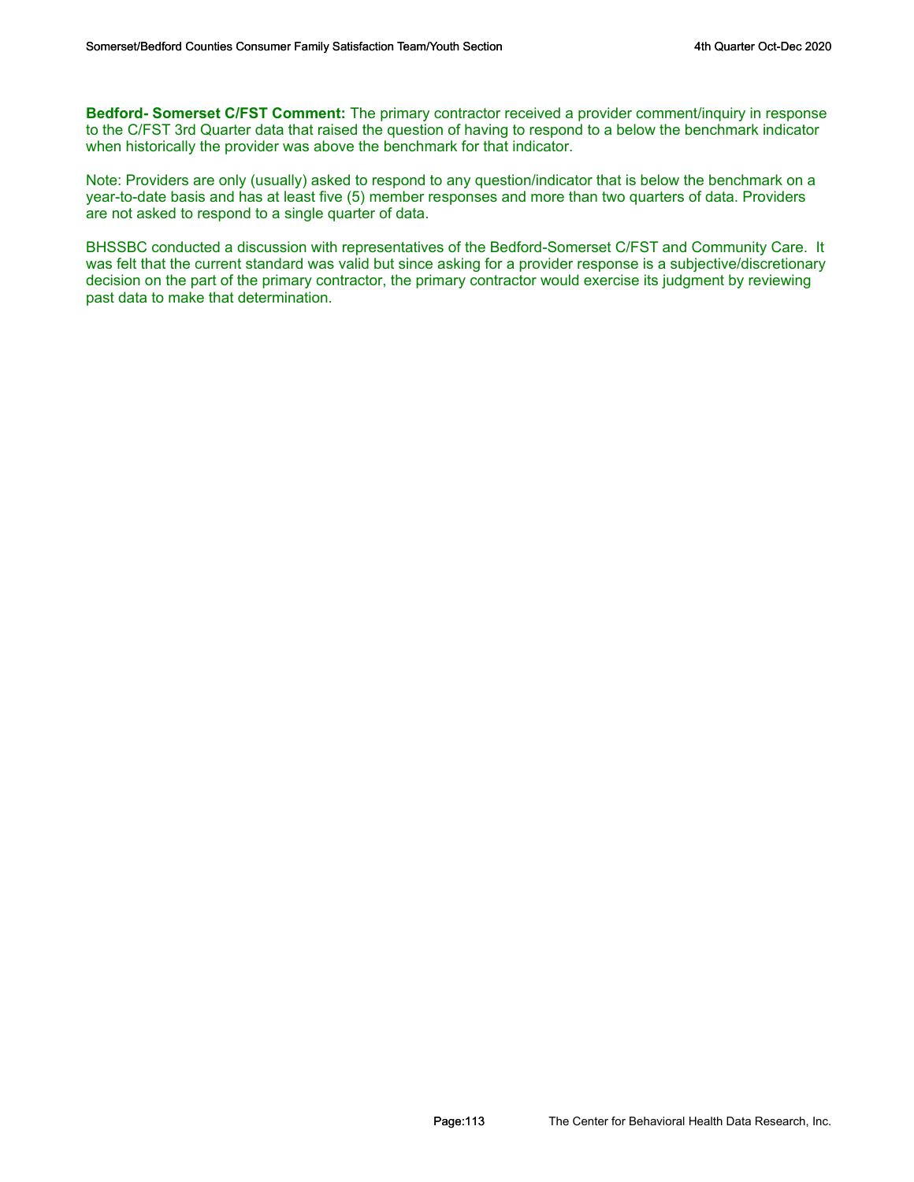**Bedford- Somerset C/FST Comment:** The primary contractor received a provider comment/inquiry in response to the C/FST 3rd Quarter data that raised the question of having to respond to a below the benchmark indicator when historically the provider was above the benchmark for that indicator.

Note: Providers are only (usually) asked to respond to any question/indicator that is below the benchmark on a year-to-date basis and has at least five (5) member responses and more than two quarters of data. Providers are not asked to respond to a single quarter of data.

BHSSBC conducted a discussion with representatives of the Bedford-Somerset C/FST and Community Care. It was felt that the current standard was valid but since asking for a provider response is a subjective/discretionary decision on the part of the primary contractor, the primary contractor would exercise its judgment by reviewing past data to make that determination.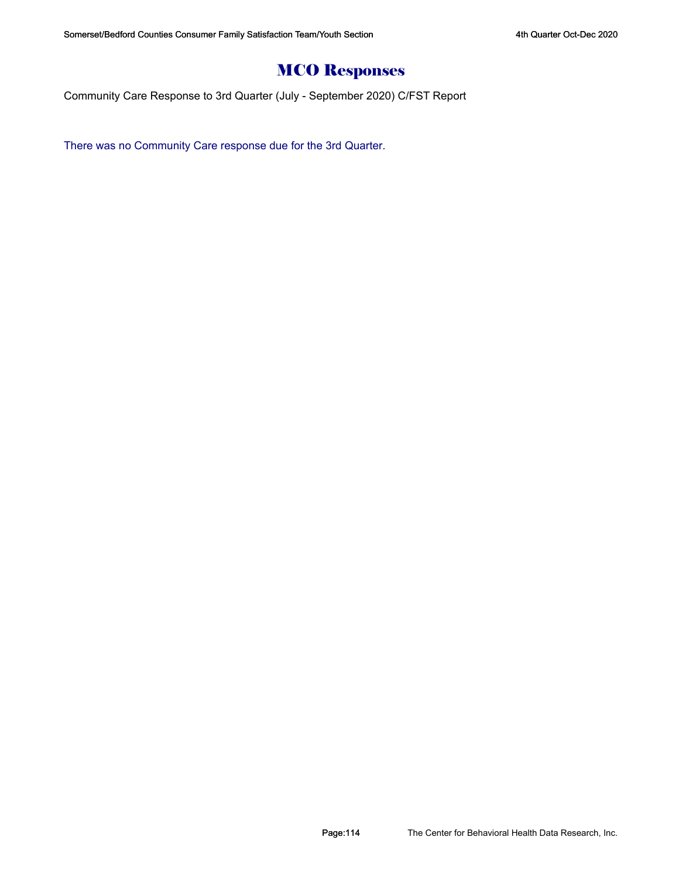# MCO Responses

Community Care Response to 3rd Quarter (July - September 2020) C/FST Report

There was no Community Care response due for the 3rd Quarter.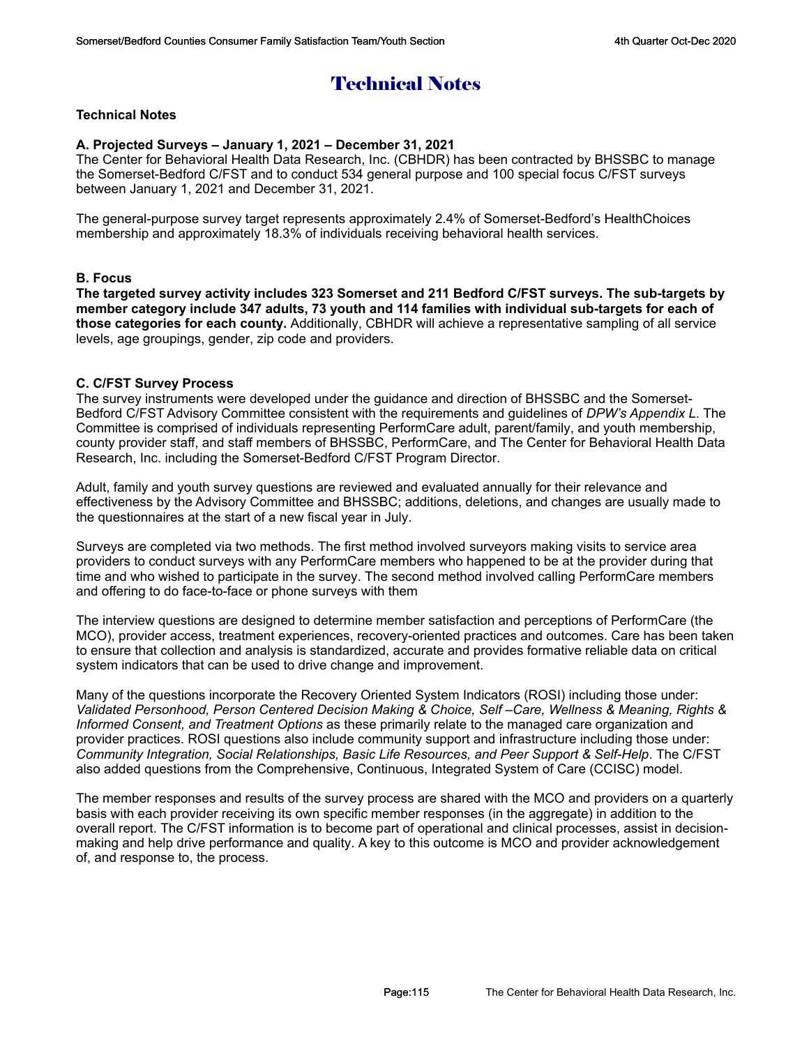# Technical Notes

**Technical Notes**

**A. Projected Surveys – January 1, 2021 – December 31, 2021**

The Center for Behavioral Health Data Research, Inc. (CBHDR) has been contracted by BHSSBC to manage the Somerset-Bedford C/FST and to conduct 534 general purpose and 100 special focus C/FST surveys between January 1, 2021 and December 31, 2021.

The general-purpose survey target represents approximately 2.4% of Somerset-Bedford's HealthChoices membership and approximately 18.3% of individuals receiving behavioral health services.

**B. Focus**

**The targeted survey activity includes 323 Somerset and 211 Bedford C/FST surveys. The sub-targets by member category include 347 adults, 73 youth and 114 families with individual sub-targets for each of those categories for each county.** Additionally, CBHDR will achieve a representative sampling of all service levels, age groupings, gender, zip code and providers.

**C. C/FST Survey Process**

The survey instruments were developed under the guidance and direction of BHSSBC and the Somerset-Bedford C/FST Advisory Committee consistent with the requirements and guidelines of *DPW's Appendix L*. The Committee is comprised of individuals representing PerformCare adult, parent/family, and youth membership, county provider staff, and staff members of BHSSBC, PerformCare, and The Center for Behavioral Health Data Research, Inc. including the Somerset-Bedford C/FST Program Director.

Adult, family and youth survey questions are reviewed and evaluated annually for their relevance and effectiveness by the Advisory Committee and BHSSBC; additions, deletions, and changes are usually made to the questionnaires at the start of a new fiscal year in July.

Surveys are completed via two methods. The first method involved surveyors making visits to service area providers to conduct surveys with any PerformCare members who happened to be at the provider during that time and who wished to participate in the survey. The second method involved calling PerformCare members and offering to do face-to-face or phone surveys with them

The interview questions are designed to determine member satisfaction and perceptions of PerformCare (the MCO), provider access, treatment experiences, recovery-oriented practices and outcomes. Care has been taken to ensure that collection and analysis is standardized, accurate and provides formative reliable data on critical system indicators that can be used to drive change and improvement.

Many of the questions incorporate the Recovery Oriented System Indicators (ROSI) including those under: *Validated Personhood, Person Centered Decision Making & Choice, Self –Care, Wellness & Meaning, Rights & Informed Consent, and Treatment Options* as these primarily relate to the managed care organization and provider practices. ROSI questions also include community support and infrastructure including those under: *Community Integration, Social Relationships, Basic Life Resources, and Peer Support & Self-Help*. The C/FST also added questions from the Comprehensive, Continuous, Integrated System of Care (CCISC) model.

The member responses and results of the survey process are shared with the MCO and providers on a quarterly basis with each provider receiving its own specific member responses (in the aggregate) in addition to the overall report. The C/FST information is to become part of operational and clinical processes, assist in decision-making and help drive performance and quality. A key to this outcome is MCO and provider acknowledgement of, and response to, the process.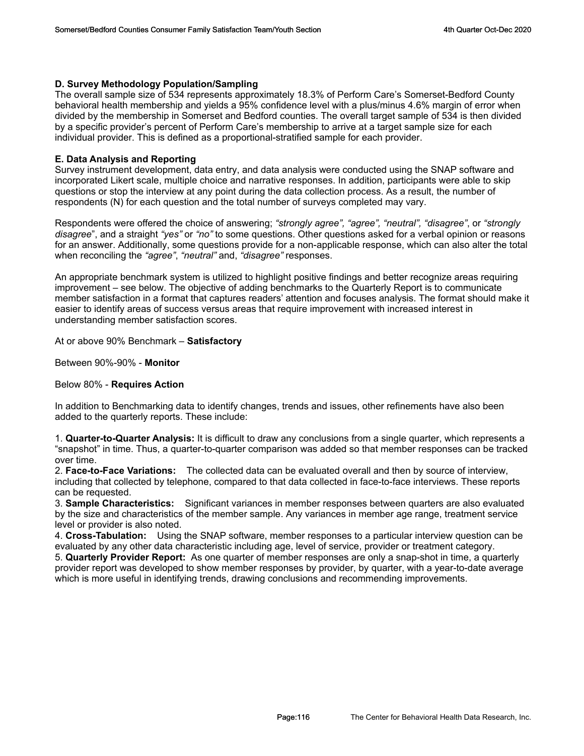**D. Survey Methodology Population/Sampling**

The overall sample size of 534 represents approximately 18.3% of Perform Care's Somerset-Bedford County behavioral health membership and yields a 95% confidence level with a plus/minus 4.6% margin of error when divided by the membership in Somerset and Bedford counties. The overall target sample of 534 is then divided by a specific provider's percent of Perform Care's membership to arrive at a target sample size for each individual provider. This is defined as a proportional-stratified sample for each provider.

**E. Data Analysis and Reporting**

Survey instrument development, data entry, and data analysis were conducted using the SNAP software and incorporated Likert scale, multiple choice and narrative responses. In addition, participants were able to skip questions or stop the interview at any point during the data collection process. As a result, the number of respondents (N) for each question and the total number of surveys completed may vary.

Respondents were offered the choice of answering; *"strongly agree", "agree", "neutral", "disagree"*, or *"strongly disagree"*, and a straight *"yes"* or *"no"* to some questions. Other questions asked for a verbal opinion or reasons for an answer. Additionally, some questions provide for a non-applicable response, which can also alter the total when reconciling the *"agree"*, *"neutral"* and, *"disagree"* responses.

An appropriate benchmark system is utilized to highlight positive findings and better recognize areas requiring improvement – see below. The objective of adding benchmarks to the Quarterly Report is to communicate member satisfaction in a format that captures readers' attention and focuses analysis. The format should make it easier to identify areas of success versus areas that require improvement with increased interest in understanding member satisfaction scores.

At or above 90% Benchmark – **Satisfactory**

Between 90%-90% - **Monitor**

Below 80% - **Requires Action**

In addition to Benchmarking data to identify changes, trends and issues, other refinements have also been added to the quarterly reports. These include:

1. **Quarter-to-Quarter Analysis:** It is difficult to draw any conclusions from a single quarter, which represents a "snapshot" in time. Thus, a quarter-to-quarter comparison was added so that member responses can be tracked over time.
2. **Face-to-Face Variations:** The collected data can be evaluated overall and then by source of interview, including that collected by telephone, compared to that data collected in face-to-face interviews. These reports can be requested.
3. **Sample Characteristics:** Significant variances in member responses between quarters are also evaluated by the size and characteristics of the member sample. Any variances in member age range, treatment service level or provider is also noted.
4. **Cross-Tabulation:** Using the SNAP software, member responses to a particular interview question can be evaluated by any other data characteristic including age, level of service, provider or treatment category.
5. **Quarterly Provider Report:** As one quarter of member responses are only a snap-shot in time, a quarterly provider report was developed to show member responses by provider, by quarter, with a year-to-date average which is more useful in identifying trends, drawing conclusions and recommending improvements.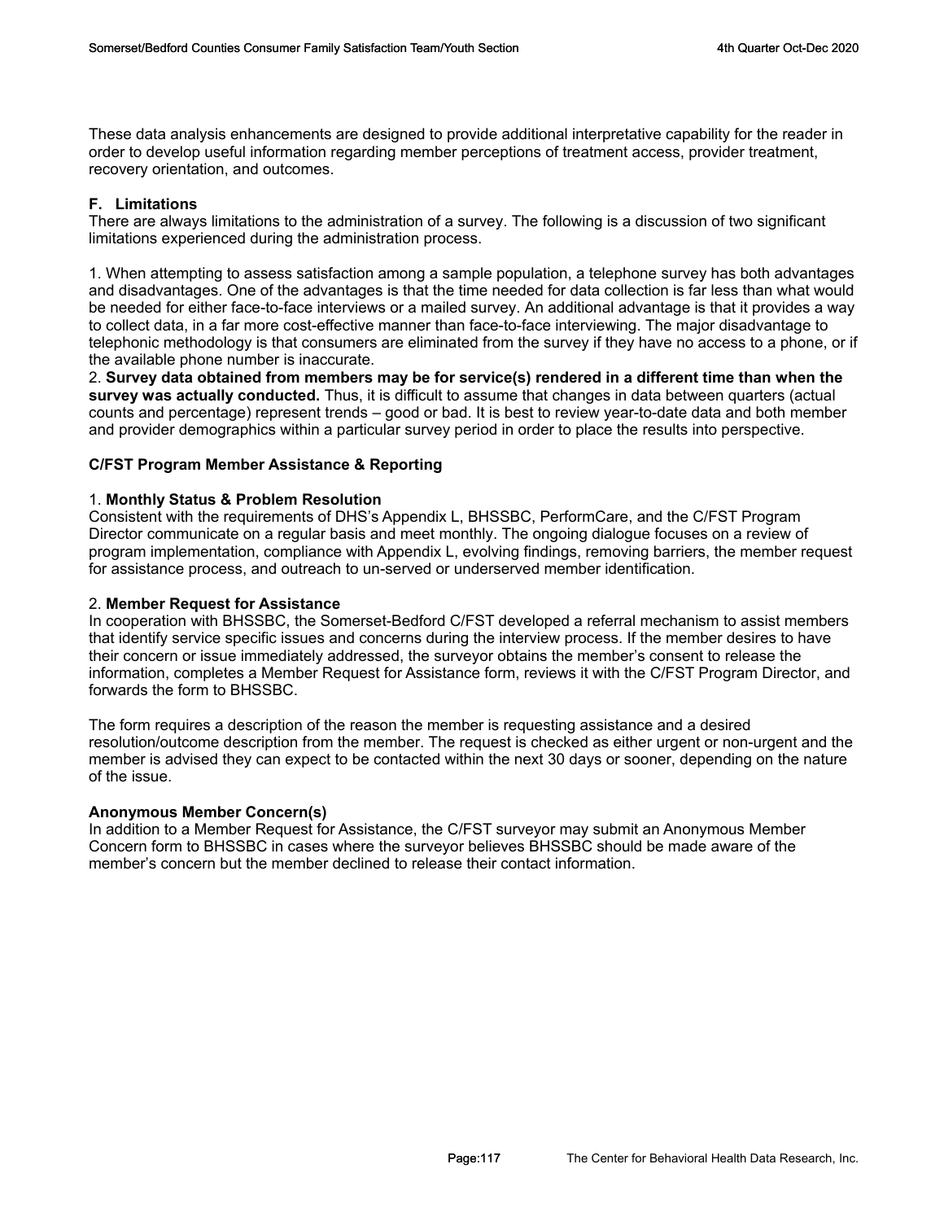These data analysis enhancements are designed to provide additional interpretative capability for the reader in order to develop useful information regarding member perceptions of treatment access, provider treatment, recovery orientation, and outcomes.

### F. Limitations

There are always limitations to the administration of a survey. The following is a discussion of two significant limitations experienced during the administration process.

1. When attempting to assess satisfaction among a sample population, a telephone survey has both advantages and disadvantages. One of the advantages is that the time needed for data collection is far less than what would be needed for either face-to-face interviews or a mailed survey. An additional advantage is that it provides a way to collect data, in a far more cost-effective manner than face-to-face interviewing. The major disadvantage to telephonic methodology is that consumers are eliminated from the survey if they have no access to a phone, or if the available phone number is inaccurate.
2. **Survey data obtained from members may be for service(s) rendered in a different time than when the survey was actually conducted.** Thus, it is difficult to assume that changes in data between quarters (actual counts and percentage) represent trends – good or bad. It is best to review year-to-date data and both member and provider demographics within a particular survey period in order to place the results into perspective.

### C/FST Program Member Assistance & Reporting

1. **Monthly Status & Problem Resolution**

Consistent with the requirements of DHS's Appendix L, BHSSBC, PerformCare, and the C/FST Program Director communicate on a regular basis and meet monthly. The ongoing dialogue focuses on a review of program implementation, compliance with Appendix L, evolving findings, removing barriers, the member request for assistance process, and outreach to un-served or underserved member identification.

2. **Member Request for Assistance**

In cooperation with BHSSBC, the Somerset-Bedford C/FST developed a referral mechanism to assist members that identify service specific issues and concerns during the interview process. If the member desires to have their concern or issue immediately addressed, the surveyor obtains the member's consent to release the information, completes a Member Request for Assistance form, reviews it with the C/FST Program Director, and forwards the form to BHSSBC.

The form requires a description of the reason the member is requesting assistance and a desired resolution/outcome description from the member. The request is checked as either urgent or non-urgent and the member is advised they can expect to be contacted within the next 30 days or sooner, depending on the nature of the issue.

### Anonymous Member Concern(s)

In addition to a Member Request for Assistance, the C/FST surveyor may submit an Anonymous Member Concern form to BHSSBC in cases where the surveyor believes BHSSBC should be made aware of the member's concern but the member declined to release their contact information.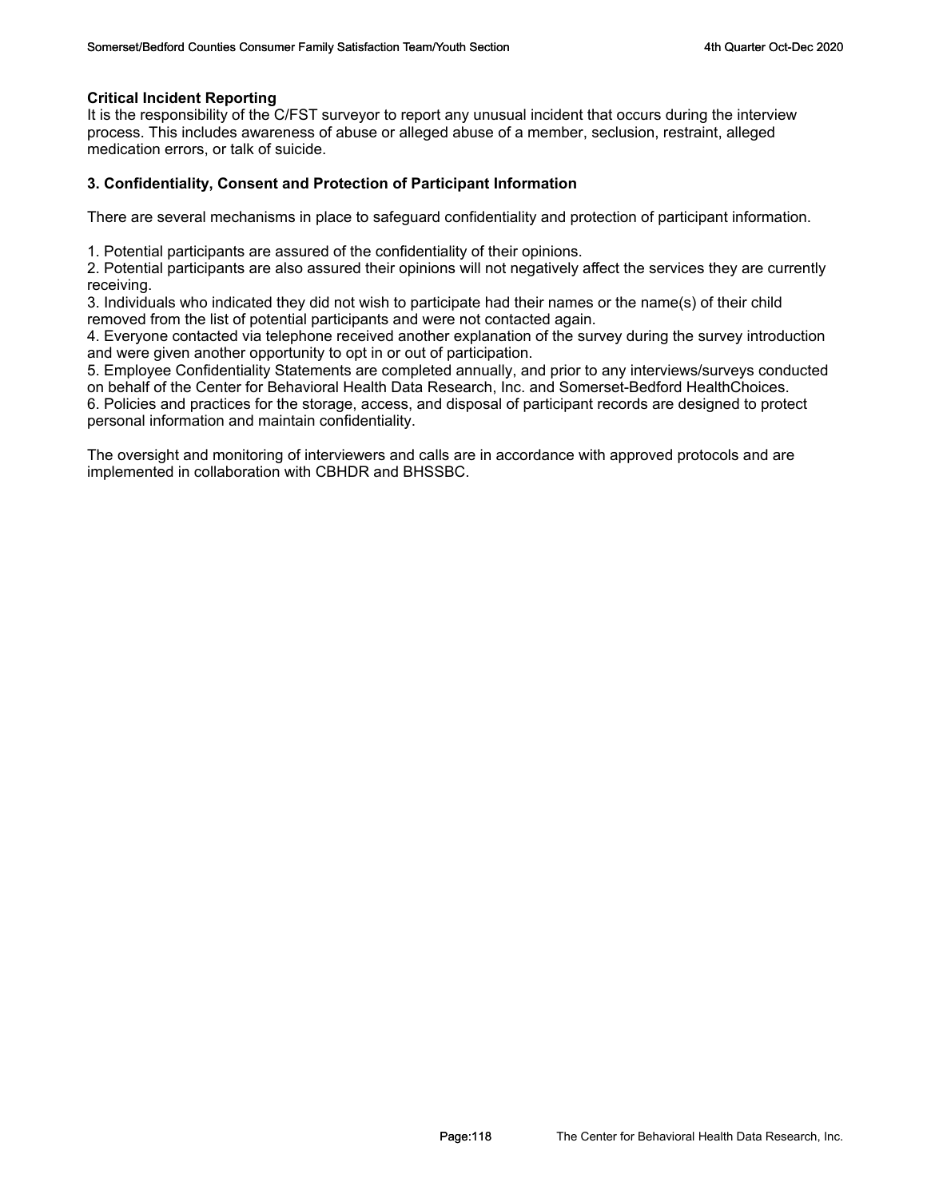**Critical Incident Reporting**

It is the responsibility of the C/FST surveyor to report any unusual incident that occurs during the interview process. This includes awareness of abuse or alleged abuse of a member, seclusion, restraint, alleged medication errors, or talk of suicide.

**3. Confidentiality, Consent and Protection of Participant Information**

There are several mechanisms in place to safeguard confidentiality and protection of participant information.

1. Potential participants are assured of the confidentiality of their opinions.
2. Potential participants are also assured their opinions will not negatively affect the services they are currently receiving.
3. Individuals who indicated they did not wish to participate had their names or the name(s) of their child removed from the list of potential participants and were not contacted again.
4. Everyone contacted via telephone received another explanation of the survey during the survey introduction and were given another opportunity to opt in or out of participation.
5. Employee Confidentiality Statements are completed annually, and prior to any interviews/surveys conducted on behalf of the Center for Behavioral Health Data Research, Inc. and Somerset-Bedford HealthChoices.
6. Policies and practices for the storage, access, and disposal of participant records are designed to protect personal information and maintain confidentiality.

The oversight and monitoring of interviewers and calls are in accordance with approved protocols and are implemented in collaboration with CBHDR and BHSSBC.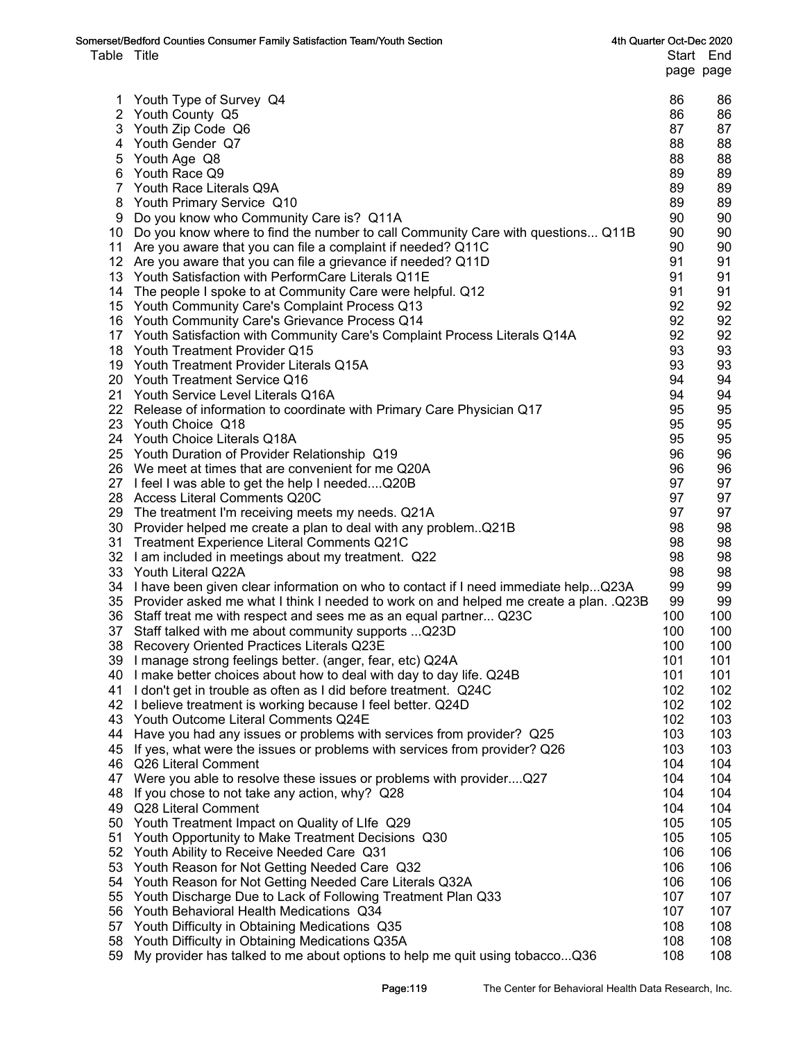Somerset/Bedford Counties Consumer Family Satisfaction Team/Youth Section — 4th Quarter Oct-Dec 2020

| Table | Title | Start page | End page |
|---|---|---|---|
| 1 | Youth Type of Survey Q4 | 86 | 86 |
| 2 | Youth County Q5 | 86 | 86 |
| 3 | Youth Zip Code Q6 | 87 | 87 |
| 4 | Youth Gender Q7 | 88 | 88 |
| 5 | Youth Age Q8 | 88 | 88 |
| 6 | Youth Race Q9 | 89 | 89 |
| 7 | Youth Race Literals Q9A | 89 | 89 |
| 8 | Youth Primary Service Q10 | 89 | 89 |
| 9 | Do you know who Community Care is? Q11A | 90 | 90 |
| 10 | Do you know where to find the number to call Community Care with questions... Q11B | 90 | 90 |
| 11 | Are you aware that you can file a complaint if needed? Q11C | 90 | 90 |
| 12 | Are you aware that you can file a grievance if needed? Q11D | 91 | 91 |
| 13 | Youth Satisfaction with PerformCare Literals Q11E | 91 | 91 |
| 14 | The people I spoke to at Community Care were helpful. Q12 | 91 | 91 |
| 15 | Youth Community Care's Complaint Process Q13 | 92 | 92 |
| 16 | Youth Community Care's Grievance Process Q14 | 92 | 92 |
| 17 | Youth Satisfaction with Community Care's Complaint Process Literals Q14A | 92 | 92 |
| 18 | Youth Treatment Provider Q15 | 93 | 93 |
| 19 | Youth Treatment Provider Literals Q15A | 93 | 93 |
| 20 | Youth Treatment Service Q16 | 94 | 94 |
| 21 | Youth Service Level Literals Q16A | 94 | 94 |
| 22 | Release of information to coordinate with Primary Care Physician Q17 | 95 | 95 |
| 23 | Youth Choice Q18 | 95 | 95 |
| 24 | Youth Choice Literals Q18A | 95 | 95 |
| 25 | Youth Duration of Provider Relationship Q19 | 96 | 96 |
| 26 | We meet at times that are convenient for me Q20A | 96 | 96 |
| 27 | I feel I was able to get the help I needed....Q20B | 97 | 97 |
| 28 | Access Literal Comments Q20C | 97 | 97 |
| 29 | The treatment I'm receiving meets my needs. Q21A | 97 | 97 |
| 30 | Provider helped me create a plan to deal with any problem..Q21B | 98 | 98 |
| 31 | Treatment Experience Literal Comments Q21C | 98 | 98 |
| 32 | I am included in meetings about my treatment. Q22 | 98 | 98 |
| 33 | Youth Literal Q22A | 98 | 98 |
| 34 | I have been given clear information on who to contact if I need immediate help...Q23A | 99 | 99 |
| 35 | Provider asked me what I think I needed to work on and helped me create a plan. .Q23B | 99 | 99 |
| 36 | Staff treat me with respect and sees me as an equal partner... Q23C | 100 | 100 |
| 37 | Staff talked with me about community supports ...Q23D | 100 | 100 |
| 38 | Recovery Oriented Practices Literals Q23E | 100 | 100 |
| 39 | I manage strong feelings better. (anger, fear, etc) Q24A | 101 | 101 |
| 40 | I make better choices about how to deal with day to day life. Q24B | 101 | 101 |
| 41 | I don't get in trouble as often as I did before treatment. Q24C | 102 | 102 |
| 42 | I believe treatment is working because I feel better. Q24D | 102 | 102 |
| 43 | Youth Outcome Literal Comments Q24E | 102 | 103 |
| 44 | Have you had any issues or problems with services from provider? Q25 | 103 | 103 |
| 45 | If yes, what were the issues or problems with services from provider? Q26 | 103 | 103 |
| 46 | Q26 Literal Comment | 104 | 104 |
| 47 | Were you able to resolve these issues or problems with provider....Q27 | 104 | 104 |
| 48 | If you chose to not take any action, why? Q28 | 104 | 104 |
| 49 | Q28 Literal Comment | 104 | 104 |
| 50 | Youth Treatment Impact on Quality of LIfe Q29 | 105 | 105 |
| 51 | Youth Opportunity to Make Treatment Decisions Q30 | 105 | 105 |
| 52 | Youth Ability to Receive Needed Care Q31 | 106 | 106 |
| 53 | Youth Reason for Not Getting Needed Care Q32 | 106 | 106 |
| 54 | Youth Reason for Not Getting Needed Care Literals Q32A | 106 | 106 |
| 55 | Youth Discharge Due to Lack of Following Treatment Plan Q33 | 107 | 107 |
| 56 | Youth Behavioral Health Medications Q34 | 107 | 107 |
| 57 | Youth Difficulty in Obtaining Medications Q35 | 108 | 108 |
| 58 | Youth Difficulty in Obtaining Medications Q35A | 108 | 108 |
| 59 | My provider has talked to me about options to help me quit using tobacco...Q36 | 108 | 108 |

The Center for Behavioral Health Data Research, Inc.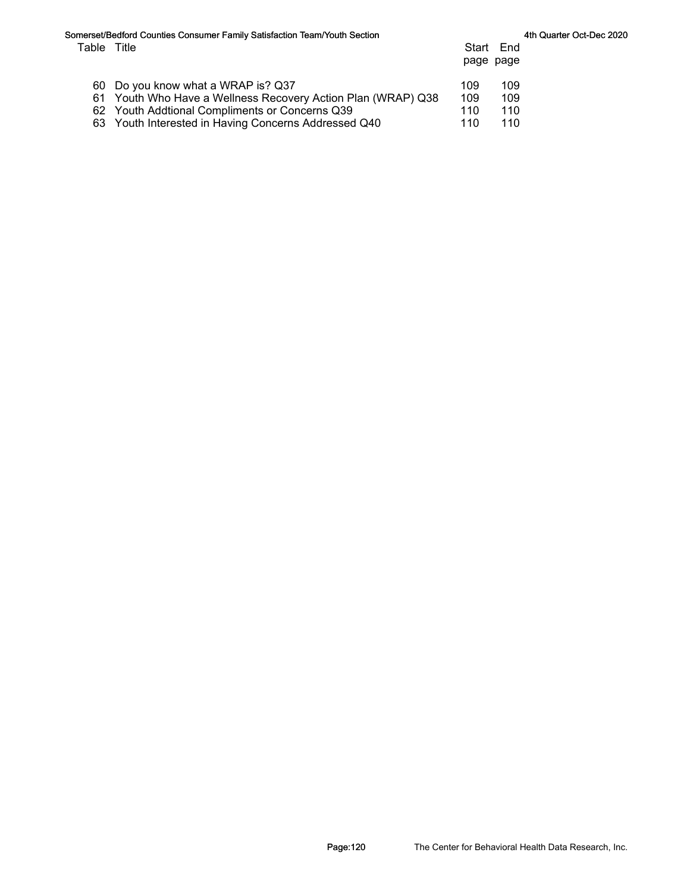| Table | Title | Start page | End page |
|---|---|---|---|
| 60 | Do you know what a WRAP is? Q37 | 109 | 109 |
| 61 | Youth Who Have a Wellness Recovery Action Plan (WRAP) Q38 | 109 | 109 |
| 62 | Youth Addtional Compliments or Concerns Q39 | 110 | 110 |
| 63 | Youth Interested in Having Concerns Addressed Q40 | 110 | 110 |